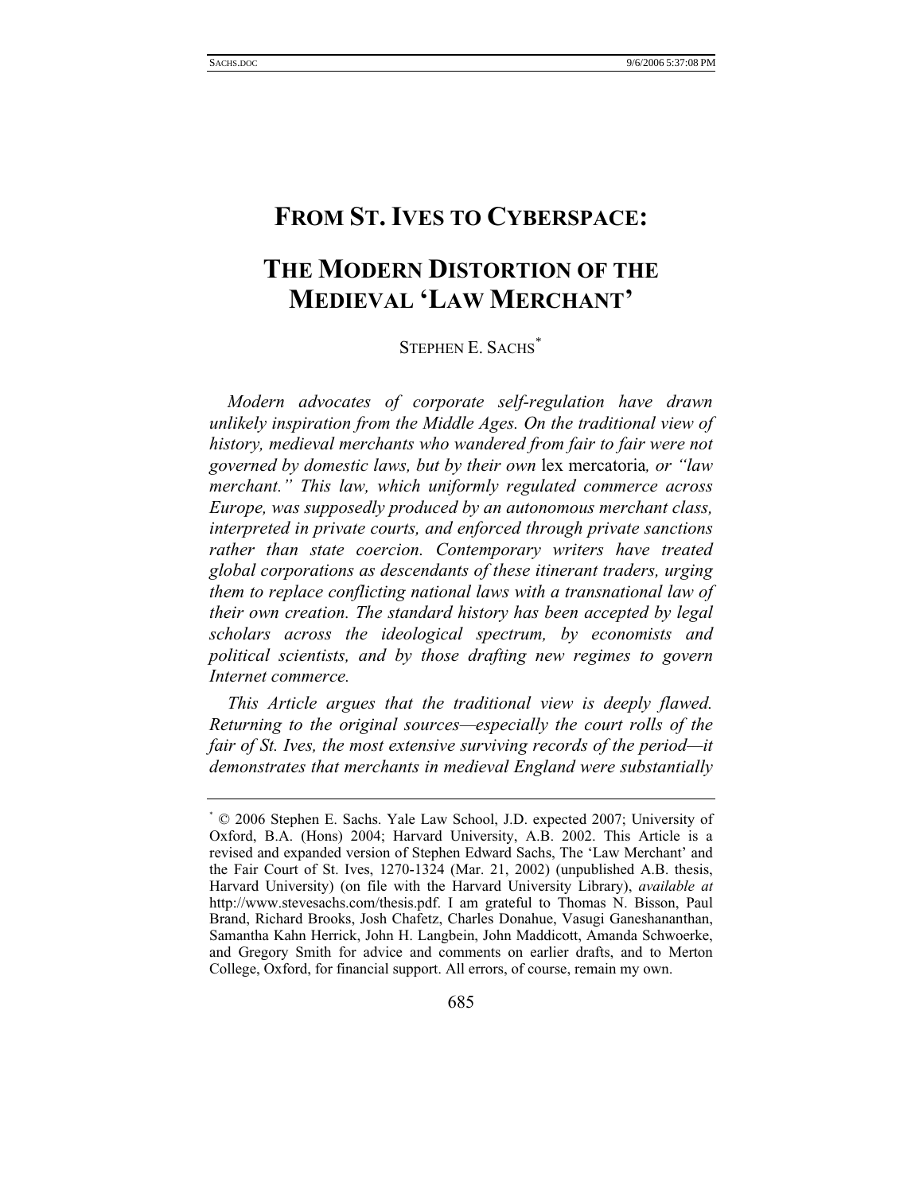# FROM ST. IVES TO CYBERSPACE:

# THE MODERN DISTORTION OF THE MEDIEVAL 'LAW MERCHANT'

STEPHEN E. SACHS[*]

*Modern advocates of corporate self-regulation have drawn unlikely inspiration from the Middle Ages. On the traditional view of history, medieval merchants who wandered from fair to fair were not governed by domestic laws, but by their own* lex mercatoria*, or "law merchant." This law, which uniformly regulated commerce across Europe, was supposedly produced by an autonomous merchant class, interpreted in private courts, and enforced through private sanctions rather than state coercion. Contemporary writers have treated global corporations as descendants of these itinerant traders, urging them to replace conflicting national laws with a transnational law of their own creation. The standard history has been accepted by legal scholars across the ideological spectrum, by economists and political scientists, and by those drafting new regimes to govern Internet commerce.*

*This Article argues that the traditional view is deeply flawed. Returning to the original sources—especially the court rolls of the fair of St. Ives, the most extensive surviving records of the period—it demonstrates that merchants in medieval England were substantially*

---

[*] © 2006 Stephen E. Sachs. Yale Law School, J.D. expected 2007; University of Oxford, B.A. (Hons) 2004; Harvard University, A.B. 2002. This Article is a revised and expanded version of Stephen Edward Sachs, The 'Law Merchant' and the Fair Court of St. Ives, 1270-1324 (Mar. 21, 2002) (unpublished A.B. thesis, Harvard University) (on file with the Harvard University Library), *available at* http://www.stevesachs.com/thesis.pdf. I am grateful to Thomas N. Bisson, Paul Brand, Richard Brooks, Josh Chafetz, Charles Donahue, Vasugi Ganeshananthan, Samantha Kahn Herrick, John H. Langbein, John Maddicott, Amanda Schwoerke, and Gregory Smith for advice and comments on earlier drafts, and to Merton College, Oxford, for financial support. All errors, of course, remain my own.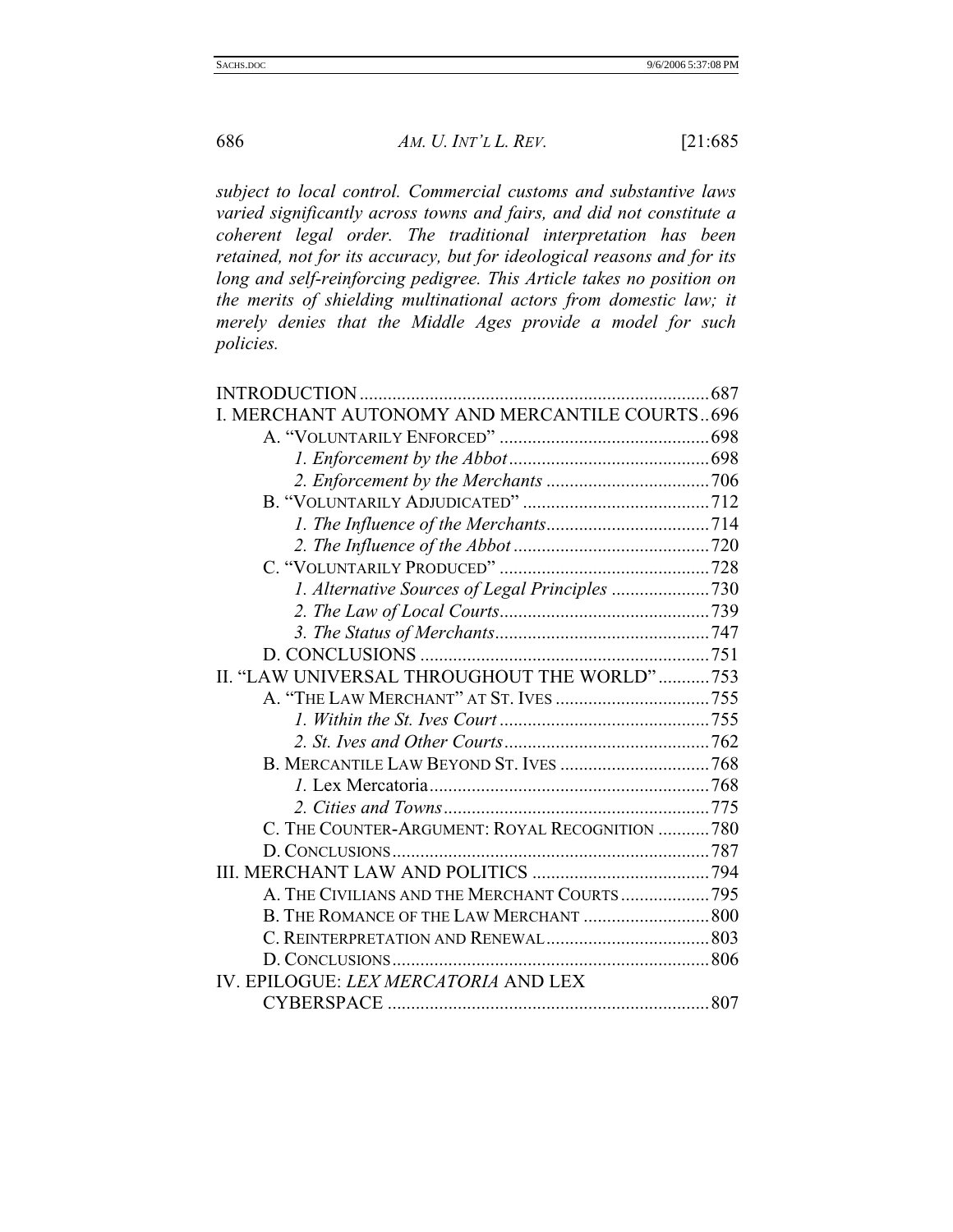*subject to local control. Commercial customs and substantive laws varied significantly across towns and fairs, and did not constitute a coherent legal order. The traditional interpretation has been retained, not for its accuracy, but for ideological reasons and for its long and self-reinforcing pedigree. This Article takes no position on the merits of shielding multinational actors from domestic law; it merely denies that the Middle Ages provide a model for such policies.*

INTRODUCTION .......... 687
I. MERCHANT AUTONOMY AND MERCANTILE COURTS .. 696
  A. "VOLUNTARILY ENFORCED" .......... 698
    *1. Enforcement by the Abbot* .......... 698
    *2. Enforcement by the Merchants* .......... 706
  B. "VOLUNTARILY ADJUDICATED" .......... 712
    *1. The Influence of the Merchants* .......... 714
    *2. The Influence of the Abbot* .......... 720
  C. "VOLUNTARILY PRODUCED" .......... 728
    *1. Alternative Sources of Legal Principles* .......... 730
    *2. The Law of Local Courts* .......... 739
    *3. The Status of Merchants* .......... 747
  D. CONCLUSIONS .......... 751
II. "LAW UNIVERSAL THROUGHOUT THE WORLD" .......... 753
  A. "THE LAW MERCHANT" AT ST. IVES .......... 755
    *1. Within the St. Ives Court* .......... 755
    *2. St. Ives and Other Courts* .......... 762
  B. MERCANTILE LAW BEYOND ST. IVES .......... 768
    *1.* Lex Mercatoria .......... 768
    *2. Cities and Towns* .......... 775
  C. THE COUNTER-ARGUMENT: ROYAL RECOGNITION .......... 780
  D. CONCLUSIONS .......... 787
III. MERCHANT LAW AND POLITICS .......... 794
  A. THE CIVILIANS AND THE MERCHANT COURTS .......... 795
  B. THE ROMANCE OF THE LAW MERCHANT .......... 800
  C. REINTERPRETATION AND RENEWAL .......... 803
  D. CONCLUSIONS .......... 806
IV. EPILOGUE: *LEX MERCATORIA* AND LEX CYBERSPACE .......... 807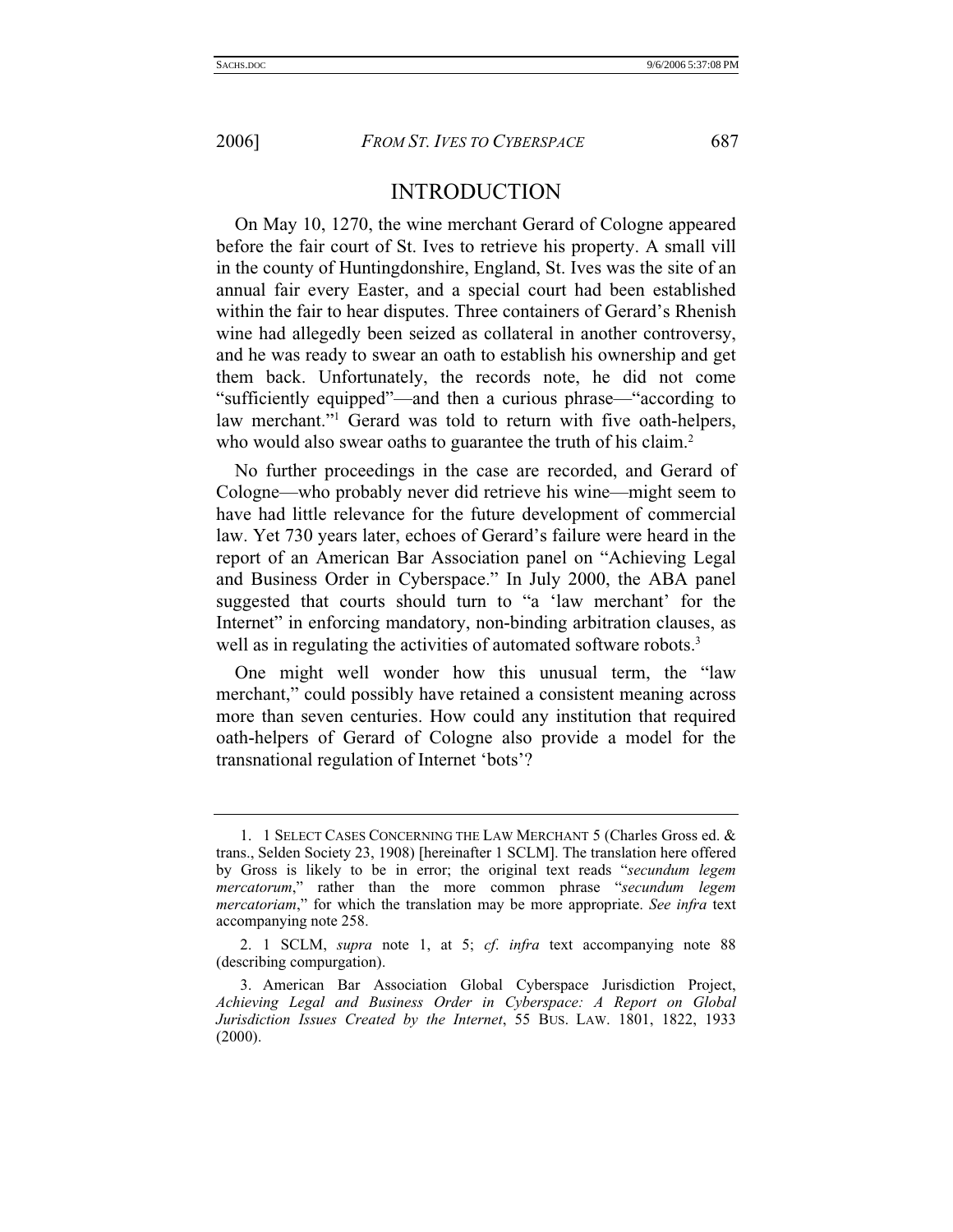# INTRODUCTION

On May 10, 1270, the wine merchant Gerard of Cologne appeared before the fair court of St. Ives to retrieve his property. A small vill in the county of Huntingdonshire, England, St. Ives was the site of an annual fair every Easter, and a special court had been established within the fair to hear disputes. Three containers of Gerard's Rhenish wine had allegedly been seized as collateral in another controversy, and he was ready to swear an oath to establish his ownership and get them back. Unfortunately, the records note, he did not come "sufficiently equipped"—and then a curious phrase—"according to law merchant."[1] Gerard was told to return with five oath-helpers, who would also swear oaths to guarantee the truth of his claim.[2]

No further proceedings in the case are recorded, and Gerard of Cologne—who probably never did retrieve his wine—might seem to have had little relevance for the future development of commercial law. Yet 730 years later, echoes of Gerard's failure were heard in the report of an American Bar Association panel on "Achieving Legal and Business Order in Cyberspace." In July 2000, the ABA panel suggested that courts should turn to "a 'law merchant' for the Internet" in enforcing mandatory, non-binding arbitration clauses, as well as in regulating the activities of automated software robots.[3]

One might well wonder how this unusual term, the "law merchant," could possibly have retained a consistent meaning across more than seven centuries. How could any institution that required oath-helpers of Gerard of Cologne also provide a model for the transnational regulation of Internet 'bots'?

---

1. 1 SELECT CASES CONCERNING THE LAW MERCHANT 5 (Charles Gross ed. & trans., Selden Society 23, 1908) [hereinafter 1 SCLM]. The translation here offered by Gross is likely to be in error; the original text reads "*secundum legem mercatorum*," rather than the more common phrase "*secundum legem mercatoriam*," for which the translation may be more appropriate. *See infra* text accompanying note 258.

2. 1 SCLM, *supra* note 1, at 5; *cf. infra* text accompanying note 88 (describing compurgation).

3. American Bar Association Global Cyberspace Jurisdiction Project, *Achieving Legal and Business Order in Cyberspace: A Report on Global Jurisdiction Issues Created by the Internet*, 55 BUS. LAW. 1801, 1822, 1933 (2000).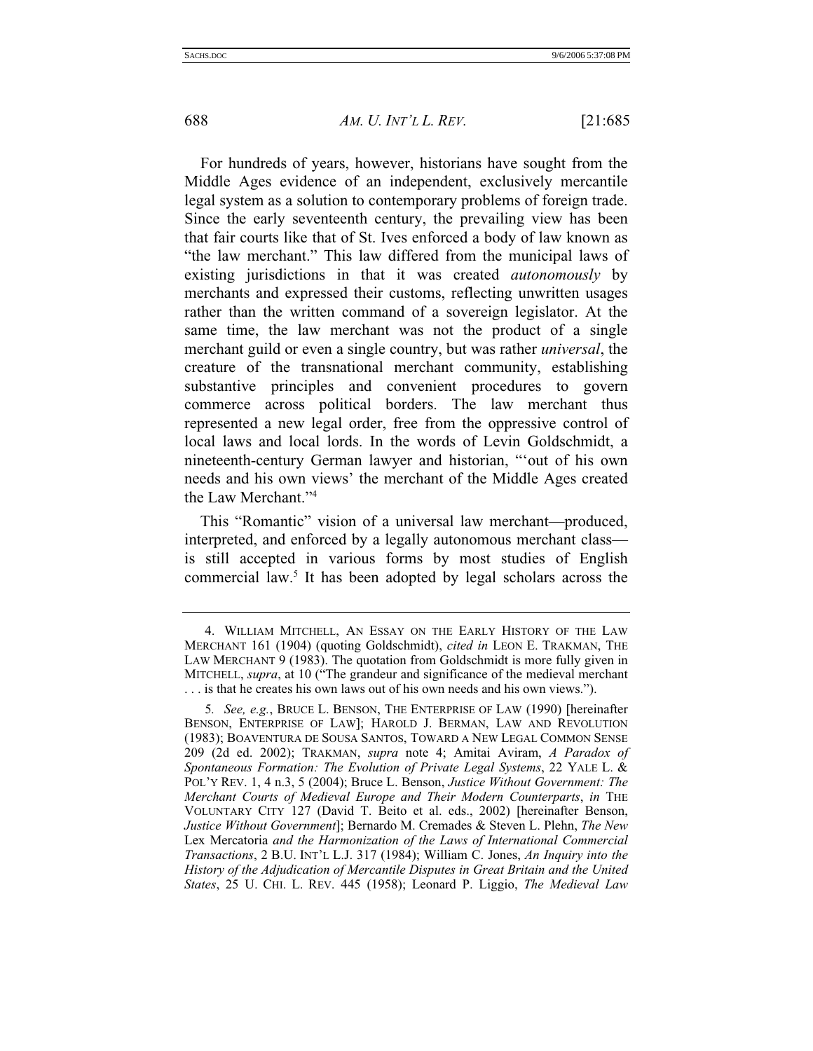For hundreds of years, however, historians have sought from the Middle Ages evidence of an independent, exclusively mercantile legal system as a solution to contemporary problems of foreign trade. Since the early seventeenth century, the prevailing view has been that fair courts like that of St. Ives enforced a body of law known as "the law merchant." This law differed from the municipal laws of existing jurisdictions in that it was created *autonomously* by merchants and expressed their customs, reflecting unwritten usages rather than the written command of a sovereign legislator. At the same time, the law merchant was not the product of a single merchant guild or even a single country, but was rather *universal*, the creature of the transnational merchant community, establishing substantive principles and convenient procedures to govern commerce across political borders. The law merchant thus represented a new legal order, free from the oppressive control of local laws and local lords. In the words of Levin Goldschmidt, a nineteenth-century German lawyer and historian, "'out of his own needs and his own views' the merchant of the Middle Ages created the Law Merchant."[4]

This "Romantic" vision of a universal law merchant—produced, interpreted, and enforced by a legally autonomous merchant class—is still accepted in various forms by most studies of English commercial law.[5] It has been adopted by legal scholars across the

---

4. WILLIAM MITCHELL, AN ESSAY ON THE EARLY HISTORY OF THE LAW MERCHANT 161 (1904) (quoting Goldschmidt), *cited in* LEON E. TRAKMAN, THE LAW MERCHANT 9 (1983). The quotation from Goldschmidt is more fully given in MITCHELL, *supra*, at 10 ("The grandeur and significance of the medieval merchant . . . is that he creates his own laws out of his own needs and his own views.").

5. *See, e.g.*, BRUCE L. BENSON, THE ENTERPRISE OF LAW (1990) [hereinafter BENSON, ENTERPRISE OF LAW]; HAROLD J. BERMAN, LAW AND REVOLUTION (1983); BOAVENTURA DE SOUSA SANTOS, TOWARD A NEW LEGAL COMMON SENSE 209 (2d ed. 2002); TRAKMAN, *supra* note 4; Amitai Aviram, *A Paradox of Spontaneous Formation: The Evolution of Private Legal Systems*, 22 YALE L. & POL'Y REV. 1, 4 n.3, 5 (2004); Bruce L. Benson, *Justice Without Government: The Merchant Courts of Medieval Europe and Their Modern Counterparts*, *in* THE VOLUNTARY CITY 127 (David T. Beito et al. eds., 2002) [hereinafter Benson, *Justice Without Government*]; Bernardo M. Cremades & Steven L. Plehn, *The New* Lex Mercatoria *and the Harmonization of the Laws of International Commercial Transactions*, 2 B.U. INT'L L.J. 317 (1984); William C. Jones, *An Inquiry into the History of the Adjudication of Mercantile Disputes in Great Britain and the United States*, 25 U. CHI. L. REV. 445 (1958); Leonard P. Liggio, *The Medieval Law*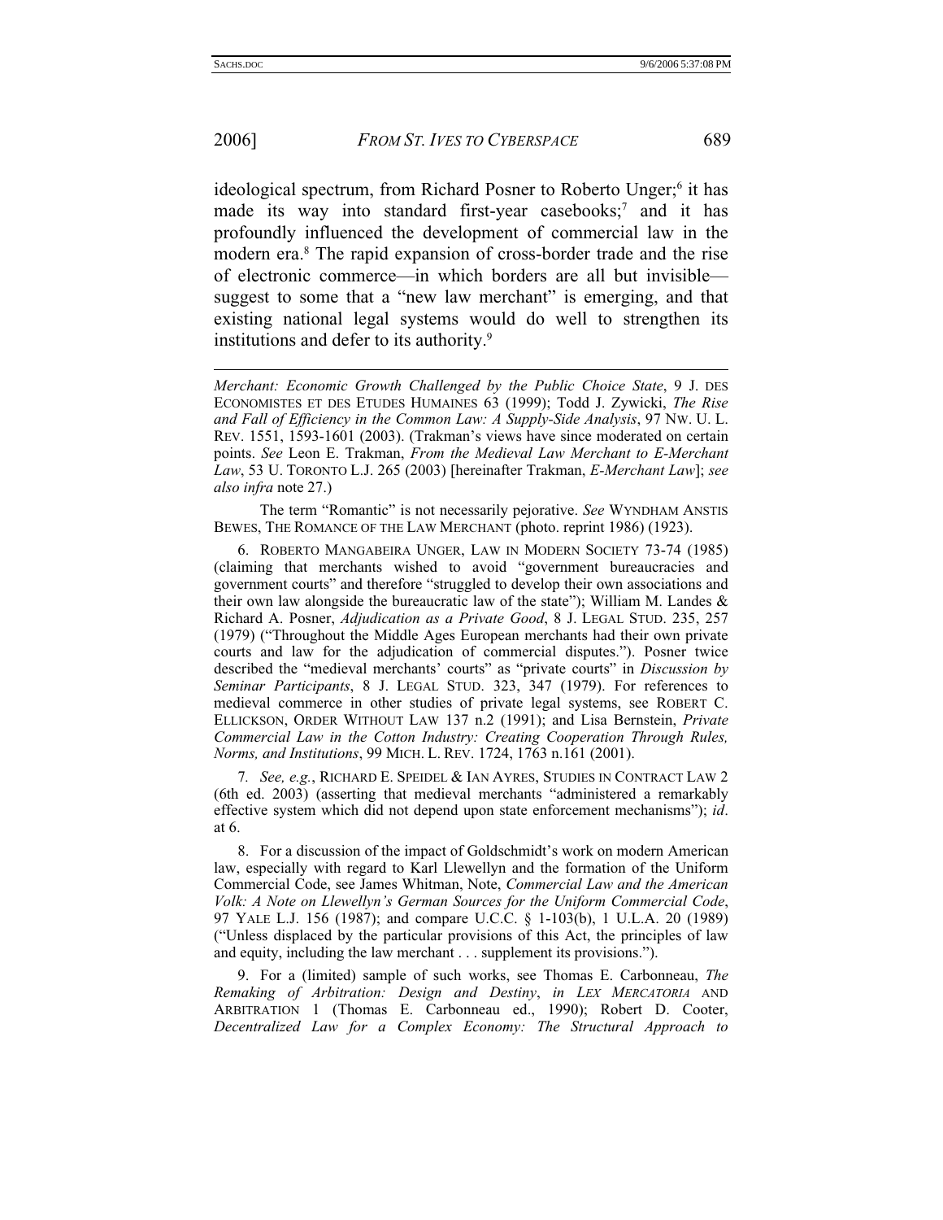ideological spectrum, from Richard Posner to Roberto Unger;[6] it has made its way into standard first-year casebooks;[7] and it has profoundly influenced the development of commercial law in the modern era.[8] The rapid expansion of cross-border trade and the rise of electronic commerce—in which borders are all but invisible—suggest to some that a "new law merchant" is emerging, and that existing national legal systems would do well to strengthen its institutions and defer to its authority.[9]

---

*Merchant: Economic Growth Challenged by the Public Choice State*, 9 J. DES ECONOMISTES ET DES ETUDES HUMAINES 63 (1999); Todd J. Zywicki, *The Rise and Fall of Efficiency in the Common Law: A Supply-Side Analysis*, 97 NW. U. L. REV. 1551, 1593-1601 (2003). (Trakman's views have since moderated on certain points. *See* Leon E. Trakman, *From the Medieval Law Merchant to E-Merchant Law*, 53 U. TORONTO L.J. 265 (2003) [hereinafter Trakman, *E-Merchant Law*]; *see also infra* note 27.)

The term "Romantic" is not necessarily pejorative. *See* WYNDHAM ANSTIS BEWES, THE ROMANCE OF THE LAW MERCHANT (photo. reprint 1986) (1923).

6. ROBERTO MANGABEIRA UNGER, LAW IN MODERN SOCIETY 73-74 (1985) (claiming that merchants wished to avoid "government bureaucracies and government courts" and therefore "struggled to develop their own associations and their own law alongside the bureaucratic law of the state"); William M. Landes & Richard A. Posner, *Adjudication as a Private Good*, 8 J. LEGAL STUD. 235, 257 (1979) ("Throughout the Middle Ages European merchants had their own private courts and law for the adjudication of commercial disputes."). Posner twice described the "medieval merchants' courts" as "private courts" in *Discussion by Seminar Participants*, 8 J. LEGAL STUD. 323, 347 (1979). For references to medieval commerce in other studies of private legal systems, see ROBERT C. ELLICKSON, ORDER WITHOUT LAW 137 n.2 (1991); and Lisa Bernstein, *Private Commercial Law in the Cotton Industry: Creating Cooperation Through Rules, Norms, and Institutions*, 99 MICH. L. REV. 1724, 1763 n.161 (2001).

7. *See, e.g.*, RICHARD E. SPEIDEL & IAN AYRES, STUDIES IN CONTRACT LAW 2 (6th ed. 2003) (asserting that medieval merchants "administered a remarkably effective system which did not depend upon state enforcement mechanisms"); *id*. at 6.

8. For a discussion of the impact of Goldschmidt's work on modern American law, especially with regard to Karl Llewellyn and the formation of the Uniform Commercial Code, see James Whitman, Note, *Commercial Law and the American Volk: A Note on Llewellyn's German Sources for the Uniform Commercial Code*, 97 YALE L.J. 156 (1987); and compare U.C.C. § 1-103(b), 1 U.L.A. 20 (1989) ("Unless displaced by the particular provisions of this Act, the principles of law and equity, including the law merchant . . . supplement its provisions.").

9. For a (limited) sample of such works, see Thomas E. Carbonneau, *The Remaking of Arbitration: Design and Destiny*, *in* LEX MERCATORIA AND ARBITRATION 1 (Thomas E. Carbonneau ed., 1990); Robert D. Cooter, *Decentralized Law for a Complex Economy: The Structural Approach to*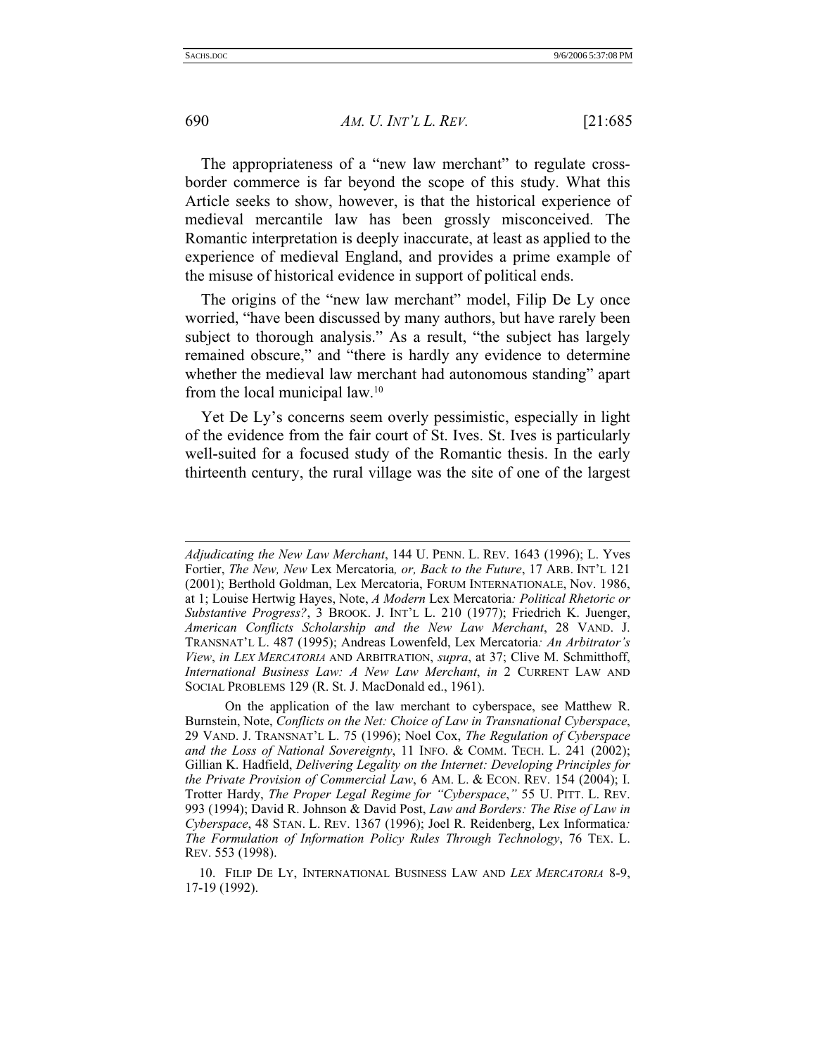The appropriateness of a "new law merchant" to regulate cross-border commerce is far beyond the scope of this study. What this Article seeks to show, however, is that the historical experience of medieval mercantile law has been grossly misconceived. The Romantic interpretation is deeply inaccurate, at least as applied to the experience of medieval England, and provides a prime example of the misuse of historical evidence in support of political ends.

The origins of the "new law merchant" model, Filip De Ly once worried, "have been discussed by many authors, but have rarely been subject to thorough analysis." As a result, "the subject has largely remained obscure," and "there is hardly any evidence to determine whether the medieval law merchant had autonomous standing" apart from the local municipal law.[10]

Yet De Ly's concerns seem overly pessimistic, especially in light of the evidence from the fair court of St. Ives. St. Ives is particularly well-suited for a focused study of the Romantic thesis. In the early thirteenth century, the rural village was the site of one of the largest

---

*Adjudicating the New Law Merchant*, 144 U. PENN. L. REV. 1643 (1996); L. Yves Fortier, *The New, New* Lex Mercatoria*, or, Back to the Future*, 17 ARB. INT'L 121 (2001); Berthold Goldman, Lex Mercatoria, FORUM INTERNATIONALE, Nov. 1986, at 1; Louise Hertwig Hayes, Note, *A Modern* Lex Mercatoria*: Political Rhetoric or Substantive Progress?*, 3 BROOK. J. INT'L L. 210 (1977); Friedrich K. Juenger, *American Conflicts Scholarship and the New Law Merchant*, 28 VAND. J. TRANSNAT'L L. 487 (1995); Andreas Lowenfeld, Lex Mercatoria*: An Arbitrator's View*, *in LEX MERCATORIA* AND ARBITRATION, *supra*, at 37; Clive M. Schmitthoff, *International Business Law: A New Law Merchant*, *in* 2 CURRENT LAW AND SOCIAL PROBLEMS 129 (R. St. J. MacDonald ed., 1961).

On the application of the law merchant to cyberspace, see Matthew R. Burnstein, Note, *Conflicts on the Net: Choice of Law in Transnational Cyberspace*, 29 VAND. J. TRANSNAT'L L. 75 (1996); Noel Cox, *The Regulation of Cyberspace and the Loss of National Sovereignty*, 11 INFO. & COMM. TECH. L. 241 (2002); Gillian K. Hadfield, *Delivering Legality on the Internet: Developing Principles for the Private Provision of Commercial Law*, 6 AM. L. & ECON. REV. 154 (2004); I. Trotter Hardy, *The Proper Legal Regime for "Cyberspace*,*"* 55 U. PITT. L. REV. 993 (1994); David R. Johnson & David Post, *Law and Borders: The Rise of Law in Cyberspace*, 48 STAN. L. REV. 1367 (1996); Joel R. Reidenberg, Lex Informatica*: The Formulation of Information Policy Rules Through Technology*, 76 TEX. L. REV. 553 (1998).

10. FILIP DE LY, INTERNATIONAL BUSINESS LAW AND *LEX MERCATORIA* 8-9, 17-19 (1992).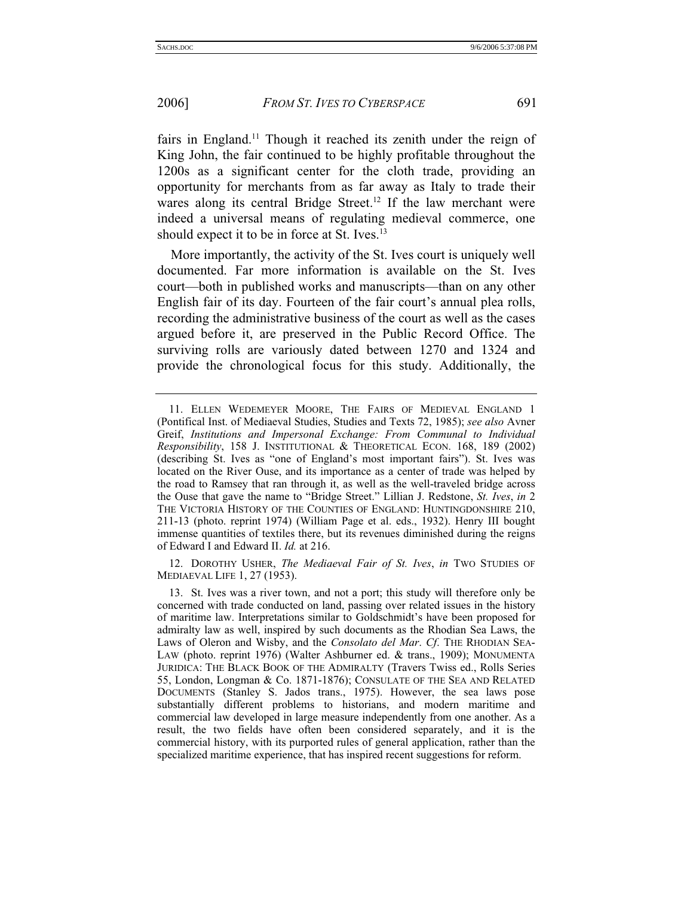fairs in England.[11] Though it reached its zenith under the reign of King John, the fair continued to be highly profitable throughout the 1200s as a significant center for the cloth trade, providing an opportunity for merchants from as far away as Italy to trade their wares along its central Bridge Street.[12] If the law merchant were indeed a universal means of regulating medieval commerce, one should expect it to be in force at St. Ives.[13]

More importantly, the activity of the St. Ives court is uniquely well documented. Far more information is available on the St. Ives court—both in published works and manuscripts—than on any other English fair of its day. Fourteen of the fair court's annual plea rolls, recording the administrative business of the court as well as the cases argued before it, are preserved in the Public Record Office. The surviving rolls are variously dated between 1270 and 1324 and provide the chronological focus for this study. Additionally, the

---

11. ELLEN WEDEMEYER MOORE, THE FAIRS OF MEDIEVAL ENGLAND 1 (Pontifical Inst. of Mediaeval Studies, Studies and Texts 72, 1985); *see also* Avner Greif, *Institutions and Impersonal Exchange: From Communal to Individual Responsibility*, 158 J. INSTITUTIONAL & THEORETICAL ECON. 168, 189 (2002) (describing St. Ives as "one of England's most important fairs"). St. Ives was located on the River Ouse, and its importance as a center of trade was helped by the road to Ramsey that ran through it, as well as the well-traveled bridge across the Ouse that gave the name to "Bridge Street." Lillian J. Redstone, *St. Ives*, *in* 2 THE VICTORIA HISTORY OF THE COUNTIES OF ENGLAND: HUNTINGDONSHIRE 210, 211-13 (photo. reprint 1974) (William Page et al. eds., 1932). Henry III bought immense quantities of textiles there, but its revenues diminished during the reigns of Edward I and Edward II. *Id.* at 216.

12. DOROTHY USHER, *The Mediaeval Fair of St. Ives*, *in* TWO STUDIES OF MEDIAEVAL LIFE 1, 27 (1953).

13. St. Ives was a river town, and not a port; this study will therefore only be concerned with trade conducted on land, passing over related issues in the history of maritime law. Interpretations similar to Goldschmidt's have been proposed for admiralty law as well, inspired by such documents as the Rhodian Sea Laws, the Laws of Oleron and Wisby, and the *Consolato del Mar*. *Cf.* THE RHODIAN SEA-LAW (photo. reprint 1976) (Walter Ashburner ed. & trans., 1909); MONUMENTA JURIDICA: THE BLACK BOOK OF THE ADMIRALTY (Travers Twiss ed., Rolls Series 55, London, Longman & Co. 1871-1876); CONSULATE OF THE SEA AND RELATED DOCUMENTS (Stanley S. Jados trans., 1975). However, the sea laws pose substantially different problems to historians, and modern maritime and commercial law developed in large measure independently from one another. As a result, the two fields have often been considered separately, and it is the commercial history, with its purported rules of general application, rather than the specialized maritime experience, that has inspired recent suggestions for reform.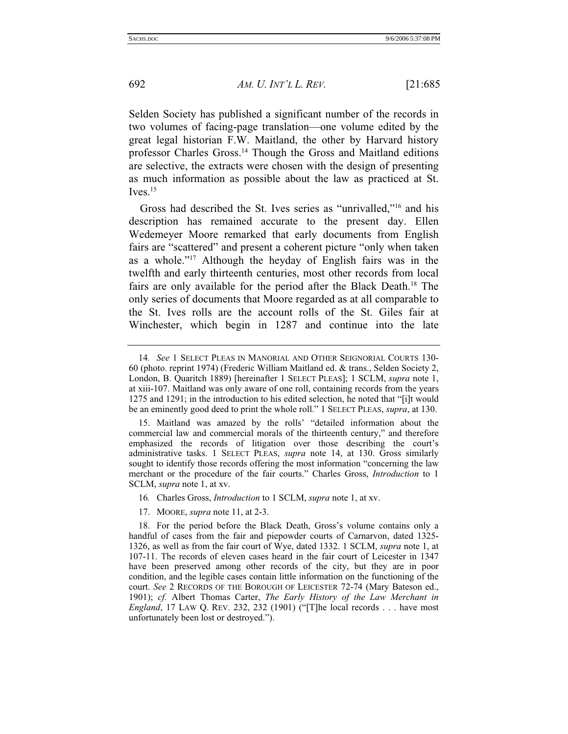Selden Society has published a significant number of the records in two volumes of facing-page translation—one volume edited by the great legal historian F.W. Maitland, the other by Harvard history professor Charles Gross.[14] Though the Gross and Maitland editions are selective, the extracts were chosen with the design of presenting as much information as possible about the law as practiced at St. Ives.[15]

Gross had described the St. Ives series as "unrivalled,"[16] and his description has remained accurate to the present day. Ellen Wedemeyer Moore remarked that early documents from English fairs are "scattered" and present a coherent picture "only when taken as a whole."[17] Although the heyday of English fairs was in the twelfth and early thirteenth centuries, most other records from local fairs are only available for the period after the Black Death.[18] The only series of documents that Moore regarded as at all comparable to the St. Ives rolls are the account rolls of the St. Giles fair at Winchester, which begin in 1287 and continue into the late

---

14. *See* 1 SELECT PLEAS IN MANORIAL AND OTHER SEIGNORIAL COURTS 130-60 (photo. reprint 1974) (Frederic William Maitland ed. & trans., Selden Society 2, London, B. Quaritch 1889) [hereinafter 1 SELECT PLEAS]; 1 SCLM, *supra* note 1, at xiii-107. Maitland was only aware of one roll, containing records from the years 1275 and 1291; in the introduction to his edited selection, he noted that "[i]t would be an eminently good deed to print the whole roll." 1 SELECT PLEAS, *supra*, at 130.

15. Maitland was amazed by the rolls' "detailed information about the commercial law and commercial morals of the thirteenth century," and therefore emphasized the records of litigation over those describing the court's administrative tasks. 1 SELECT PLEAS, *supra* note 14, at 130. Gross similarly sought to identify those records offering the most information "concerning the law merchant or the procedure of the fair courts." Charles Gross, *Introduction* to 1 SCLM, *supra* note 1, at xv.

16. Charles Gross, *Introduction* to 1 SCLM, *supra* note 1, at xv.

17. MOORE, *supra* note 11, at 2-3.

18. For the period before the Black Death, Gross's volume contains only a handful of cases from the fair and piepowder courts of Carnarvon, dated 1325-1326, as well as from the fair court of Wye, dated 1332. 1 SCLM, *supra* note 1, at 107-11. The records of eleven cases heard in the fair court of Leicester in 1347 have been preserved among other records of the city, but they are in poor condition, and the legible cases contain little information on the functioning of the court. *See* 2 RECORDS OF THE BOROUGH OF LEICESTER 72-74 (Mary Bateson ed., 1901); *cf.* Albert Thomas Carter, *The Early History of the Law Merchant in England*, 17 LAW Q. REV. 232, 232 (1901) ("[T]he local records . . . have most unfortunately been lost or destroyed.").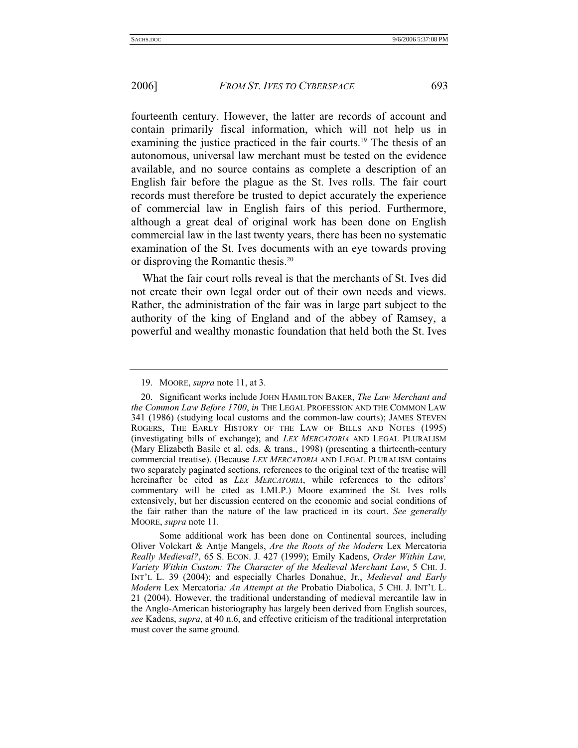fourteenth century. However, the latter are records of account and contain primarily fiscal information, which will not help us in examining the justice practiced in the fair courts.[19] The thesis of an autonomous, universal law merchant must be tested on the evidence available, and no source contains as complete a description of an English fair before the plague as the St. Ives rolls. The fair court records must therefore be trusted to depict accurately the experience of commercial law in English fairs of this period. Furthermore, although a great deal of original work has been done on English commercial law in the last twenty years, there has been no systematic examination of the St. Ives documents with an eye towards proving or disproving the Romantic thesis.[20]

What the fair court rolls reveal is that the merchants of St. Ives did not create their own legal order out of their own needs and views. Rather, the administration of the fair was in large part subject to the authority of the king of England and of the abbey of Ramsey, a powerful and wealthy monastic foundation that held both the St. Ives

---

19. MOORE, *supra* note 11, at 3.

20. Significant works include JOHN HAMILTON BAKER, *The Law Merchant and the Common Law Before 1700*, *in* THE LEGAL PROFESSION AND THE COMMON LAW 341 (1986) (studying local customs and the common-law courts); JAMES STEVEN ROGERS, THE EARLY HISTORY OF THE LAW OF BILLS AND NOTES (1995) (investigating bills of exchange); and *LEX MERCATORIA* AND LEGAL PLURALISM (Mary Elizabeth Basile et al. eds. & trans., 1998) (presenting a thirteenth-century commercial treatise). (Because *LEX MERCATORIA* AND LEGAL PLURALISM contains two separately paginated sections, references to the original text of the treatise will hereinafter be cited as *LEX MERCATORIA*, while references to the editors' commentary will be cited as LMLP.) Moore examined the St. Ives rolls extensively, but her discussion centered on the economic and social conditions of the fair rather than the nature of the law practiced in its court. *See generally* MOORE, *supra* note 11.

Some additional work has been done on Continental sources, including Oliver Volckart & Antje Mangels, *Are the Roots of the Modern* Lex Mercatoria *Really Medieval?*, 65 S. ECON. J. 427 (1999); Emily Kadens, *Order Within Law, Variety Within Custom: The Character of the Medieval Merchant Law*, 5 CHI. J. INT'L L. 39 (2004); and especially Charles Donahue, Jr., *Medieval and Early Modern* Lex Mercatoria*: An Attempt at the* Probatio Diabolica, 5 CHI. J. INT'L L. 21 (2004). However, the traditional understanding of medieval mercantile law in the Anglo-American historiography has largely been derived from English sources, *see* Kadens, *supra*, at 40 n.6, and effective criticism of the traditional interpretation must cover the same ground.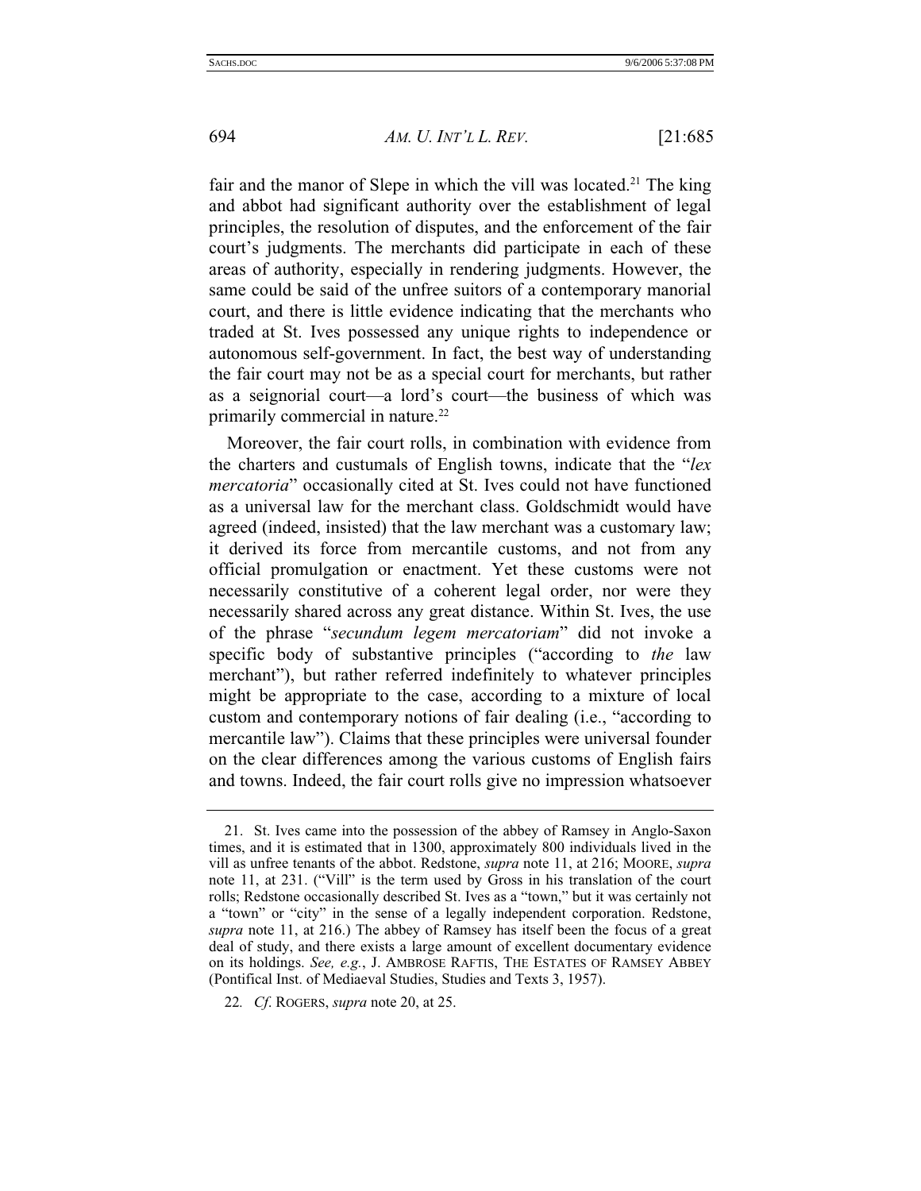fair and the manor of Slepe in which the vill was located.[21] The king and abbot had significant authority over the establishment of legal principles, the resolution of disputes, and the enforcement of the fair court's judgments. The merchants did participate in each of these areas of authority, especially in rendering judgments. However, the same could be said of the unfree suitors of a contemporary manorial court, and there is little evidence indicating that the merchants who traded at St. Ives possessed any unique rights to independence or autonomous self-government. In fact, the best way of understanding the fair court may not be as a special court for merchants, but rather as a seignorial court—a lord's court—the business of which was primarily commercial in nature.[22]

Moreover, the fair court rolls, in combination with evidence from the charters and custumals of English towns, indicate that the "*lex mercatoria*" occasionally cited at St. Ives could not have functioned as a universal law for the merchant class. Goldschmidt would have agreed (indeed, insisted) that the law merchant was a customary law; it derived its force from mercantile customs, and not from any official promulgation or enactment. Yet these customs were not necessarily constitutive of a coherent legal order, nor were they necessarily shared across any great distance. Within St. Ives, the use of the phrase "*secundum legem mercatoriam*" did not invoke a specific body of substantive principles ("according to *the* law merchant"), but rather referred indefinitely to whatever principles might be appropriate to the case, according to a mixture of local custom and contemporary notions of fair dealing (i.e., "according to mercantile law"). Claims that these principles were universal founder on the clear differences among the various customs of English fairs and towns. Indeed, the fair court rolls give no impression whatsoever

---

21. St. Ives came into the possession of the abbey of Ramsey in Anglo-Saxon times, and it is estimated that in 1300, approximately 800 individuals lived in the vill as unfree tenants of the abbot. Redstone, *supra* note 11, at 216; MOORE, *supra* note 11, at 231. ("Vill" is the term used by Gross in his translation of the court rolls; Redstone occasionally described St. Ives as a "town," but it was certainly not a "town" or "city" in the sense of a legally independent corporation. Redstone, *supra* note 11, at 216.) The abbey of Ramsey has itself been the focus of a great deal of study, and there exists a large amount of excellent documentary evidence on its holdings. *See, e.g.*, J. AMBROSE RAFTIS, THE ESTATES OF RAMSEY ABBEY (Pontifical Inst. of Mediaeval Studies, Studies and Texts 3, 1957).

22. *Cf*. ROGERS, *supra* note 20, at 25.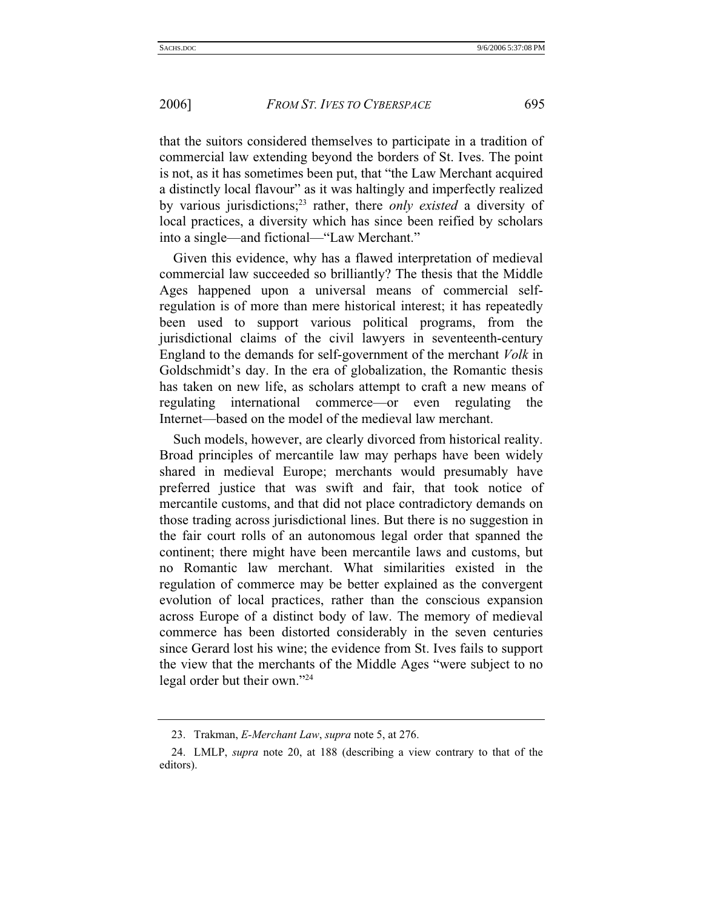that the suitors considered themselves to participate in a tradition of commercial law extending beyond the borders of St. Ives. The point is not, as it has sometimes been put, that "the Law Merchant acquired a distinctly local flavour" as it was haltingly and imperfectly realized by various jurisdictions;[23] rather, there *only existed* a diversity of local practices, a diversity which has since been reified by scholars into a single—and fictional—"Law Merchant."

Given this evidence, why has a flawed interpretation of medieval commercial law succeeded so brilliantly? The thesis that the Middle Ages happened upon a universal means of commercial self-regulation is of more than mere historical interest; it has repeatedly been used to support various political programs, from the jurisdictional claims of the civil lawyers in seventeenth-century England to the demands for self-government of the merchant *Volk* in Goldschmidt's day. In the era of globalization, the Romantic thesis has taken on new life, as scholars attempt to craft a new means of regulating international commerce—or even regulating the Internet—based on the model of the medieval law merchant.

Such models, however, are clearly divorced from historical reality. Broad principles of mercantile law may perhaps have been widely shared in medieval Europe; merchants would presumably have preferred justice that was swift and fair, that took notice of mercantile customs, and that did not place contradictory demands on those trading across jurisdictional lines. But there is no suggestion in the fair court rolls of an autonomous legal order that spanned the continent; there might have been mercantile laws and customs, but no Romantic law merchant. What similarities existed in the regulation of commerce may be better explained as the convergent evolution of local practices, rather than the conscious expansion across Europe of a distinct body of law. The memory of medieval commerce has been distorted considerably in the seven centuries since Gerard lost his wine; the evidence from St. Ives fails to support the view that the merchants of the Middle Ages "were subject to no legal order but their own."[24]

23. Trakman, *E-Merchant Law*, *supra* note 5, at 276.

24. LMLP, *supra* note 20, at 188 (describing a view contrary to that of the editors).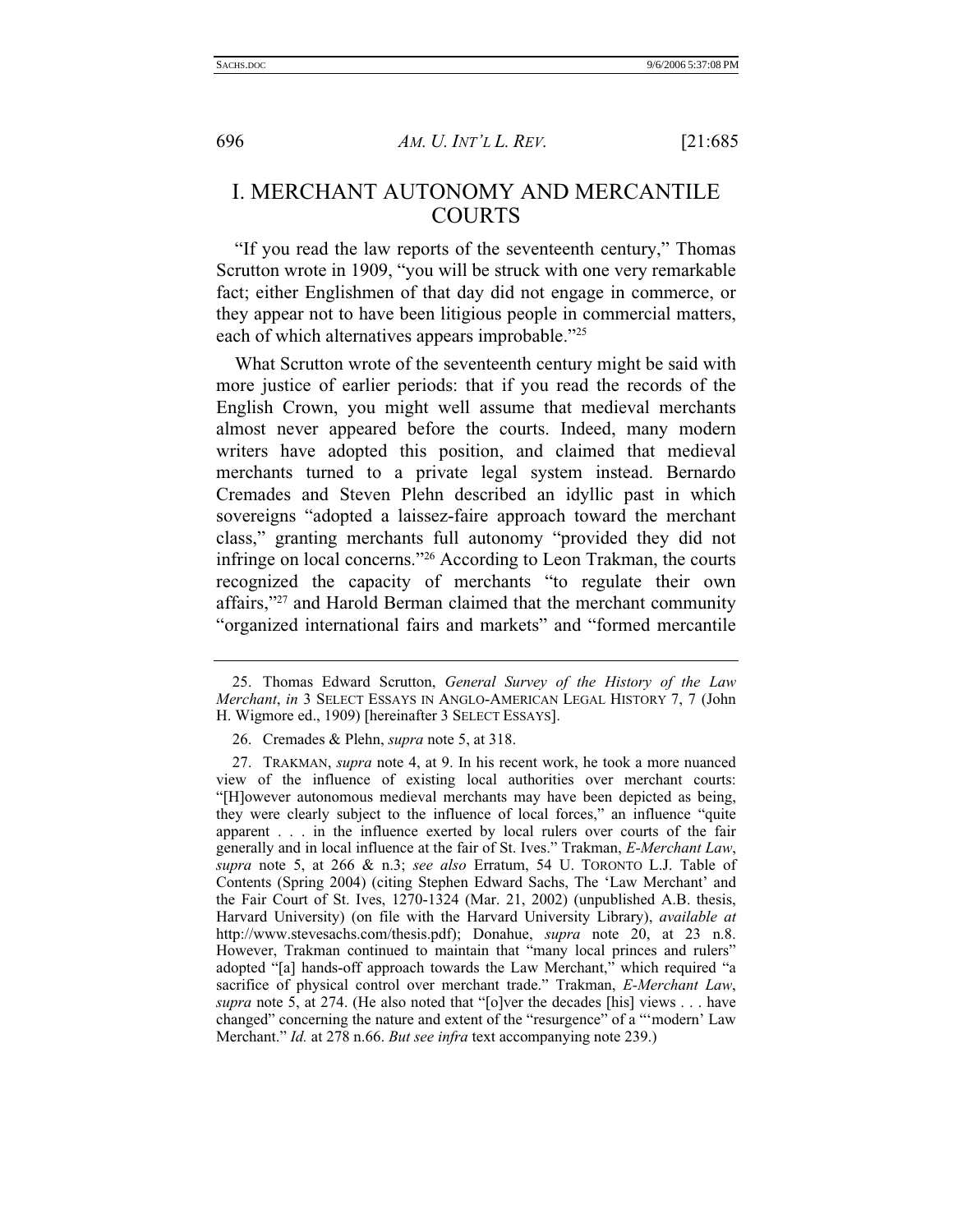# I. MERCHANT AUTONOMY AND MERCANTILE COURTS

"If you read the law reports of the seventeenth century," Thomas Scrutton wrote in 1909, "you will be struck with one very remarkable fact; either Englishmen of that day did not engage in commerce, or they appear not to have been litigious people in commercial matters, each of which alternatives appears improbable."[25]

What Scrutton wrote of the seventeenth century might be said with more justice of earlier periods: that if you read the records of the English Crown, you might well assume that medieval merchants almost never appeared before the courts. Indeed, many modern writers have adopted this position, and claimed that medieval merchants turned to a private legal system instead. Bernardo Cremades and Steven Plehn described an idyllic past in which sovereigns "adopted a laissez-faire approach toward the merchant class," granting merchants full autonomy "provided they did not infringe on local concerns."[26] According to Leon Trakman, the courts recognized the capacity of merchants "to regulate their own affairs,"[27] and Harold Berman claimed that the merchant community "organized international fairs and markets" and "formed mercantile

---

25. Thomas Edward Scrutton, *General Survey of the History of the Law Merchant*, *in* 3 SELECT ESSAYS IN ANGLO-AMERICAN LEGAL HISTORY 7, 7 (John H. Wigmore ed., 1909) [hereinafter 3 SELECT ESSAYS].

26. Cremades & Plehn, *supra* note 5, at 318.

27. TRAKMAN, *supra* note 4, at 9. In his recent work, he took a more nuanced view of the influence of existing local authorities over merchant courts: "[H]owever autonomous medieval merchants may have been depicted as being, they were clearly subject to the influence of local forces," an influence "quite apparent . . . in the influence exerted by local rulers over courts of the fair generally and in local influence at the fair of St. Ives." Trakman, *E-Merchant Law*, *supra* note 5, at 266 & n.3; *see also* Erratum, 54 U. TORONTO L.J. Table of Contents (Spring 2004) (citing Stephen Edward Sachs, The 'Law Merchant' and the Fair Court of St. Ives, 1270-1324 (Mar. 21, 2002) (unpublished A.B. thesis, Harvard University) (on file with the Harvard University Library), *available at* http://www.stevesachs.com/thesis.pdf); Donahue, *supra* note 20, at 23 n.8. However, Trakman continued to maintain that "many local princes and rulers" adopted "[a] hands-off approach towards the Law Merchant," which required "a sacrifice of physical control over merchant trade." Trakman, *E-Merchant Law*, *supra* note 5, at 274. (He also noted that "[o]ver the decades [his] views . . . have changed" concerning the nature and extent of the "resurgence" of a "'modern' Law Merchant." *Id.* at 278 n.66. *But see infra* text accompanying note 239.)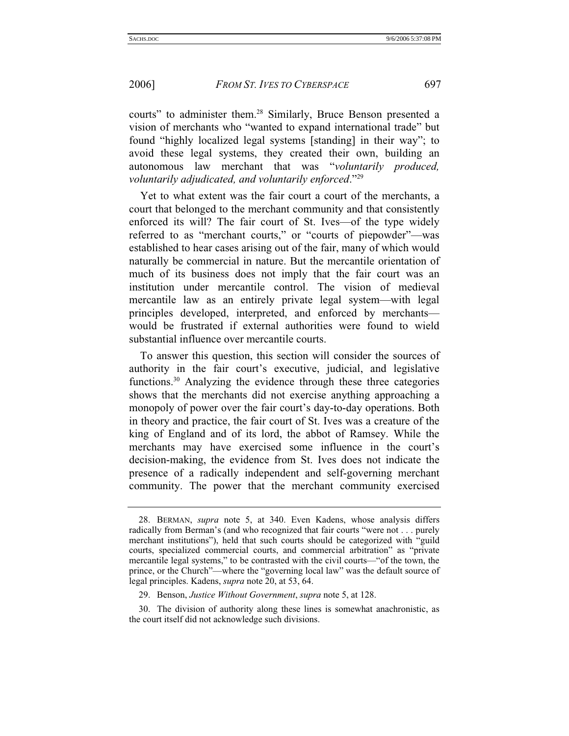courts" to administer them.[28] Similarly, Bruce Benson presented a vision of merchants who "wanted to expand international trade" but found "highly localized legal systems [standing] in their way"; to avoid these legal systems, they created their own, building an autonomous law merchant that was "*voluntarily produced, voluntarily adjudicated, and voluntarily enforced*."[29]

Yet to what extent was the fair court a court of the merchants, a court that belonged to the merchant community and that consistently enforced its will? The fair court of St. Ives—of the type widely referred to as "merchant courts," or "courts of piepowder"—was established to hear cases arising out of the fair, many of which would naturally be commercial in nature. But the mercantile orientation of much of its business does not imply that the fair court was an institution under mercantile control. The vision of medieval mercantile law as an entirely private legal system—with legal principles developed, interpreted, and enforced by merchants—would be frustrated if external authorities were found to wield substantial influence over mercantile courts.

To answer this question, this section will consider the sources of authority in the fair court's executive, judicial, and legislative functions.[30] Analyzing the evidence through these three categories shows that the merchants did not exercise anything approaching a monopoly of power over the fair court's day-to-day operations. Both in theory and practice, the fair court of St. Ives was a creature of the king of England and of its lord, the abbot of Ramsey. While the merchants may have exercised some influence in the court's decision-making, the evidence from St. Ives does not indicate the presence of a radically independent and self-governing merchant community. The power that the merchant community exercised

---

28. BERMAN, *supra* note 5, at 340. Even Kadens, whose analysis differs radically from Berman's (and who recognized that fair courts "were not . . . purely merchant institutions"), held that such courts should be categorized with "guild courts, specialized commercial courts, and commercial arbitration" as "private mercantile legal systems," to be contrasted with the civil courts—"of the town, the prince, or the Church"—where the "governing local law" was the default source of legal principles. Kadens, *supra* note 20, at 53, 64.

29. Benson, *Justice Without Government*, *supra* note 5, at 128.

30. The division of authority along these lines is somewhat anachronistic, as the court itself did not acknowledge such divisions.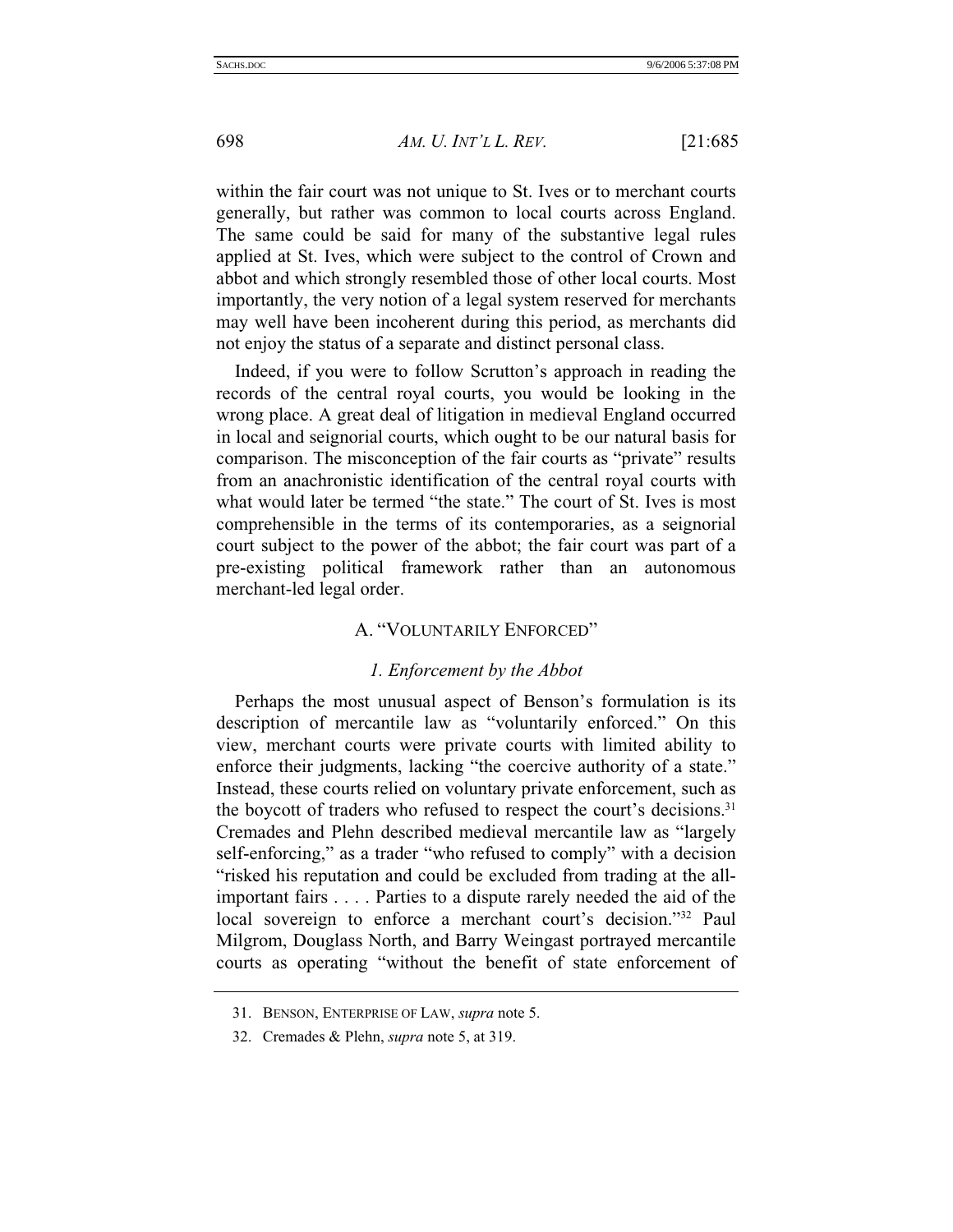within the fair court was not unique to St. Ives or to merchant courts generally, but rather was common to local courts across England. The same could be said for many of the substantive legal rules applied at St. Ives, which were subject to the control of Crown and abbot and which strongly resembled those of other local courts. Most importantly, the very notion of a legal system reserved for merchants may well have been incoherent during this period, as merchants did not enjoy the status of a separate and distinct personal class.

Indeed, if you were to follow Scrutton's approach in reading the records of the central royal courts, you would be looking in the wrong place. A great deal of litigation in medieval England occurred in local and seignorial courts, which ought to be our natural basis for comparison. The misconception of the fair courts as "private" results from an anachronistic identification of the central royal courts with what would later be termed "the state." The court of St. Ives is most comprehensible in the terms of its contemporaries, as a seignorial court subject to the power of the abbot; the fair court was part of a pre-existing political framework rather than an autonomous merchant-led legal order.

## A. "VOLUNTARILY ENFORCED"

### *1. Enforcement by the Abbot*

Perhaps the most unusual aspect of Benson's formulation is its description of mercantile law as "voluntarily enforced." On this view, merchant courts were private courts with limited ability to enforce their judgments, lacking "the coercive authority of a state." Instead, these courts relied on voluntary private enforcement, such as the boycott of traders who refused to respect the court's decisions.[31] Cremades and Plehn described medieval mercantile law as "largely self-enforcing," as a trader "who refused to comply" with a decision "risked his reputation and could be excluded from trading at the all-important fairs . . . . Parties to a dispute rarely needed the aid of the local sovereign to enforce a merchant court's decision."[32] Paul Milgrom, Douglass North, and Barry Weingast portrayed mercantile courts as operating "without the benefit of state enforcement of

---

31. BENSON, ENTERPRISE OF LAW, *supra* note 5.

32. Cremades & Plehn, *supra* note 5, at 319.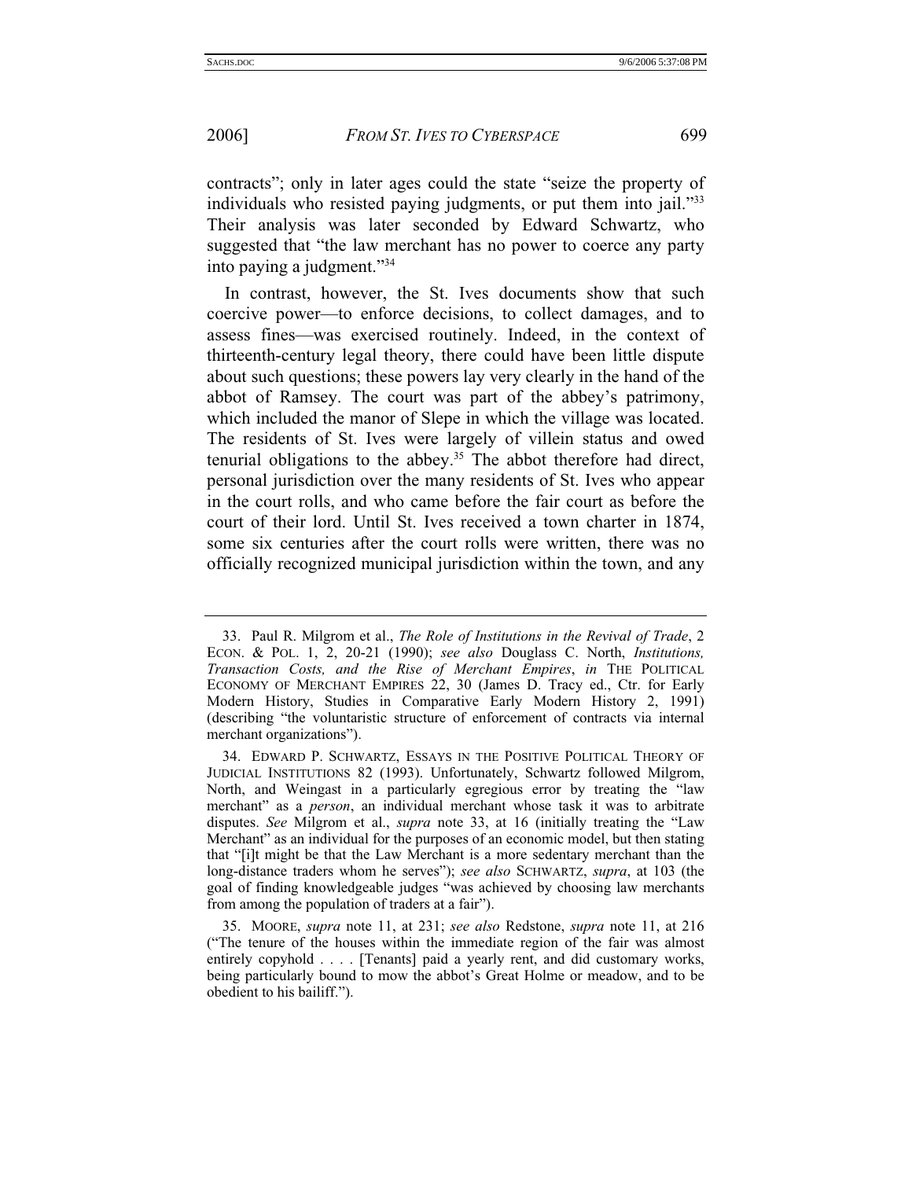contracts"; only in later ages could the state "seize the property of individuals who resisted paying judgments, or put them into jail."[33] Their analysis was later seconded by Edward Schwartz, who suggested that "the law merchant has no power to coerce any party into paying a judgment."[34]

In contrast, however, the St. Ives documents show that such coercive power—to enforce decisions, to collect damages, and to assess fines—was exercised routinely. Indeed, in the context of thirteenth-century legal theory, there could have been little dispute about such questions; these powers lay very clearly in the hand of the abbot of Ramsey. The court was part of the abbey's patrimony, which included the manor of Slepe in which the village was located. The residents of St. Ives were largely of villein status and owed tenurial obligations to the abbey.[35] The abbot therefore had direct, personal jurisdiction over the many residents of St. Ives who appear in the court rolls, and who came before the fair court as before the court of their lord. Until St. Ives received a town charter in 1874, some six centuries after the court rolls were written, there was no officially recognized municipal jurisdiction within the town, and any

---

33. Paul R. Milgrom et al., *The Role of Institutions in the Revival of Trade*, 2 ECON. & POL. 1, 2, 20-21 (1990); *see also* Douglass C. North, *Institutions, Transaction Costs, and the Rise of Merchant Empires*, *in* THE POLITICAL ECONOMY OF MERCHANT EMPIRES 22, 30 (James D. Tracy ed., Ctr. for Early Modern History, Studies in Comparative Early Modern History 2, 1991) (describing "the voluntaristic structure of enforcement of contracts via internal merchant organizations").

34. EDWARD P. SCHWARTZ, ESSAYS IN THE POSITIVE POLITICAL THEORY OF JUDICIAL INSTITUTIONS 82 (1993). Unfortunately, Schwartz followed Milgrom, North, and Weingast in a particularly egregious error by treating the "law merchant" as a *person*, an individual merchant whose task it was to arbitrate disputes. *See* Milgrom et al., *supra* note 33, at 16 (initially treating the "Law Merchant" as an individual for the purposes of an economic model, but then stating that "[i]t might be that the Law Merchant is a more sedentary merchant than the long-distance traders whom he serves"); *see also* SCHWARTZ, *supra*, at 103 (the goal of finding knowledgeable judges "was achieved by choosing law merchants from among the population of traders at a fair").

35. MOORE, *supra* note 11, at 231; *see also* Redstone, *supra* note 11, at 216 ("The tenure of the houses within the immediate region of the fair was almost entirely copyhold . . . . [Tenants] paid a yearly rent, and did customary works, being particularly bound to mow the abbot's Great Holme or meadow, and to be obedient to his bailiff.").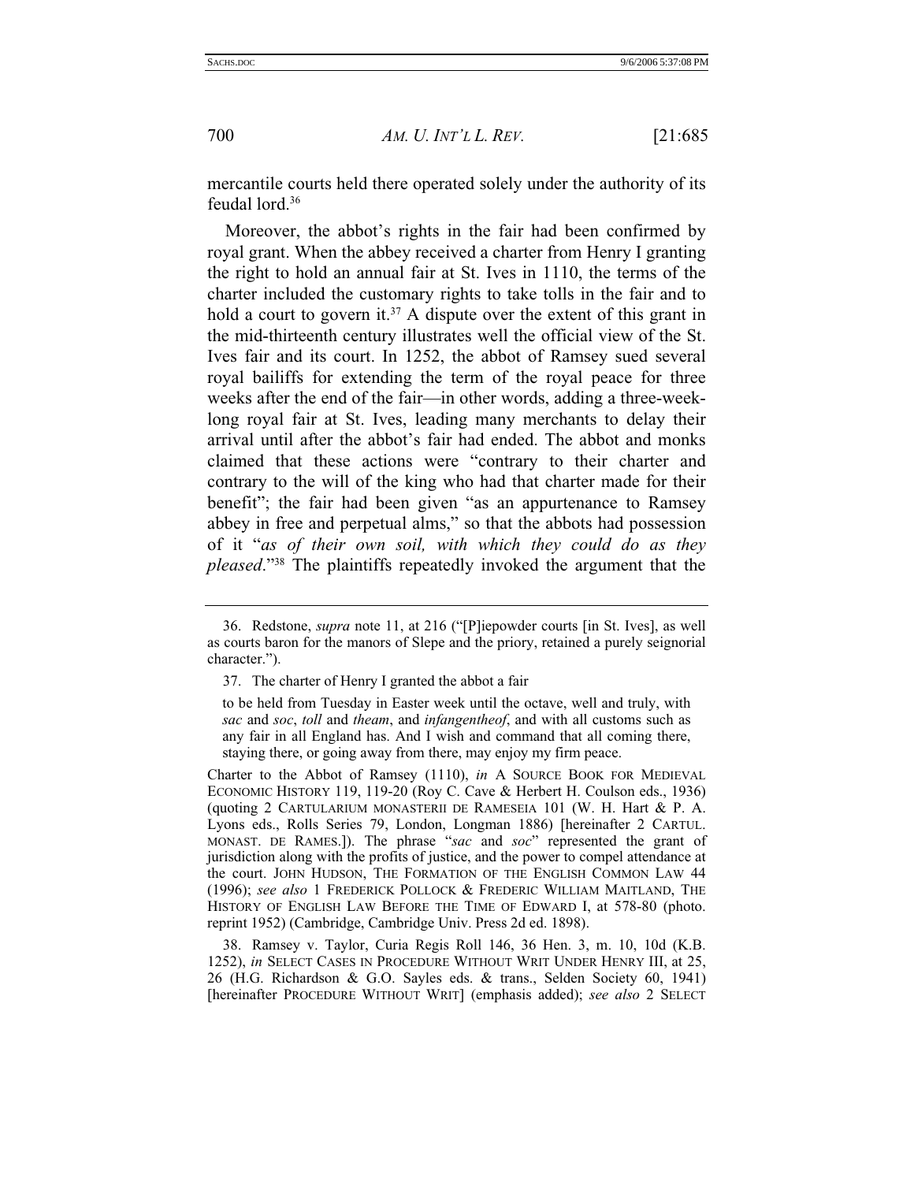mercantile courts held there operated solely under the authority of its feudal lord.[36]

Moreover, the abbot's rights in the fair had been confirmed by royal grant. When the abbey received a charter from Henry I granting the right to hold an annual fair at St. Ives in 1110, the terms of the charter included the customary rights to take tolls in the fair and to hold a court to govern it.[37] A dispute over the extent of this grant in the mid-thirteenth century illustrates well the official view of the St. Ives fair and its court. In 1252, the abbot of Ramsey sued several royal bailiffs for extending the term of the royal peace for three weeks after the end of the fair—in other words, adding a three-week-long royal fair at St. Ives, leading many merchants to delay their arrival until after the abbot's fair had ended. The abbot and monks claimed that these actions were "contrary to their charter and contrary to the will of the king who had that charter made for their benefit"; the fair had been given "as an appurtenance to Ramsey abbey in free and perpetual alms," so that the abbots had possession of it "*as of their own soil, with which they could do as they pleased*."[38] The plaintiffs repeatedly invoked the argument that the

---

36. Redstone, *supra* note 11, at 216 ("[P]iepowder courts [in St. Ives], as well as courts baron for the manors of Slepe and the priory, retained a purely seignorial character.").

37. The charter of Henry I granted the abbot a fair

> to be held from Tuesday in Easter week until the octave, well and truly, with *sac* and *soc*, *toll* and *theam*, and *infangentheof*, and with all customs such as any fair in all England has. And I wish and command that all coming there, staying there, or going away from there, may enjoy my firm peace.

Charter to the Abbot of Ramsey (1110), *in* A SOURCE BOOK FOR MEDIEVAL ECONOMIC HISTORY 119, 119-20 (Roy C. Cave & Herbert H. Coulson eds., 1936) (quoting 2 CARTULARIUM MONASTERII DE RAMESEIA 101 (W. H. Hart & P. A. Lyons eds., Rolls Series 79, London, Longman 1886) [hereinafter 2 CARTUL. MONAST. DE RAMES.]). The phrase "*sac* and *soc*" represented the grant of jurisdiction along with the profits of justice, and the power to compel attendance at the court. JOHN HUDSON, THE FORMATION OF THE ENGLISH COMMON LAW 44 (1996); *see also* 1 FREDERICK POLLOCK & FREDERIC WILLIAM MAITLAND, THE HISTORY OF ENGLISH LAW BEFORE THE TIME OF EDWARD I, at 578-80 (photo. reprint 1952) (Cambridge, Cambridge Univ. Press 2d ed. 1898).

38. Ramsey v. Taylor, Curia Regis Roll 146, 36 Hen. 3, m. 10, 10d (K.B. 1252), *in* SELECT CASES IN PROCEDURE WITHOUT WRIT UNDER HENRY III, at 25, 26 (H.G. Richardson & G.O. Sayles eds. & trans., Selden Society 60, 1941) [hereinafter PROCEDURE WITHOUT WRIT] (emphasis added); *see also* 2 SELECT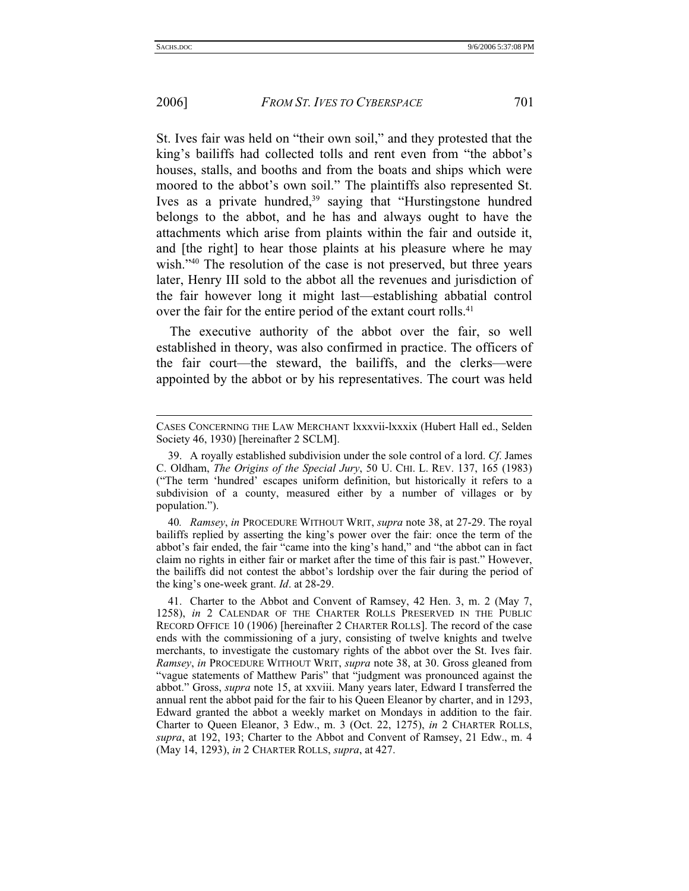St. Ives fair was held on "their own soil," and they protested that the king's bailiffs had collected tolls and rent even from "the abbot's houses, stalls, and booths and from the boats and ships which were moored to the abbot's own soil." The plaintiffs also represented St. Ives as a private hundred,[39] saying that "Hurstingstone hundred belongs to the abbot, and he has and always ought to have the attachments which arise from plaints within the fair and outside it, and [the right] to hear those plaints at his pleasure where he may wish."[40] The resolution of the case is not preserved, but three years later, Henry III sold to the abbot all the revenues and jurisdiction of the fair however long it might last—establishing abbatial control over the fair for the entire period of the extant court rolls.[41]

The executive authority of the abbot over the fair, so well established in theory, was also confirmed in practice. The officers of the fair court—the steward, the bailiffs, and the clerks—were appointed by the abbot or by his representatives. The court was held

---

CASES CONCERNING THE LAW MERCHANT lxxxvii-lxxxix (Hubert Hall ed., Selden Society 46, 1930) [hereinafter 2 SCLM].

39. A royally established subdivision under the sole control of a lord. *Cf.* James C. Oldham, *The Origins of the Special Jury*, 50 U. CHI. L. REV. 137, 165 (1983) ("The term 'hundred' escapes uniform definition, but historically it refers to a subdivision of a county, measured either by a number of villages or by population.").

40. *Ramsey*, *in* PROCEDURE WITHOUT WRIT, *supra* note 38, at 27-29. The royal bailiffs replied by asserting the king's power over the fair: once the term of the abbot's fair ended, the fair "came into the king's hand," and "the abbot can in fact claim no rights in either fair or market after the time of this fair is past." However, the bailiffs did not contest the abbot's lordship over the fair during the period of the king's one-week grant. *Id*. at 28-29.

41. Charter to the Abbot and Convent of Ramsey, 42 Hen. 3, m. 2 (May 7, 1258), *in* 2 CALENDAR OF THE CHARTER ROLLS PRESERVED IN THE PUBLIC RECORD OFFICE 10 (1906) [hereinafter 2 CHARTER ROLLS]. The record of the case ends with the commissioning of a jury, consisting of twelve knights and twelve merchants, to investigate the customary rights of the abbot over the St. Ives fair. *Ramsey*, *in* PROCEDURE WITHOUT WRIT, *supra* note 38, at 30. Gross gleaned from "vague statements of Matthew Paris" that "judgment was pronounced against the abbot." Gross, *supra* note 15, at xxviii. Many years later, Edward I transferred the annual rent the abbot paid for the fair to his Queen Eleanor by charter, and in 1293, Edward granted the abbot a weekly market on Mondays in addition to the fair. Charter to Queen Eleanor, 3 Edw., m. 3 (Oct. 22, 1275), *in* 2 CHARTER ROLLS, *supra*, at 192, 193; Charter to the Abbot and Convent of Ramsey, 21 Edw., m. 4 (May 14, 1293), *in* 2 CHARTER ROLLS, *supra*, at 427.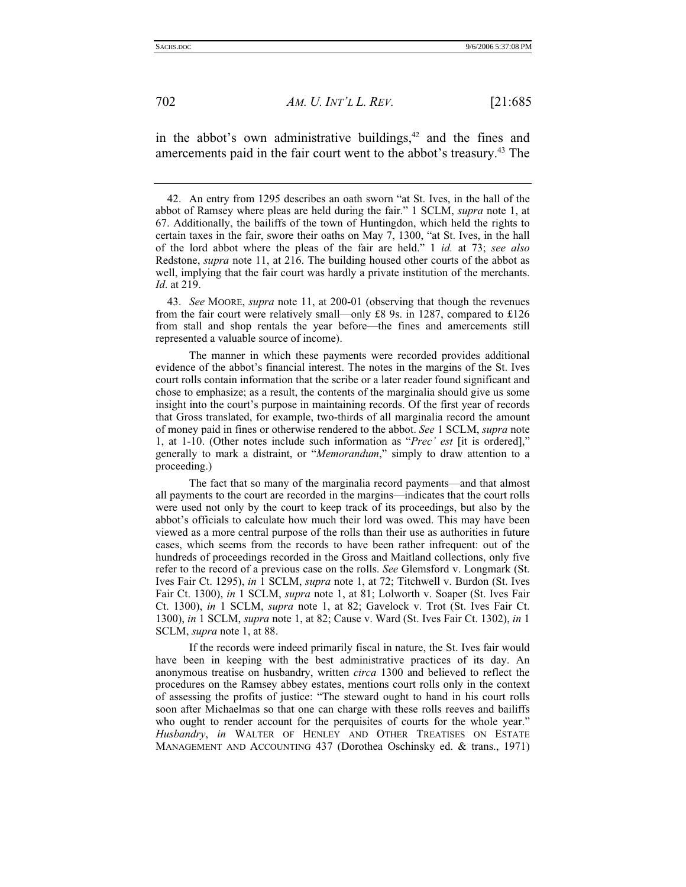in the abbot's own administrative buildings,[42] and the fines and amercements paid in the fair court went to the abbot's treasury.[43] The

---

42. An entry from 1295 describes an oath sworn "at St. Ives, in the hall of the abbot of Ramsey where pleas are held during the fair." 1 SCLM, *supra* note 1, at 67. Additionally, the bailiffs of the town of Huntingdon, which held the rights to certain taxes in the fair, swore their oaths on May 7, 1300, "at St. Ives, in the hall of the lord abbot where the pleas of the fair are held." 1 *id.* at 73; *see also* Redstone, *supra* note 11, at 216. The building housed other courts of the abbot as well, implying that the fair court was hardly a private institution of the merchants. *Id*. at 219.

43. *See* MOORE, *supra* note 11, at 200-01 (observing that though the revenues from the fair court were relatively small—only £8 9s. in 1287, compared to £126 from stall and shop rentals the year before—the fines and amercements still represented a valuable source of income).

The manner in which these payments were recorded provides additional evidence of the abbot's financial interest. The notes in the margins of the St. Ives court rolls contain information that the scribe or a later reader found significant and chose to emphasize; as a result, the contents of the marginalia should give us some insight into the court's purpose in maintaining records. Of the first year of records that Gross translated, for example, two-thirds of all marginalia record the amount of money paid in fines or otherwise rendered to the abbot. *See* 1 SCLM, *supra* note 1, at 1-10. (Other notes include such information as "*Prec' est* [it is ordered]," generally to mark a distraint, or "*Memorandum*," simply to draw attention to a proceeding.)

The fact that so many of the marginalia record payments—and that almost all payments to the court are recorded in the margins—indicates that the court rolls were used not only by the court to keep track of its proceedings, but also by the abbot's officials to calculate how much their lord was owed. This may have been viewed as a more central purpose of the rolls than their use as authorities in future cases, which seems from the records to have been rather infrequent: out of the hundreds of proceedings recorded in the Gross and Maitland collections, only five refer to the record of a previous case on the rolls. *See* Glemsford v. Longmark (St. Ives Fair Ct. 1295), *in* 1 SCLM, *supra* note 1, at 72; Titchwell v. Burdon (St. Ives Fair Ct. 1300), *in* 1 SCLM, *supra* note 1, at 81; Lolworth v. Soaper (St. Ives Fair Ct. 1300), *in* 1 SCLM, *supra* note 1, at 82; Gavelock v. Trot (St. Ives Fair Ct. 1300), *in* 1 SCLM, *supra* note 1, at 82; Cause v. Ward (St. Ives Fair Ct. 1302), *in* 1 SCLM, *supra* note 1, at 88.

If the records were indeed primarily fiscal in nature, the St. Ives fair would have been in keeping with the best administrative practices of its day. An anonymous treatise on husbandry, written *circa* 1300 and believed to reflect the procedures on the Ramsey abbey estates, mentions court rolls only in the context of assessing the profits of justice: "The steward ought to hand in his court rolls soon after Michaelmas so that one can charge with these rolls reeves and bailiffs who ought to render account for the perquisites of courts for the whole year." *Husbandry*, *in* WALTER OF HENLEY AND OTHER TREATISES ON ESTATE MANAGEMENT AND ACCOUNTING 437 (Dorothea Oschinsky ed. & trans., 1971)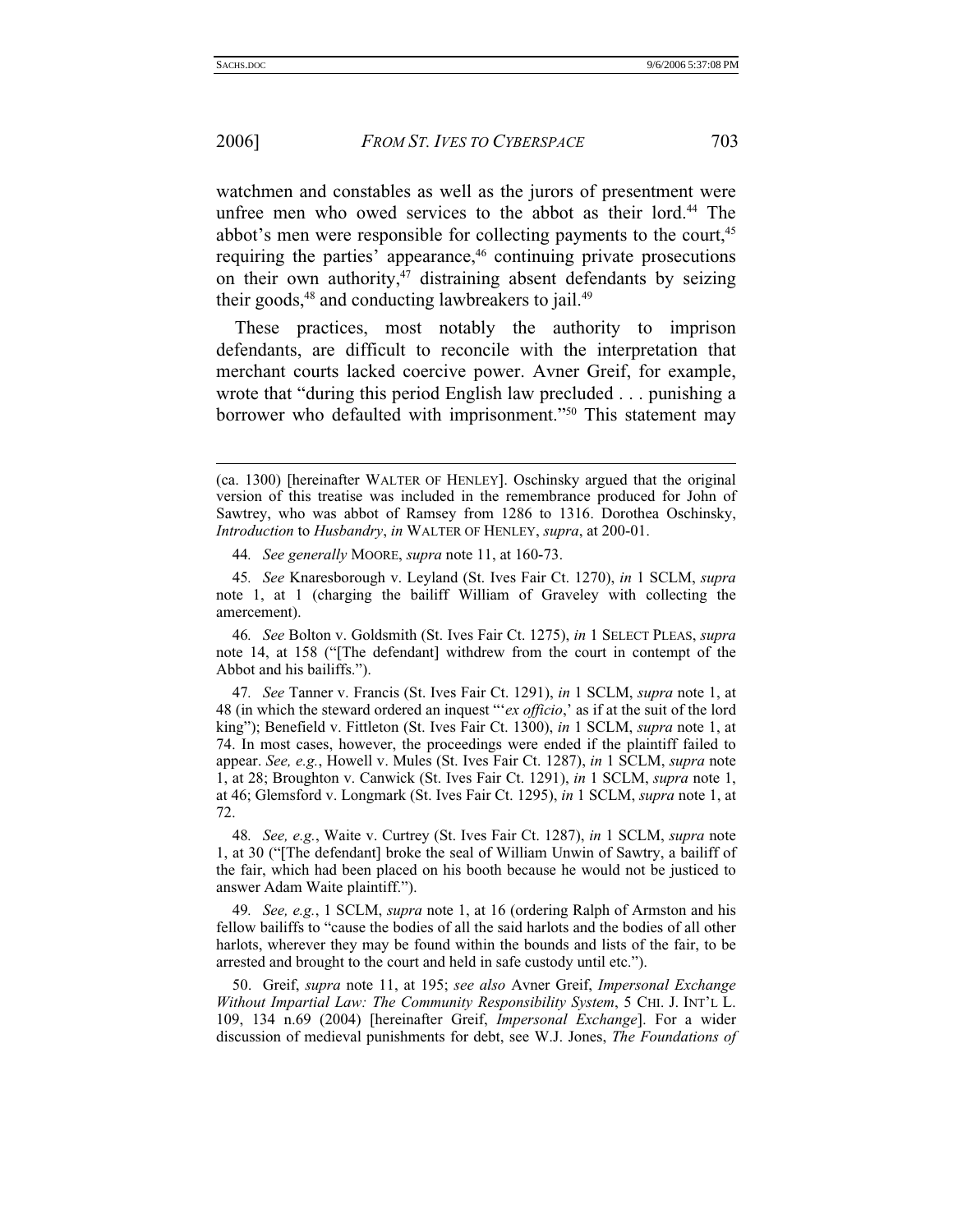watchmen and constables as well as the jurors of presentment were unfree men who owed services to the abbot as their lord.[44] The abbot's men were responsible for collecting payments to the court,[45] requiring the parties' appearance,[46] continuing private prosecutions on their own authority,[47] distraining absent defendants by seizing their goods,[48] and conducting lawbreakers to jail.[49]

These practices, most notably the authority to imprison defendants, are difficult to reconcile with the interpretation that merchant courts lacked coercive power. Avner Greif, for example, wrote that "during this period English law precluded . . . punishing a borrower who defaulted with imprisonment."[50] This statement may

---

(ca. 1300) [hereinafter WALTER OF HENLEY]. Oschinsky argued that the original version of this treatise was included in the remembrance produced for John of Sawtrey, who was abbot of Ramsey from 1286 to 1316. Dorothea Oschinsky, *Introduction* to *Husbandry*, *in* WALTER OF HENLEY, *supra*, at 200-01.

44. *See generally* MOORE, *supra* note 11, at 160-73.

45. *See* Knaresborough v. Leyland (St. Ives Fair Ct. 1270), *in* 1 SCLM, *supra* note 1, at 1 (charging the bailiff William of Graveley with collecting the amercement).

46. *See* Bolton v. Goldsmith (St. Ives Fair Ct. 1275), *in* 1 SELECT PLEAS, *supra* note 14, at 158 ("[The defendant] withdrew from the court in contempt of the Abbot and his bailiffs.").

47. *See* Tanner v. Francis (St. Ives Fair Ct. 1291), *in* 1 SCLM, *supra* note 1, at 48 (in which the steward ordered an inquest "'*ex officio*,' as if at the suit of the lord king"); Benefield v. Fittleton (St. Ives Fair Ct. 1300), *in* 1 SCLM, *supra* note 1, at 74. In most cases, however, the proceedings were ended if the plaintiff failed to appear. *See, e.g.*, Howell v. Mules (St. Ives Fair Ct. 1287), *in* 1 SCLM, *supra* note 1, at 28; Broughton v. Canwick (St. Ives Fair Ct. 1291), *in* 1 SCLM, *supra* note 1, at 46; Glemsford v. Longmark (St. Ives Fair Ct. 1295), *in* 1 SCLM, *supra* note 1, at 72.

48. *See, e.g.*, Waite v. Curtrey (St. Ives Fair Ct. 1287), *in* 1 SCLM, *supra* note 1, at 30 ("[The defendant] broke the seal of William Unwin of Sawtry, a bailiff of the fair, which had been placed on his booth because he would not be justiced to answer Adam Waite plaintiff.").

49. *See, e.g.*, 1 SCLM, *supra* note 1, at 16 (ordering Ralph of Armston and his fellow bailiffs to "cause the bodies of all the said harlots and the bodies of all other harlots, wherever they may be found within the bounds and lists of the fair, to be arrested and brought to the court and held in safe custody until etc.").

50. Greif, *supra* note 11, at 195; *see also* Avner Greif, *Impersonal Exchange Without Impartial Law: The Community Responsibility System*, 5 CHI. J. INT'L L. 109, 134 n.69 (2004) [hereinafter Greif, *Impersonal Exchange*]. For a wider discussion of medieval punishments for debt, see W.J. Jones, *The Foundations of*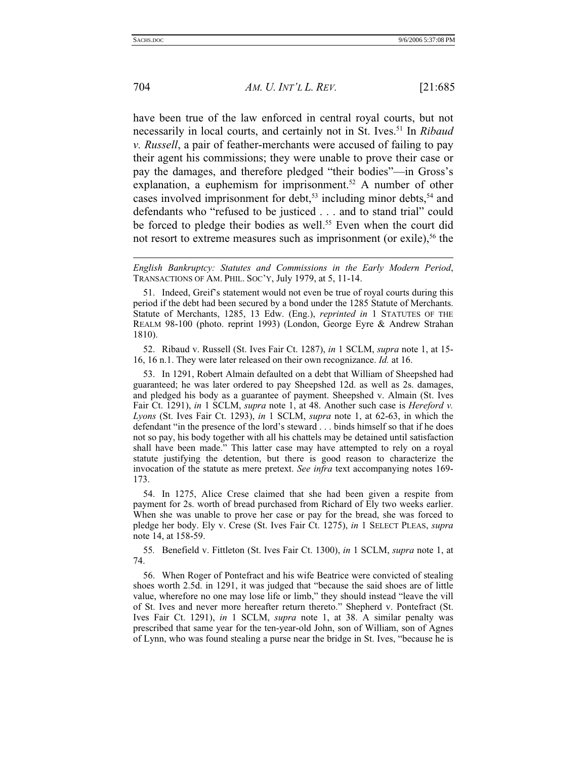have been true of the law enforced in central royal courts, but not necessarily in local courts, and certainly not in St. Ives.[51] In *Ribaud v. Russell*, a pair of feather-merchants were accused of failing to pay their agent his commissions; they were unable to prove their case or pay the damages, and therefore pledged "their bodies"—in Gross's explanation, a euphemism for imprisonment.[52] A number of other cases involved imprisonment for debt,[53] including minor debts,[54] and defendants who "refused to be justiced . . . and to stand trial" could be forced to pledge their bodies as well.[55] Even when the court did not resort to extreme measures such as imprisonment (or exile),[56] the

---

*English Bankruptcy: Statutes and Commissions in the Early Modern Period*, TRANSACTIONS OF AM. PHIL. SOC'Y, July 1979, at 5, 11-14.

51. Indeed, Greif's statement would not even be true of royal courts during this period if the debt had been secured by a bond under the 1285 Statute of Merchants. Statute of Merchants, 1285, 13 Edw. (Eng.), *reprinted in* 1 STATUTES OF THE REALM 98-100 (photo. reprint 1993) (London, George Eyre & Andrew Strahan 1810).

52. Ribaud v. Russell (St. Ives Fair Ct. 1287), *in* 1 SCLM, *supra* note 1, at 15-16, 16 n.1. They were later released on their own recognizance. *Id.* at 16.

53. In 1291, Robert Almain defaulted on a debt that William of Sheepshed had guaranteed; he was later ordered to pay Sheepshed 12d. as well as 2s. damages, and pledged his body as a guarantee of payment. Sheepshed v. Almain (St. Ives Fair Ct. 1291), *in* 1 SCLM, *supra* note 1, at 48. Another such case is *Hereford v. Lyons* (St. Ives Fair Ct. 1293), *in* 1 SCLM, *supra* note 1, at 62-63, in which the defendant "in the presence of the lord's steward . . . binds himself so that if he does not so pay, his body together with all his chattels may be detained until satisfaction shall have been made." This latter case may have attempted to rely on a royal statute justifying the detention, but there is good reason to characterize the invocation of the statute as mere pretext. *See infra* text accompanying notes 169-173.

54. In 1275, Alice Crese claimed that she had been given a respite from payment for 2s. worth of bread purchased from Richard of Ely two weeks earlier. When she was unable to prove her case or pay for the bread, she was forced to pledge her body. Ely v. Crese (St. Ives Fair Ct. 1275), *in* 1 SELECT PLEAS, *supra* note 14, at 158-59.

55. Benefield v. Fittleton (St. Ives Fair Ct. 1300), *in* 1 SCLM, *supra* note 1, at 74.

56. When Roger of Pontefract and his wife Beatrice were convicted of stealing shoes worth 2.5d. in 1291, it was judged that "because the said shoes are of little value, wherefore no one may lose life or limb," they should instead "leave the vill of St. Ives and never more hereafter return thereto." Shepherd v. Pontefract (St. Ives Fair Ct. 1291), *in* 1 SCLM, *supra* note 1, at 38. A similar penalty was prescribed that same year for the ten-year-old John, son of William, son of Agnes of Lynn, who was found stealing a purse near the bridge in St. Ives, "because he is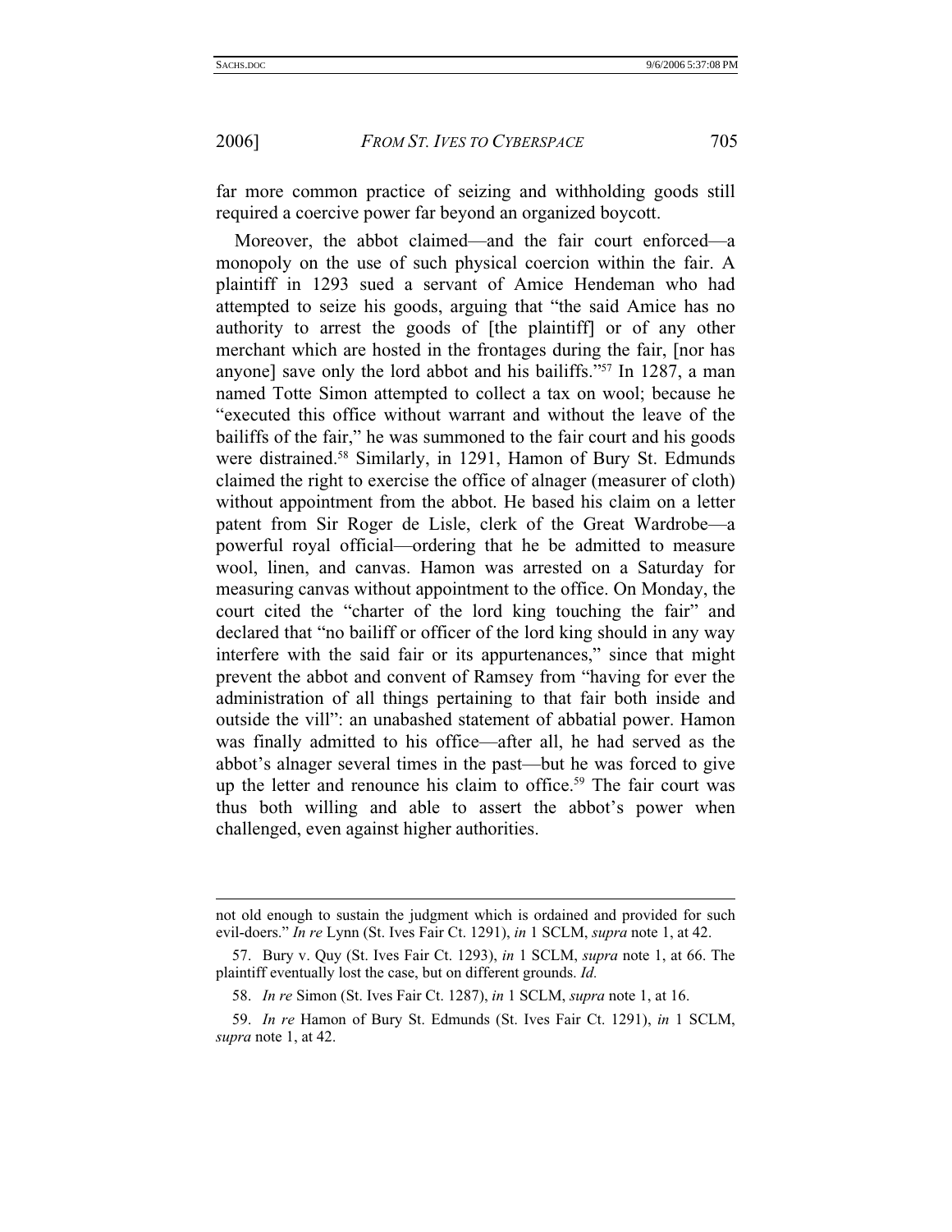far more common practice of seizing and withholding goods still required a coercive power far beyond an organized boycott.

Moreover, the abbot claimed—and the fair court enforced—a monopoly on the use of such physical coercion within the fair. A plaintiff in 1293 sued a servant of Amice Hendeman who had attempted to seize his goods, arguing that "the said Amice has no authority to arrest the goods of [the plaintiff] or of any other merchant which are hosted in the frontages during the fair, [nor has anyone] save only the lord abbot and his bailiffs."[57] In 1287, a man named Totte Simon attempted to collect a tax on wool; because he "executed this office without warrant and without the leave of the bailiffs of the fair," he was summoned to the fair court and his goods were distrained.[58] Similarly, in 1291, Hamon of Bury St. Edmunds claimed the right to exercise the office of alnager (measurer of cloth) without appointment from the abbot. He based his claim on a letter patent from Sir Roger de Lisle, clerk of the Great Wardrobe—a powerful royal official—ordering that he be admitted to measure wool, linen, and canvas. Hamon was arrested on a Saturday for measuring canvas without appointment to the office. On Monday, the court cited the "charter of the lord king touching the fair" and declared that "no bailiff or officer of the lord king should in any way interfere with the said fair or its appurtenances," since that might prevent the abbot and convent of Ramsey from "having for ever the administration of all things pertaining to that fair both inside and outside the vill": an unabashed statement of abbatial power. Hamon was finally admitted to his office—after all, he had served as the abbot's alnager several times in the past—but he was forced to give up the letter and renounce his claim to office.[59] The fair court was thus both willing and able to assert the abbot's power when challenged, even against higher authorities.

---

not old enough to sustain the judgment which is ordained and provided for such evil-doers." *In re* Lynn (St. Ives Fair Ct. 1291), *in* 1 SCLM, *supra* note 1, at 42.

57. Bury v. Quy (St. Ives Fair Ct. 1293), *in* 1 SCLM, *supra* note 1, at 66. The plaintiff eventually lost the case, but on different grounds. *Id.*

58. *In re* Simon (St. Ives Fair Ct. 1287), *in* 1 SCLM, *supra* note 1, at 16.

59. *In re* Hamon of Bury St. Edmunds (St. Ives Fair Ct. 1291), *in* 1 SCLM, *supra* note 1, at 42.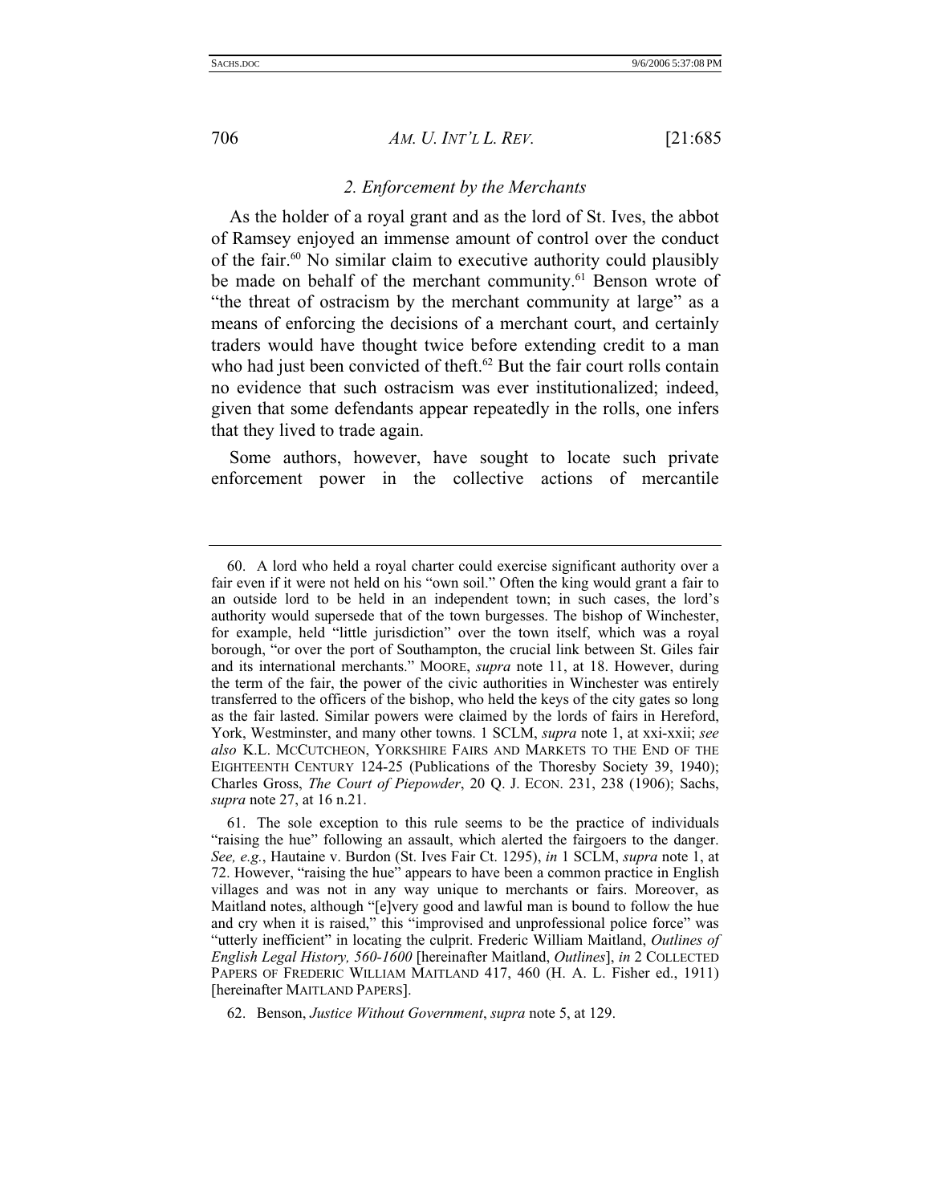### *2. Enforcement by the Merchants*

As the holder of a royal grant and as the lord of St. Ives, the abbot of Ramsey enjoyed an immense amount of control over the conduct of the fair.[60] No similar claim to executive authority could plausibly be made on behalf of the merchant community.[61] Benson wrote of "the threat of ostracism by the merchant community at large" as a means of enforcing the decisions of a merchant court, and certainly traders would have thought twice before extending credit to a man who had just been convicted of theft.[62] But the fair court rolls contain no evidence that such ostracism was ever institutionalized; indeed, given that some defendants appear repeatedly in the rolls, one infers that they lived to trade again.

Some authors, however, have sought to locate such private enforcement power in the collective actions of mercantile

---

60. A lord who held a royal charter could exercise significant authority over a fair even if it were not held on his "own soil." Often the king would grant a fair to an outside lord to be held in an independent town; in such cases, the lord's authority would supersede that of the town burgesses. The bishop of Winchester, for example, held "little jurisdiction" over the town itself, which was a royal borough, "or over the port of Southampton, the crucial link between St. Giles fair and its international merchants." MOORE, *supra* note 11, at 18. However, during the term of the fair, the power of the civic authorities in Winchester was entirely transferred to the officers of the bishop, who held the keys of the city gates so long as the fair lasted. Similar powers were claimed by the lords of fairs in Hereford, York, Westminster, and many other towns. 1 SCLM, *supra* note 1, at xxi-xxii; *see also* K.L. MCCUTCHEON, YORKSHIRE FAIRS AND MARKETS TO THE END OF THE EIGHTEENTH CENTURY 124-25 (Publications of the Thoresby Society 39, 1940); Charles Gross, *The Court of Piepowder*, 20 Q. J. ECON. 231, 238 (1906); Sachs, *supra* note 27, at 16 n.21.

61. The sole exception to this rule seems to be the practice of individuals "raising the hue" following an assault, which alerted the fairgoers to the danger. *See, e.g.*, Hautaine v. Burdon (St. Ives Fair Ct. 1295), *in* 1 SCLM, *supra* note 1, at 72. However, "raising the hue" appears to have been a common practice in English villages and was not in any way unique to merchants or fairs. Moreover, as Maitland notes, although "[e]very good and lawful man is bound to follow the hue and cry when it is raised," this "improvised and unprofessional police force" was "utterly inefficient" in locating the culprit. Frederic William Maitland, *Outlines of English Legal History, 560-1600* [hereinafter Maitland, *Outlines*], *in* 2 COLLECTED PAPERS OF FREDERIC WILLIAM MAITLAND 417, 460 (H. A. L. Fisher ed., 1911) [hereinafter MAITLAND PAPERS].

62. Benson, *Justice Without Government*, *supra* note 5, at 129.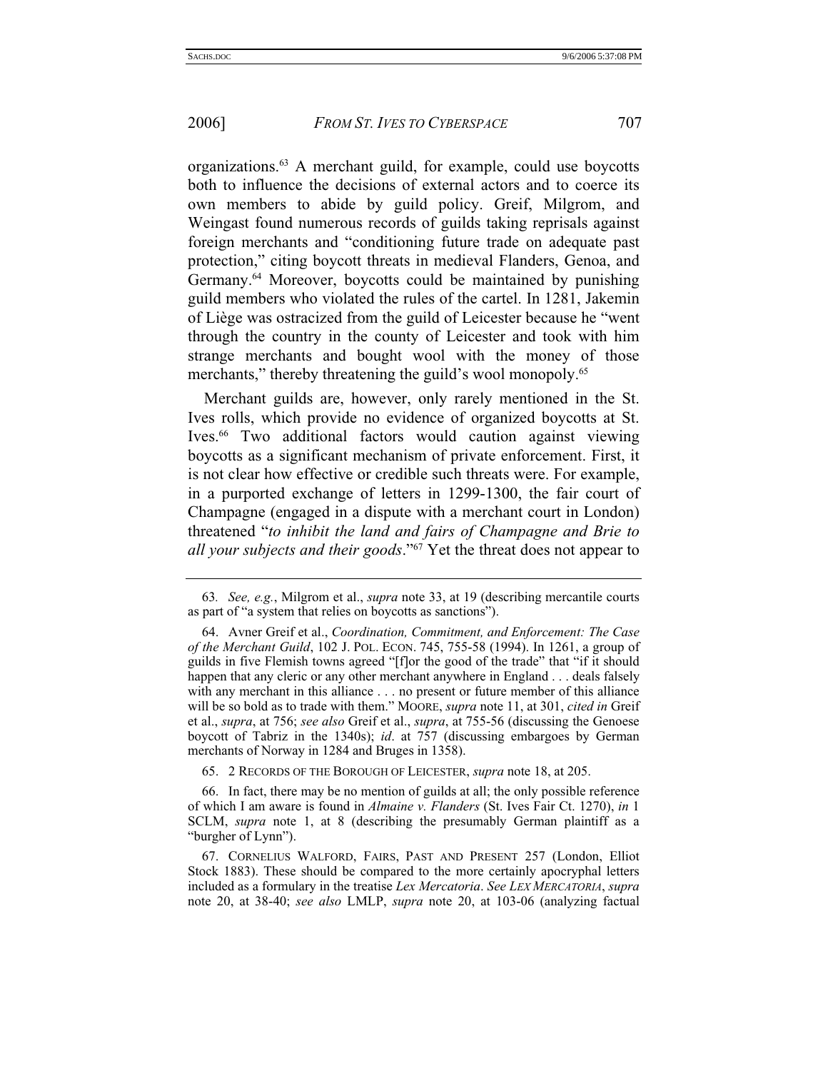organizations.[63] A merchant guild, for example, could use boycotts both to influence the decisions of external actors and to coerce its own members to abide by guild policy. Greif, Milgrom, and Weingast found numerous records of guilds taking reprisals against foreign merchants and "conditioning future trade on adequate past protection," citing boycott threats in medieval Flanders, Genoa, and Germany.[64] Moreover, boycotts could be maintained by punishing guild members who violated the rules of the cartel. In 1281, Jakemin of Liège was ostracized from the guild of Leicester because he "went through the country in the county of Leicester and took with him strange merchants and bought wool with the money of those merchants," thereby threatening the guild's wool monopoly.[65]

Merchant guilds are, however, only rarely mentioned in the St. Ives rolls, which provide no evidence of organized boycotts at St. Ives.[66] Two additional factors would caution against viewing boycotts as a significant mechanism of private enforcement. First, it is not clear how effective or credible such threats were. For example, in a purported exchange of letters in 1299-1300, the fair court of Champagne (engaged in a dispute with a merchant court in London) threatened "*to inhibit the land and fairs of Champagne and Brie to all your subjects and their goods*."[67] Yet the threat does not appear to

---

63. *See, e.g.*, Milgrom et al., *supra* note 33, at 19 (describing mercantile courts as part of "a system that relies on boycotts as sanctions").

64. Avner Greif et al., *Coordination, Commitment, and Enforcement: The Case of the Merchant Guild*, 102 J. POL. ECON. 745, 755-58 (1994). In 1261, a group of guilds in five Flemish towns agreed "[f]or the good of the trade" that "if it should happen that any cleric or any other merchant anywhere in England . . . deals falsely with any merchant in this alliance . . . no present or future member of this alliance will be so bold as to trade with them." MOORE, *supra* note 11, at 301, *cited in* Greif et al., *supra*, at 756; *see also* Greif et al., *supra*, at 755-56 (discussing the Genoese boycott of Tabriz in the 1340s); *id*. at 757 (discussing embargoes by German merchants of Norway in 1284 and Bruges in 1358).

65. 2 RECORDS OF THE BOROUGH OF LEICESTER, *supra* note 18, at 205.

66. In fact, there may be no mention of guilds at all; the only possible reference of which I am aware is found in *Almaine v. Flanders* (St. Ives Fair Ct. 1270), *in* 1 SCLM, *supra* note 1, at 8 (describing the presumably German plaintiff as a "burgher of Lynn").

67. CORNELIUS WALFORD, FAIRS, PAST AND PRESENT 257 (London, Elliot Stock 1883). These should be compared to the more certainly apocryphal letters included as a formulary in the treatise *Lex Mercatoria*. *See LEX MERCATORIA*, *supra* note 20, at 38-40; *see also* LMLP, *supra* note 20, at 103-06 (analyzing factual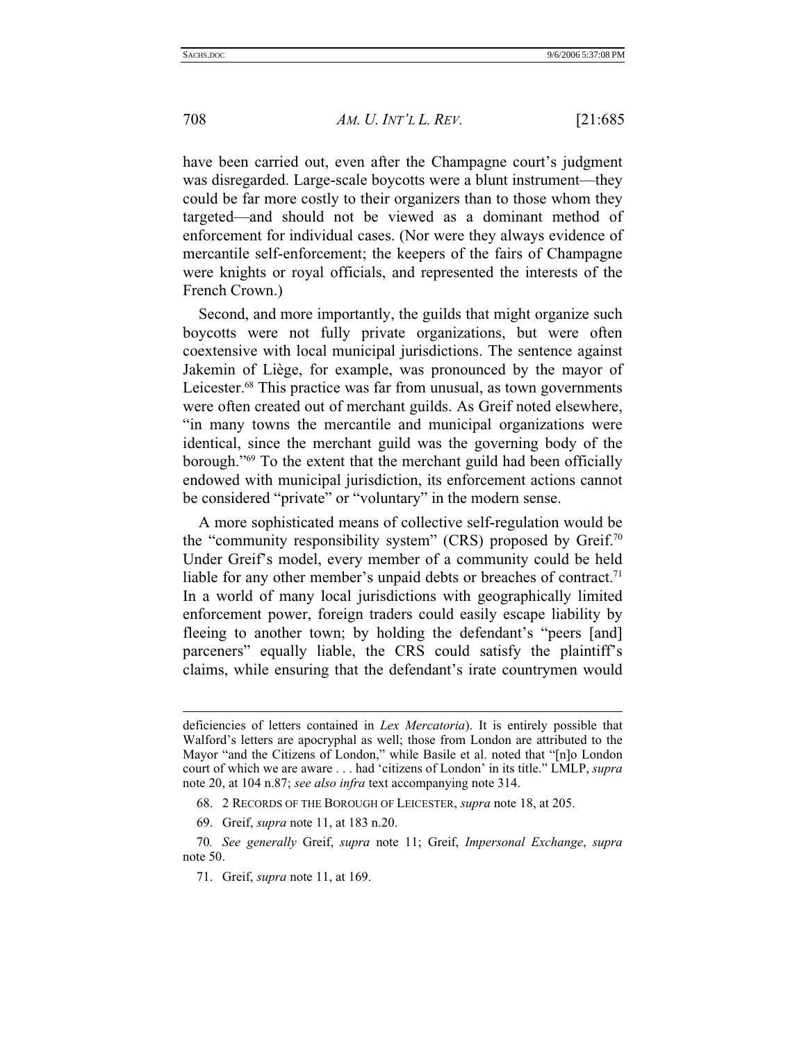have been carried out, even after the Champagne court's judgment was disregarded. Large-scale boycotts were a blunt instrument—they could be far more costly to their organizers than to those whom they targeted—and should not be viewed as a dominant method of enforcement for individual cases. (Nor were they always evidence of mercantile self-enforcement; the keepers of the fairs of Champagne were knights or royal officials, and represented the interests of the French Crown.)

Second, and more importantly, the guilds that might organize such boycotts were not fully private organizations, but were often coextensive with local municipal jurisdictions. The sentence against Jakemin of Liège, for example, was pronounced by the mayor of Leicester.[68] This practice was far from unusual, as town governments were often created out of merchant guilds. As Greif noted elsewhere, "in many towns the mercantile and municipal organizations were identical, since the merchant guild was the governing body of the borough."[69] To the extent that the merchant guild had been officially endowed with municipal jurisdiction, its enforcement actions cannot be considered "private" or "voluntary" in the modern sense.

A more sophisticated means of collective self-regulation would be the "community responsibility system" (CRS) proposed by Greif.[70] Under Greif's model, every member of a community could be held liable for any other member's unpaid debts or breaches of contract.[71] In a world of many local jurisdictions with geographically limited enforcement power, foreign traders could easily escape liability by fleeing to another town; by holding the defendant's "peers [and] parceners" equally liable, the CRS could satisfy the plaintiff's claims, while ensuring that the defendant's irate countrymen would

---

deficiencies of letters contained in *Lex Mercatoria*). It is entirely possible that Walford's letters are apocryphal as well; those from London are attributed to the Mayor "and the Citizens of London," while Basile et al. noted that "[n]o London court of which we are aware . . . had 'citizens of London' in its title." LMLP, *supra* note 20, at 104 n.87; *see also infra* text accompanying note 314.

68. 2 RECORDS OF THE BOROUGH OF LEICESTER, *supra* note 18, at 205.

69. Greif, *supra* note 11, at 183 n.20.

70. *See generally* Greif, *supra* note 11; Greif, *Impersonal Exchange*, *supra* note 50.

71. Greif, *supra* note 11, at 169.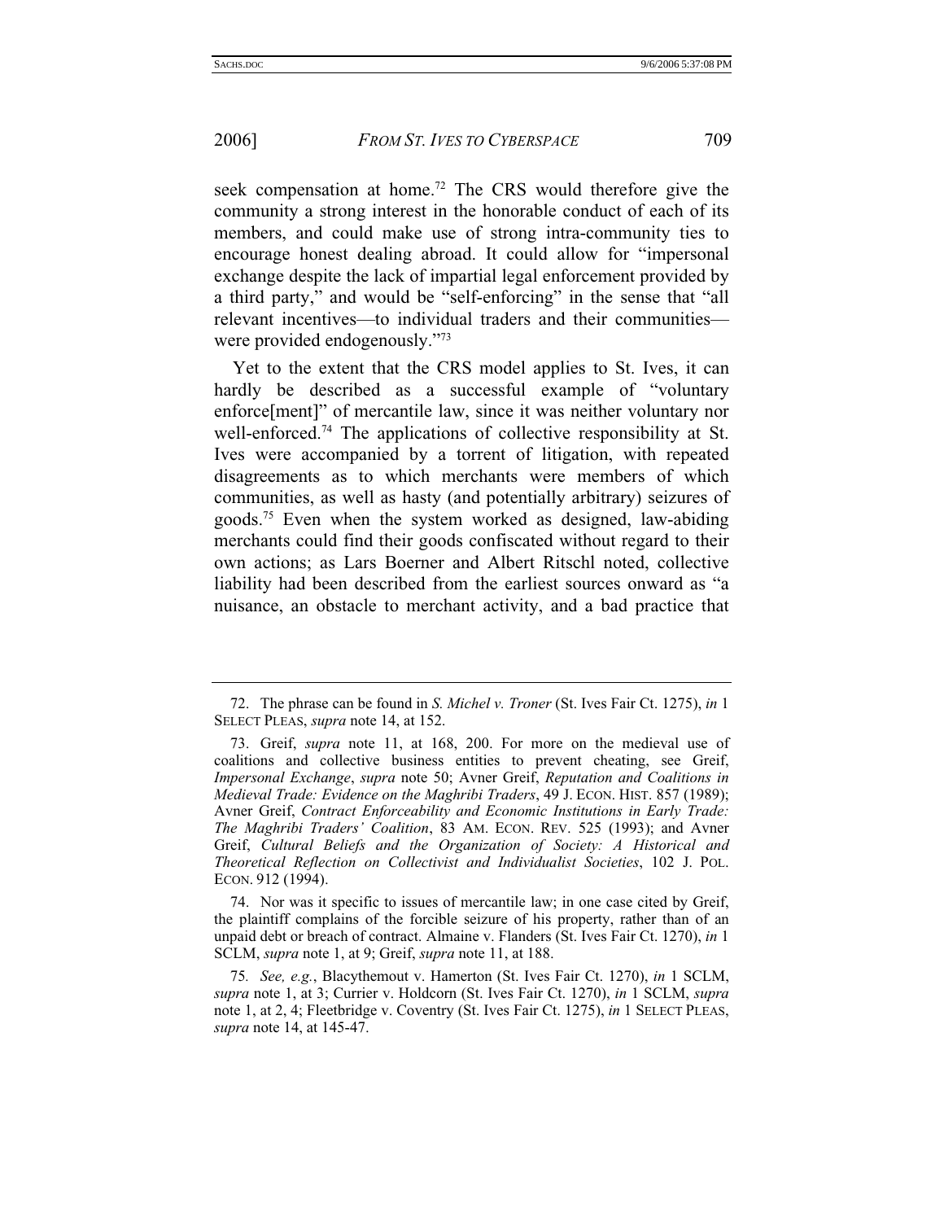seek compensation at home.[72] The CRS would therefore give the community a strong interest in the honorable conduct of each of its members, and could make use of strong intra-community ties to encourage honest dealing abroad. It could allow for "impersonal exchange despite the lack of impartial legal enforcement provided by a third party," and would be "self-enforcing" in the sense that "all relevant incentives—to individual traders and their communities—were provided endogenously."[73]

Yet to the extent that the CRS model applies to St. Ives, it can hardly be described as a successful example of "voluntary enforce[ment]" of mercantile law, since it was neither voluntary nor well-enforced.[74] The applications of collective responsibility at St. Ives were accompanied by a torrent of litigation, with repeated disagreements as to which merchants were members of which communities, as well as hasty (and potentially arbitrary) seizures of goods.[75] Even when the system worked as designed, law-abiding merchants could find their goods confiscated without regard to their own actions; as Lars Boerner and Albert Ritschl noted, collective liability had been described from the earliest sources onward as "a nuisance, an obstacle to merchant activity, and a bad practice that

---

72. The phrase can be found in *S. Michel v. Troner* (St. Ives Fair Ct. 1275), *in* 1 SELECT PLEAS, *supra* note 14, at 152.

73. Greif, *supra* note 11, at 168, 200. For more on the medieval use of coalitions and collective business entities to prevent cheating, see Greif, *Impersonal Exchange*, *supra* note 50; Avner Greif, *Reputation and Coalitions in Medieval Trade: Evidence on the Maghribi Traders*, 49 J. ECON. HIST. 857 (1989); Avner Greif, *Contract Enforceability and Economic Institutions in Early Trade: The Maghribi Traders' Coalition*, 83 AM. ECON. REV. 525 (1993); and Avner Greif, *Cultural Beliefs and the Organization of Society: A Historical and Theoretical Reflection on Collectivist and Individualist Societies*, 102 J. POL. ECON. 912 (1994).

74. Nor was it specific to issues of mercantile law; in one case cited by Greif, the plaintiff complains of the forcible seizure of his property, rather than of an unpaid debt or breach of contract. Almaine v. Flanders (St. Ives Fair Ct. 1270), *in* 1 SCLM, *supra* note 1, at 9; Greif, *supra* note 11, at 188.

75. *See, e.g.*, Blacythemout v. Hamerton (St. Ives Fair Ct. 1270), *in* 1 SCLM, *supra* note 1, at 3; Currier v. Holdcorn (St. Ives Fair Ct. 1270), *in* 1 SCLM, *supra* note 1, at 2, 4; Fleetbridge v. Coventry (St. Ives Fair Ct. 1275), *in* 1 SELECT PLEAS, *supra* note 14, at 145-47.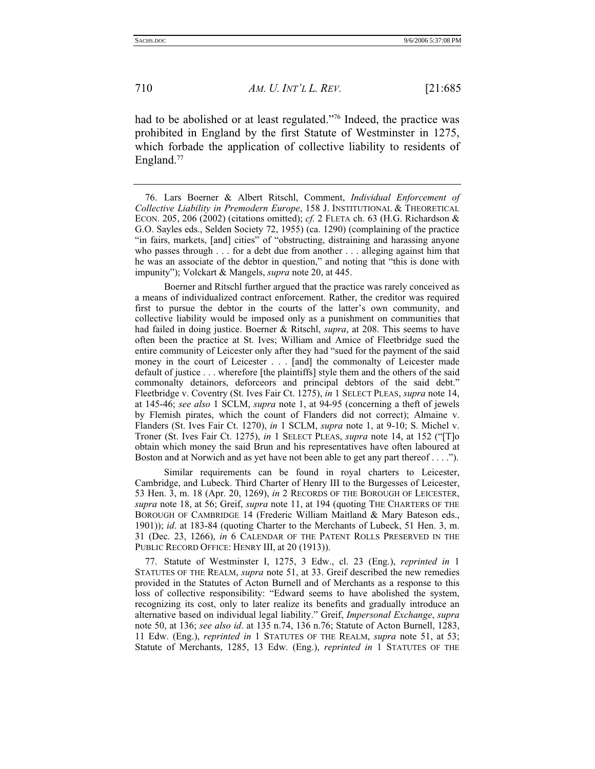had to be abolished or at least regulated."[76] Indeed, the practice was prohibited in England by the first Statute of Westminster in 1275, which forbade the application of collective liability to residents of England.[77]

---

76. Lars Boerner & Albert Ritschl, Comment, *Individual Enforcement of Collective Liability in Premodern Europe*, 158 J. INSTITUTIONAL & THEORETICAL ECON. 205, 206 (2002) (citations omitted); *cf.* 2 FLETA ch. 63 (H.G. Richardson & G.O. Sayles eds., Selden Society 72, 1955) (ca. 1290) (complaining of the practice "in fairs, markets, [and] cities" of "obstructing, distraining and harassing anyone who passes through . . . for a debt due from another . . . alleging against him that he was an associate of the debtor in question," and noting that "this is done with impunity"); Volckart & Mangels, *supra* note 20, at 445.

Boerner and Ritschl further argued that the practice was rarely conceived as a means of individualized contract enforcement. Rather, the creditor was required first to pursue the debtor in the courts of the latter's own community, and collective liability would be imposed only as a punishment on communities that had failed in doing justice. Boerner & Ritschl, *supra*, at 208. This seems to have often been the practice at St. Ives; William and Amice of Fleetbridge sued the entire community of Leicester only after they had "sued for the payment of the said money in the court of Leicester . . . [and] the commonalty of Leicester made default of justice . . . wherefore [the plaintiffs] style them and the others of the said commonalty detainors, deforceors and principal debtors of the said debt." Fleetbridge v. Coventry (St. Ives Fair Ct. 1275), *in* 1 SELECT PLEAS, *supra* note 14, at 145-46; *see also* 1 SCLM, *supra* note 1, at 94-95 (concerning a theft of jewels by Flemish pirates, which the count of Flanders did not correct); Almaine v. Flanders (St. Ives Fair Ct. 1270), *in* 1 SCLM, *supra* note 1, at 9-10; S. Michel v. Troner (St. Ives Fair Ct. 1275), *in* 1 SELECT PLEAS, *supra* note 14, at 152 ("[T]o obtain which money the said Brun and his representatives have often laboured at Boston and at Norwich and as yet have not been able to get any part thereof . . . .").

Similar requirements can be found in royal charters to Leicester, Cambridge, and Lubeck. Third Charter of Henry III to the Burgesses of Leicester, 53 Hen. 3, m. 18 (Apr. 20, 1269), *in* 2 RECORDS OF THE BOROUGH OF LEICESTER, *supra* note 18, at 56; Greif, *supra* note 11, at 194 (quoting THE CHARTERS OF THE BOROUGH OF CAMBRIDGE 14 (Frederic William Maitland & Mary Bateson eds., 1901)); *id*. at 183-84 (quoting Charter to the Merchants of Lubeck, 51 Hen. 3, m. 31 (Dec. 23, 1266), *in* 6 CALENDAR OF THE PATENT ROLLS PRESERVED IN THE PUBLIC RECORD OFFICE: HENRY III, at 20 (1913)).

77. Statute of Westminster I, 1275, 3 Edw., cl. 23 (Eng.), *reprinted in* 1 STATUTES OF THE REALM, *supra* note 51, at 33. Greif described the new remedies provided in the Statutes of Acton Burnell and of Merchants as a response to this loss of collective responsibility: "Edward seems to have abolished the system, recognizing its cost, only to later realize its benefits and gradually introduce an alternative based on individual legal liability." Greif, *Impersonal Exchange*, *supra* note 50, at 136; *see also id*. at 135 n.74, 136 n.76; Statute of Acton Burnell, 1283, 11 Edw. (Eng.), *reprinted in* 1 STATUTES OF THE REALM, *supra* note 51, at 53; Statute of Merchants, 1285, 13 Edw. (Eng.), *reprinted in* 1 STATUTES OF THE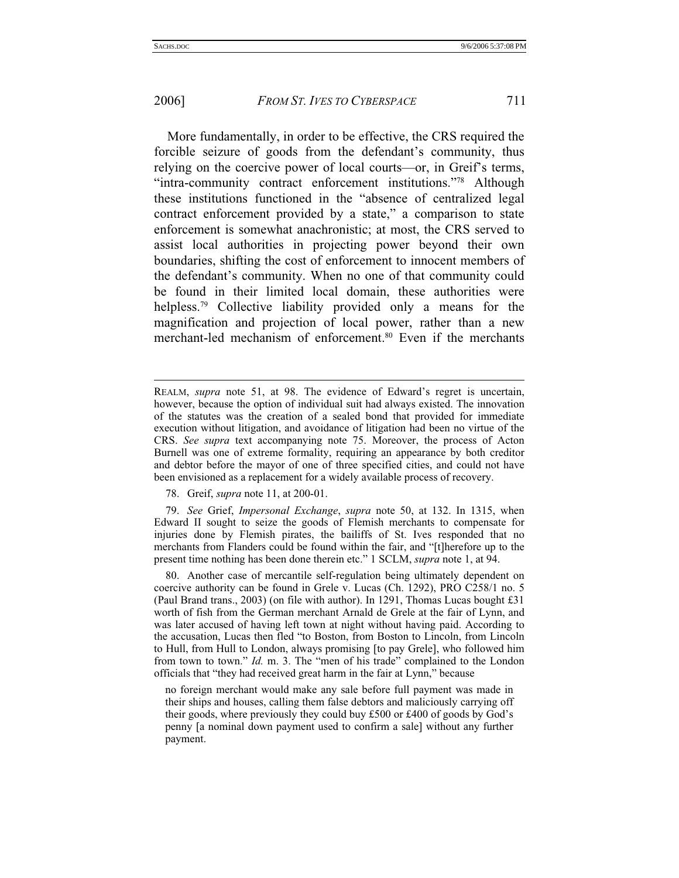More fundamentally, in order to be effective, the CRS required the forcible seizure of goods from the defendant's community, thus relying on the coercive power of local courts—or, in Greif's terms, "intra-community contract enforcement institutions."[78] Although these institutions functioned in the "absence of centralized legal contract enforcement provided by a state," a comparison to state enforcement is somewhat anachronistic; at most, the CRS served to assist local authorities in projecting power beyond their own boundaries, shifting the cost of enforcement to innocent members of the defendant's community. When no one of that community could be found in their limited local domain, these authorities were helpless.[79] Collective liability provided only a means for the magnification and projection of local power, rather than a new merchant-led mechanism of enforcement.[80] Even if the merchants

---

REALM, *supra* note 51, at 98. The evidence of Edward's regret is uncertain, however, because the option of individual suit had always existed. The innovation of the statutes was the creation of a sealed bond that provided for immediate execution without litigation, and avoidance of litigation had been no virtue of the CRS. *See supra* text accompanying note 75. Moreover, the process of Acton Burnell was one of extreme formality, requiring an appearance by both creditor and debtor before the mayor of one of three specified cities, and could not have been envisioned as a replacement for a widely available process of recovery.

78. Greif, *supra* note 11, at 200-01.

79. *See* Greif, *Impersonal Exchange*, *supra* note 50, at 132. In 1315, when Edward II sought to seize the goods of Flemish merchants to compensate for injuries done by Flemish pirates, the bailiffs of St. Ives responded that no merchants from Flanders could be found within the fair, and "[t]herefore up to the present time nothing has been done therein etc." 1 SCLM, *supra* note 1, at 94.

80. Another case of mercantile self-regulation being ultimately dependent on coercive authority can be found in Grele v. Lucas (Ch. 1292), PRO C258/1 no. 5 (Paul Brand trans., 2003) (on file with author). In 1291, Thomas Lucas bought £31 worth of fish from the German merchant Arnald de Grele at the fair of Lynn, and was later accused of having left town at night without having paid. According to the accusation, Lucas then fled "to Boston, from Boston to Lincoln, from Lincoln to Hull, from Hull to London, always promising [to pay Grele], who followed him from town to town." *Id.* m. 3. The "men of his trade" complained to the London officials that "they had received great harm in the fair at Lynn," because

> no foreign merchant would make any sale before full payment was made in their ships and houses, calling them false debtors and maliciously carrying off their goods, where previously they could buy £500 or £400 of goods by God's penny [a nominal down payment used to confirm a sale] without any further payment.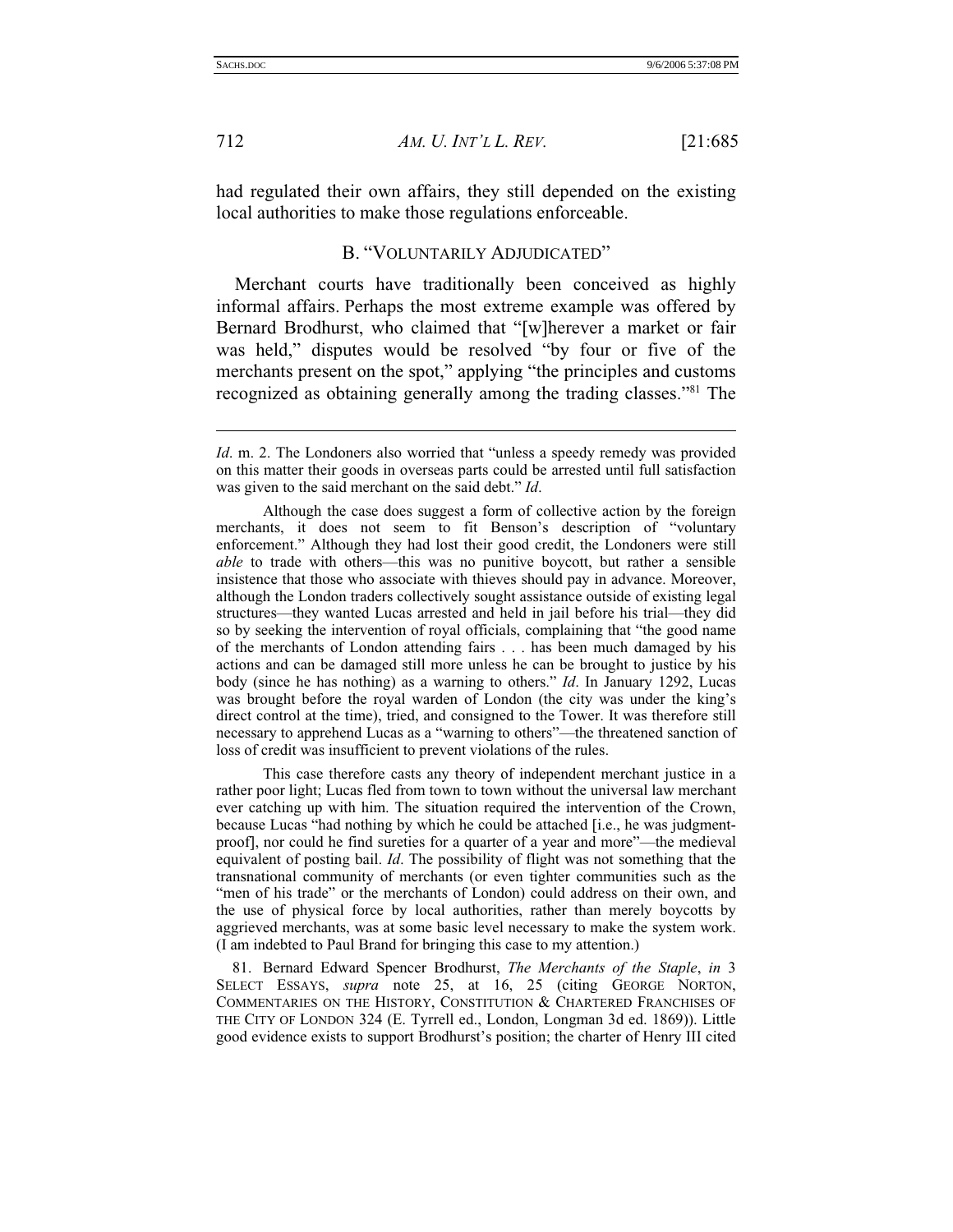had regulated their own affairs, they still depended on the existing local authorities to make those regulations enforceable.

### B. "VOLUNTARILY ADJUDICATED"

Merchant courts have traditionally been conceived as highly informal affairs. Perhaps the most extreme example was offered by Bernard Brodhurst, who claimed that "[w]herever a market or fair was held," disputes would be resolved "by four or five of the merchants present on the spot," applying "the principles and customs recognized as obtaining generally among the trading classes."[81] The

---

*Id*. m. 2. The Londoners also worried that "unless a speedy remedy was provided on this matter their goods in overseas parts could be arrested until full satisfaction was given to the said merchant on the said debt." *Id*.

Although the case does suggest a form of collective action by the foreign merchants, it does not seem to fit Benson's description of "voluntary enforcement." Although they had lost their good credit, the Londoners were still *able* to trade with others—this was no punitive boycott, but rather a sensible insistence that those who associate with thieves should pay in advance. Moreover, although the London traders collectively sought assistance outside of existing legal structures—they wanted Lucas arrested and held in jail before his trial—they did so by seeking the intervention of royal officials, complaining that "the good name of the merchants of London attending fairs . . . has been much damaged by his actions and can be damaged still more unless he can be brought to justice by his body (since he has nothing) as a warning to others." *Id*. In January 1292, Lucas was brought before the royal warden of London (the city was under the king's direct control at the time), tried, and consigned to the Tower. It was therefore still necessary to apprehend Lucas as a "warning to others"—the threatened sanction of loss of credit was insufficient to prevent violations of the rules.

This case therefore casts any theory of independent merchant justice in a rather poor light; Lucas fled from town to town without the universal law merchant ever catching up with him. The situation required the intervention of the Crown, because Lucas "had nothing by which he could be attached [i.e., he was judgment-proof], nor could he find sureties for a quarter of a year and more"—the medieval equivalent of posting bail. *Id*. The possibility of flight was not something that the transnational community of merchants (or even tighter communities such as the "men of his trade" or the merchants of London) could address on their own, and the use of physical force by local authorities, rather than merely boycotts by aggrieved merchants, was at some basic level necessary to make the system work. (I am indebted to Paul Brand for bringing this case to my attention.)

81. Bernard Edward Spencer Brodhurst, *The Merchants of the Staple*, *in* 3 SELECT ESSAYS, *supra* note 25, at 16, 25 (citing GEORGE NORTON, COMMENTARIES ON THE HISTORY, CONSTITUTION & CHARTERED FRANCHISES OF THE CITY OF LONDON 324 (E. Tyrrell ed., London, Longman 3d ed. 1869)). Little good evidence exists to support Brodhurst's position; the charter of Henry III cited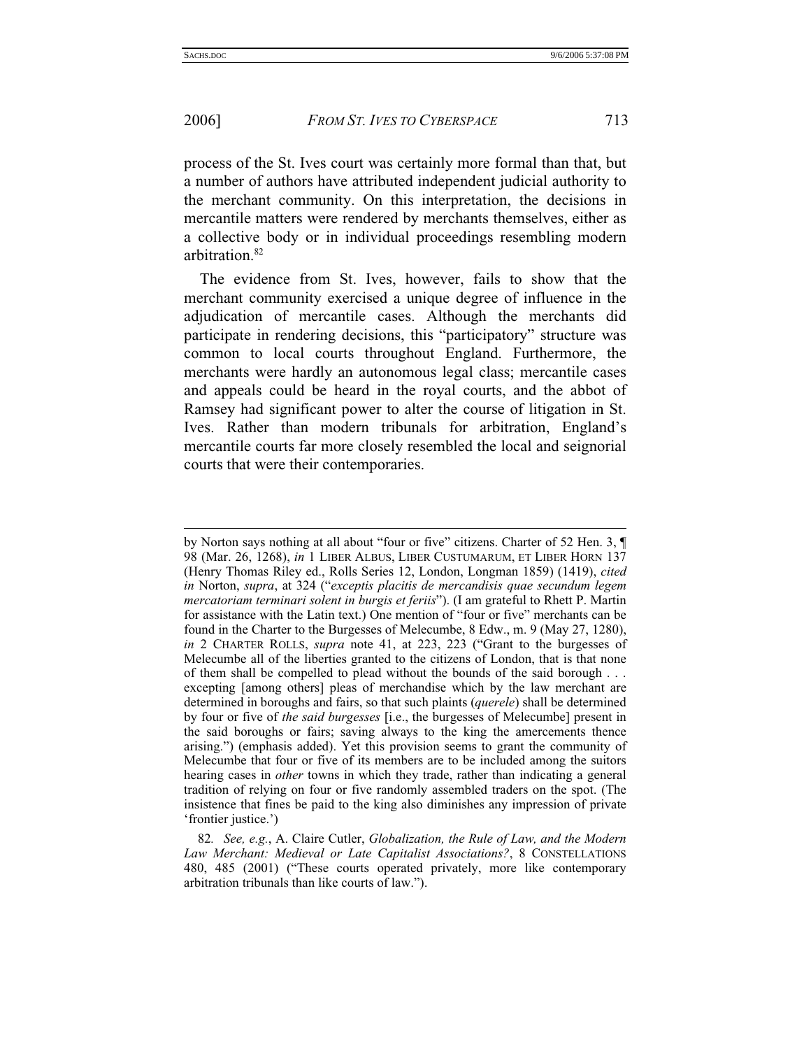process of the St. Ives court was certainly more formal than that, but a number of authors have attributed independent judicial authority to the merchant community. On this interpretation, the decisions in mercantile matters were rendered by merchants themselves, either as a collective body or in individual proceedings resembling modern arbitration.[82]

The evidence from St. Ives, however, fails to show that the merchant community exercised a unique degree of influence in the adjudication of mercantile cases. Although the merchants did participate in rendering decisions, this "participatory" structure was common to local courts throughout England. Furthermore, the merchants were hardly an autonomous legal class; mercantile cases and appeals could be heard in the royal courts, and the abbot of Ramsey had significant power to alter the course of litigation in St. Ives. Rather than modern tribunals for arbitration, England's mercantile courts far more closely resembled the local and seignorial courts that were their contemporaries.

---

by Norton says nothing at all about "four or five" citizens. Charter of 52 Hen. 3, ¶ 98 (Mar. 26, 1268), *in* 1 LIBER ALBUS, LIBER CUSTUMARUM, ET LIBER HORN 137 (Henry Thomas Riley ed., Rolls Series 12, London, Longman 1859) (1419), *cited in* Norton, *supra*, at 324 ("*exceptis placitis de mercandisis quae secundum legem mercatoriam terminari solent in burgis et feriis*"). (I am grateful to Rhett P. Martin for assistance with the Latin text.) One mention of "four or five" merchants can be found in the Charter to the Burgesses of Melecumbe, 8 Edw., m. 9 (May 27, 1280), *in* 2 CHARTER ROLLS, *supra* note 41, at 223, 223 ("Grant to the burgesses of Melecumbe all of the liberties granted to the citizens of London, that is that none of them shall be compelled to plead without the bounds of the said borough . . . excepting [among others] pleas of merchandise which by the law merchant are determined in boroughs and fairs, so that such plaints (*querele*) shall be determined by four or five of *the said burgesses* [i.e., the burgesses of Melecumbe] present in the said boroughs or fairs; saving always to the king the amercements thence arising.") (emphasis added). Yet this provision seems to grant the community of Melecumbe that four or five of its members are to be included among the suitors hearing cases in *other* towns in which they trade, rather than indicating a general tradition of relying on four or five randomly assembled traders on the spot. (The insistence that fines be paid to the king also diminishes any impression of private 'frontier justice.')

82. *See, e.g.*, A. Claire Cutler, *Globalization, the Rule of Law, and the Modern Law Merchant: Medieval or Late Capitalist Associations?*, 8 CONSTELLATIONS 480, 485 (2001) ("These courts operated privately, more like contemporary arbitration tribunals than like courts of law.").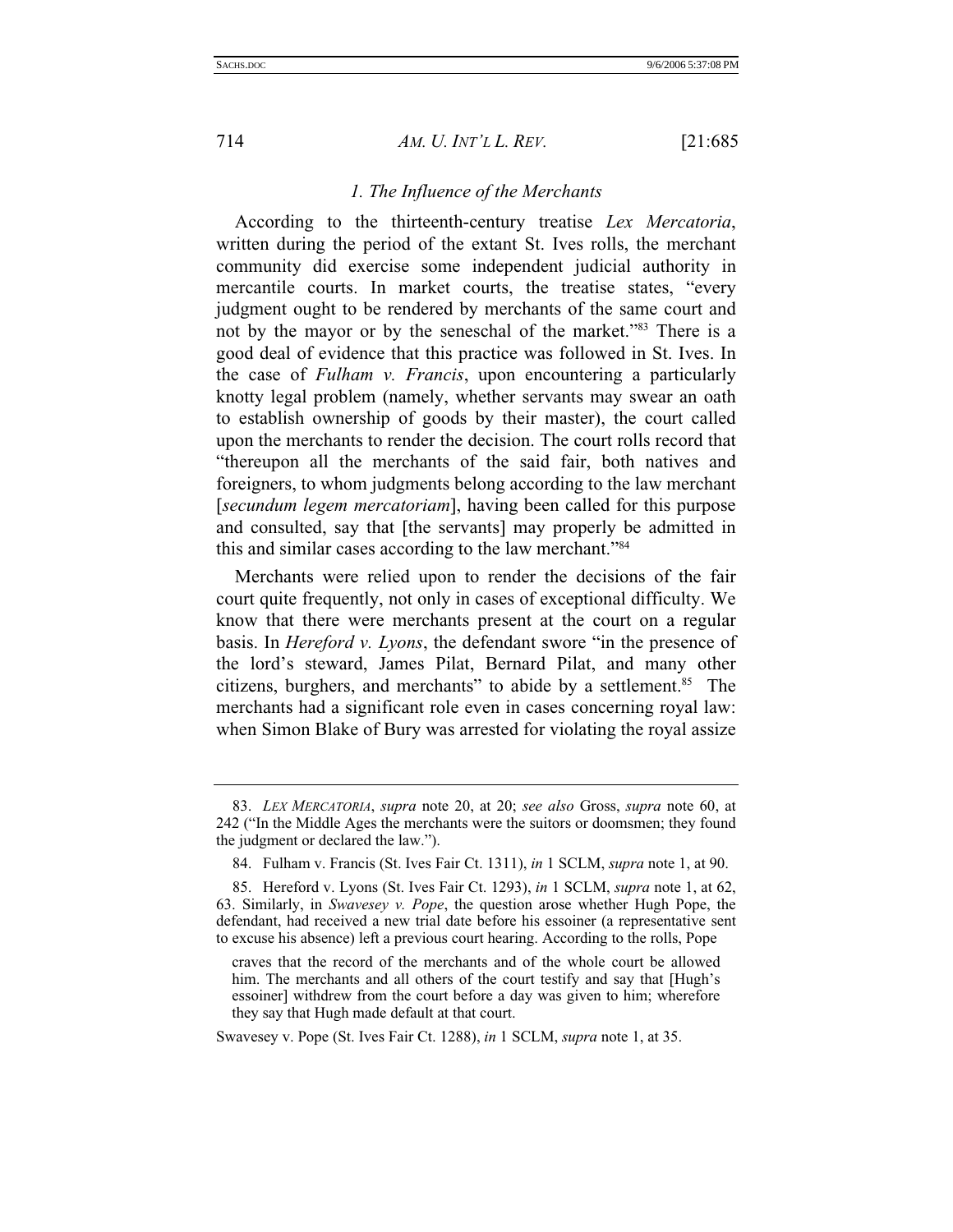### *1. The Influence of the Merchants*

According to the thirteenth-century treatise *Lex Mercatoria*, written during the period of the extant St. Ives rolls, the merchant community did exercise some independent judicial authority in mercantile courts. In market courts, the treatise states, "every judgment ought to be rendered by merchants of the same court and not by the mayor or by the seneschal of the market."[83] There is a good deal of evidence that this practice was followed in St. Ives. In the case of *Fulham v. Francis*, upon encountering a particularly knotty legal problem (namely, whether servants may swear an oath to establish ownership of goods by their master), the court called upon the merchants to render the decision. The court rolls record that "thereupon all the merchants of the said fair, both natives and foreigners, to whom judgments belong according to the law merchant [*secundum legem mercatoriam*], having been called for this purpose and consulted, say that [the servants] may properly be admitted in this and similar cases according to the law merchant."[84]

Merchants were relied upon to render the decisions of the fair court quite frequently, not only in cases of exceptional difficulty. We know that there were merchants present at the court on a regular basis. In *Hereford v. Lyons*, the defendant swore "in the presence of the lord's steward, James Pilat, Bernard Pilat, and many other citizens, burghers, and merchants" to abide by a settlement.[85] The merchants had a significant role even in cases concerning royal law: when Simon Blake of Bury was arrested for violating the royal assize

---

83. *Lex Mercatoria*, *supra* note 20, at 20; *see also* Gross, *supra* note 60, at 242 ("In the Middle Ages the merchants were the suitors or doomsmen; they found the judgment or declared the law.").

84. Fulham v. Francis (St. Ives Fair Ct. 1311), *in* 1 SCLM, *supra* note 1, at 90.

85. Hereford v. Lyons (St. Ives Fair Ct. 1293), *in* 1 SCLM, *supra* note 1, at 62, 63. Similarly, in *Swavesey v. Pope*, the question arose whether Hugh Pope, the defendant, had received a new trial date before his essoiner (a representative sent to excuse his absence) left a previous court hearing. According to the rolls, Pope

> craves that the record of the merchants and of the whole court be allowed him. The merchants and all others of the court testify and say that [Hugh's essoiner] withdrew from the court before a day was given to him; wherefore they say that Hugh made default at that court.

Swavesey v. Pope (St. Ives Fair Ct. 1288), *in* 1 SCLM, *supra* note 1, at 35.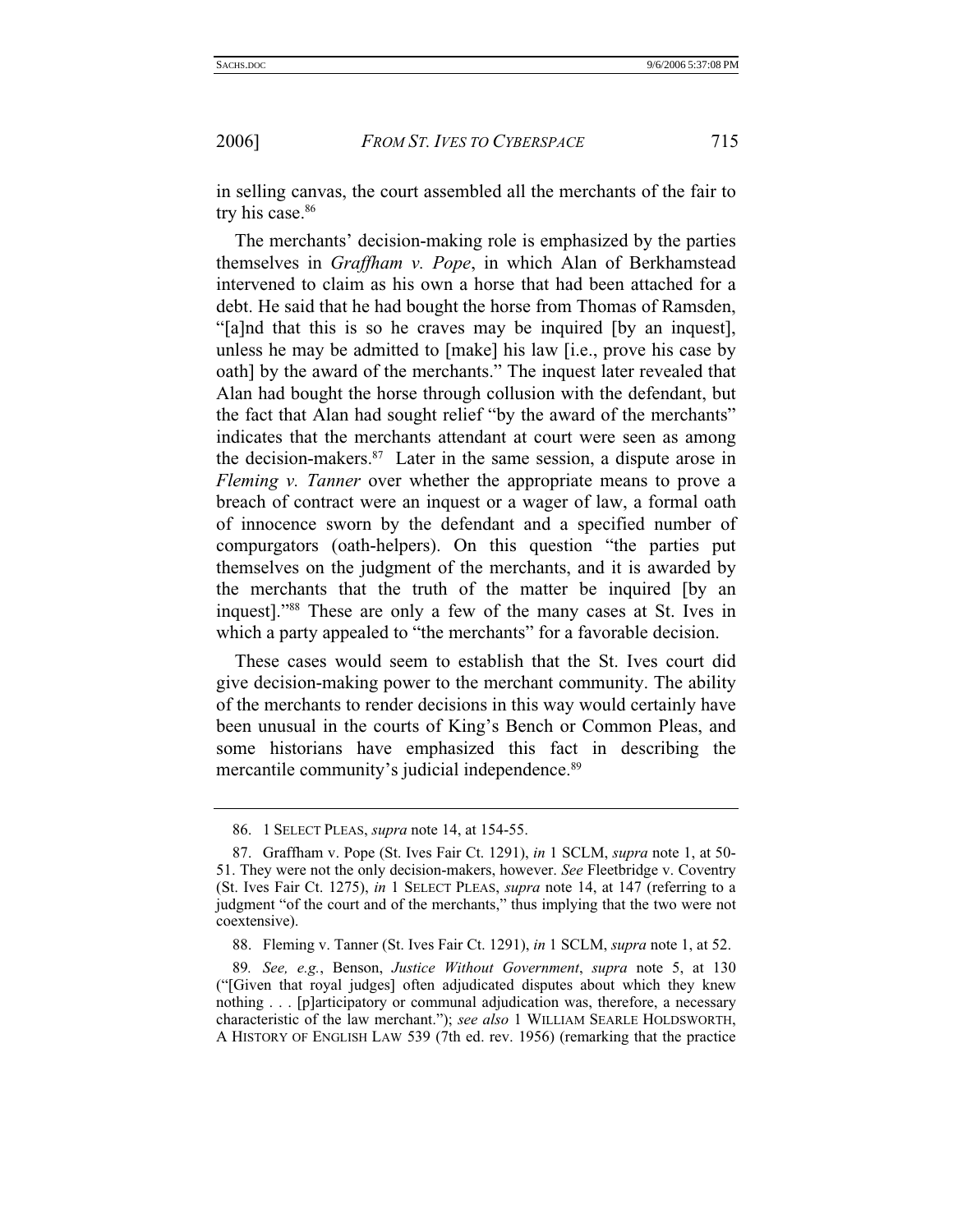in selling canvas, the court assembled all the merchants of the fair to try his case.[86]

The merchants' decision-making role is emphasized by the parties themselves in *Graffham v. Pope*, in which Alan of Berkhamstead intervened to claim as his own a horse that had been attached for a debt. He said that he had bought the horse from Thomas of Ramsden, "[a]nd that this is so he craves may be inquired [by an inquest], unless he may be admitted to [make] his law [i.e., prove his case by oath] by the award of the merchants." The inquest later revealed that Alan had bought the horse through collusion with the defendant, but the fact that Alan had sought relief "by the award of the merchants" indicates that the merchants attendant at court were seen as among the decision-makers.[87] Later in the same session, a dispute arose in *Fleming v. Tanner* over whether the appropriate means to prove a breach of contract were an inquest or a wager of law, a formal oath of innocence sworn by the defendant and a specified number of compurgators (oath-helpers). On this question "the parties put themselves on the judgment of the merchants, and it is awarded by the merchants that the truth of the matter be inquired [by an inquest]."[88] These are only a few of the many cases at St. Ives in which a party appealed to "the merchants" for a favorable decision.

These cases would seem to establish that the St. Ives court did give decision-making power to the merchant community. The ability of the merchants to render decisions in this way would certainly have been unusual in the courts of King's Bench or Common Pleas, and some historians have emphasized this fact in describing the mercantile community's judicial independence.[89]

---

86. 1 SELECT PLEAS, *supra* note 14, at 154-55.

87. Graffham v. Pope (St. Ives Fair Ct. 1291), *in* 1 SCLM, *supra* note 1, at 50-51. They were not the only decision-makers, however. *See* Fleetbridge v. Coventry (St. Ives Fair Ct. 1275), *in* 1 SELECT PLEAS, *supra* note 14, at 147 (referring to a judgment "of the court and of the merchants," thus implying that the two were not coextensive).

88. Fleming v. Tanner (St. Ives Fair Ct. 1291), *in* 1 SCLM, *supra* note 1, at 52.

89. *See, e.g.*, Benson, *Justice Without Government*, *supra* note 5, at 130 ("[Given that royal judges] often adjudicated disputes about which they knew nothing . . . [p]articipatory or communal adjudication was, therefore, a necessary characteristic of the law merchant."); *see also* 1 WILLIAM SEARLE HOLDSWORTH, A HISTORY OF ENGLISH LAW 539 (7th ed. rev. 1956) (remarking that the practice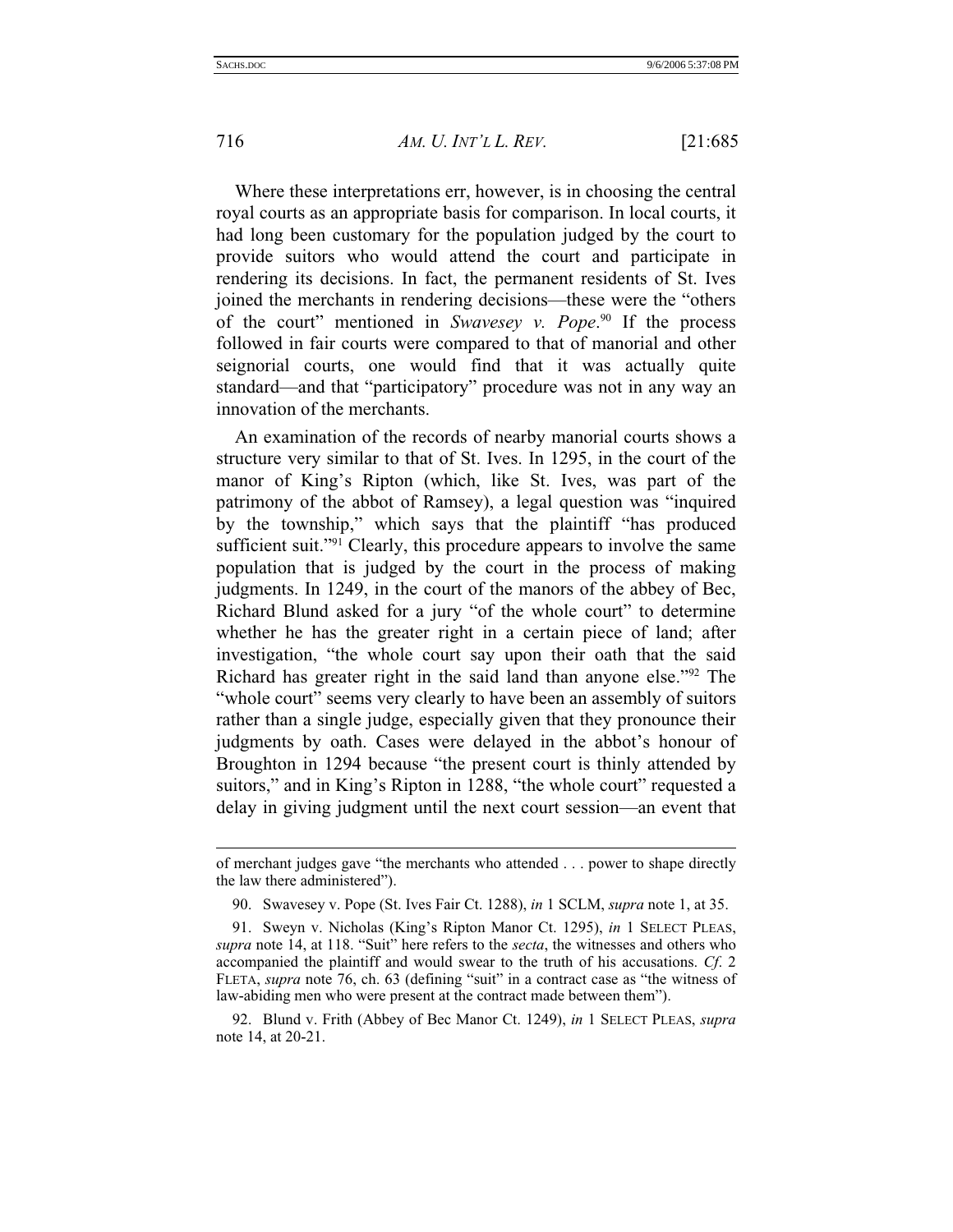Where these interpretations err, however, is in choosing the central royal courts as an appropriate basis for comparison. In local courts, it had long been customary for the population judged by the court to provide suitors who would attend the court and participate in rendering its decisions. In fact, the permanent residents of St. Ives joined the merchants in rendering decisions—these were the "others of the court" mentioned in *Swavesey v. Pope*.[90] If the process followed in fair courts were compared to that of manorial and other seignorial courts, one would find that it was actually quite standard—and that "participatory" procedure was not in any way an innovation of the merchants.

An examination of the records of nearby manorial courts shows a structure very similar to that of St. Ives. In 1295, in the court of the manor of King's Ripton (which, like St. Ives, was part of the patrimony of the abbot of Ramsey), a legal question was "inquired by the township," which says that the plaintiff "has produced sufficient suit."[91] Clearly, this procedure appears to involve the same population that is judged by the court in the process of making judgments. In 1249, in the court of the manors of the abbey of Bec, Richard Blund asked for a jury "of the whole court" to determine whether he has the greater right in a certain piece of land; after investigation, "the whole court say upon their oath that the said Richard has greater right in the said land than anyone else."[92] The "whole court" seems very clearly to have been an assembly of suitors rather than a single judge, especially given that they pronounce their judgments by oath. Cases were delayed in the abbot's honour of Broughton in 1294 because "the present court is thinly attended by suitors," and in King's Ripton in 1288, "the whole court" requested a delay in giving judgment until the next court session—an event that

---

of merchant judges gave "the merchants who attended . . . power to shape directly the law there administered").

90. Swavesey v. Pope (St. Ives Fair Ct. 1288), *in* 1 SCLM, *supra* note 1, at 35.

91. Sweyn v. Nicholas (King's Ripton Manor Ct. 1295), *in* 1 SELECT PLEAS, *supra* note 14, at 118. "Suit" here refers to the *secta*, the witnesses and others who accompanied the plaintiff and would swear to the truth of his accusations. *Cf.* 2 FLETA, *supra* note 76, ch. 63 (defining "suit" in a contract case as "the witness of law-abiding men who were present at the contract made between them").

92. Blund v. Frith (Abbey of Bec Manor Ct. 1249), *in* 1 SELECT PLEAS, *supra* note 14, at 20-21.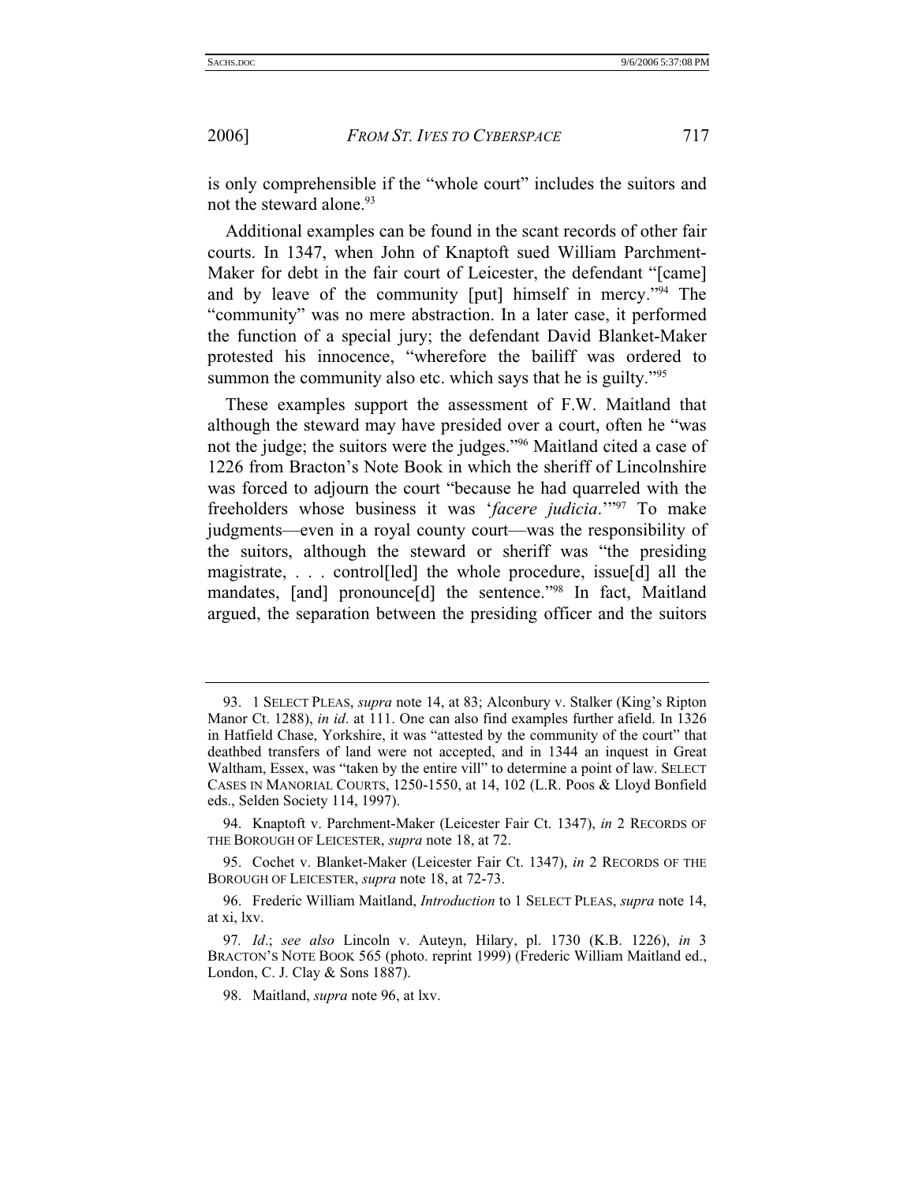is only comprehensible if the "whole court" includes the suitors and not the steward alone.[93]

Additional examples can be found in the scant records of other fair courts. In 1347, when John of Knaptoft sued William Parchment-Maker for debt in the fair court of Leicester, the defendant "[came] and by leave of the community [put] himself in mercy."[94] The "community" was no mere abstraction. In a later case, it performed the function of a special jury; the defendant David Blanket-Maker protested his innocence, "wherefore the bailiff was ordered to summon the community also etc. which says that he is guilty."[95]

These examples support the assessment of F.W. Maitland that although the steward may have presided over a court, often he "was not the judge; the suitors were the judges."[96] Maitland cited a case of 1226 from Bracton's Note Book in which the sheriff of Lincolnshire was forced to adjourn the court "because he had quarreled with the freeholders whose business it was '*facere judicia*.'"[97] To make judgments—even in a royal county court—was the responsibility of the suitors, although the steward or sheriff was "the presiding magistrate, . . . control[led] the whole procedure, issue[d] all the mandates, [and] pronounce[d] the sentence."[98] In fact, Maitland argued, the separation between the presiding officer and the suitors

---

93. 1 SELECT PLEAS, *supra* note 14, at 83; Alconbury v. Stalker (King's Ripton Manor Ct. 1288), *in id*. at 111. One can also find examples further afield. In 1326 in Hatfield Chase, Yorkshire, it was "attested by the community of the court" that deathbed transfers of land were not accepted, and in 1344 an inquest in Great Waltham, Essex, was "taken by the entire vill" to determine a point of law. SELECT CASES IN MANORIAL COURTS, 1250-1550, at 14, 102 (L.R. Poos & Lloyd Bonfield eds., Selden Society 114, 1997).

94. Knaptoft v. Parchment-Maker (Leicester Fair Ct. 1347), *in* 2 RECORDS OF THE BOROUGH OF LEICESTER, *supra* note 18, at 72.

95. Cochet v. Blanket-Maker (Leicester Fair Ct. 1347), *in* 2 RECORDS OF THE BOROUGH OF LEICESTER, *supra* note 18, at 72-73.

96. Frederic William Maitland, *Introduction* to 1 SELECT PLEAS, *supra* note 14, at xi, lxv.

97. *Id*.; *see also* Lincoln v. Auteyn, Hilary, pl. 1730 (K.B. 1226), *in* 3 BRACTON'S NOTE BOOK 565 (photo. reprint 1999) (Frederic William Maitland ed., London, C. J. Clay & Sons 1887).

98. Maitland, *supra* note 96, at lxv.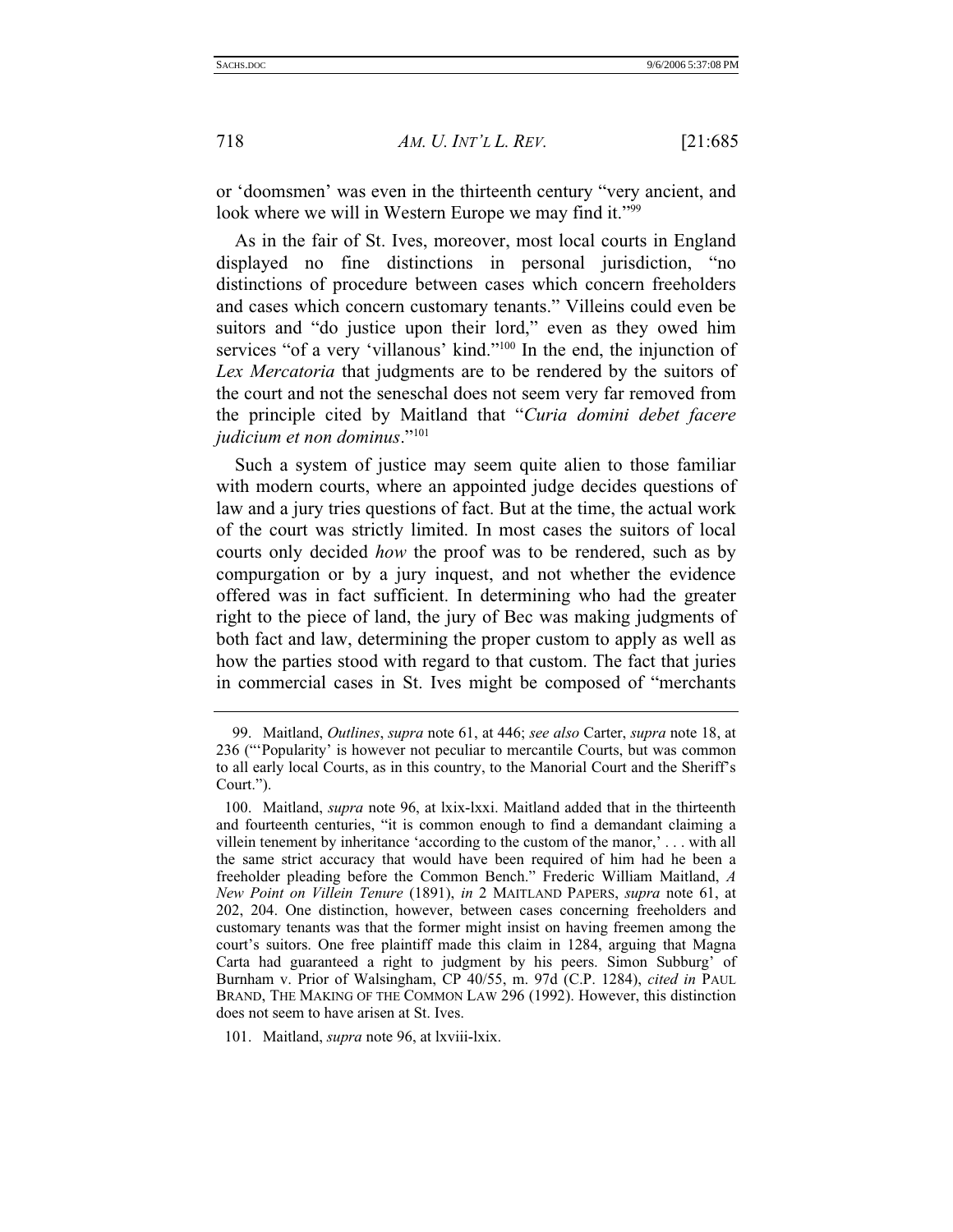or 'doomsmen' was even in the thirteenth century "very ancient, and look where we will in Western Europe we may find it."[99]

As in the fair of St. Ives, moreover, most local courts in England displayed no fine distinctions in personal jurisdiction, "no distinctions of procedure between cases which concern freeholders and cases which concern customary tenants." Villeins could even be suitors and "do justice upon their lord," even as they owed him services "of a very 'villanous' kind."[100] In the end, the injunction of *Lex Mercatoria* that judgments are to be rendered by the suitors of the court and not the seneschal does not seem very far removed from the principle cited by Maitland that "*Curia domini debet facere judicium et non dominus*."[101]

Such a system of justice may seem quite alien to those familiar with modern courts, where an appointed judge decides questions of law and a jury tries questions of fact. But at the time, the actual work of the court was strictly limited. In most cases the suitors of local courts only decided *how* the proof was to be rendered, such as by compurgation or by a jury inquest, and not whether the evidence offered was in fact sufficient. In determining who had the greater right to the piece of land, the jury of Bec was making judgments of both fact and law, determining the proper custom to apply as well as how the parties stood with regard to that custom. The fact that juries in commercial cases in St. Ives might be composed of "merchants

---

99. Maitland, *Outlines*, *supra* note 61, at 446; *see also* Carter, *supra* note 18, at 236 ("'Popularity' is however not peculiar to mercantile Courts, but was common to all early local Courts, as in this country, to the Manorial Court and the Sheriff's Court.").

100. Maitland, *supra* note 96, at lxix-lxxi. Maitland added that in the thirteenth and fourteenth centuries, "it is common enough to find a demandant claiming a villein tenement by inheritance 'according to the custom of the manor,' . . . with all the same strict accuracy that would have been required of him had he been a freeholder pleading before the Common Bench." Frederic William Maitland, *A New Point on Villein Tenure* (1891), *in* 2 MAITLAND PAPERS, *supra* note 61, at 202, 204. One distinction, however, between cases concerning freeholders and customary tenants was that the former might insist on having freemen among the court's suitors. One free plaintiff made this claim in 1284, arguing that Magna Carta had guaranteed a right to judgment by his peers. Simon Subburg' of Burnham v. Prior of Walsingham, CP 40/55, m. 97d (C.P. 1284), *cited in* PAUL BRAND, THE MAKING OF THE COMMON LAW 296 (1992). However, this distinction does not seem to have arisen at St. Ives.

101. Maitland, *supra* note 96, at lxviii-lxix.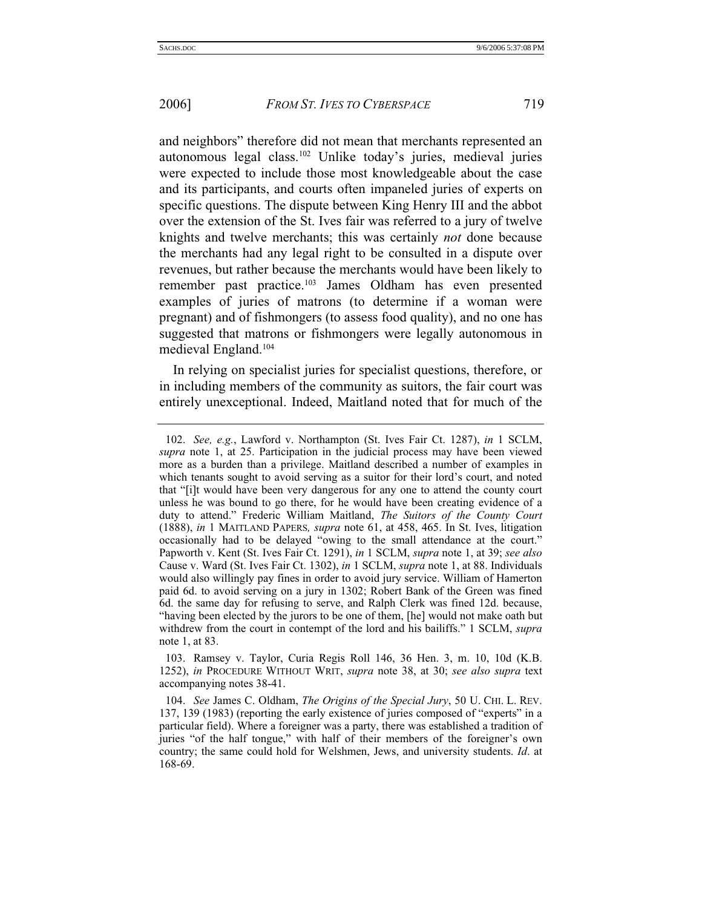and neighbors" therefore did not mean that merchants represented an autonomous legal class.[102] Unlike today's juries, medieval juries were expected to include those most knowledgeable about the case and its participants, and courts often impaneled juries of experts on specific questions. The dispute between King Henry III and the abbot over the extension of the St. Ives fair was referred to a jury of twelve knights and twelve merchants; this was certainly *not* done because the merchants had any legal right to be consulted in a dispute over revenues, but rather because the merchants would have been likely to remember past practice.[103] James Oldham has even presented examples of juries of matrons (to determine if a woman were pregnant) and of fishmongers (to assess food quality), and no one has suggested that matrons or fishmongers were legally autonomous in medieval England.[104]

In relying on specialist juries for specialist questions, therefore, or in including members of the community as suitors, the fair court was entirely unexceptional. Indeed, Maitland noted that for much of the

---

102. *See, e.g.*, Lawford v. Northampton (St. Ives Fair Ct. 1287), *in* 1 SCLM, *supra* note 1, at 25. Participation in the judicial process may have been viewed more as a burden than a privilege. Maitland described a number of examples in which tenants sought to avoid serving as a suitor for their lord's court, and noted that "[i]t would have been very dangerous for any one to attend the county court unless he was bound to go there, for he would have been creating evidence of a duty to attend." Frederic William Maitland, *The Suitors of the County Court* (1888), *in* 1 MAITLAND PAPERS, *supra* note 61, at 458, 465. In St. Ives, litigation occasionally had to be delayed "owing to the small attendance at the court." Papworth v. Kent (St. Ives Fair Ct. 1291), *in* 1 SCLM, *supra* note 1, at 39; *see also* Cause v. Ward (St. Ives Fair Ct. 1302), *in* 1 SCLM, *supra* note 1, at 88. Individuals would also willingly pay fines in order to avoid jury service. William of Hamerton paid 6d. to avoid serving on a jury in 1302; Robert Bank of the Green was fined 6d. the same day for refusing to serve, and Ralph Clerk was fined 12d. because, "having been elected by the jurors to be one of them, [he] would not make oath but withdrew from the court in contempt of the lord and his bailiffs." 1 SCLM, *supra* note 1, at 83.

103. Ramsey v. Taylor, Curia Regis Roll 146, 36 Hen. 3, m. 10, 10d (K.B. 1252), *in* PROCEDURE WITHOUT WRIT, *supra* note 38, at 30; *see also supra* text accompanying notes 38-41.

104. *See* James C. Oldham, *The Origins of the Special Jury*, 50 U. CHI. L. REV. 137, 139 (1983) (reporting the early existence of juries composed of "experts" in a particular field). Where a foreigner was a party, there was established a tradition of juries "of the half tongue," with half of their members of the foreigner's own country; the same could hold for Welshmen, Jews, and university students. *Id*. at 168-69.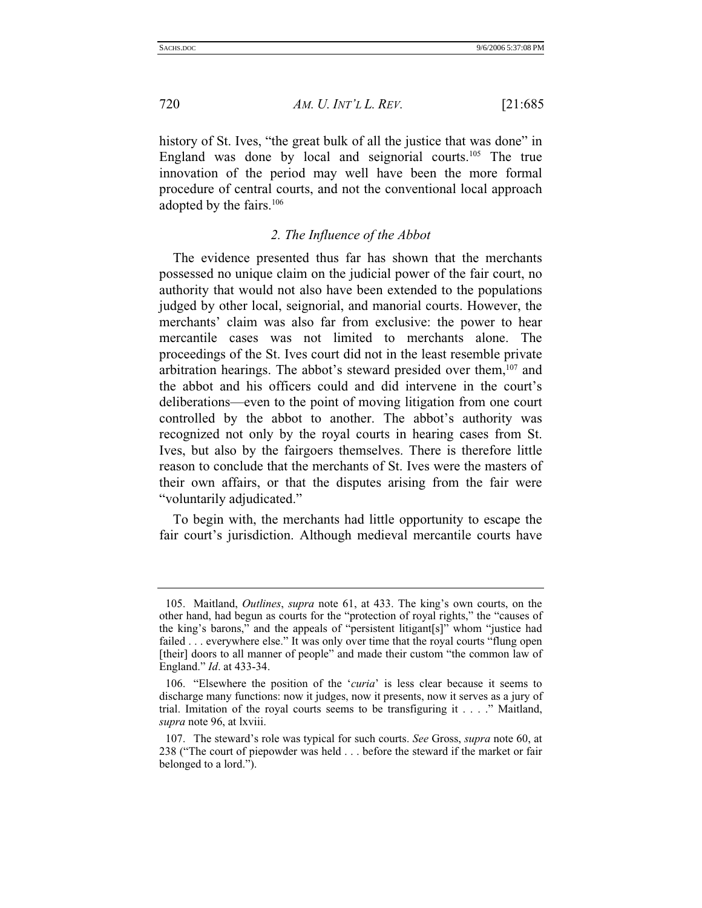history of St. Ives, "the great bulk of all the justice that was done" in England was done by local and seignorial courts.[105] The true innovation of the period may well have been the more formal procedure of central courts, and not the conventional local approach adopted by the fairs.[106]

### *2. The Influence of the Abbot*

The evidence presented thus far has shown that the merchants possessed no unique claim on the judicial power of the fair court, no authority that would not also have been extended to the populations judged by other local, seignorial, and manorial courts. However, the merchants' claim was also far from exclusive: the power to hear mercantile cases was not limited to merchants alone. The proceedings of the St. Ives court did not in the least resemble private arbitration hearings. The abbot's steward presided over them,[107] and the abbot and his officers could and did intervene in the court's deliberations—even to the point of moving litigation from one court controlled by the abbot to another. The abbot's authority was recognized not only by the royal courts in hearing cases from St. Ives, but also by the fairgoers themselves. There is therefore little reason to conclude that the merchants of St. Ives were the masters of their own affairs, or that the disputes arising from the fair were "voluntarily adjudicated."

To begin with, the merchants had little opportunity to escape the fair court's jurisdiction. Although medieval mercantile courts have

---

105. Maitland, *Outlines*, *supra* note 61, at 433. The king's own courts, on the other hand, had begun as courts for the "protection of royal rights," the "causes of the king's barons," and the appeals of "persistent litigant[s]" whom "justice had failed . . . everywhere else." It was only over time that the royal courts "flung open [their] doors to all manner of people" and made their custom "the common law of England." *Id*. at 433-34.

106. "Elsewhere the position of the '*curia*' is less clear because it seems to discharge many functions: now it judges, now it presents, now it serves as a jury of trial. Imitation of the royal courts seems to be transfiguring it . . . ." Maitland, *supra* note 96, at lxviii.

107. The steward's role was typical for such courts. *See* Gross, *supra* note 60, at 238 ("The court of piepowder was held . . . before the steward if the market or fair belonged to a lord.").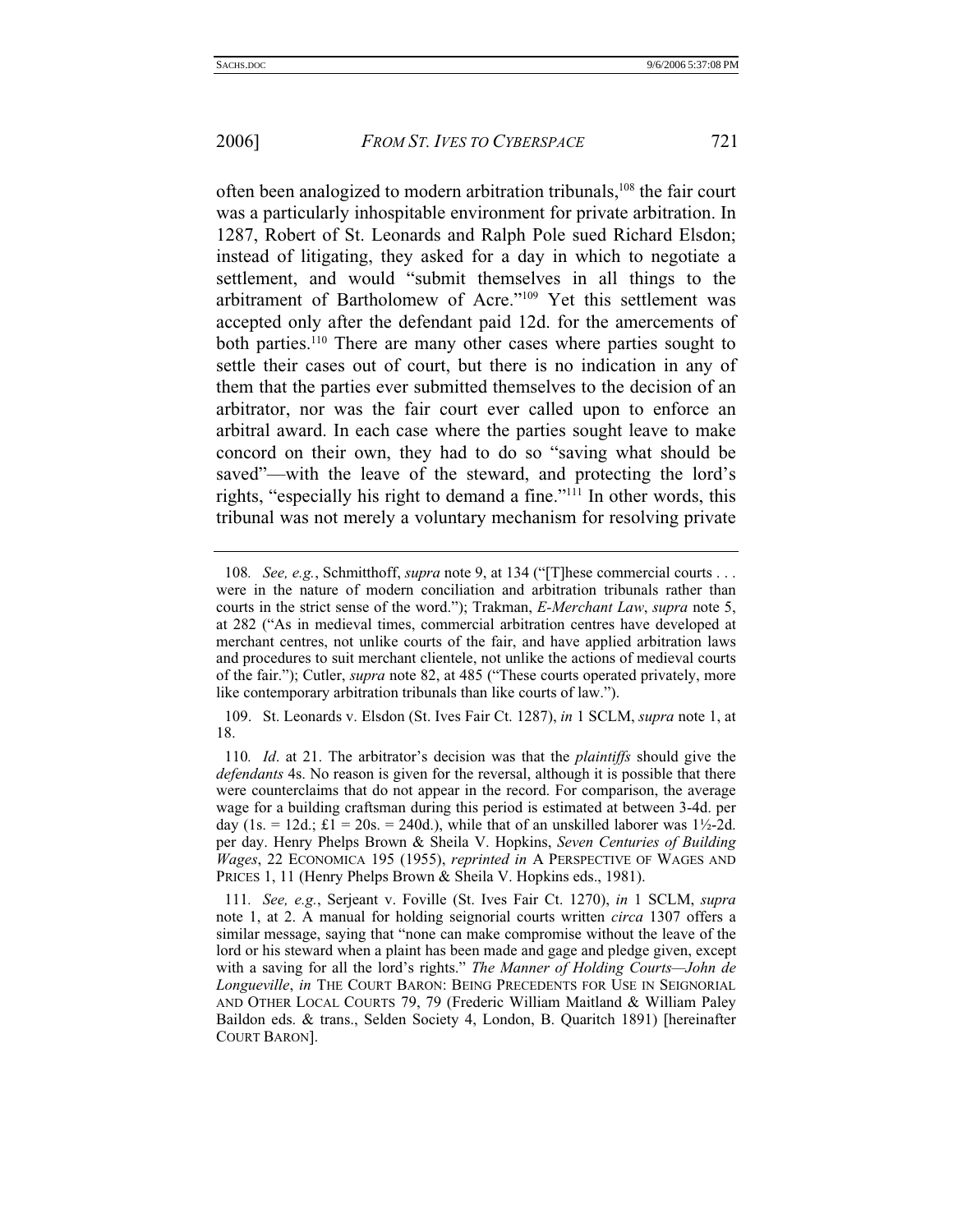often been analogized to modern arbitration tribunals,[108] the fair court was a particularly inhospitable environment for private arbitration. In 1287, Robert of St. Leonards and Ralph Pole sued Richard Elsdon; instead of litigating, they asked for a day in which to negotiate a settlement, and would "submit themselves in all things to the arbitrament of Bartholomew of Acre."[109] Yet this settlement was accepted only after the defendant paid 12d. for the amercements of both parties.[110] There are many other cases where parties sought to settle their cases out of court, but there is no indication in any of them that the parties ever submitted themselves to the decision of an arbitrator, nor was the fair court ever called upon to enforce an arbitral award. In each case where the parties sought leave to make concord on their own, they had to do so "saving what should be saved"—with the leave of the steward, and protecting the lord's rights, "especially his right to demand a fine."[111] In other words, this tribunal was not merely a voluntary mechanism for resolving private

---

108. *See, e.g.*, Schmitthoff, *supra* note 9, at 134 ("[T]hese commercial courts . . . were in the nature of modern conciliation and arbitration tribunals rather than courts in the strict sense of the word."); Trakman, *E-Merchant Law*, *supra* note 5, at 282 ("As in medieval times, commercial arbitration centres have developed at merchant centres, not unlike courts of the fair, and have applied arbitration laws and procedures to suit merchant clientele, not unlike the actions of medieval courts of the fair."); Cutler, *supra* note 82, at 485 ("These courts operated privately, more like contemporary arbitration tribunals than like courts of law.").

109. St. Leonards v. Elsdon (St. Ives Fair Ct. 1287), *in* 1 SCLM, *supra* note 1, at 18.

110. *Id*. at 21. The arbitrator's decision was that the *plaintiffs* should give the *defendants* 4s. No reason is given for the reversal, although it is possible that there were counterclaims that do not appear in the record. For comparison, the average wage for a building craftsman during this period is estimated at between 3-4d. per day (1s. = 12d.; £1 = 20s. = 240d.), while that of an unskilled laborer was 1½-2d. per day. Henry Phelps Brown & Sheila V. Hopkins, *Seven Centuries of Building Wages*, 22 ECONOMICA 195 (1955), *reprinted in* A PERSPECTIVE OF WAGES AND PRICES 1, 11 (Henry Phelps Brown & Sheila V. Hopkins eds., 1981).

111. *See, e.g.*, Serjeant v. Foville (St. Ives Fair Ct. 1270), *in* 1 SCLM, *supra* note 1, at 2. A manual for holding seignorial courts written *circa* 1307 offers a similar message, saying that "none can make compromise without the leave of the lord or his steward when a plaint has been made and gage and pledge given, except with a saving for all the lord's rights." *The Manner of Holding Courts—John de Longueville*, *in* THE COURT BARON: BEING PRECEDENTS FOR USE IN SEIGNORIAL AND OTHER LOCAL COURTS 79, 79 (Frederic William Maitland & William Paley Baildon eds. & trans., Selden Society 4, London, B. Quaritch 1891) [hereinafter COURT BARON].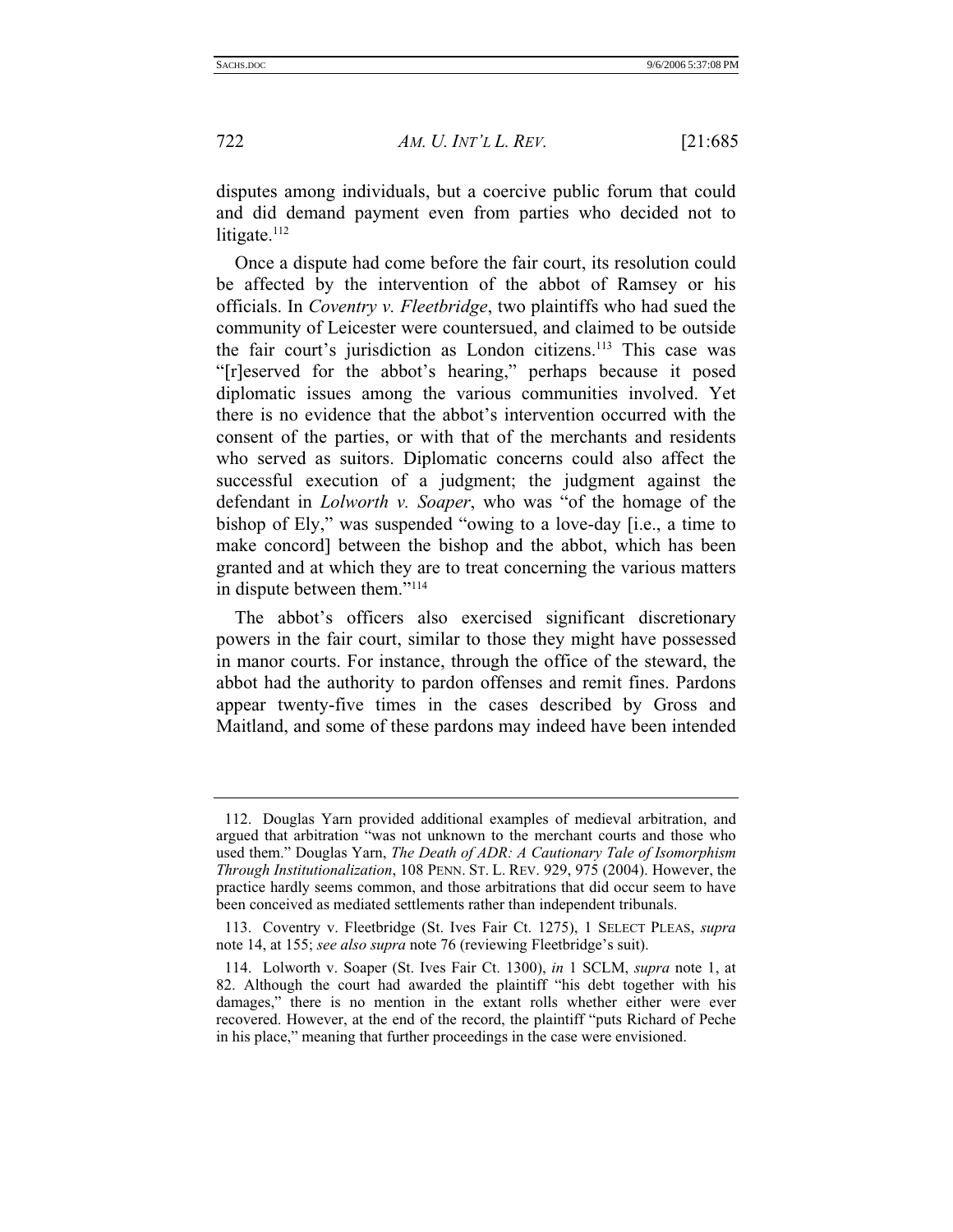disputes among individuals, but a coercive public forum that could and did demand payment even from parties who decided not to litigate.[112]

Once a dispute had come before the fair court, its resolution could be affected by the intervention of the abbot of Ramsey or his officials. In *Coventry v. Fleetbridge*, two plaintiffs who had sued the community of Leicester were countersued, and claimed to be outside the fair court's jurisdiction as London citizens.[113] This case was "[r]eserved for the abbot's hearing," perhaps because it posed diplomatic issues among the various communities involved. Yet there is no evidence that the abbot's intervention occurred with the consent of the parties, or with that of the merchants and residents who served as suitors. Diplomatic concerns could also affect the successful execution of a judgment; the judgment against the defendant in *Lolworth v. Soaper*, who was "of the homage of the bishop of Ely," was suspended "owing to a love-day [i.e., a time to make concord] between the bishop and the abbot, which has been granted and at which they are to treat concerning the various matters in dispute between them."[114]

The abbot's officers also exercised significant discretionary powers in the fair court, similar to those they might have possessed in manor courts. For instance, through the office of the steward, the abbot had the authority to pardon offenses and remit fines. Pardons appear twenty-five times in the cases described by Gross and Maitland, and some of these pardons may indeed have been intended

---

112. Douglas Yarn provided additional examples of medieval arbitration, and argued that arbitration "was not unknown to the merchant courts and those who used them." Douglas Yarn, *The Death of ADR: A Cautionary Tale of Isomorphism Through Institutionalization*, 108 PENN. ST. L. REV. 929, 975 (2004). However, the practice hardly seems common, and those arbitrations that did occur seem to have been conceived as mediated settlements rather than independent tribunals.

113. Coventry v. Fleetbridge (St. Ives Fair Ct. 1275), 1 SELECT PLEAS, *supra* note 14, at 155; *see also supra* note 76 (reviewing Fleetbridge's suit).

114. Lolworth v. Soaper (St. Ives Fair Ct. 1300), *in* 1 SCLM, *supra* note 1, at 82. Although the court had awarded the plaintiff "his debt together with his damages," there is no mention in the extant rolls whether either were ever recovered. However, at the end of the record, the plaintiff "puts Richard of Peche in his place," meaning that further proceedings in the case were envisioned.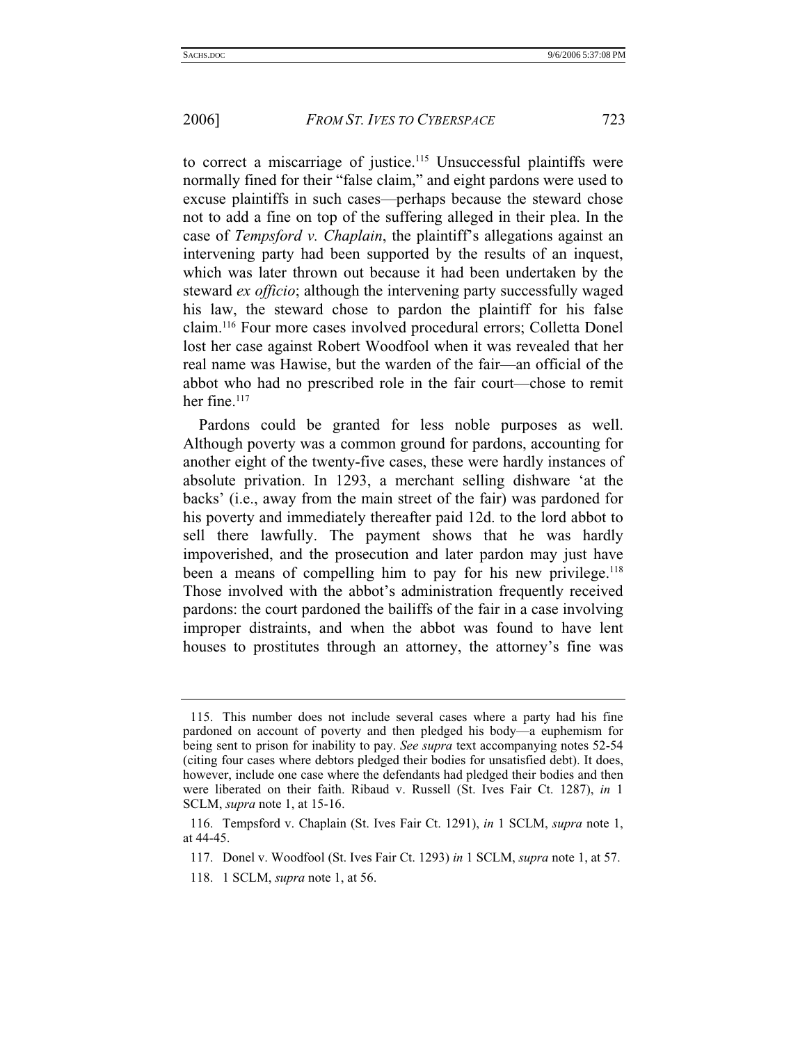to correct a miscarriage of justice.[115] Unsuccessful plaintiffs were normally fined for their "false claim," and eight pardons were used to excuse plaintiffs in such cases—perhaps because the steward chose not to add a fine on top of the suffering alleged in their plea. In the case of *Tempsford v. Chaplain*, the plaintiff's allegations against an intervening party had been supported by the results of an inquest, which was later thrown out because it had been undertaken by the steward *ex officio*; although the intervening party successfully waged his law, the steward chose to pardon the plaintiff for his false claim.[116] Four more cases involved procedural errors; Colletta Donel lost her case against Robert Woodfool when it was revealed that her real name was Hawise, but the warden of the fair—an official of the abbot who had no prescribed role in the fair court—chose to remit her fine.[117]

Pardons could be granted for less noble purposes as well. Although poverty was a common ground for pardons, accounting for another eight of the twenty-five cases, these were hardly instances of absolute privation. In 1293, a merchant selling dishware 'at the backs' (i.e., away from the main street of the fair) was pardoned for his poverty and immediately thereafter paid 12d. to the lord abbot to sell there lawfully. The payment shows that he was hardly impoverished, and the prosecution and later pardon may just have been a means of compelling him to pay for his new privilege.[118] Those involved with the abbot's administration frequently received pardons: the court pardoned the bailiffs of the fair in a case involving improper distraints, and when the abbot was found to have lent houses to prostitutes through an attorney, the attorney's fine was

---

115. This number does not include several cases where a party had his fine pardoned on account of poverty and then pledged his body—a euphemism for being sent to prison for inability to pay. *See supra* text accompanying notes 52-54 (citing four cases where debtors pledged their bodies for unsatisfied debt). It does, however, include one case where the defendants had pledged their bodies and then were liberated on their faith. Ribaud v. Russell (St. Ives Fair Ct. 1287), *in* 1 SCLM, *supra* note 1, at 15-16.

116. Tempsford v. Chaplain (St. Ives Fair Ct. 1291), *in* 1 SCLM, *supra* note 1, at 44-45.

117. Donel v. Woodfool (St. Ives Fair Ct. 1293) *in* 1 SCLM, *supra* note 1, at 57.

118. 1 SCLM, *supra* note 1, at 56.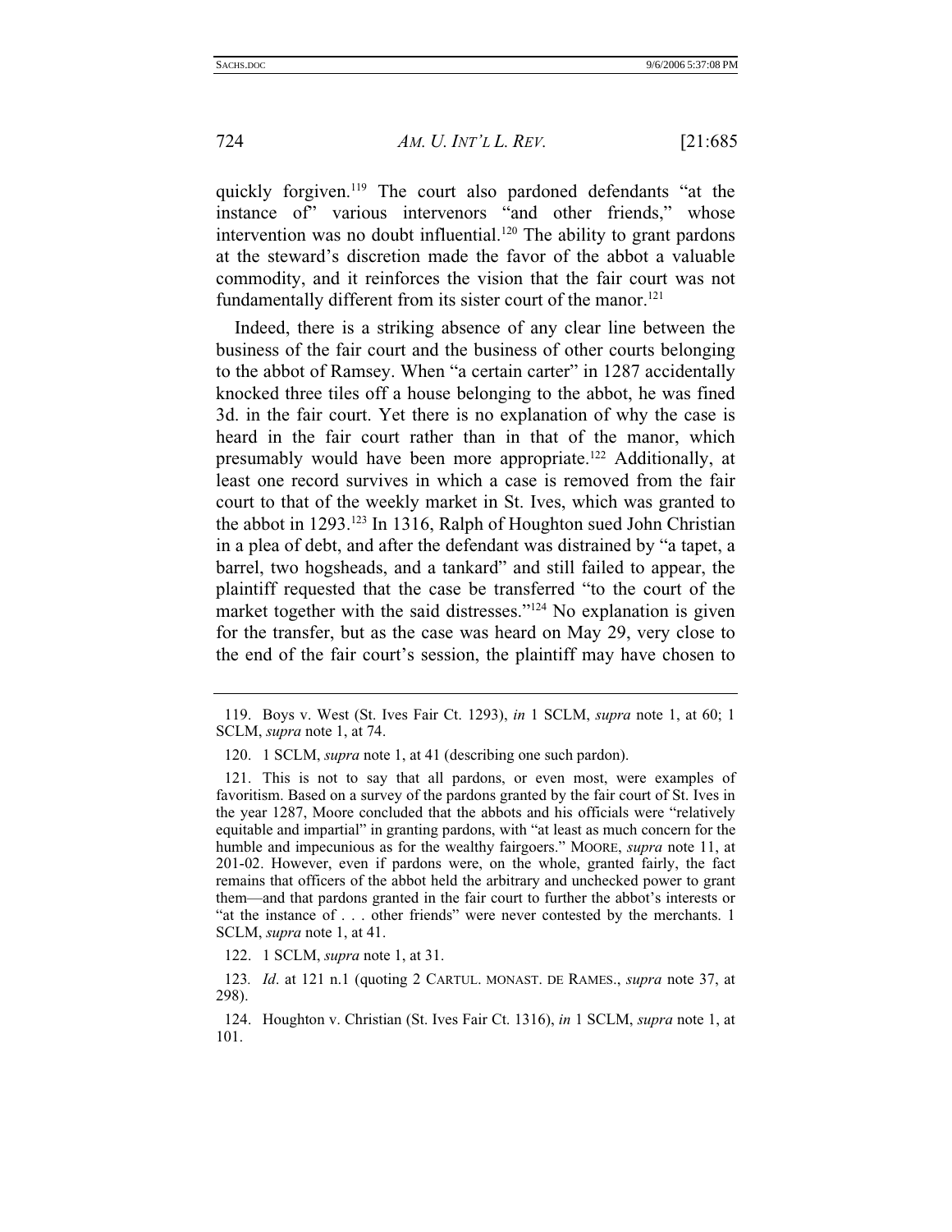quickly forgiven.[119] The court also pardoned defendants "at the instance of" various intervenors "and other friends," whose intervention was no doubt influential.[120] The ability to grant pardons at the steward's discretion made the favor of the abbot a valuable commodity, and it reinforces the vision that the fair court was not fundamentally different from its sister court of the manor.[121]

Indeed, there is a striking absence of any clear line between the business of the fair court and the business of other courts belonging to the abbot of Ramsey. When "a certain carter" in 1287 accidentally knocked three tiles off a house belonging to the abbot, he was fined 3d. in the fair court. Yet there is no explanation of why the case is heard in the fair court rather than in that of the manor, which presumably would have been more appropriate.[122] Additionally, at least one record survives in which a case is removed from the fair court to that of the weekly market in St. Ives, which was granted to the abbot in 1293.[123] In 1316, Ralph of Houghton sued John Christian in a plea of debt, and after the defendant was distrained by "a tapet, a barrel, two hogsheads, and a tankard" and still failed to appear, the plaintiff requested that the case be transferred "to the court of the market together with the said distresses."[124] No explanation is given for the transfer, but as the case was heard on May 29, very close to the end of the fair court's session, the plaintiff may have chosen to

---

119. Boys v. West (St. Ives Fair Ct. 1293), *in* 1 SCLM, *supra* note 1, at 60; 1 SCLM, *supra* note 1, at 74.

120. 1 SCLM, *supra* note 1, at 41 (describing one such pardon).

121. This is not to say that all pardons, or even most, were examples of favoritism. Based on a survey of the pardons granted by the fair court of St. Ives in the year 1287, Moore concluded that the abbots and his officials were "relatively equitable and impartial" in granting pardons, with "at least as much concern for the humble and impecunious as for the wealthy fairgoers." MOORE, *supra* note 11, at 201-02. However, even if pardons were, on the whole, granted fairly, the fact remains that officers of the abbot held the arbitrary and unchecked power to grant them—and that pardons granted in the fair court to further the abbot's interests or "at the instance of . . . other friends" were never contested by the merchants. 1 SCLM, *supra* note 1, at 41.

122. 1 SCLM, *supra* note 1, at 31.

123. *Id*. at 121 n.1 (quoting 2 CARTUL. MONAST. DE RAMES., *supra* note 37, at 298).

124. Houghton v. Christian (St. Ives Fair Ct. 1316), *in* 1 SCLM, *supra* note 1, at 101.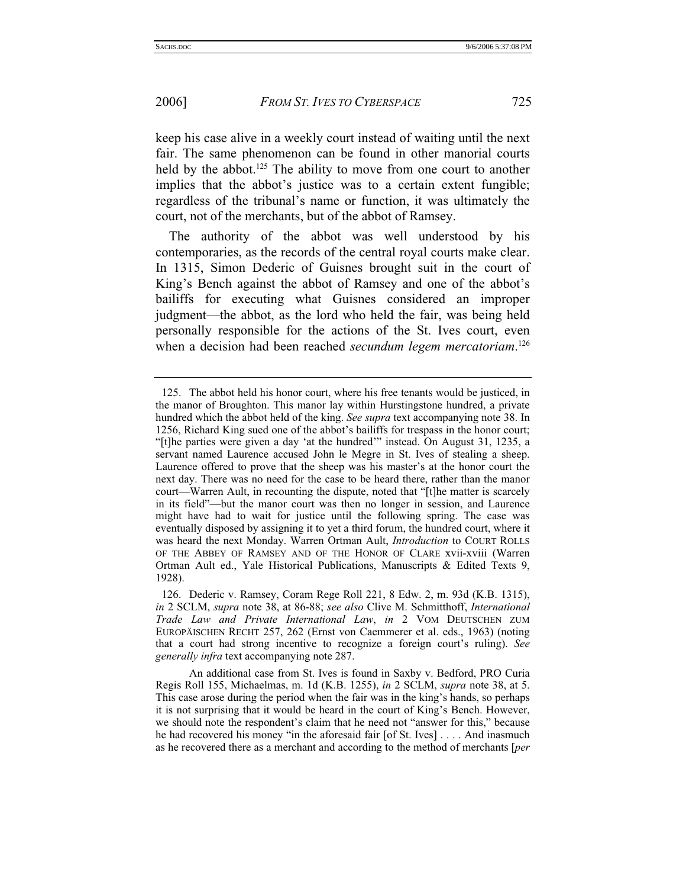keep his case alive in a weekly court instead of waiting until the next fair. The same phenomenon can be found in other manorial courts held by the abbot.[125] The ability to move from one court to another implies that the abbot's justice was to a certain extent fungible; regardless of the tribunal's name or function, it was ultimately the court, not of the merchants, but of the abbot of Ramsey.

The authority of the abbot was well understood by his contemporaries, as the records of the central royal courts make clear. In 1315, Simon Dederic of Guisnes brought suit in the court of King's Bench against the abbot of Ramsey and one of the abbot's bailiffs for executing what Guisnes considered an improper judgment—the abbot, as the lord who held the fair, was being held personally responsible for the actions of the St. Ives court, even when a decision had been reached *secundum legem mercatoriam*.[126]

---

125. The abbot held his honor court, where his free tenants would be justiced, in the manor of Broughton. This manor lay within Hurstingstone hundred, a private hundred which the abbot held of the king. *See supra* text accompanying note 38. In 1256, Richard King sued one of the abbot's bailiffs for trespass in the honor court; "[t]he parties were given a day 'at the hundred'" instead. On August 31, 1235, a servant named Laurence accused John le Megre in St. Ives of stealing a sheep. Laurence offered to prove that the sheep was his master's at the honor court the next day. There was no need for the case to be heard there, rather than the manor court—Warren Ault, in recounting the dispute, noted that "[t]he matter is scarcely in its field"—but the manor court was then no longer in session, and Laurence might have had to wait for justice until the following spring. The case was eventually disposed by assigning it to yet a third forum, the hundred court, where it was heard the next Monday. Warren Ortman Ault, *Introduction* to COURT ROLLS OF THE ABBEY OF RAMSEY AND OF THE HONOR OF CLARE xvii-xviii (Warren Ortman Ault ed., Yale Historical Publications, Manuscripts & Edited Texts 9, 1928).

126. Dederic v. Ramsey, Coram Rege Roll 221, 8 Edw. 2, m. 93d (K.B. 1315), *in* 2 SCLM, *supra* note 38, at 86-88; *see also* Clive M. Schmitthoff, *International Trade Law and Private International Law*, *in* 2 VOM DEUTSCHEN ZUM EUROPÄISCHEN RECHT 257, 262 (Ernst von Caemmerer et al. eds., 1963) (noting that a court had strong incentive to recognize a foreign court's ruling). *See generally infra* text accompanying note 287.

An additional case from St. Ives is found in Saxby v. Bedford, PRO Curia Regis Roll 155, Michaelmas, m. 1d (K.B. 1255), *in* 2 SCLM, *supra* note 38, at 5. This case arose during the period when the fair was in the king's hands, so perhaps it is not surprising that it would be heard in the court of King's Bench. However, we should note the respondent's claim that he need not "answer for this," because he had recovered his money "in the aforesaid fair [of St. Ives] . . . . And inasmuch as he recovered there as a merchant and according to the method of merchants [*per*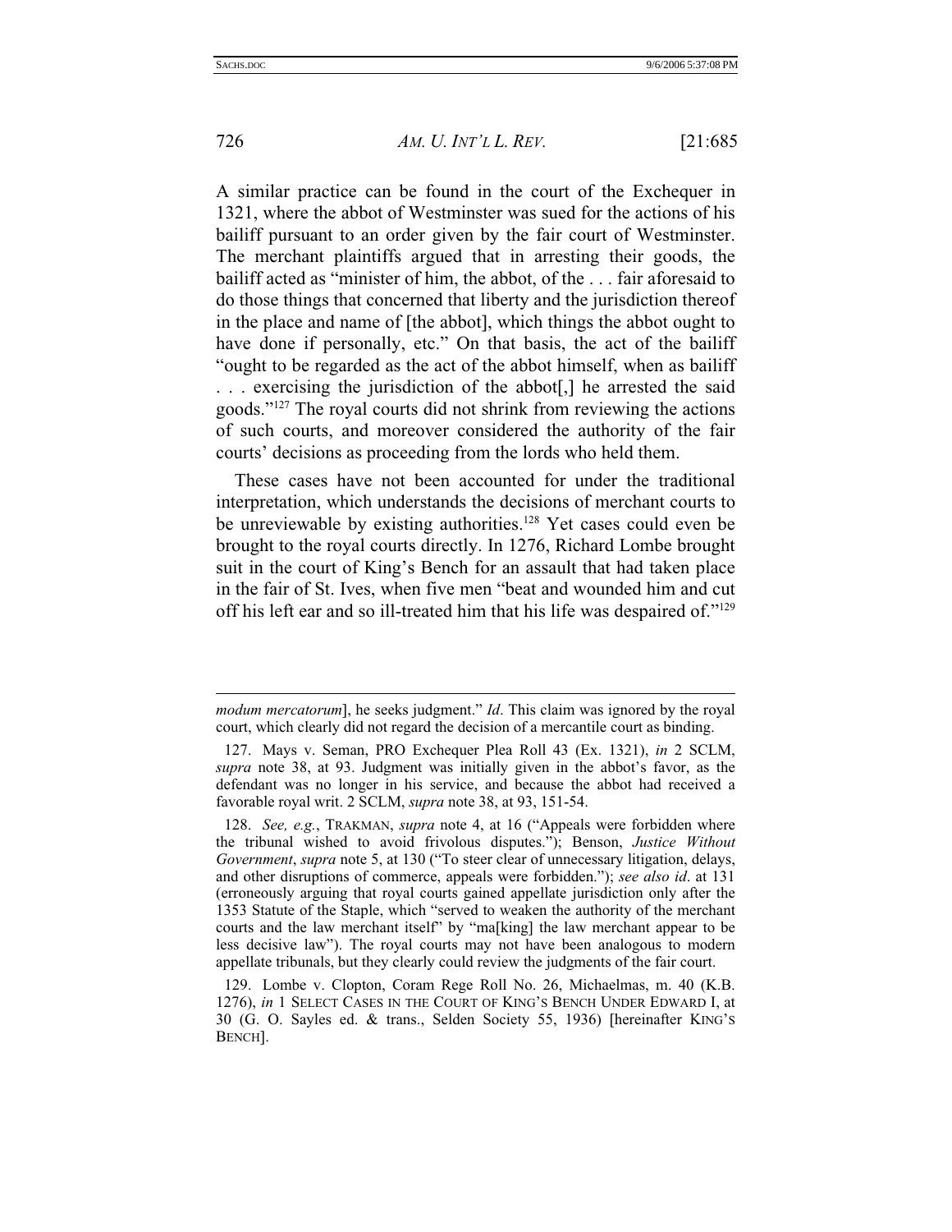A similar practice can be found in the court of the Exchequer in 1321, where the abbot of Westminster was sued for the actions of his bailiff pursuant to an order given by the fair court of Westminster. The merchant plaintiffs argued that in arresting their goods, the bailiff acted as "minister of him, the abbot, of the . . . fair aforesaid to do those things that concerned that liberty and the jurisdiction thereof in the place and name of [the abbot], which things the abbot ought to have done if personally, etc." On that basis, the act of the bailiff "ought to be regarded as the act of the abbot himself, when as bailiff . . . exercising the jurisdiction of the abbot[,] he arrested the said goods."[127] The royal courts did not shrink from reviewing the actions of such courts, and moreover considered the authority of the fair courts' decisions as proceeding from the lords who held them.

These cases have not been accounted for under the traditional interpretation, which understands the decisions of merchant courts to be unreviewable by existing authorities.[128] Yet cases could even be brought to the royal courts directly. In 1276, Richard Lombe brought suit in the court of King's Bench for an assault that had taken place in the fair of St. Ives, when five men "beat and wounded him and cut off his left ear and so ill-treated him that his life was despaired of."[129]

---

*modum mercatorum*], he seeks judgment." *Id*. This claim was ignored by the royal court, which clearly did not regard the decision of a mercantile court as binding.

127. Mays v. Seman, PRO Exchequer Plea Roll 43 (Ex. 1321), *in* 2 SCLM, *supra* note 38, at 93. Judgment was initially given in the abbot's favor, as the defendant was no longer in his service, and because the abbot had received a favorable royal writ. 2 SCLM, *supra* note 38, at 93, 151-54.

128. *See, e.g.*, TRAKMAN, *supra* note 4, at 16 ("Appeals were forbidden where the tribunal wished to avoid frivolous disputes."); Benson, *Justice Without Government*, *supra* note 5, at 130 ("To steer clear of unnecessary litigation, delays, and other disruptions of commerce, appeals were forbidden."); *see also id*. at 131 (erroneously arguing that royal courts gained appellate jurisdiction only after the 1353 Statute of the Staple, which "served to weaken the authority of the merchant courts and the law merchant itself" by "ma[king] the law merchant appear to be less decisive law"). The royal courts may not have been analogous to modern appellate tribunals, but they clearly could review the judgments of the fair court.

129. Lombe v. Clopton, Coram Rege Roll No. 26, Michaelmas, m. 40 (K.B. 1276), *in* 1 SELECT CASES IN THE COURT OF KING'S BENCH UNDER EDWARD I, at 30 (G. O. Sayles ed. & trans., Selden Society 55, 1936) [hereinafter KING'S BENCH].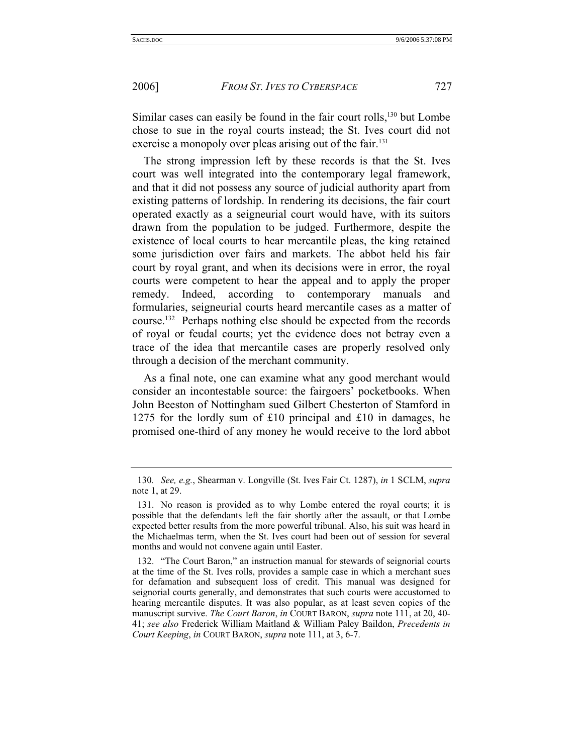Similar cases can easily be found in the fair court rolls,[130] but Lombe chose to sue in the royal courts instead; the St. Ives court did not exercise a monopoly over pleas arising out of the fair.[131]

The strong impression left by these records is that the St. Ives court was well integrated into the contemporary legal framework, and that it did not possess any source of judicial authority apart from existing patterns of lordship. In rendering its decisions, the fair court operated exactly as a seigneurial court would have, with its suitors drawn from the population to be judged. Furthermore, despite the existence of local courts to hear mercantile pleas, the king retained some jurisdiction over fairs and markets. The abbot held his fair court by royal grant, and when its decisions were in error, the royal courts were competent to hear the appeal and to apply the proper remedy. Indeed, according to contemporary manuals and formularies, seigneurial courts heard mercantile cases as a matter of course.[132] Perhaps nothing else should be expected from the records of royal or feudal courts; yet the evidence does not betray even a trace of the idea that mercantile cases are properly resolved only through a decision of the merchant community.

As a final note, one can examine what any good merchant would consider an incontestable source: the fairgoers' pocketbooks. When John Beeston of Nottingham sued Gilbert Chesterton of Stamford in 1275 for the lordly sum of £10 principal and £10 in damages, he promised one-third of any money he would receive to the lord abbot

---

130. *See, e.g.*, Shearman v. Longville (St. Ives Fair Ct. 1287), *in* 1 SCLM, *supra* note 1, at 29.

131. No reason is provided as to why Lombe entered the royal courts; it is possible that the defendants left the fair shortly after the assault, or that Lombe expected better results from the more powerful tribunal. Also, his suit was heard in the Michaelmas term, when the St. Ives court had been out of session for several months and would not convene again until Easter.

132. "The Court Baron," an instruction manual for stewards of seignorial courts at the time of the St. Ives rolls, provides a sample case in which a merchant sues for defamation and subsequent loss of credit. This manual was designed for seignorial courts generally, and demonstrates that such courts were accustomed to hearing mercantile disputes. It was also popular, as at least seven copies of the manuscript survive. *The Court Baron*, *in* COURT BARON, *supra* note 111, at 20, 40-41; *see also* Frederick William Maitland & William Paley Baildon, *Precedents in Court Keeping*, *in* COURT BARON, *supra* note 111, at 3, 6-7.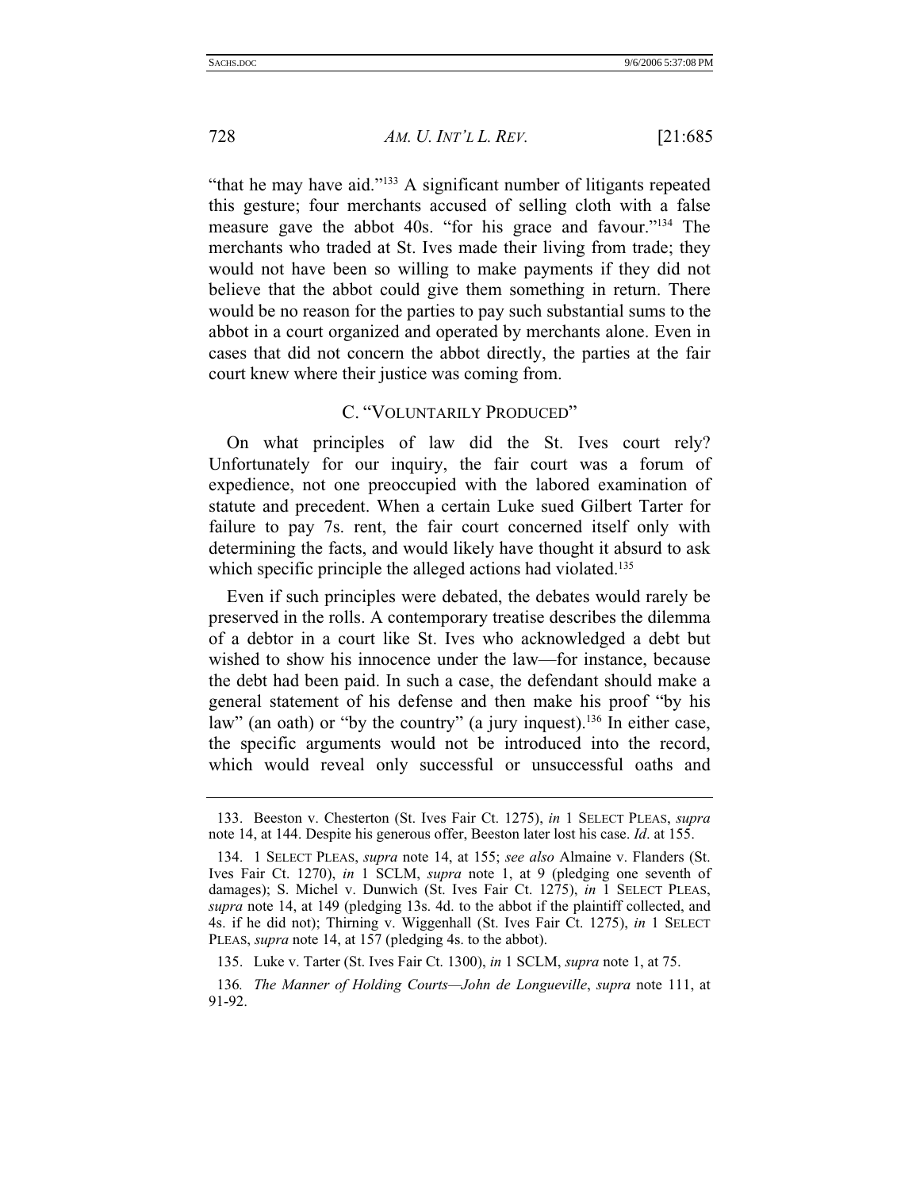"that he may have aid."[133] A significant number of litigants repeated this gesture; four merchants accused of selling cloth with a false measure gave the abbot 40s. "for his grace and favour."[134] The merchants who traded at St. Ives made their living from trade; they would not have been so willing to make payments if they did not believe that the abbot could give them something in return. There would be no reason for the parties to pay such substantial sums to the abbot in a court organized and operated by merchants alone. Even in cases that did not concern the abbot directly, the parties at the fair court knew where their justice was coming from.

## C. "VOLUNTARILY PRODUCED"

On what principles of law did the St. Ives court rely? Unfortunately for our inquiry, the fair court was a forum of expedience, not one preoccupied with the labored examination of statute and precedent. When a certain Luke sued Gilbert Tarter for failure to pay 7s. rent, the fair court concerned itself only with determining the facts, and would likely have thought it absurd to ask which specific principle the alleged actions had violated.[135]

Even if such principles were debated, the debates would rarely be preserved in the rolls. A contemporary treatise describes the dilemma of a debtor in a court like St. Ives who acknowledged a debt but wished to show his innocence under the law—for instance, because the debt had been paid. In such a case, the defendant should make a general statement of his defense and then make his proof "by his law" (an oath) or "by the country" (a jury inquest).[136] In either case, the specific arguments would not be introduced into the record, which would reveal only successful or unsuccessful oaths and

---

133. Beeston v. Chesterton (St. Ives Fair Ct. 1275), *in* 1 SELECT PLEAS, *supra* note 14, at 144. Despite his generous offer, Beeston later lost his case. *Id*. at 155.

134. 1 SELECT PLEAS, *supra* note 14, at 155; *see also* Almaine v. Flanders (St. Ives Fair Ct. 1270), *in* 1 SCLM, *supra* note 1, at 9 (pledging one seventh of damages); S. Michel v. Dunwich (St. Ives Fair Ct. 1275), *in* 1 SELECT PLEAS, *supra* note 14, at 149 (pledging 13s. 4d. to the abbot if the plaintiff collected, and 4s. if he did not); Thirning v. Wiggenhall (St. Ives Fair Ct. 1275), *in* 1 SELECT PLEAS, *supra* note 14, at 157 (pledging 4s. to the abbot).

135. Luke v. Tarter (St. Ives Fair Ct. 1300), *in* 1 SCLM, *supra* note 1, at 75.

136. *The Manner of Holding Courts—John de Longueville*, *supra* note 111, at 91-92.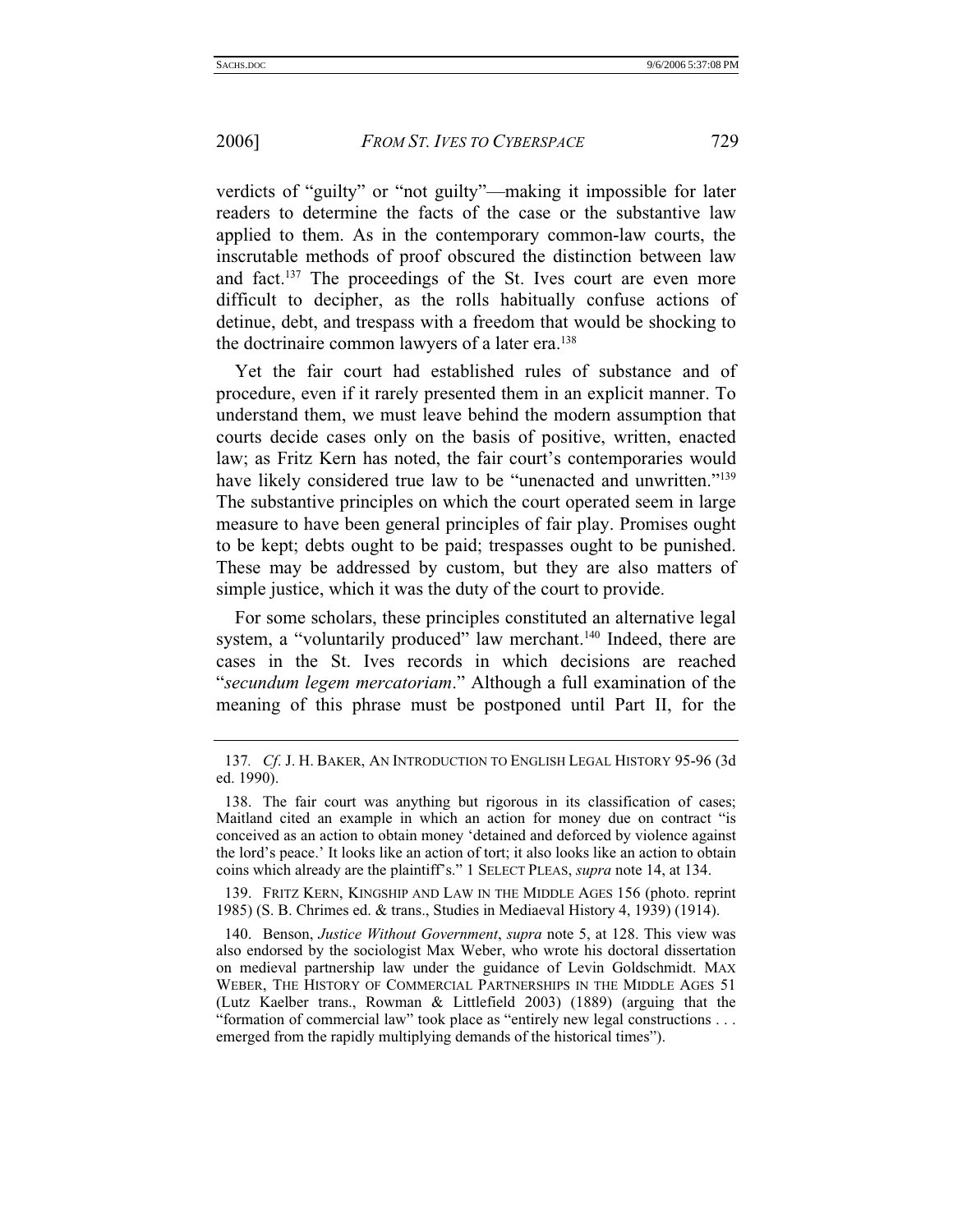verdicts of "guilty" or "not guilty"—making it impossible for later readers to determine the facts of the case or the substantive law applied to them. As in the contemporary common-law courts, the inscrutable methods of proof obscured the distinction between law and fact.[137] The proceedings of the St. Ives court are even more difficult to decipher, as the rolls habitually confuse actions of detinue, debt, and trespass with a freedom that would be shocking to the doctrinaire common lawyers of a later era.[138]

Yet the fair court had established rules of substance and of procedure, even if it rarely presented them in an explicit manner. To understand them, we must leave behind the modern assumption that courts decide cases only on the basis of positive, written, enacted law; as Fritz Kern has noted, the fair court's contemporaries would have likely considered true law to be "unenacted and unwritten."[139] The substantive principles on which the court operated seem in large measure to have been general principles of fair play. Promises ought to be kept; debts ought to be paid; trespasses ought to be punished. These may be addressed by custom, but they are also matters of simple justice, which it was the duty of the court to provide.

For some scholars, these principles constituted an alternative legal system, a "voluntarily produced" law merchant.[140] Indeed, there are cases in the St. Ives records in which decisions are reached "*secundum legem mercatoriam*." Although a full examination of the meaning of this phrase must be postponed until Part II, for the

---

137. *Cf.* J. H. BAKER, AN INTRODUCTION TO ENGLISH LEGAL HISTORY 95-96 (3d ed. 1990).

138. The fair court was anything but rigorous in its classification of cases; Maitland cited an example in which an action for money due on contract "is conceived as an action to obtain money 'detained and deforced by violence against the lord's peace.' It looks like an action of tort; it also looks like an action to obtain coins which already are the plaintiff's." 1 SELECT PLEAS, *supra* note 14, at 134.

139. FRITZ KERN, KINGSHIP AND LAW IN THE MIDDLE AGES 156 (photo. reprint 1985) (S. B. Chrimes ed. & trans., Studies in Mediaeval History 4, 1939) (1914).

140. Benson, *Justice Without Government*, *supra* note 5, at 128. This view was also endorsed by the sociologist Max Weber, who wrote his doctoral dissertation on medieval partnership law under the guidance of Levin Goldschmidt. MAX WEBER, THE HISTORY OF COMMERCIAL PARTNERSHIPS IN THE MIDDLE AGES 51 (Lutz Kaelber trans., Rowman & Littlefield 2003) (1889) (arguing that the "formation of commercial law" took place as "entirely new legal constructions . . . emerged from the rapidly multiplying demands of the historical times").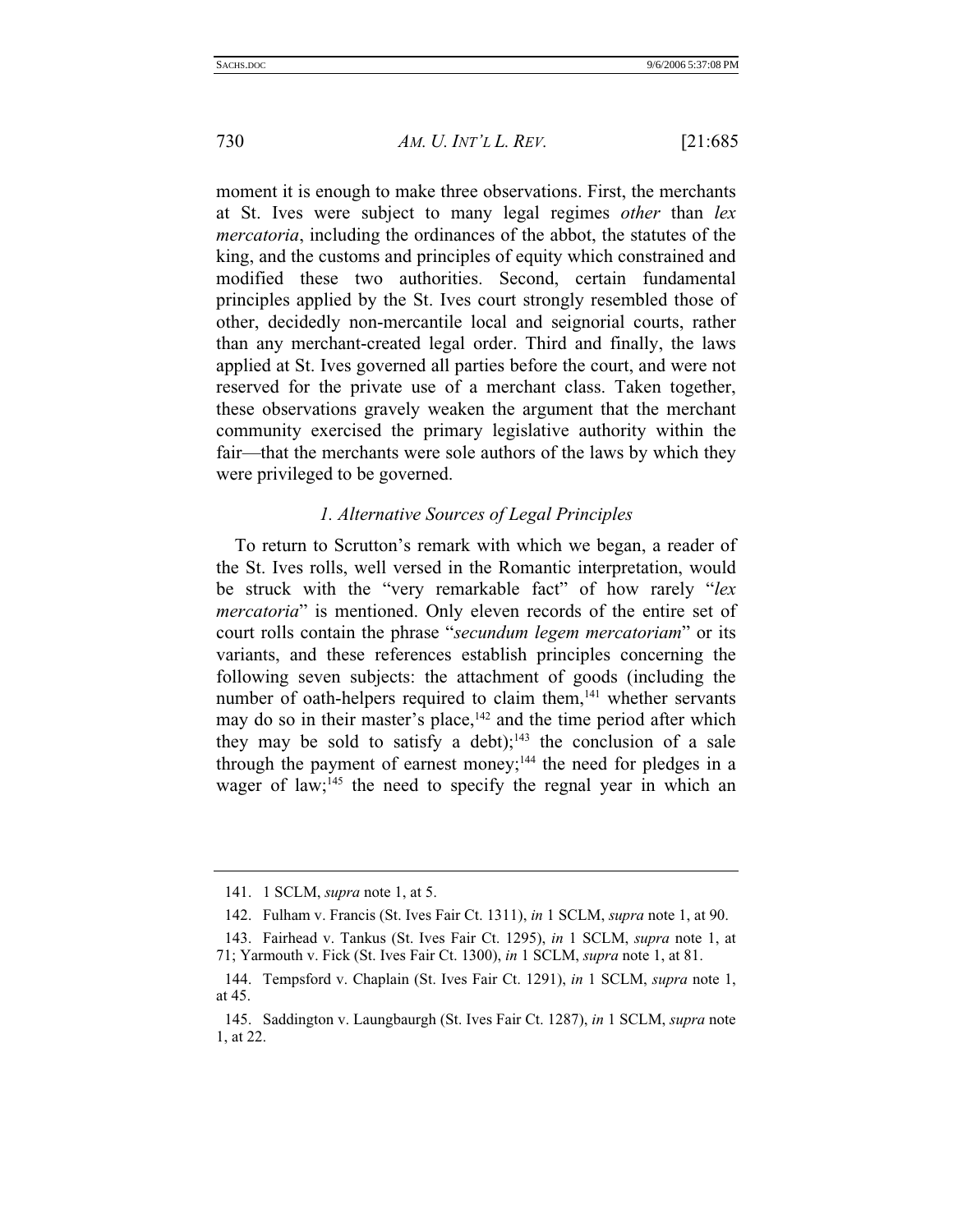moment it is enough to make three observations. First, the merchants at St. Ives were subject to many legal regimes *other* than *lex mercatoria*, including the ordinances of the abbot, the statutes of the king, and the customs and principles of equity which constrained and modified these two authorities. Second, certain fundamental principles applied by the St. Ives court strongly resembled those of other, decidedly non-mercantile local and seignorial courts, rather than any merchant-created legal order. Third and finally, the laws applied at St. Ives governed all parties before the court, and were not reserved for the private use of a merchant class. Taken together, these observations gravely weaken the argument that the merchant community exercised the primary legislative authority within the fair—that the merchants were sole authors of the laws by which they were privileged to be governed.

### *1. Alternative Sources of Legal Principles*

To return to Scrutton's remark with which we began, a reader of the St. Ives rolls, well versed in the Romantic interpretation, would be struck with the "very remarkable fact" of how rarely "*lex mercatoria*" is mentioned. Only eleven records of the entire set of court rolls contain the phrase "*secundum legem mercatoriam*" or its variants, and these references establish principles concerning the following seven subjects: the attachment of goods (including the number of oath-helpers required to claim them,[141] whether servants may do so in their master's place,[142] and the time period after which they may be sold to satisfy a debt);[143] the conclusion of a sale through the payment of earnest money;[144] the need for pledges in a wager of law;[145] the need to specify the regnal year in which an

---

141. 1 SCLM, *supra* note 1, at 5.

142. Fulham v. Francis (St. Ives Fair Ct. 1311), *in* 1 SCLM, *supra* note 1, at 90.

143. Fairhead v. Tankus (St. Ives Fair Ct. 1295), *in* 1 SCLM, *supra* note 1, at 71; Yarmouth v. Fick (St. Ives Fair Ct. 1300), *in* 1 SCLM, *supra* note 1, at 81.

144. Tempsford v. Chaplain (St. Ives Fair Ct. 1291), *in* 1 SCLM, *supra* note 1, at 45.

145. Saddington v. Laungbaurgh (St. Ives Fair Ct. 1287), *in* 1 SCLM, *supra* note 1, at 22.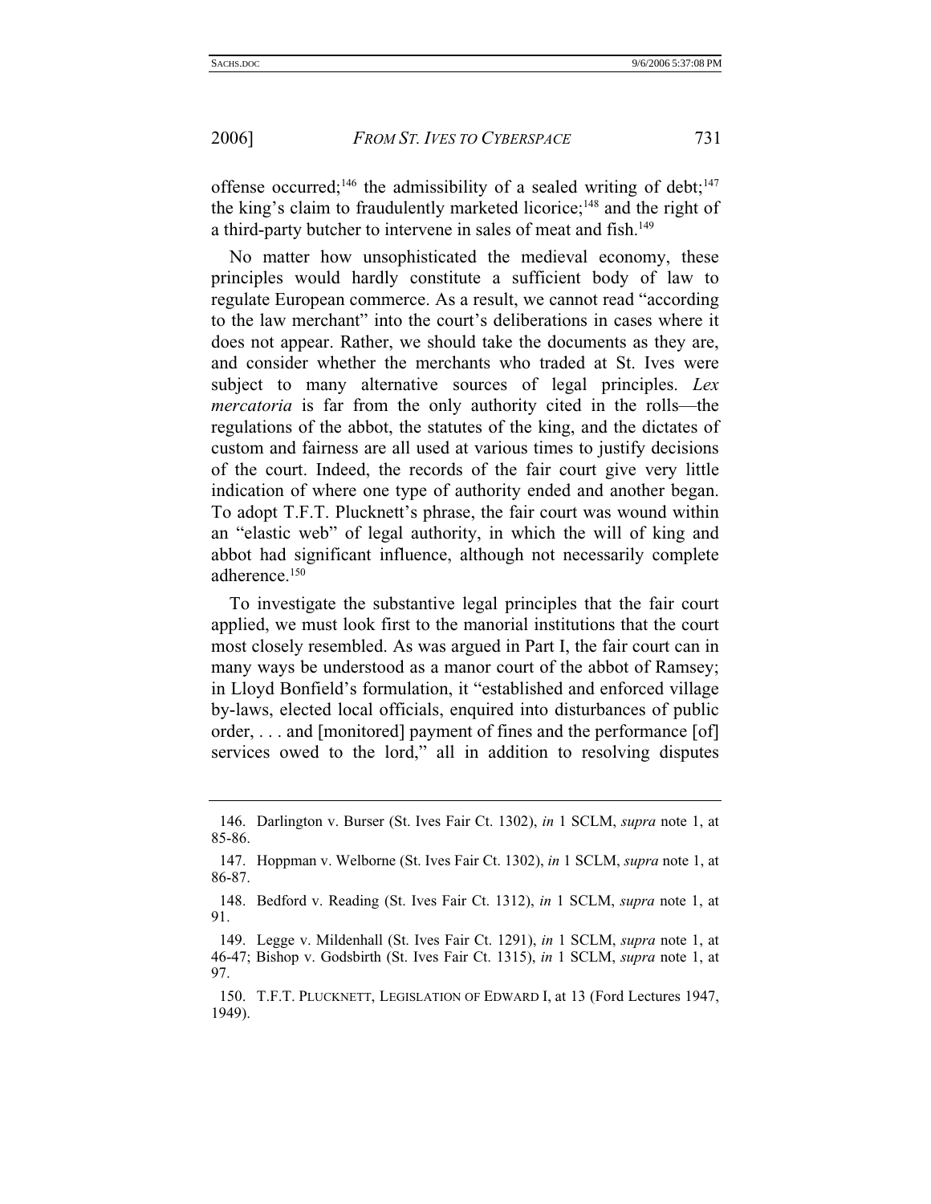offense occurred;[146] the admissibility of a sealed writing of debt;[147] the king's claim to fraudulently marketed licorice;[148] and the right of a third-party butcher to intervene in sales of meat and fish.[149]

No matter how unsophisticated the medieval economy, these principles would hardly constitute a sufficient body of law to regulate European commerce. As a result, we cannot read "according to the law merchant" into the court's deliberations in cases where it does not appear. Rather, we should take the documents as they are, and consider whether the merchants who traded at St. Ives were subject to many alternative sources of legal principles. *Lex mercatoria* is far from the only authority cited in the rolls—the regulations of the abbot, the statutes of the king, and the dictates of custom and fairness are all used at various times to justify decisions of the court. Indeed, the records of the fair court give very little indication of where one type of authority ended and another began. To adopt T.F.T. Plucknett's phrase, the fair court was wound within an "elastic web" of legal authority, in which the will of king and abbot had significant influence, although not necessarily complete adherence.[150]

To investigate the substantive legal principles that the fair court applied, we must look first to the manorial institutions that the court most closely resembled. As was argued in Part I, the fair court can in many ways be understood as a manor court of the abbot of Ramsey; in Lloyd Bonfield's formulation, it "established and enforced village by-laws, elected local officials, enquired into disturbances of public order, . . . and [monitored] payment of fines and the performance [of] services owed to the lord," all in addition to resolving disputes

---

146. Darlington v. Burser (St. Ives Fair Ct. 1302), *in* 1 SCLM, *supra* note 1, at 85-86.

147. Hoppman v. Welborne (St. Ives Fair Ct. 1302), *in* 1 SCLM, *supra* note 1, at 86-87.

148. Bedford v. Reading (St. Ives Fair Ct. 1312), *in* 1 SCLM, *supra* note 1, at 91.

149. Legge v. Mildenhall (St. Ives Fair Ct. 1291), *in* 1 SCLM, *supra* note 1, at 46-47; Bishop v. Godsbirth (St. Ives Fair Ct. 1315), *in* 1 SCLM, *supra* note 1, at 97.

150. T.F.T. PLUCKNETT, LEGISLATION OF EDWARD I, at 13 (Ford Lectures 1947, 1949).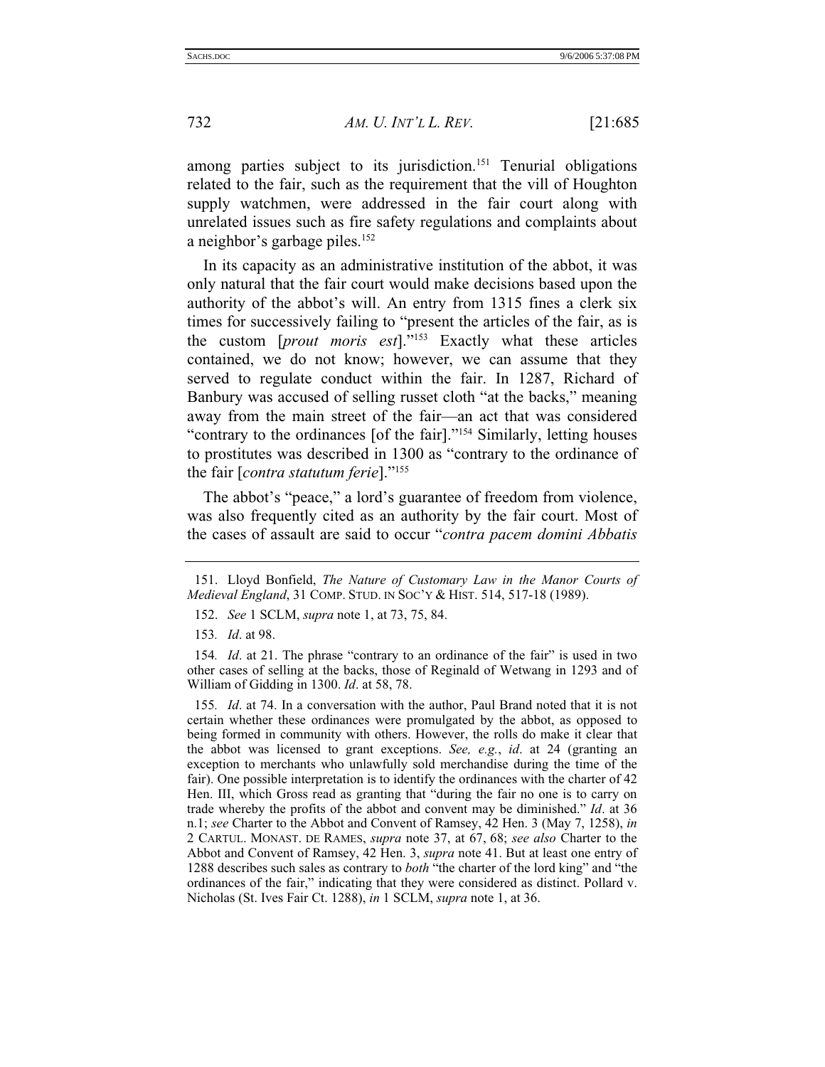among parties subject to its jurisdiction.[151] Tenurial obligations related to the fair, such as the requirement that the vill of Houghton supply watchmen, were addressed in the fair court along with unrelated issues such as fire safety regulations and complaints about a neighbor's garbage piles.[152]

In its capacity as an administrative institution of the abbot, it was only natural that the fair court would make decisions based upon the authority of the abbot's will. An entry from 1315 fines a clerk six times for successively failing to "present the articles of the fair, as is the custom [*prout moris est*]."[153] Exactly what these articles contained, we do not know; however, we can assume that they served to regulate conduct within the fair. In 1287, Richard of Banbury was accused of selling russet cloth "at the backs," meaning away from the main street of the fair—an act that was considered "contrary to the ordinances [of the fair]."[154] Similarly, letting houses to prostitutes was described in 1300 as "contrary to the ordinance of the fair [*contra statutum ferie*]."[155]

The abbot's "peace," a lord's guarantee of freedom from violence, was also frequently cited as an authority by the fair court. Most of the cases of assault are said to occur "*contra pacem domini Abbatis*

---

151. Lloyd Bonfield, *The Nature of Customary Law in the Manor Courts of Medieval England*, 31 COMP. STUD. IN SOC'Y & HIST. 514, 517-18 (1989).

152. *See* 1 SCLM, *supra* note 1, at 73, 75, 84.

153. *Id*. at 98.

154. *Id*. at 21. The phrase "contrary to an ordinance of the fair" is used in two other cases of selling at the backs, those of Reginald of Wetwang in 1293 and of William of Gidding in 1300. *Id*. at 58, 78.

155. *Id*. at 74. In a conversation with the author, Paul Brand noted that it is not certain whether these ordinances were promulgated by the abbot, as opposed to being formed in community with others. However, the rolls do make it clear that the abbot was licensed to grant exceptions. *See, e.g.*, *id*. at 24 (granting an exception to merchants who unlawfully sold merchandise during the time of the fair). One possible interpretation is to identify the ordinances with the charter of 42 Hen. III, which Gross read as granting that "during the fair no one is to carry on trade whereby the profits of the abbot and convent may be diminished." *Id*. at 36 n.1; *see* Charter to the Abbot and Convent of Ramsey, 42 Hen. 3 (May 7, 1258), *in* 2 CARTUL. MONAST. DE RAMES, *supra* note 37, at 67, 68; *see also* Charter to the Abbot and Convent of Ramsey, 42 Hen. 3, *supra* note 41. But at least one entry of 1288 describes such sales as contrary to *both* "the charter of the lord king" and "the ordinances of the fair," indicating that they were considered as distinct. Pollard v. Nicholas (St. Ives Fair Ct. 1288), *in* 1 SCLM, *supra* note 1, at 36.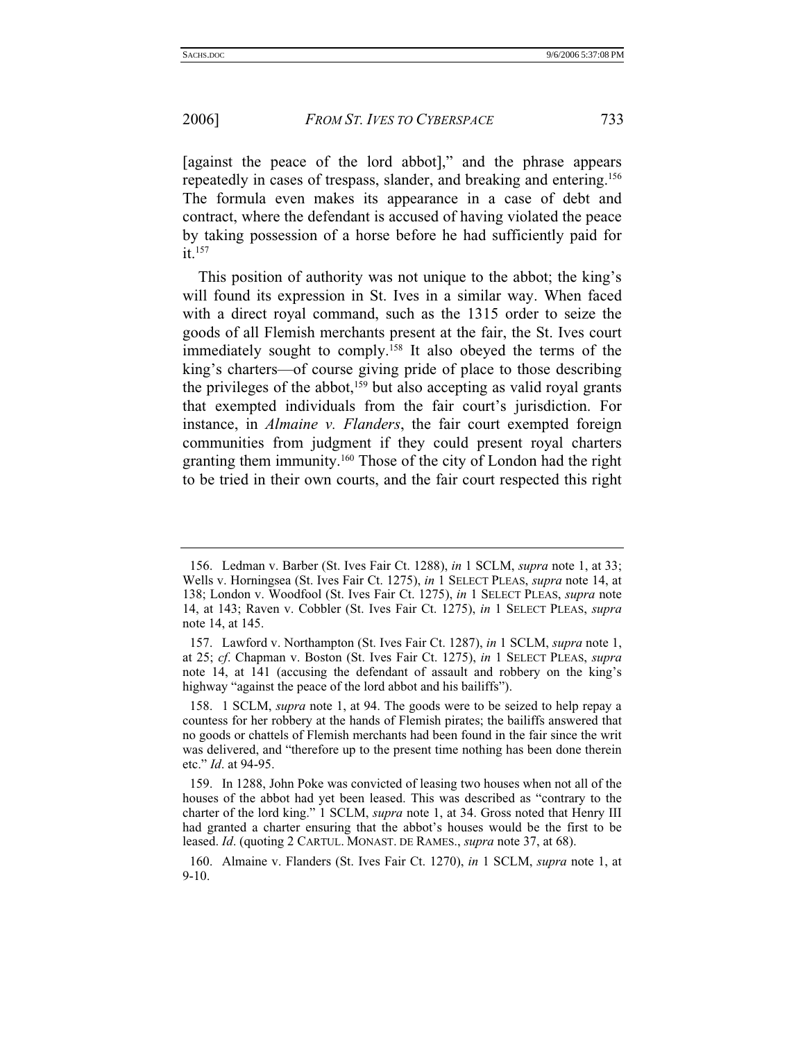[against the peace of the lord abbot]," and the phrase appears repeatedly in cases of trespass, slander, and breaking and entering.[156] The formula even makes its appearance in a case of debt and contract, where the defendant is accused of having violated the peace by taking possession of a horse before he had sufficiently paid for it.[157]

This position of authority was not unique to the abbot; the king's will found its expression in St. Ives in a similar way. When faced with a direct royal command, such as the 1315 order to seize the goods of all Flemish merchants present at the fair, the St. Ives court immediately sought to comply.[158] It also obeyed the terms of the king's charters—of course giving pride of place to those describing the privileges of the abbot,[159] but also accepting as valid royal grants that exempted individuals from the fair court's jurisdiction. For instance, in *Almaine v. Flanders*, the fair court exempted foreign communities from judgment if they could present royal charters granting them immunity.[160] Those of the city of London had the right to be tried in their own courts, and the fair court respected this right

---

156. Ledman v. Barber (St. Ives Fair Ct. 1288), *in* 1 SCLM, *supra* note 1, at 33; Wells v. Horningsea (St. Ives Fair Ct. 1275), *in* 1 SELECT PLEAS, *supra* note 14, at 138; London v. Woodfool (St. Ives Fair Ct. 1275), *in* 1 SELECT PLEAS, *supra* note 14, at 143; Raven v. Cobbler (St. Ives Fair Ct. 1275), *in* 1 SELECT PLEAS, *supra* note 14, at 145.

157. Lawford v. Northampton (St. Ives Fair Ct. 1287), *in* 1 SCLM, *supra* note 1, at 25; *cf*. Chapman v. Boston (St. Ives Fair Ct. 1275), *in* 1 SELECT PLEAS, *supra* note 14, at 141 (accusing the defendant of assault and robbery on the king's highway "against the peace of the lord abbot and his bailiffs").

158. 1 SCLM, *supra* note 1, at 94. The goods were to be seized to help repay a countess for her robbery at the hands of Flemish pirates; the bailiffs answered that no goods or chattels of Flemish merchants had been found in the fair since the writ was delivered, and "therefore up to the present time nothing has been done therein etc." *Id*. at 94-95.

159. In 1288, John Poke was convicted of leasing two houses when not all of the houses of the abbot had yet been leased. This was described as "contrary to the charter of the lord king." 1 SCLM, *supra* note 1, at 34. Gross noted that Henry III had granted a charter ensuring that the abbot's houses would be the first to be leased. *Id*. (quoting 2 CARTUL. MONAST. DE RAMES., *supra* note 37, at 68).

160. Almaine v. Flanders (St. Ives Fair Ct. 1270), *in* 1 SCLM, *supra* note 1, at 9-10.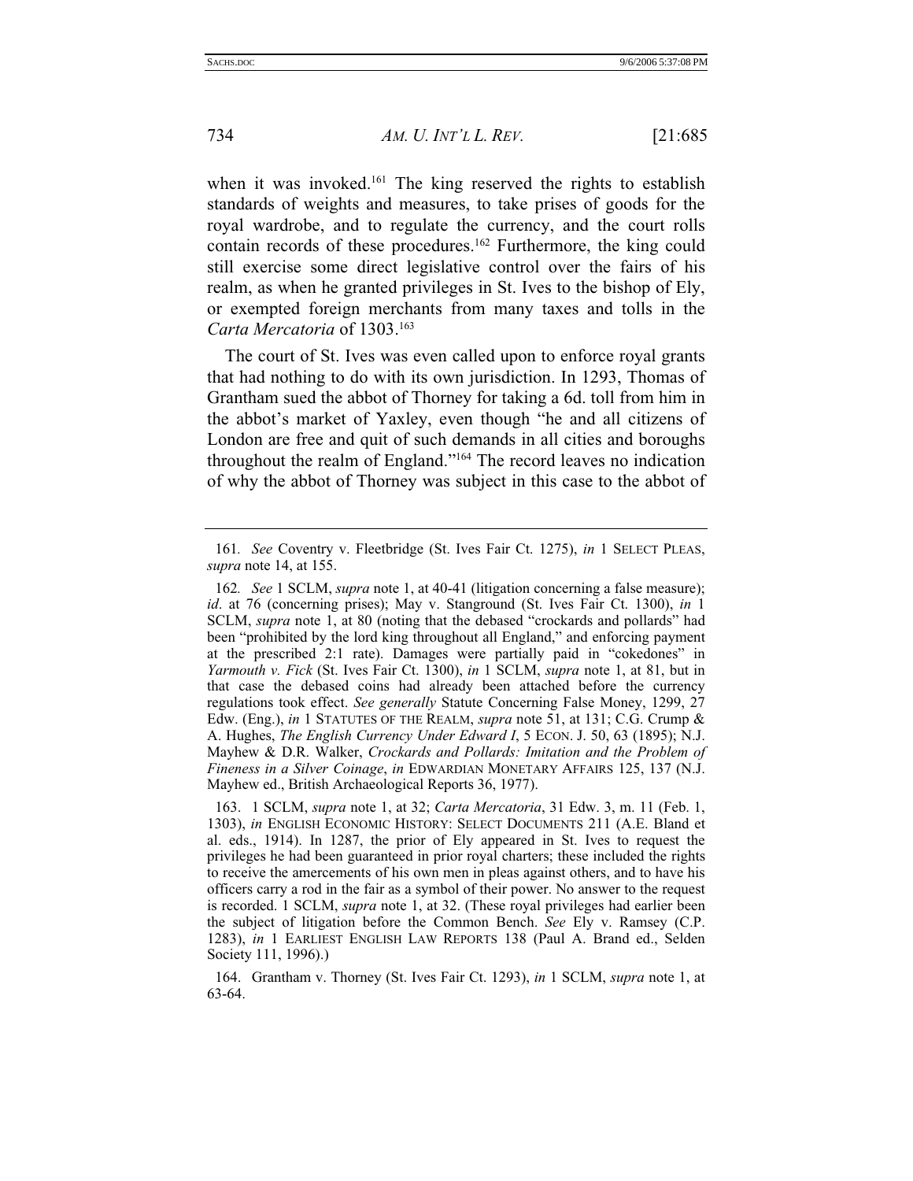when it was invoked.[161] The king reserved the rights to establish standards of weights and measures, to take prises of goods for the royal wardrobe, and to regulate the currency, and the court rolls contain records of these procedures.[162] Furthermore, the king could still exercise some direct legislative control over the fairs of his realm, as when he granted privileges in St. Ives to the bishop of Ely, or exempted foreign merchants from many taxes and tolls in the *Carta Mercatoria* of 1303.[163]

The court of St. Ives was even called upon to enforce royal grants that had nothing to do with its own jurisdiction. In 1293, Thomas of Grantham sued the abbot of Thorney for taking a 6d. toll from him in the abbot's market of Yaxley, even though "he and all citizens of London are free and quit of such demands in all cities and boroughs throughout the realm of England."[164] The record leaves no indication of why the abbot of Thorney was subject in this case to the abbot of

---

161. *See* Coventry v. Fleetbridge (St. Ives Fair Ct. 1275), *in* 1 SELECT PLEAS, *supra* note 14, at 155.

162. *See* 1 SCLM, *supra* note 1, at 40-41 (litigation concerning a false measure); *id*. at 76 (concerning prises); May v. Stanground (St. Ives Fair Ct. 1300), *in* 1 SCLM, *supra* note 1, at 80 (noting that the debased "crockards and pollards" had been "prohibited by the lord king throughout all England," and enforcing payment at the prescribed 2:1 rate). Damages were partially paid in "cokedones" in *Yarmouth v. Fick* (St. Ives Fair Ct. 1300), *in* 1 SCLM, *supra* note 1, at 81, but in that case the debased coins had already been attached before the currency regulations took effect. *See generally* Statute Concerning False Money, 1299, 27 Edw. (Eng.), *in* 1 STATUTES OF THE REALM, *supra* note 51, at 131; C.G. Crump & A. Hughes, *The English Currency Under Edward I*, 5 ECON. J. 50, 63 (1895); N.J. Mayhew & D.R. Walker, *Crockards and Pollards: Imitation and the Problem of Fineness in a Silver Coinage*, *in* EDWARDIAN MONETARY AFFAIRS 125, 137 (N.J. Mayhew ed., British Archaeological Reports 36, 1977).

163. 1 SCLM, *supra* note 1, at 32; *Carta Mercatoria*, 31 Edw. 3, m. 11 (Feb. 1, 1303), *in* ENGLISH ECONOMIC HISTORY: SELECT DOCUMENTS 211 (A.E. Bland et al. eds., 1914). In 1287, the prior of Ely appeared in St. Ives to request the privileges he had been guaranteed in prior royal charters; these included the rights to receive the amercements of his own men in pleas against others, and to have his officers carry a rod in the fair as a symbol of their power. No answer to the request is recorded. 1 SCLM, *supra* note 1, at 32. (These royal privileges had earlier been the subject of litigation before the Common Bench. *See* Ely v. Ramsey (C.P. 1283), *in* 1 EARLIEST ENGLISH LAW REPORTS 138 (Paul A. Brand ed., Selden Society 111, 1996).)

164. Grantham v. Thorney (St. Ives Fair Ct. 1293), *in* 1 SCLM, *supra* note 1, at 63-64.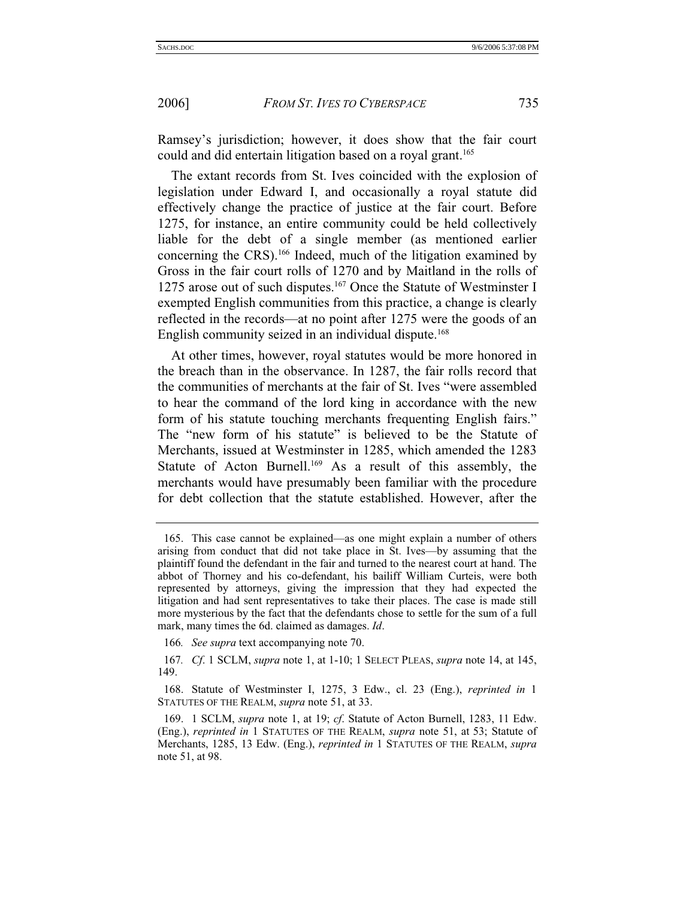Ramsey's jurisdiction; however, it does show that the fair court could and did entertain litigation based on a royal grant.[165]

The extant records from St. Ives coincided with the explosion of legislation under Edward I, and occasionally a royal statute did effectively change the practice of justice at the fair court. Before 1275, for instance, an entire community could be held collectively liable for the debt of a single member (as mentioned earlier concerning the CRS).[166] Indeed, much of the litigation examined by Gross in the fair court rolls of 1270 and by Maitland in the rolls of 1275 arose out of such disputes.[167] Once the Statute of Westminster I exempted English communities from this practice, a change is clearly reflected in the records—at no point after 1275 were the goods of an English community seized in an individual dispute.[168]

At other times, however, royal statutes would be more honored in the breach than in the observance. In 1287, the fair rolls record that the communities of merchants at the fair of St. Ives "were assembled to hear the command of the lord king in accordance with the new form of his statute touching merchants frequenting English fairs." The "new form of his statute" is believed to be the Statute of Merchants, issued at Westminster in 1285, which amended the 1283 Statute of Acton Burnell.[169] As a result of this assembly, the merchants would have presumably been familiar with the procedure for debt collection that the statute established. However, after the

---

165. This case cannot be explained—as one might explain a number of others arising from conduct that did not take place in St. Ives—by assuming that the plaintiff found the defendant in the fair and turned to the nearest court at hand. The abbot of Thorney and his co-defendant, his bailiff William Curteis, were both represented by attorneys, giving the impression that they had expected the litigation and had sent representatives to take their places. The case is made still more mysterious by the fact that the defendants chose to settle for the sum of a full mark, many times the 6d. claimed as damages. *Id*.

166. *See supra* text accompanying note 70.

167. *Cf*. 1 SCLM, *supra* note 1, at 1-10; 1 SELECT PLEAS, *supra* note 14, at 145, 149.

168. Statute of Westminster I, 1275, 3 Edw., cl. 23 (Eng.), *reprinted in* 1 STATUTES OF THE REALM, *supra* note 51, at 33.

169. 1 SCLM, *supra* note 1, at 19; *cf*. Statute of Acton Burnell, 1283, 11 Edw. (Eng.), *reprinted in* 1 STATUTES OF THE REALM, *supra* note 51, at 53; Statute of Merchants, 1285, 13 Edw. (Eng.), *reprinted in* 1 STATUTES OF THE REALM, *supra* note 51, at 98.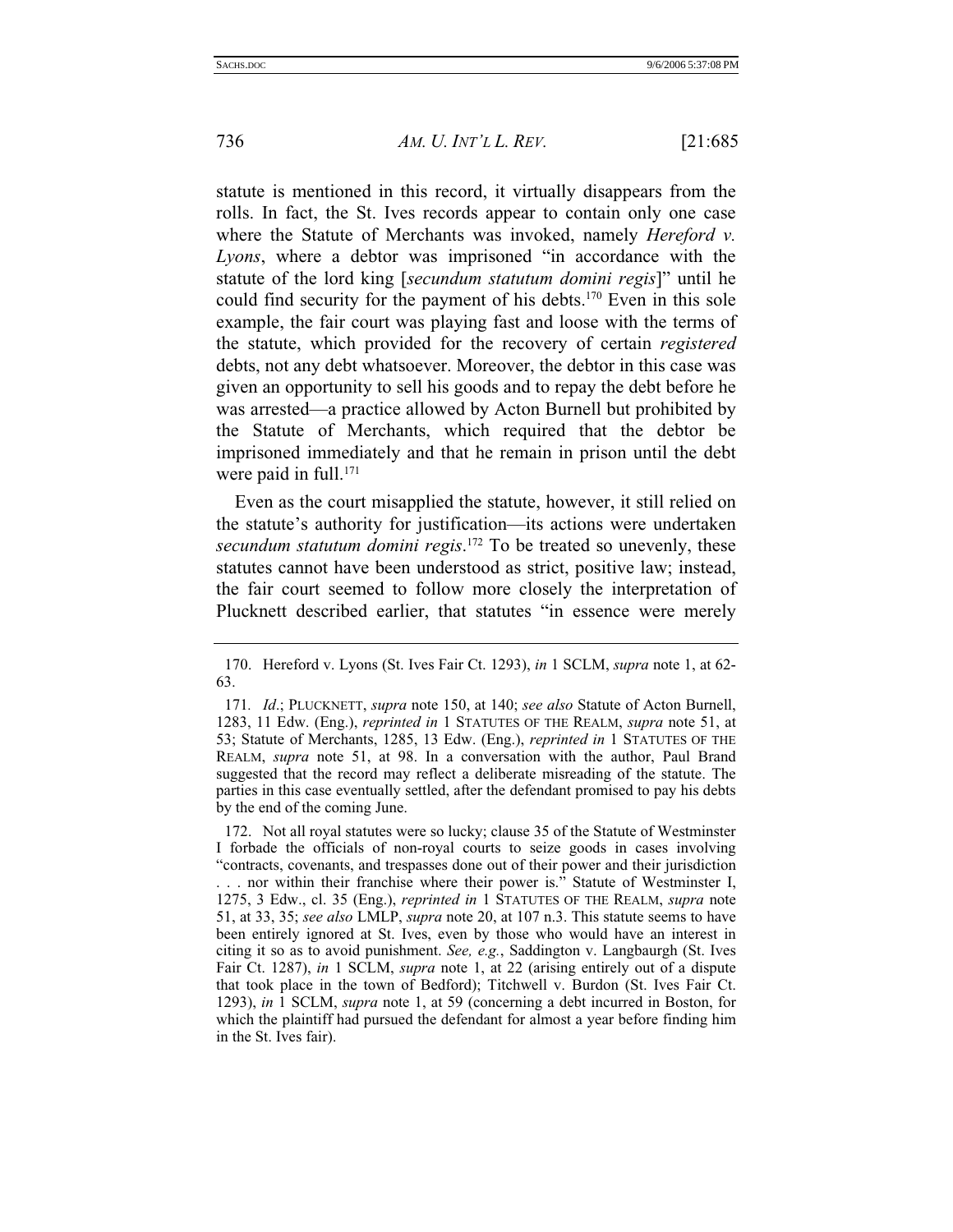statute is mentioned in this record, it virtually disappears from the rolls. In fact, the St. Ives records appear to contain only one case where the Statute of Merchants was invoked, namely *Hereford v. Lyons*, where a debtor was imprisoned "in accordance with the statute of the lord king [*secundum statutum domini regis*]" until he could find security for the payment of his debts.[170] Even in this sole example, the fair court was playing fast and loose with the terms of the statute, which provided for the recovery of certain *registered* debts, not any debt whatsoever. Moreover, the debtor in this case was given an opportunity to sell his goods and to repay the debt before he was arrested—a practice allowed by Acton Burnell but prohibited by the Statute of Merchants, which required that the debtor be imprisoned immediately and that he remain in prison until the debt were paid in full.[171]

Even as the court misapplied the statute, however, it still relied on the statute's authority for justification—its actions were undertaken *secundum statutum domini regis*.[172] To be treated so unevenly, these statutes cannot have been understood as strict, positive law; instead, the fair court seemed to follow more closely the interpretation of Plucknett described earlier, that statutes "in essence were merely

---

170. Hereford v. Lyons (St. Ives Fair Ct. 1293), *in* 1 SCLM, *supra* note 1, at 62-63.

171. *Id*.; PLUCKNETT, *supra* note 150, at 140; *see also* Statute of Acton Burnell, 1283, 11 Edw. (Eng.), *reprinted in* 1 STATUTES OF THE REALM, *supra* note 51, at 53; Statute of Merchants, 1285, 13 Edw. (Eng.), *reprinted in* 1 STATUTES OF THE REALM, *supra* note 51, at 98. In a conversation with the author, Paul Brand suggested that the record may reflect a deliberate misreading of the statute. The parties in this case eventually settled, after the defendant promised to pay his debts by the end of the coming June.

172. Not all royal statutes were so lucky; clause 35 of the Statute of Westminster I forbade the officials of non-royal courts to seize goods in cases involving "contracts, covenants, and trespasses done out of their power and their jurisdiction . . . nor within their franchise where their power is." Statute of Westminster I, 1275, 3 Edw., cl. 35 (Eng.), *reprinted in* 1 STATUTES OF THE REALM, *supra* note 51, at 33, 35; *see also* LMLP, *supra* note 20, at 107 n.3. This statute seems to have been entirely ignored at St. Ives, even by those who would have an interest in citing it so as to avoid punishment. *See, e.g.*, Saddington v. Langbaurgh (St. Ives Fair Ct. 1287), *in* 1 SCLM, *supra* note 1, at 22 (arising entirely out of a dispute that took place in the town of Bedford); Titchwell v. Burdon (St. Ives Fair Ct. 1293), *in* 1 SCLM, *supra* note 1, at 59 (concerning a debt incurred in Boston, for which the plaintiff had pursued the defendant for almost a year before finding him in the St. Ives fair).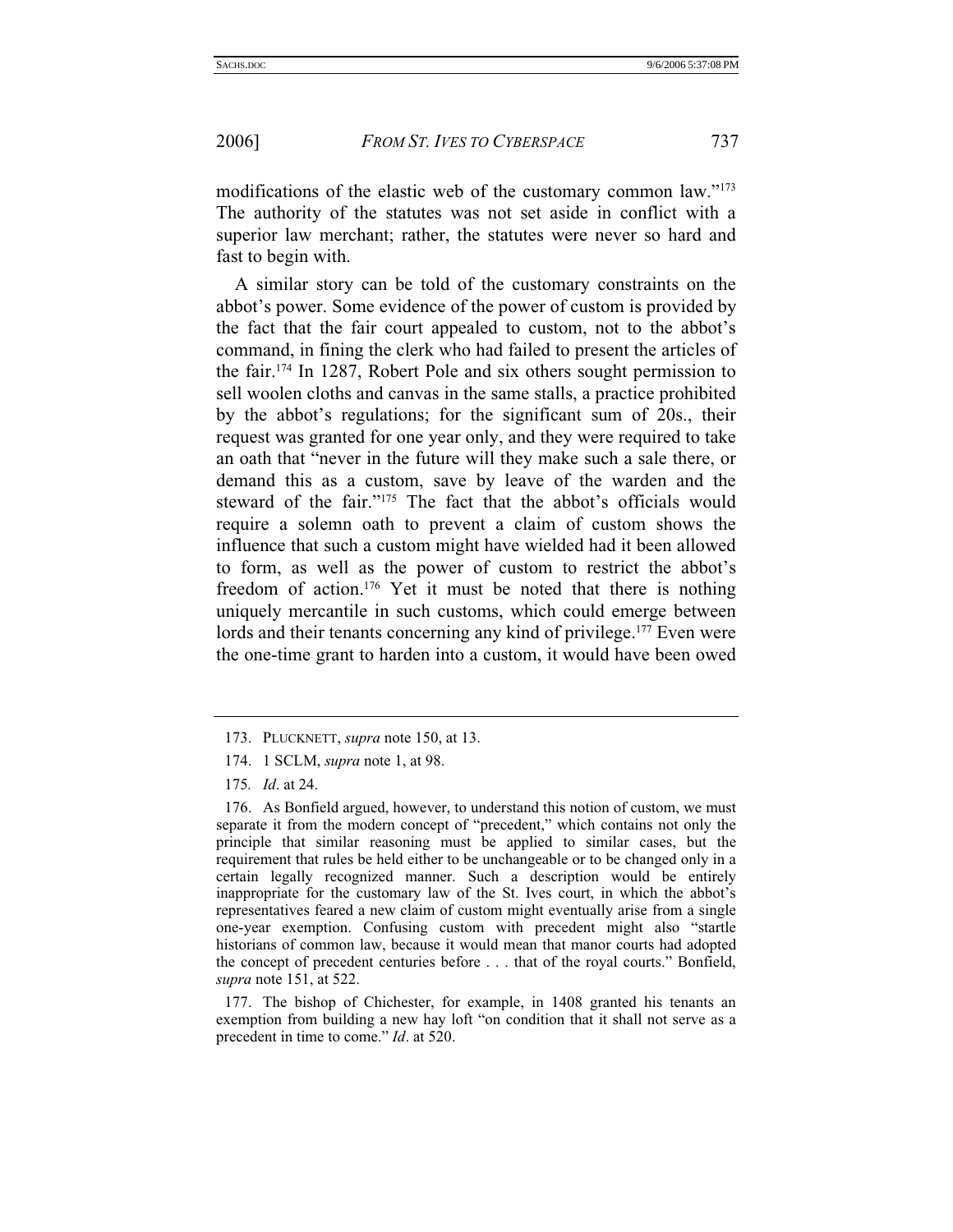modifications of the elastic web of the customary common law."[173] The authority of the statutes was not set aside in conflict with a superior law merchant; rather, the statutes were never so hard and fast to begin with.

A similar story can be told of the customary constraints on the abbot's power. Some evidence of the power of custom is provided by the fact that the fair court appealed to custom, not to the abbot's command, in fining the clerk who had failed to present the articles of the fair.[174] In 1287, Robert Pole and six others sought permission to sell woolen cloths and canvas in the same stalls, a practice prohibited by the abbot's regulations; for the significant sum of 20s., their request was granted for one year only, and they were required to take an oath that "never in the future will they make such a sale there, or demand this as a custom, save by leave of the warden and the steward of the fair."[175] The fact that the abbot's officials would require a solemn oath to prevent a claim of custom shows the influence that such a custom might have wielded had it been allowed to form, as well as the power of custom to restrict the abbot's freedom of action.[176] Yet it must be noted that there is nothing uniquely mercantile in such customs, which could emerge between lords and their tenants concerning any kind of privilege.[177] Even were the one-time grant to harden into a custom, it would have been owed

---

173. PLUCKNETT, *supra* note 150, at 13.

174. 1 SCLM, *supra* note 1, at 98.

175. *Id*. at 24.

176. As Bonfield argued, however, to understand this notion of custom, we must separate it from the modern concept of "precedent," which contains not only the principle that similar reasoning must be applied to similar cases, but the requirement that rules be held either to be unchangeable or to be changed only in a certain legally recognized manner. Such a description would be entirely inappropriate for the customary law of the St. Ives court, in which the abbot's representatives feared a new claim of custom might eventually arise from a single one-year exemption. Confusing custom with precedent might also "startle historians of common law, because it would mean that manor courts had adopted the concept of precedent centuries before . . . that of the royal courts." Bonfield, *supra* note 151, at 522.

177. The bishop of Chichester, for example, in 1408 granted his tenants an exemption from building a new hay loft "on condition that it shall not serve as a precedent in time to come." *Id*. at 520.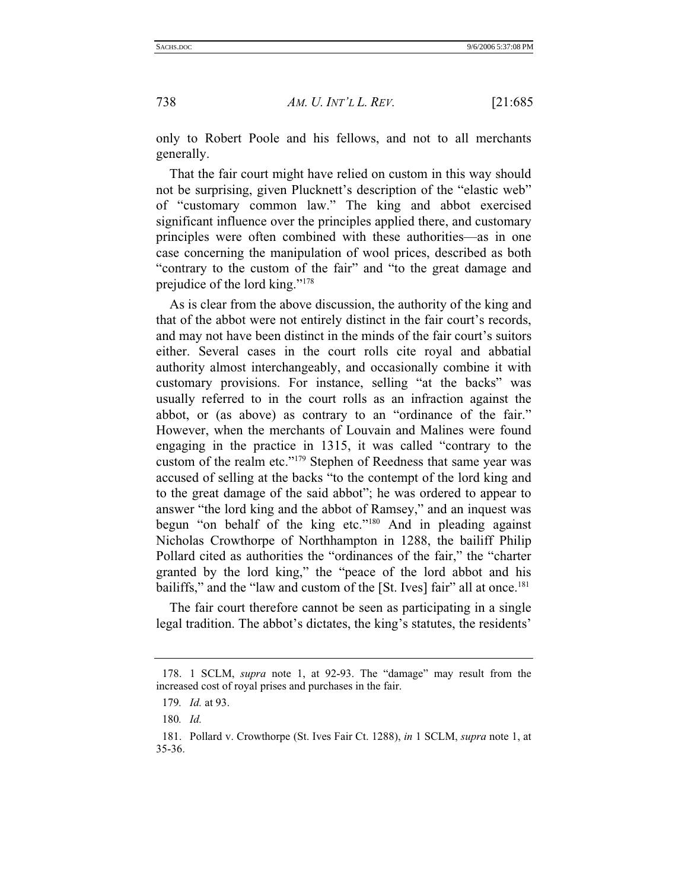only to Robert Poole and his fellows, and not to all merchants generally.

That the fair court might have relied on custom in this way should not be surprising, given Plucknett's description of the "elastic web" of "customary common law." The king and abbot exercised significant influence over the principles applied there, and customary principles were often combined with these authorities—as in one case concerning the manipulation of wool prices, described as both "contrary to the custom of the fair" and "to the great damage and prejudice of the lord king."[178]

As is clear from the above discussion, the authority of the king and that of the abbot were not entirely distinct in the fair court's records, and may not have been distinct in the minds of the fair court's suitors either. Several cases in the court rolls cite royal and abbatial authority almost interchangeably, and occasionally combine it with customary provisions. For instance, selling "at the backs" was usually referred to in the court rolls as an infraction against the abbot, or (as above) as contrary to an "ordinance of the fair." However, when the merchants of Louvain and Malines were found engaging in the practice in 1315, it was called "contrary to the custom of the realm etc."[179] Stephen of Reedness that same year was accused of selling at the backs "to the contempt of the lord king and to the great damage of the said abbot"; he was ordered to appear to answer "the lord king and the abbot of Ramsey," and an inquest was begun "on behalf of the king etc."[180] And in pleading against Nicholas Crowthorpe of Northhampton in 1288, the bailiff Philip Pollard cited as authorities the "ordinances of the fair," the "charter granted by the lord king," the "peace of the lord abbot and his bailiffs," and the "law and custom of the [St. Ives] fair" all at once.[181]

The fair court therefore cannot be seen as participating in a single legal tradition. The abbot's dictates, the king's statutes, the residents'

---

178. 1 SCLM, *supra* note 1, at 92-93. The "damage" may result from the increased cost of royal prises and purchases in the fair.

179. *Id.* at 93.

180. *Id.*

181. Pollard v. Crowthorpe (St. Ives Fair Ct. 1288), *in* 1 SCLM, *supra* note 1, at 35-36.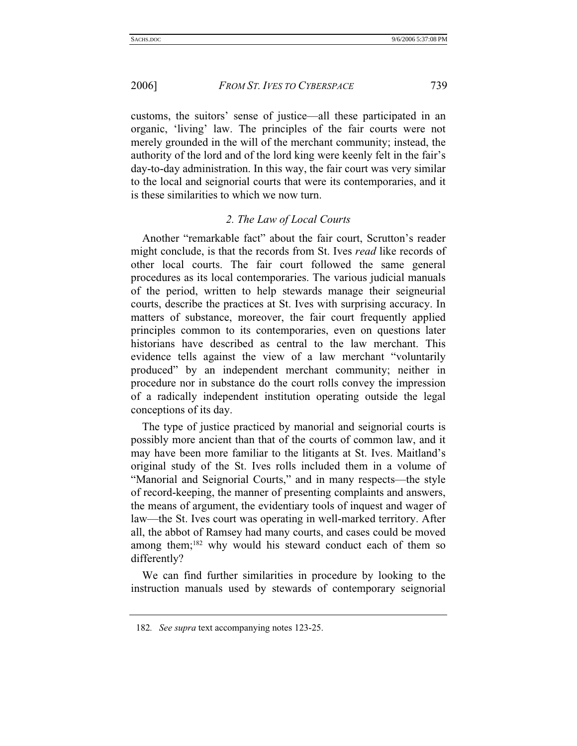customs, the suitors' sense of justice—all these participated in an organic, 'living' law. The principles of the fair courts were not merely grounded in the will of the merchant community; instead, the authority of the lord and of the lord king were keenly felt in the fair's day-to-day administration. In this way, the fair court was very similar to the local and seignorial courts that were its contemporaries, and it is these similarities to which we now turn.

### *2. The Law of Local Courts*

Another "remarkable fact" about the fair court, Scrutton's reader might conclude, is that the records from St. Ives *read* like records of other local courts. The fair court followed the same general procedures as its local contemporaries. The various judicial manuals of the period, written to help stewards manage their seigneurial courts, describe the practices at St. Ives with surprising accuracy. In matters of substance, moreover, the fair court frequently applied principles common to its contemporaries, even on questions later historians have described as central to the law merchant. This evidence tells against the view of a law merchant "voluntarily produced" by an independent merchant community; neither in procedure nor in substance do the court rolls convey the impression of a radically independent institution operating outside the legal conceptions of its day.

The type of justice practiced by manorial and seignorial courts is possibly more ancient than that of the courts of common law, and it may have been more familiar to the litigants at St. Ives. Maitland's original study of the St. Ives rolls included them in a volume of "Manorial and Seignorial Courts," and in many respects—the style of record-keeping, the manner of presenting complaints and answers, the means of argument, the evidentiary tools of inquest and wager of law—the St. Ives court was operating in well-marked territory. After all, the abbot of Ramsey had many courts, and cases could be moved among them;[182] why would his steward conduct each of them so differently?

We can find further similarities in procedure by looking to the instruction manuals used by stewards of contemporary seignorial

---

182. *See supra* text accompanying notes 123-25.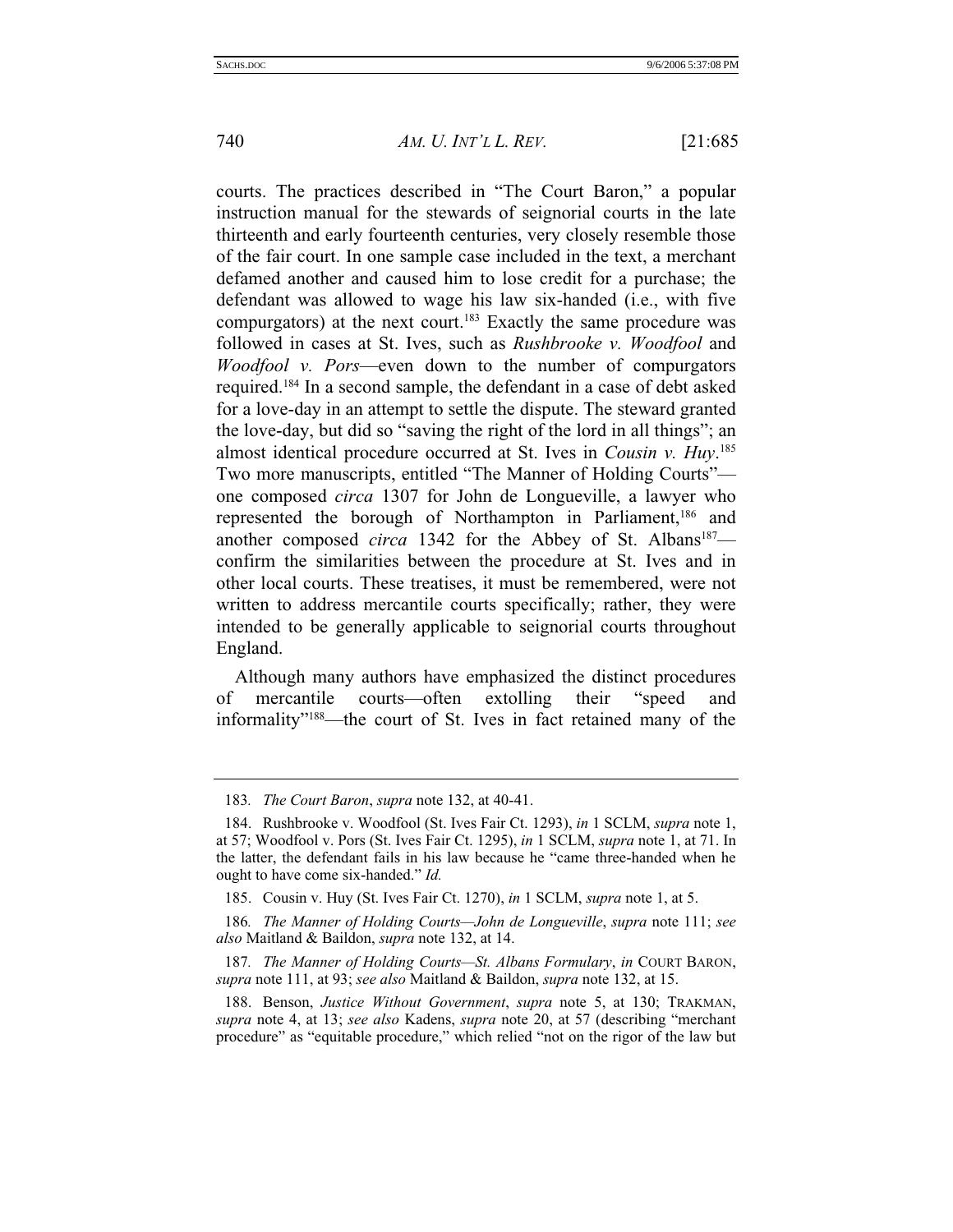courts. The practices described in "The Court Baron," a popular instruction manual for the stewards of seignorial courts in the late thirteenth and early fourteenth centuries, very closely resemble those of the fair court. In one sample case included in the text, a merchant defamed another and caused him to lose credit for a purchase; the defendant was allowed to wage his law six-handed (i.e., with five compurgators) at the next court.[183] Exactly the same procedure was followed in cases at St. Ives, such as *Rushbrooke v. Woodfool* and *Woodfool v. Pors*—even down to the number of compurgators required.[184] In a second sample, the defendant in a case of debt asked for a love-day in an attempt to settle the dispute. The steward granted the love-day, but did so "saving the right of the lord in all things"; an almost identical procedure occurred at St. Ives in *Cousin v. Huy*.[185] Two more manuscripts, entitled "The Manner of Holding Courts"—one composed *circa* 1307 for John de Longueville, a lawyer who represented the borough of Northampton in Parliament,[186] and another composed *circa* 1342 for the Abbey of St. Albans[187]—confirm the similarities between the procedure at St. Ives and in other local courts. These treatises, it must be remembered, were not written to address mercantile courts specifically; rather, they were intended to be generally applicable to seignorial courts throughout England.

Although many authors have emphasized the distinct procedures of mercantile courts—often extolling their "speed and informality"[188]—the court of St. Ives in fact retained many of the

---

183. *The Court Baron*, *supra* note 132, at 40-41.

184. Rushbrooke v. Woodfool (St. Ives Fair Ct. 1293), *in* 1 SCLM, *supra* note 1, at 57; Woodfool v. Pors (St. Ives Fair Ct. 1295), *in* 1 SCLM, *supra* note 1, at 71. In the latter, the defendant fails in his law because he "came three-handed when he ought to have come six-handed." *Id.*

185. Cousin v. Huy (St. Ives Fair Ct. 1270), *in* 1 SCLM, *supra* note 1, at 5.

186. *The Manner of Holding Courts—John de Longueville*, *supra* note 111; *see also* Maitland & Baildon, *supra* note 132, at 14.

187. *The Manner of Holding Courts—St. Albans Formulary*, *in* COURT BARON, *supra* note 111, at 93; *see also* Maitland & Baildon, *supra* note 132, at 15.

188. Benson, *Justice Without Government*, *supra* note 5, at 130; TRAKMAN, *supra* note 4, at 13; *see also* Kadens, *supra* note 20, at 57 (describing "merchant procedure" as "equitable procedure," which relied "not on the rigor of the law but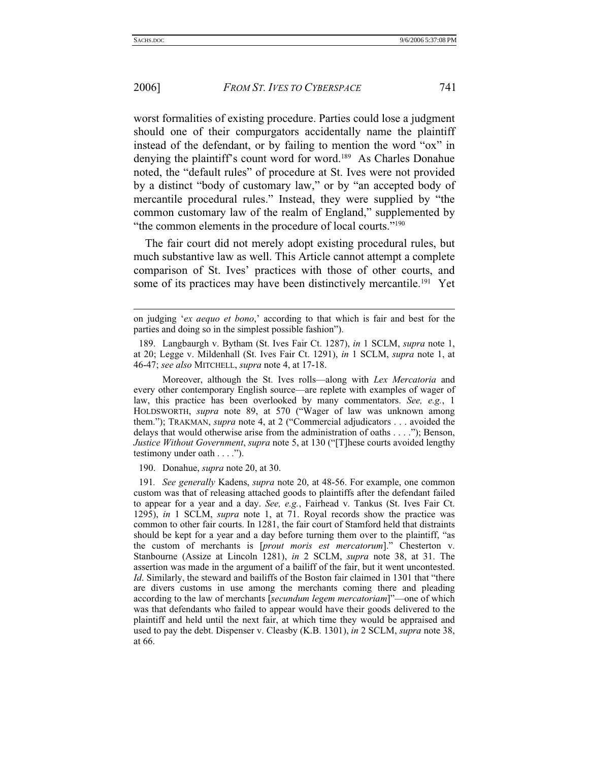worst formalities of existing procedure. Parties could lose a judgment should one of their compurgators accidentally name the plaintiff instead of the defendant, or by failing to mention the word "ox" in denying the plaintiff's count word for word.[189] As Charles Donahue noted, the "default rules" of procedure at St. Ives were not provided by a distinct "body of customary law," or by "an accepted body of mercantile procedural rules." Instead, they were supplied by "the common customary law of the realm of England," supplemented by "the common elements in the procedure of local courts."[190]

The fair court did not merely adopt existing procedural rules, but much substantive law as well. This Article cannot attempt a complete comparison of St. Ives' practices with those of other courts, and some of its practices may have been distinctively mercantile.[191] Yet

---

on judging '*ex aequo et bono*,' according to that which is fair and best for the parties and doing so in the simplest possible fashion").

189. Langbaurgh v. Bytham (St. Ives Fair Ct. 1287), *in* 1 SCLM, *supra* note 1, at 20; Legge v. Mildenhall (St. Ives Fair Ct. 1291), *in* 1 SCLM, *supra* note 1, at 46-47; *see also* MITCHELL, *supra* note 4, at 17-18.

Moreover, although the St. Ives rolls—along with *Lex Mercatoria* and every other contemporary English source—are replete with examples of wager of law, this practice has been overlooked by many commentators. *See, e.g.*, 1 HOLDSWORTH, *supra* note 89, at 570 ("Wager of law was unknown among them."); TRAKMAN, *supra* note 4, at 2 ("Commercial adjudicators . . . avoided the delays that would otherwise arise from the administration of oaths . . . ."); Benson, *Justice Without Government*, *supra* note 5, at 130 ("[T]hese courts avoided lengthy testimony under oath . . . .").

190. Donahue, *supra* note 20, at 30.

191. *See generally* Kadens, *supra* note 20, at 48-56. For example, one common custom was that of releasing attached goods to plaintiffs after the defendant failed to appear for a year and a day. *See, e.g.*, Fairhead v. Tankus (St. Ives Fair Ct. 1295), *in* 1 SCLM, *supra* note 1, at 71. Royal records show the practice was common to other fair courts. In 1281, the fair court of Stamford held that distraints should be kept for a year and a day before turning them over to the plaintiff, "as the custom of merchants is [*prout moris est mercatorum*]." Chesterton v. Stanbourne (Assize at Lincoln 1281), *in* 2 SCLM, *supra* note 38, at 31. The assertion was made in the argument of a bailiff of the fair, but it went uncontested. *Id*. Similarly, the steward and bailiffs of the Boston fair claimed in 1301 that "there are divers customs in use among the merchants coming there and pleading according to the law of merchants [*secundum legem mercatoriam*]"—one of which was that defendants who failed to appear would have their goods delivered to the plaintiff and held until the next fair, at which time they would be appraised and used to pay the debt. Dispenser v. Cleasby (K.B. 1301), *in* 2 SCLM, *supra* note 38, at 66.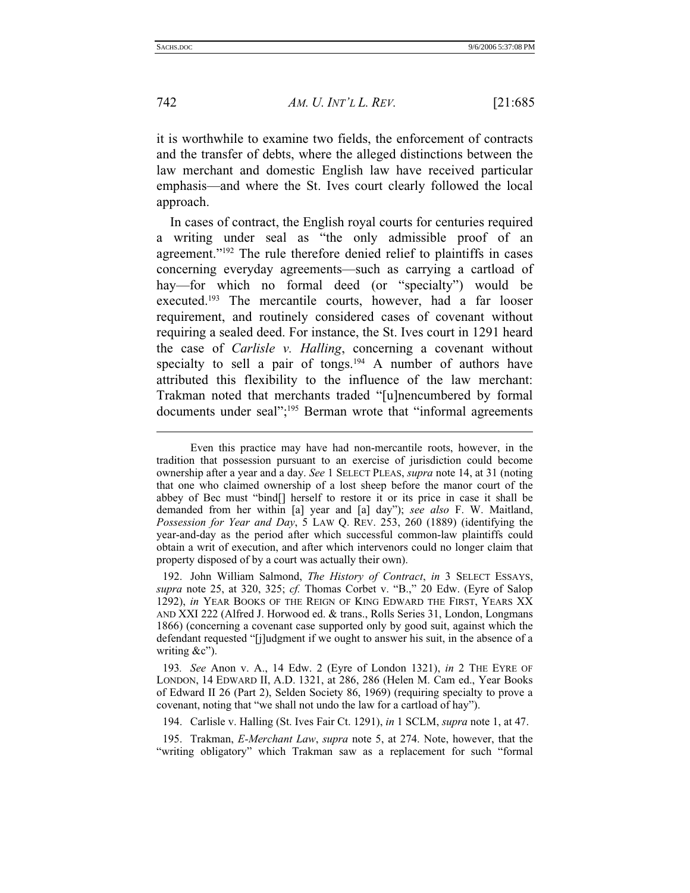it is worthwhile to examine two fields, the enforcement of contracts and the transfer of debts, where the alleged distinctions between the law merchant and domestic English law have received particular emphasis—and where the St. Ives court clearly followed the local approach.

In cases of contract, the English royal courts for centuries required a writing under seal as "the only admissible proof of an agreement."[192] The rule therefore denied relief to plaintiffs in cases concerning everyday agreements—such as carrying a cartload of hay—for which no formal deed (or "specialty") would be executed.[193] The mercantile courts, however, had a far looser requirement, and routinely considered cases of covenant without requiring a sealed deed. For instance, the St. Ives court in 1291 heard the case of *Carlisle v. Halling*, concerning a covenant without specialty to sell a pair of tongs.[194] A number of authors have attributed this flexibility to the influence of the law merchant: Trakman noted that merchants traded "[u]nencumbered by formal documents under seal";[195] Berman wrote that "informal agreements

---

Even this practice may have had non-mercantile roots, however, in the tradition that possession pursuant to an exercise of jurisdiction could become ownership after a year and a day. *See* 1 SELECT PLEAS, *supra* note 14, at 31 (noting that one who claimed ownership of a lost sheep before the manor court of the abbey of Bec must "bind[] herself to restore it or its price in case it shall be demanded from her within [a] year and [a] day"); *see also* F. W. Maitland, *Possession for Year and Day*, 5 LAW Q. REV. 253, 260 (1889) (identifying the year-and-day as the period after which successful common-law plaintiffs could obtain a writ of execution, and after which intervenors could no longer claim that property disposed of by a court was actually their own).

192. John William Salmond, *The History of Contract*, *in* 3 SELECT ESSAYS, *supra* note 25, at 320, 325; *cf.* Thomas Corbet v. "B.," 20 Edw. (Eyre of Salop 1292), *in* YEAR BOOKS OF THE REIGN OF KING EDWARD THE FIRST, YEARS XX AND XXI 222 (Alfred J. Horwood ed. & trans., Rolls Series 31, London, Longmans 1866) (concerning a covenant case supported only by good suit, against which the defendant requested "[j]udgment if we ought to answer his suit, in the absence of a writing &c").

193. *See* Anon v. A., 14 Edw. 2 (Eyre of London 1321), *in* 2 THE EYRE OF LONDON, 14 EDWARD II, A.D. 1321, at 286, 286 (Helen M. Cam ed., Year Books of Edward II 26 (Part 2), Selden Society 86, 1969) (requiring specialty to prove a covenant, noting that "we shall not undo the law for a cartload of hay").

194. Carlisle v. Halling (St. Ives Fair Ct. 1291), *in* 1 SCLM, *supra* note 1, at 47.

195. Trakman, *E-Merchant Law*, *supra* note 5, at 274. Note, however, that the "writing obligatory" which Trakman saw as a replacement for such "formal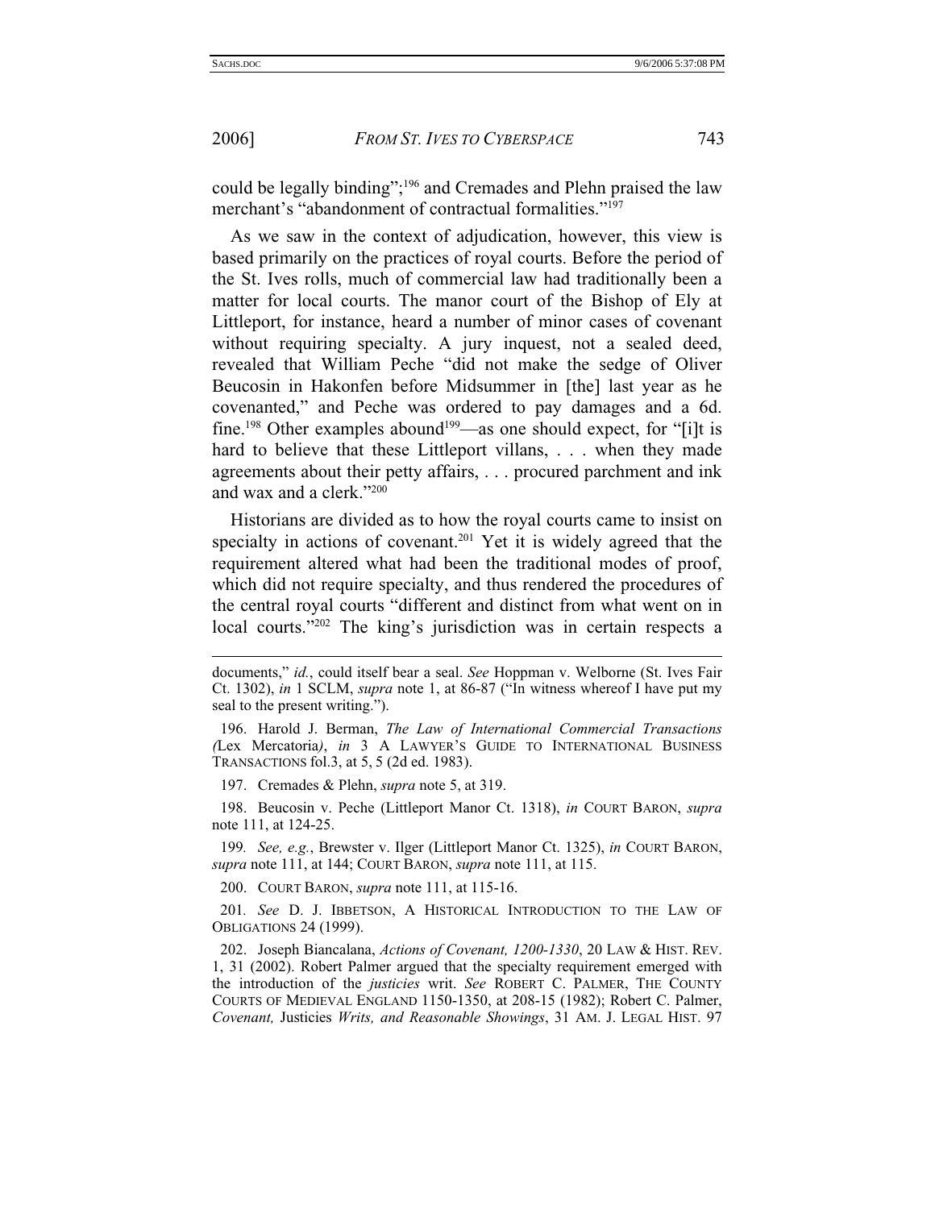could be legally binding";[196] and Cremades and Plehn praised the law merchant's "abandonment of contractual formalities."[197]

As we saw in the context of adjudication, however, this view is based primarily on the practices of royal courts. Before the period of the St. Ives rolls, much of commercial law had traditionally been a matter for local courts. The manor court of the Bishop of Ely at Littleport, for instance, heard a number of minor cases of covenant without requiring specialty. A jury inquest, not a sealed deed, revealed that William Peche "did not make the sedge of Oliver Beucosin in Hakonfen before Midsummer in [the] last year as he covenanted," and Peche was ordered to pay damages and a 6d. fine.[198] Other examples abound[199]—as one should expect, for "[i]t is hard to believe that these Littleport villans, . . . when they made agreements about their petty affairs, . . . procured parchment and ink and wax and a clerk."[200]

Historians are divided as to how the royal courts came to insist on specialty in actions of covenant.[201] Yet it is widely agreed that the requirement altered what had been the traditional modes of proof, which did not require specialty, and thus rendered the procedures of the central royal courts "different and distinct from what went on in local courts."[202] The king's jurisdiction was in certain respects a

---

documents," *id.*, could itself bear a seal. *See* Hoppman v. Welborne (St. Ives Fair Ct. 1302), *in* 1 SCLM, *supra* note 1, at 86-87 ("In witness whereof I have put my seal to the present writing.").

196. Harold J. Berman, *The Law of International Commercial Transactions (*Lex Mercatoria*)*, *in* 3 A LAWYER'S GUIDE TO INTERNATIONAL BUSINESS TRANSACTIONS fol.3, at 5, 5 (2d ed. 1983).

197. Cremades & Plehn, *supra* note 5, at 319.

198. Beucosin v. Peche (Littleport Manor Ct. 1318), *in* COURT BARON, *supra* note 111, at 124-25.

199. *See, e.g.*, Brewster v. Ilger (Littleport Manor Ct. 1325), *in* COURT BARON, *supra* note 111, at 144; COURT BARON, *supra* note 111, at 115.

200. COURT BARON, *supra* note 111, at 115-16.

201. *See* D. J. IBBETSON, A HISTORICAL INTRODUCTION TO THE LAW OF OBLIGATIONS 24 (1999).

202. Joseph Biancalana, *Actions of Covenant, 1200-1330*, 20 LAW & HIST. REV. 1, 31 (2002). Robert Palmer argued that the specialty requirement emerged with the introduction of the *justicies* writ. *See* ROBERT C. PALMER, THE COUNTY COURTS OF MEDIEVAL ENGLAND 1150-1350, at 208-15 (1982); Robert C. Palmer, *Covenant,* Justicies *Writs, and Reasonable Showings*, 31 AM. J. LEGAL HIST. 97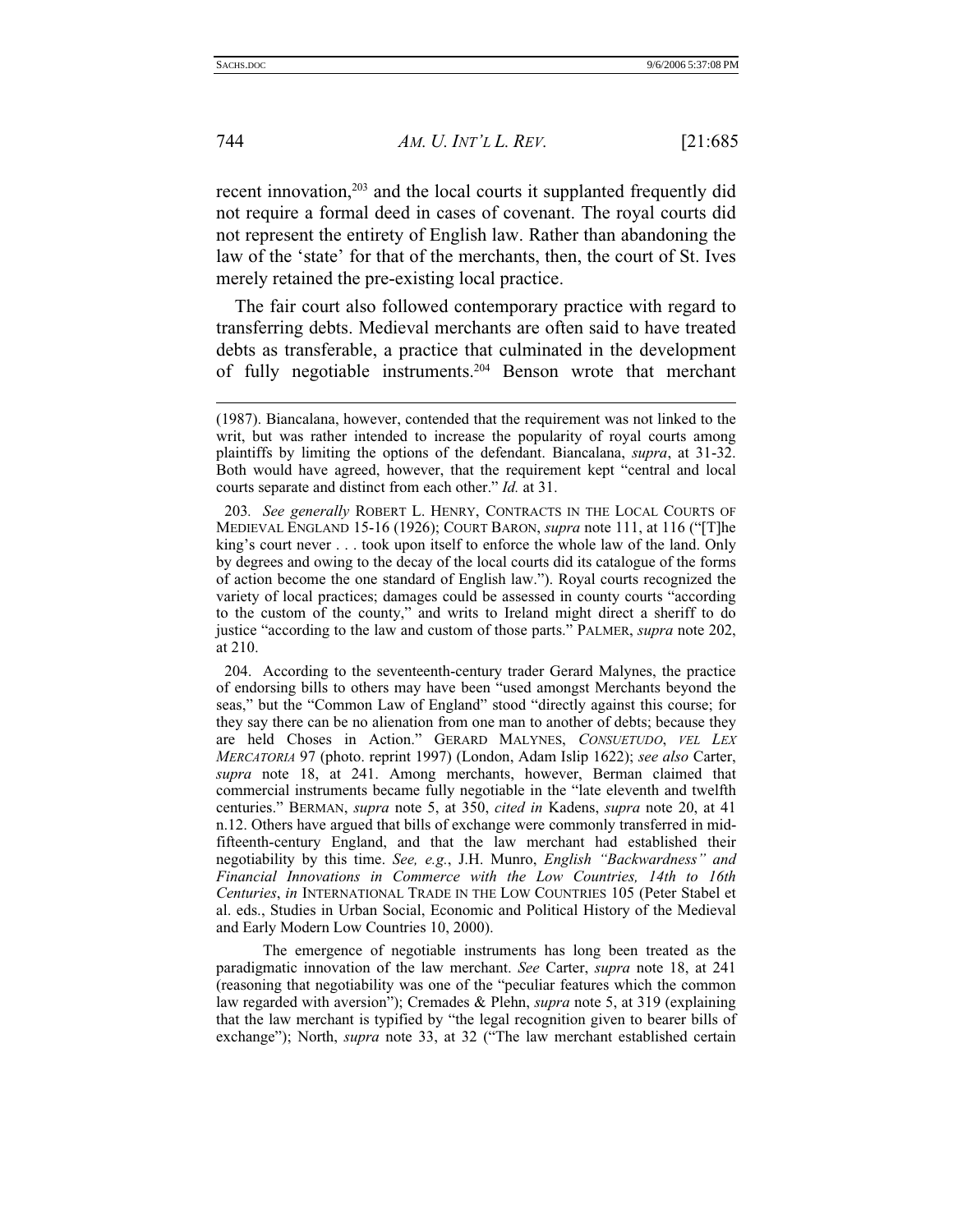recent innovation,[203] and the local courts it supplanted frequently did not require a formal deed in cases of covenant. The royal courts did not represent the entirety of English law. Rather than abandoning the law of the 'state' for that of the merchants, then, the court of St. Ives merely retained the pre-existing local practice.

The fair court also followed contemporary practice with regard to transferring debts. Medieval merchants are often said to have treated debts as transferable, a practice that culminated in the development of fully negotiable instruments.[204] Benson wrote that merchant

---

(1987). Biancalana, however, contended that the requirement was not linked to the writ, but was rather intended to increase the popularity of royal courts among plaintiffs by limiting the options of the defendant. Biancalana, *supra*, at 31-32. Both would have agreed, however, that the requirement kept "central and local courts separate and distinct from each other." *Id.* at 31.

203. *See generally* ROBERT L. HENRY, CONTRACTS IN THE LOCAL COURTS OF MEDIEVAL ENGLAND 15-16 (1926); COURT BARON, *supra* note 111, at 116 ("[T]he king's court never . . . took upon itself to enforce the whole law of the land. Only by degrees and owing to the decay of the local courts did its catalogue of the forms of action become the one standard of English law."). Royal courts recognized the variety of local practices; damages could be assessed in county courts "according to the custom of the county," and writs to Ireland might direct a sheriff to do justice "according to the law and custom of those parts." PALMER, *supra* note 202, at 210.

204. According to the seventeenth-century trader Gerard Malynes, the practice of endorsing bills to others may have been "used amongst Merchants beyond the seas," but the "Common Law of England" stood "directly against this course; for they say there can be no alienation from one man to another of debts; because they are held Choses in Action." GERARD MALYNES, *CONSUETUDO, VEL LEX MERCATORIA* 97 (photo. reprint 1997) (London, Adam Islip 1622); *see also* Carter, *supra* note 18, at 241. Among merchants, however, Berman claimed that commercial instruments became fully negotiable in the "late eleventh and twelfth centuries." BERMAN, *supra* note 5, at 350, *cited in* Kadens, *supra* note 20, at 41 n.12. Others have argued that bills of exchange were commonly transferred in mid-fifteenth-century England, and that the law merchant had established their negotiability by this time. *See, e.g.*, J.H. Munro, *English "Backwardness" and Financial Innovations in Commerce with the Low Countries, 14th to 16th Centuries*, *in* INTERNATIONAL TRADE IN THE LOW COUNTRIES 105 (Peter Stabel et al. eds., Studies in Urban Social, Economic and Political History of the Medieval and Early Modern Low Countries 10, 2000).

The emergence of negotiable instruments has long been treated as the paradigmatic innovation of the law merchant. *See* Carter, *supra* note 18, at 241 (reasoning that negotiability was one of the "peculiar features which the common law regarded with aversion"); Cremades & Plehn, *supra* note 5, at 319 (explaining that the law merchant is typified by "the legal recognition given to bearer bills of exchange"); North, *supra* note 33, at 32 ("The law merchant established certain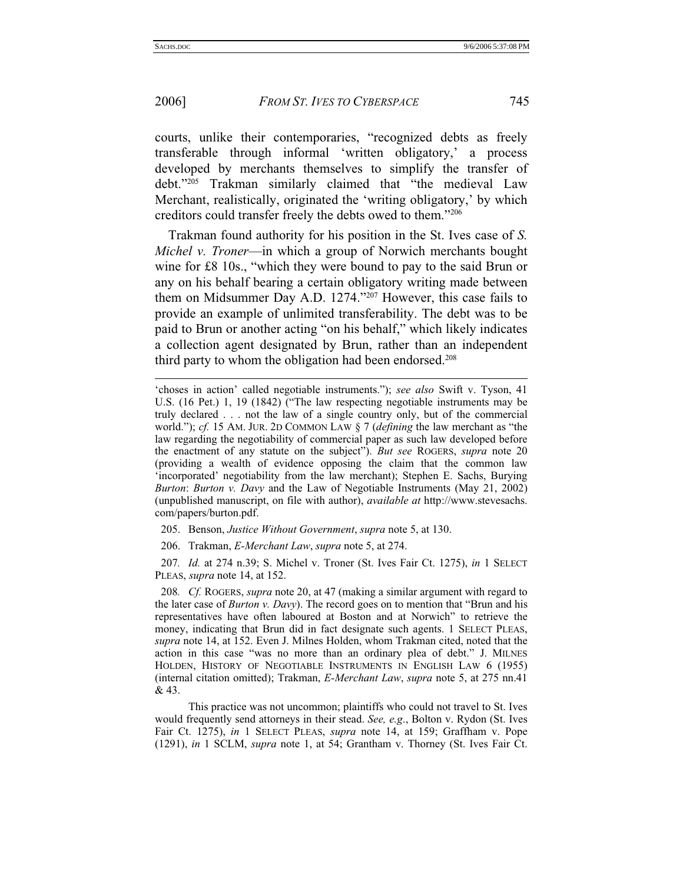courts, unlike their contemporaries, "recognized debts as freely transferable through informal 'written obligatory,' a process developed by merchants themselves to simplify the transfer of debt."[205] Trakman similarly claimed that "the medieval Law Merchant, realistically, originated the 'writing obligatory,' by which creditors could transfer freely the debts owed to them."[206]

Trakman found authority for his position in the St. Ives case of *S. Michel v. Troner*—in which a group of Norwich merchants bought wine for £8 10s., "which they were bound to pay to the said Brun or any on his behalf bearing a certain obligatory writing made between them on Midsummer Day A.D. 1274."[207] However, this case fails to provide an example of unlimited transferability. The debt was to be paid to Brun or another acting "on his behalf," which likely indicates a collection agent designated by Brun, rather than an independent third party to whom the obligation had been endorsed.[208]

---

'choses in action' called negotiable instruments."); *see also* Swift v. Tyson, 41 U.S. (16 Pet.) 1, 19 (1842) ("The law respecting negotiable instruments may be truly declared . . . not the law of a single country only, but of the commercial world."); *cf.* 15 AM. JUR. 2D COMMON LAW § 7 (*defining* the law merchant as "the law regarding the negotiability of commercial paper as such law developed before the enactment of any statute on the subject"). *But see* ROGERS, *supra* note 20 (providing a wealth of evidence opposing the claim that the common law 'incorporated' negotiability from the law merchant); Stephen E. Sachs, Burying *Burton*: *Burton v. Davy* and the Law of Negotiable Instruments (May 21, 2002) (unpublished manuscript, on file with author), *available at* http://www.stevesachs.com/papers/burton.pdf.

205. Benson, *Justice Without Government*, *supra* note 5, at 130.

206. Trakman, *E-Merchant Law*, *supra* note 5, at 274.

207. *Id.* at 274 n.39; S. Michel v. Troner (St. Ives Fair Ct. 1275), *in* 1 SELECT PLEAS, *supra* note 14, at 152.

208. *Cf.* ROGERS, *supra* note 20, at 47 (making a similar argument with regard to the later case of *Burton v. Davy*). The record goes on to mention that "Brun and his representatives have often laboured at Boston and at Norwich" to retrieve the money, indicating that Brun did in fact designate such agents. 1 SELECT PLEAS, *supra* note 14, at 152. Even J. Milnes Holden, whom Trakman cited, noted that the action in this case "was no more than an ordinary plea of debt." J. MILNES HOLDEN, HISTORY OF NEGOTIABLE INSTRUMENTS IN ENGLISH LAW 6 (1955) (internal citation omitted); Trakman, *E-Merchant Law*, *supra* note 5, at 275 nn.41 & 43.

This practice was not uncommon; plaintiffs who could not travel to St. Ives would frequently send attorneys in their stead. *See, e.g.*, Bolton v. Rydon (St. Ives Fair Ct. 1275), *in* 1 SELECT PLEAS, *supra* note 14, at 159; Graffham v. Pope (1291), *in* 1 SCLM, *supra* note 1, at 54; Grantham v. Thorney (St. Ives Fair Ct.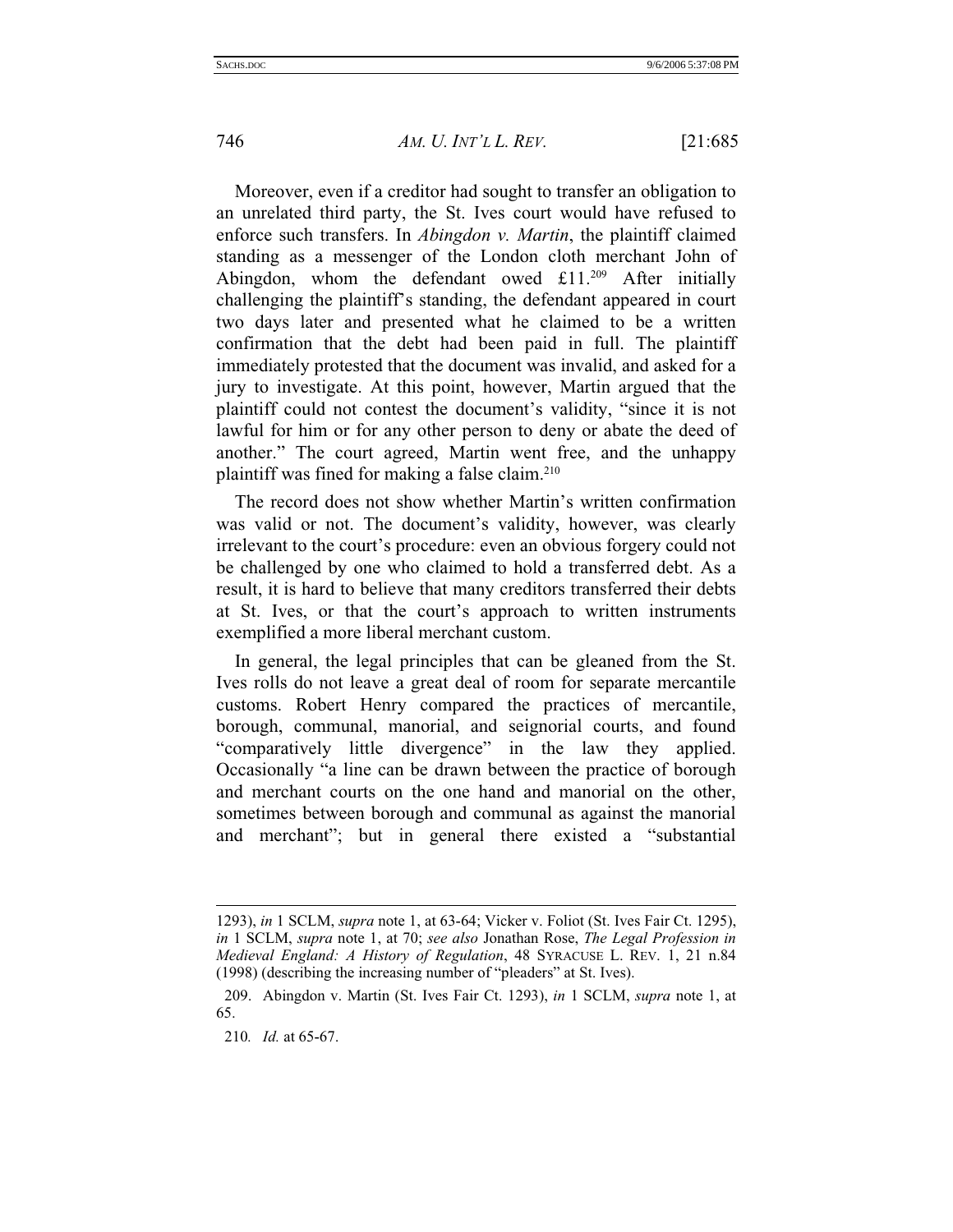Moreover, even if a creditor had sought to transfer an obligation to an unrelated third party, the St. Ives court would have refused to enforce such transfers. In *Abingdon v. Martin*, the plaintiff claimed standing as a messenger of the London cloth merchant John of Abingdon, whom the defendant owed £11.[209] After initially challenging the plaintiff's standing, the defendant appeared in court two days later and presented what he claimed to be a written confirmation that the debt had been paid in full. The plaintiff immediately protested that the document was invalid, and asked for a jury to investigate. At this point, however, Martin argued that the plaintiff could not contest the document's validity, "since it is not lawful for him or for any other person to deny or abate the deed of another." The court agreed, Martin went free, and the unhappy plaintiff was fined for making a false claim.[210]

The record does not show whether Martin's written confirmation was valid or not. The document's validity, however, was clearly irrelevant to the court's procedure: even an obvious forgery could not be challenged by one who claimed to hold a transferred debt. As a result, it is hard to believe that many creditors transferred their debts at St. Ives, or that the court's approach to written instruments exemplified a more liberal merchant custom.

In general, the legal principles that can be gleaned from the St. Ives rolls do not leave a great deal of room for separate mercantile customs. Robert Henry compared the practices of mercantile, borough, communal, manorial, and seignorial courts, and found "comparatively little divergence" in the law they applied. Occasionally "a line can be drawn between the practice of borough and merchant courts on the one hand and manorial on the other, sometimes between borough and communal as against the manorial and merchant"; but in general there existed a "substantial

---

1293), *in* 1 SCLM, *supra* note 1, at 63-64; Vicker v. Foliot (St. Ives Fair Ct. 1295), *in* 1 SCLM, *supra* note 1, at 70; *see also* Jonathan Rose, *The Legal Profession in Medieval England: A History of Regulation*, 48 SYRACUSE L. REV. 1, 21 n.84 (1998) (describing the increasing number of "pleaders" at St. Ives).

209. Abingdon v. Martin (St. Ives Fair Ct. 1293), *in* 1 SCLM, *supra* note 1, at 65.

210. *Id.* at 65-67.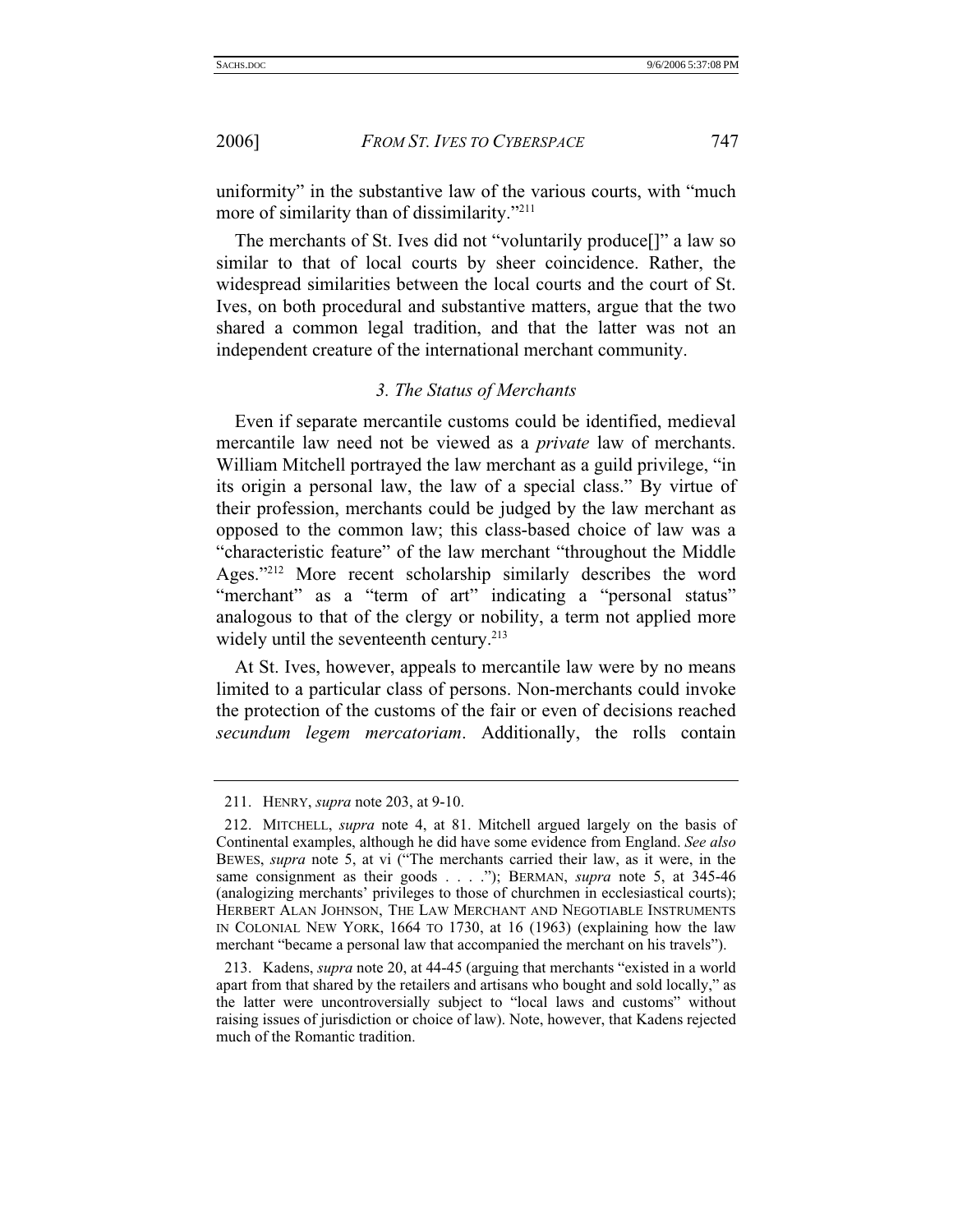uniformity" in the substantive law of the various courts, with "much more of similarity than of dissimilarity."[211]

The merchants of St. Ives did not "voluntarily produce[]" a law so similar to that of local courts by sheer coincidence. Rather, the widespread similarities between the local courts and the court of St. Ives, on both procedural and substantive matters, argue that the two shared a common legal tradition, and that the latter was not an independent creature of the international merchant community.

### *3. The Status of Merchants*

Even if separate mercantile customs could be identified, medieval mercantile law need not be viewed as a *private* law of merchants. William Mitchell portrayed the law merchant as a guild privilege, "in its origin a personal law, the law of a special class." By virtue of their profession, merchants could be judged by the law merchant as opposed to the common law; this class-based choice of law was a "characteristic feature" of the law merchant "throughout the Middle Ages."[212] More recent scholarship similarly describes the word "merchant" as a "term of art" indicating a "personal status" analogous to that of the clergy or nobility, a term not applied more widely until the seventeenth century.[213]

At St. Ives, however, appeals to mercantile law were by no means limited to a particular class of persons. Non-merchants could invoke the protection of the customs of the fair or even of decisions reached *secundum legem mercatoriam*. Additionally, the rolls contain

---

211. HENRY, *supra* note 203, at 9-10.

212. MITCHELL, *supra* note 4, at 81. Mitchell argued largely on the basis of Continental examples, although he did have some evidence from England. *See also* BEWES, *supra* note 5, at vi ("The merchants carried their law, as it were, in the same consignment as their goods . . . ."); BERMAN, *supra* note 5, at 345-46 (analogizing merchants' privileges to those of churchmen in ecclesiastical courts); HERBERT ALAN JOHNSON, THE LAW MERCHANT AND NEGOTIABLE INSTRUMENTS IN COLONIAL NEW YORK, 1664 TO 1730, at 16 (1963) (explaining how the law merchant "became a personal law that accompanied the merchant on his travels").

213. Kadens, *supra* note 20, at 44-45 (arguing that merchants "existed in a world apart from that shared by the retailers and artisans who bought and sold locally," as the latter were uncontroversially subject to "local laws and customs" without raising issues of jurisdiction or choice of law). Note, however, that Kadens rejected much of the Romantic tradition.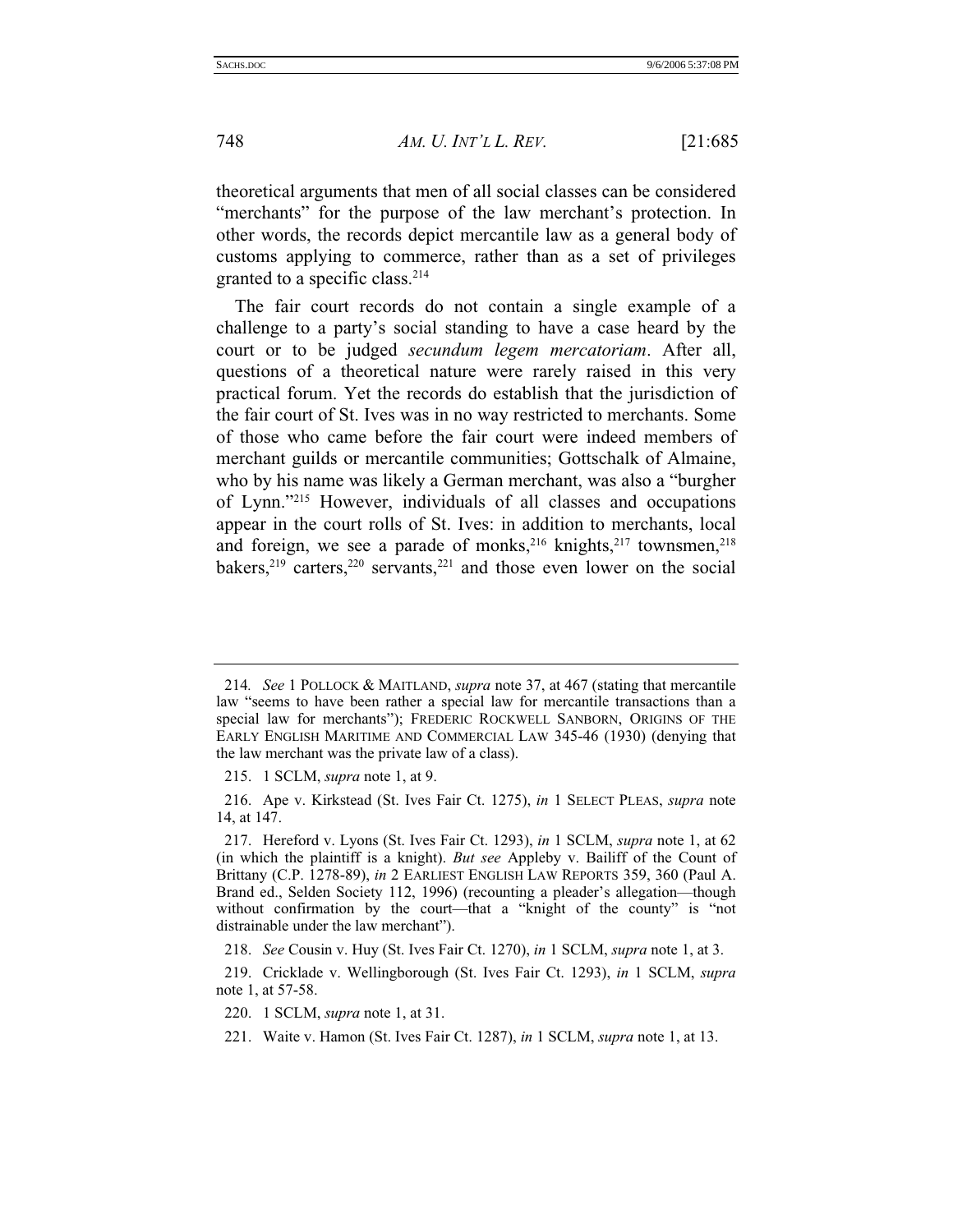theoretical arguments that men of all social classes can be considered "merchants" for the purpose of the law merchant's protection. In other words, the records depict mercantile law as a general body of customs applying to commerce, rather than as a set of privileges granted to a specific class.[214]

The fair court records do not contain a single example of a challenge to a party's social standing to have a case heard by the court or to be judged *secundum legem mercatoriam*. After all, questions of a theoretical nature were rarely raised in this very practical forum. Yet the records do establish that the jurisdiction of the fair court of St. Ives was in no way restricted to merchants. Some of those who came before the fair court were indeed members of merchant guilds or mercantile communities; Gottschalk of Almaine, who by his name was likely a German merchant, was also a "burgher of Lynn."[215] However, individuals of all classes and occupations appear in the court rolls of St. Ives: in addition to merchants, local and foreign, we see a parade of monks,[216] knights,[217] townsmen,[218] bakers,[219] carters,[220] servants,[221] and those even lower on the social

---

214. *See* 1 POLLOCK & MAITLAND, *supra* note 37, at 467 (stating that mercantile law "seems to have been rather a special law for mercantile transactions than a special law for merchants"); FREDERIC ROCKWELL SANBORN, ORIGINS OF THE EARLY ENGLISH MARITIME AND COMMERCIAL LAW 345-46 (1930) (denying that the law merchant was the private law of a class).

215. 1 SCLM, *supra* note 1, at 9.

216. Ape v. Kirkstead (St. Ives Fair Ct. 1275), *in* 1 SELECT PLEAS, *supra* note 14, at 147.

217. Hereford v. Lyons (St. Ives Fair Ct. 1293), *in* 1 SCLM, *supra* note 1, at 62 (in which the plaintiff is a knight). *But see* Appleby v. Bailiff of the Count of Brittany (C.P. 1278-89), *in* 2 EARLIEST ENGLISH LAW REPORTS 359, 360 (Paul A. Brand ed., Selden Society 112, 1996) (recounting a pleader's allegation—though without confirmation by the court—that a "knight of the county" is "not distrainable under the law merchant").

218. *See* Cousin v. Huy (St. Ives Fair Ct. 1270), *in* 1 SCLM, *supra* note 1, at 3.

219. Cricklade v. Wellingborough (St. Ives Fair Ct. 1293), *in* 1 SCLM, *supra* note 1, at 57-58.

220. 1 SCLM, *supra* note 1, at 31.

221. Waite v. Hamon (St. Ives Fair Ct. 1287), *in* 1 SCLM, *supra* note 1, at 13.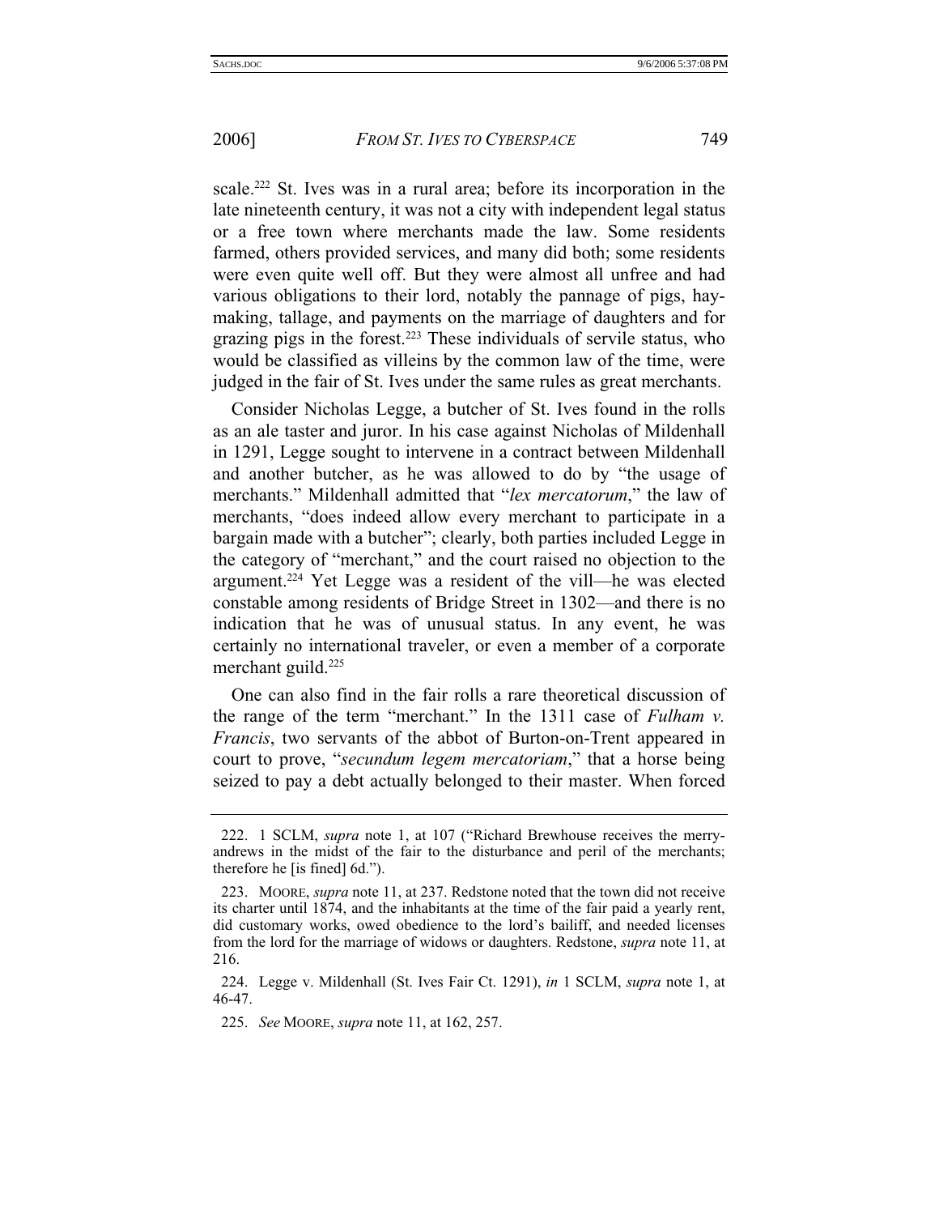scale.[222] St. Ives was in a rural area; before its incorporation in the late nineteenth century, it was not a city with independent legal status or a free town where merchants made the law. Some residents farmed, others provided services, and many did both; some residents were even quite well off. But they were almost all unfree and had various obligations to their lord, notably the pannage of pigs, hay-making, tallage, and payments on the marriage of daughters and for grazing pigs in the forest.[223] These individuals of servile status, who would be classified as villeins by the common law of the time, were judged in the fair of St. Ives under the same rules as great merchants.

Consider Nicholas Legge, a butcher of St. Ives found in the rolls as an ale taster and juror. In his case against Nicholas of Mildenhall in 1291, Legge sought to intervene in a contract between Mildenhall and another butcher, as he was allowed to do by "the usage of merchants." Mildenhall admitted that "*lex mercatorum*," the law of merchants, "does indeed allow every merchant to participate in a bargain made with a butcher"; clearly, both parties included Legge in the category of "merchant," and the court raised no objection to the argument.[224] Yet Legge was a resident of the vill—he was elected constable among residents of Bridge Street in 1302—and there is no indication that he was of unusual status. In any event, he was certainly no international traveler, or even a member of a corporate merchant guild.[225]

One can also find in the fair rolls a rare theoretical discussion of the range of the term "merchant." In the 1311 case of *Fulham v. Francis*, two servants of the abbot of Burton-on-Trent appeared in court to prove, "*secundum legem mercatoriam*," that a horse being seized to pay a debt actually belonged to their master. When forced

---

222. 1 SCLM, *supra* note 1, at 107 ("Richard Brewhouse receives the merry-andrews in the midst of the fair to the disturbance and peril of the merchants; therefore he [is fined] 6d.").

223. MOORE, *supra* note 11, at 237. Redstone noted that the town did not receive its charter until 1874, and the inhabitants at the time of the fair paid a yearly rent, did customary works, owed obedience to the lord's bailiff, and needed licenses from the lord for the marriage of widows or daughters. Redstone, *supra* note 11, at 216.

224. Legge v. Mildenhall (St. Ives Fair Ct. 1291), *in* 1 SCLM, *supra* note 1, at 46-47.

225. *See* MOORE, *supra* note 11, at 162, 257.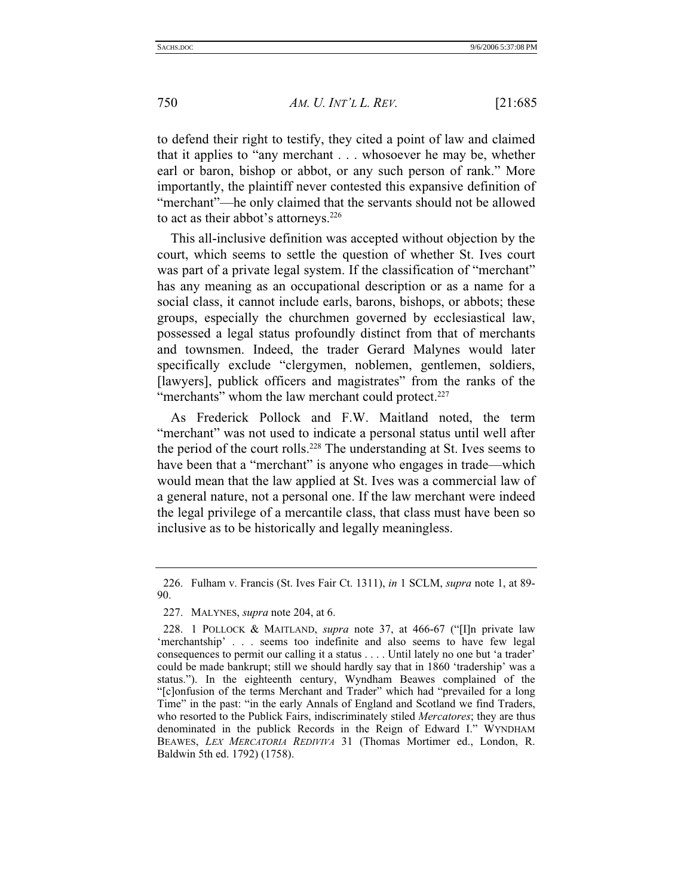to defend their right to testify, they cited a point of law and claimed that it applies to "any merchant . . . whosoever he may be, whether earl or baron, bishop or abbot, or any such person of rank." More importantly, the plaintiff never contested this expansive definition of "merchant"—he only claimed that the servants should not be allowed to act as their abbot's attorneys.[226]

This all-inclusive definition was accepted without objection by the court, which seems to settle the question of whether St. Ives court was part of a private legal system. If the classification of "merchant" has any meaning as an occupational description or as a name for a social class, it cannot include earls, barons, bishops, or abbots; these groups, especially the churchmen governed by ecclesiastical law, possessed a legal status profoundly distinct from that of merchants and townsmen. Indeed, the trader Gerard Malynes would later specifically exclude "clergymen, noblemen, gentlemen, soldiers, [lawyers], publick officers and magistrates" from the ranks of the "merchants" whom the law merchant could protect.[227]

As Frederick Pollock and F.W. Maitland noted, the term "merchant" was not used to indicate a personal status until well after the period of the court rolls.[228] The understanding at St. Ives seems to have been that a "merchant" is anyone who engages in trade—which would mean that the law applied at St. Ives was a commercial law of a general nature, not a personal one. If the law merchant were indeed the legal privilege of a mercantile class, that class must have been so inclusive as to be historically and legally meaningless.

---

226. Fulham v. Francis (St. Ives Fair Ct. 1311), *in* 1 SCLM, *supra* note 1, at 89-90.

227. MALYNES, *supra* note 204, at 6.

228. 1 POLLOCK & MAITLAND, *supra* note 37, at 466-67 ("[I]n private law 'merchantship' . . . seems too indefinite and also seems to have few legal consequences to permit our calling it a status . . . . Until lately no one but 'a trader' could be made bankrupt; still we should hardly say that in 1860 'tradership' was a status."). In the eighteenth century, Wyndham Beawes complained of the "[c]onfusion of the terms Merchant and Trader" which had "prevailed for a long Time" in the past: "in the early Annals of England and Scotland we find Traders, who resorted to the Publick Fairs, indiscriminately stiled *Mercatores*; they are thus denominated in the publick Records in the Reign of Edward I." WYNDHAM BEAWES, *LEX MERCATORIA REDIVIVA* 31 (Thomas Mortimer ed., London, R. Baldwin 5th ed. 1792) (1758).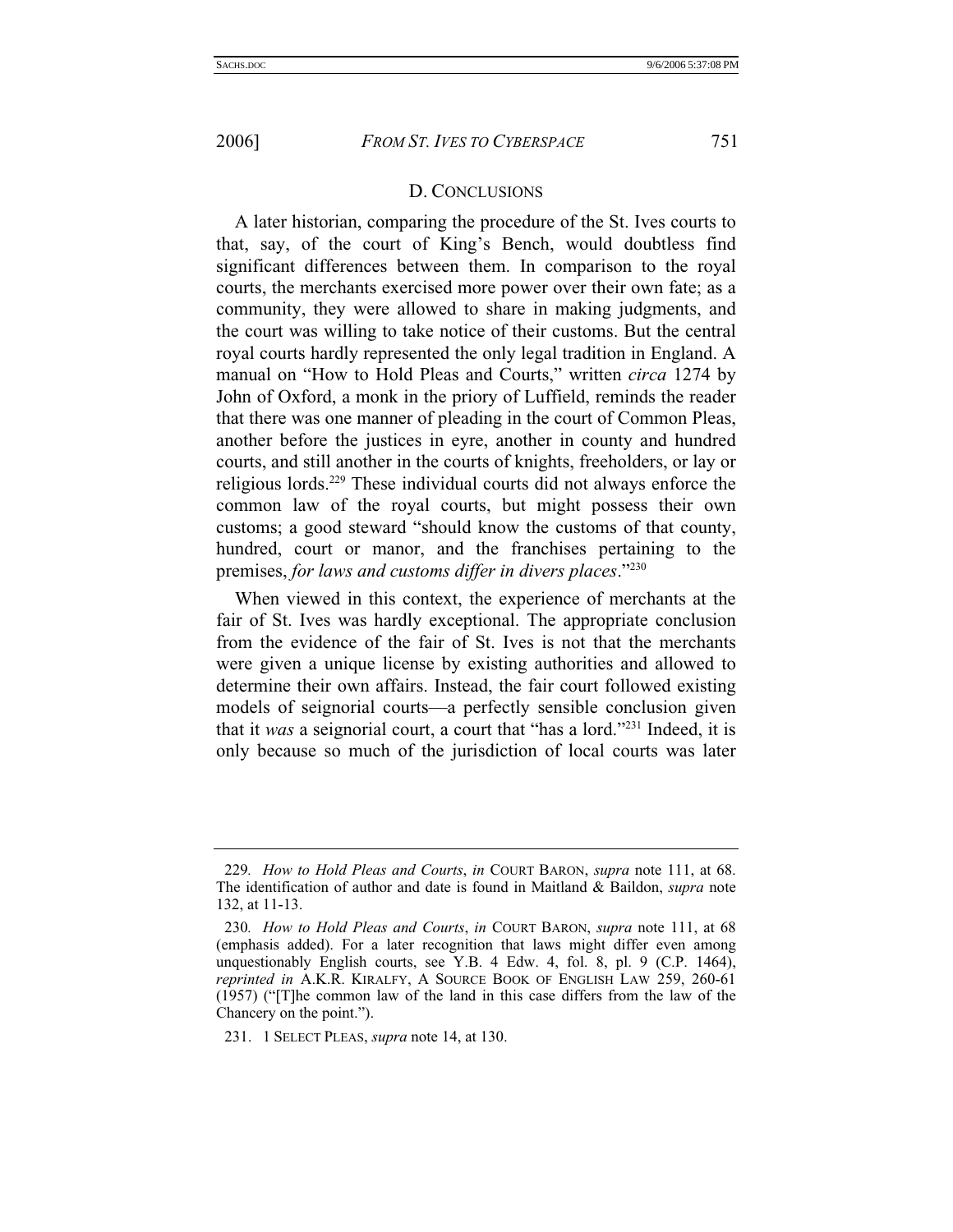### D. CONCLUSIONS

A later historian, comparing the procedure of the St. Ives courts to that, say, of the court of King's Bench, would doubtless find significant differences between them. In comparison to the royal courts, the merchants exercised more power over their own fate; as a community, they were allowed to share in making judgments, and the court was willing to take notice of their customs. But the central royal courts hardly represented the only legal tradition in England. A manual on "How to Hold Pleas and Courts," written *circa* 1274 by John of Oxford, a monk in the priory of Luffield, reminds the reader that there was one manner of pleading in the court of Common Pleas, another before the justices in eyre, another in county and hundred courts, and still another in the courts of knights, freeholders, or lay or religious lords.[229] These individual courts did not always enforce the common law of the royal courts, but might possess their own customs; a good steward "should know the customs of that county, hundred, court or manor, and the franchises pertaining to the premises, *for laws and customs differ in divers places*."[230]

When viewed in this context, the experience of merchants at the fair of St. Ives was hardly exceptional. The appropriate conclusion from the evidence of the fair of St. Ives is not that the merchants were given a unique license by existing authorities and allowed to determine their own affairs. Instead, the fair court followed existing models of seignorial courts—a perfectly sensible conclusion given that it *was* a seignorial court, a court that "has a lord."[231] Indeed, it is only because so much of the jurisdiction of local courts was later

---

229. *How to Hold Pleas and Courts*, *in* COURT BARON, *supra* note 111, at 68. The identification of author and date is found in Maitland & Baildon, *supra* note 132, at 11-13.

230. *How to Hold Pleas and Courts*, *in* COURT BARON, *supra* note 111, at 68 (emphasis added). For a later recognition that laws might differ even among unquestionably English courts, see Y.B. 4 Edw. 4, fol. 8, pl. 9 (C.P. 1464), *reprinted in* A.K.R. KIRALFY, A SOURCE BOOK OF ENGLISH LAW 259, 260-61 (1957) ("[T]he common law of the land in this case differs from the law of the Chancery on the point.").

231. 1 SELECT PLEAS, *supra* note 14, at 130.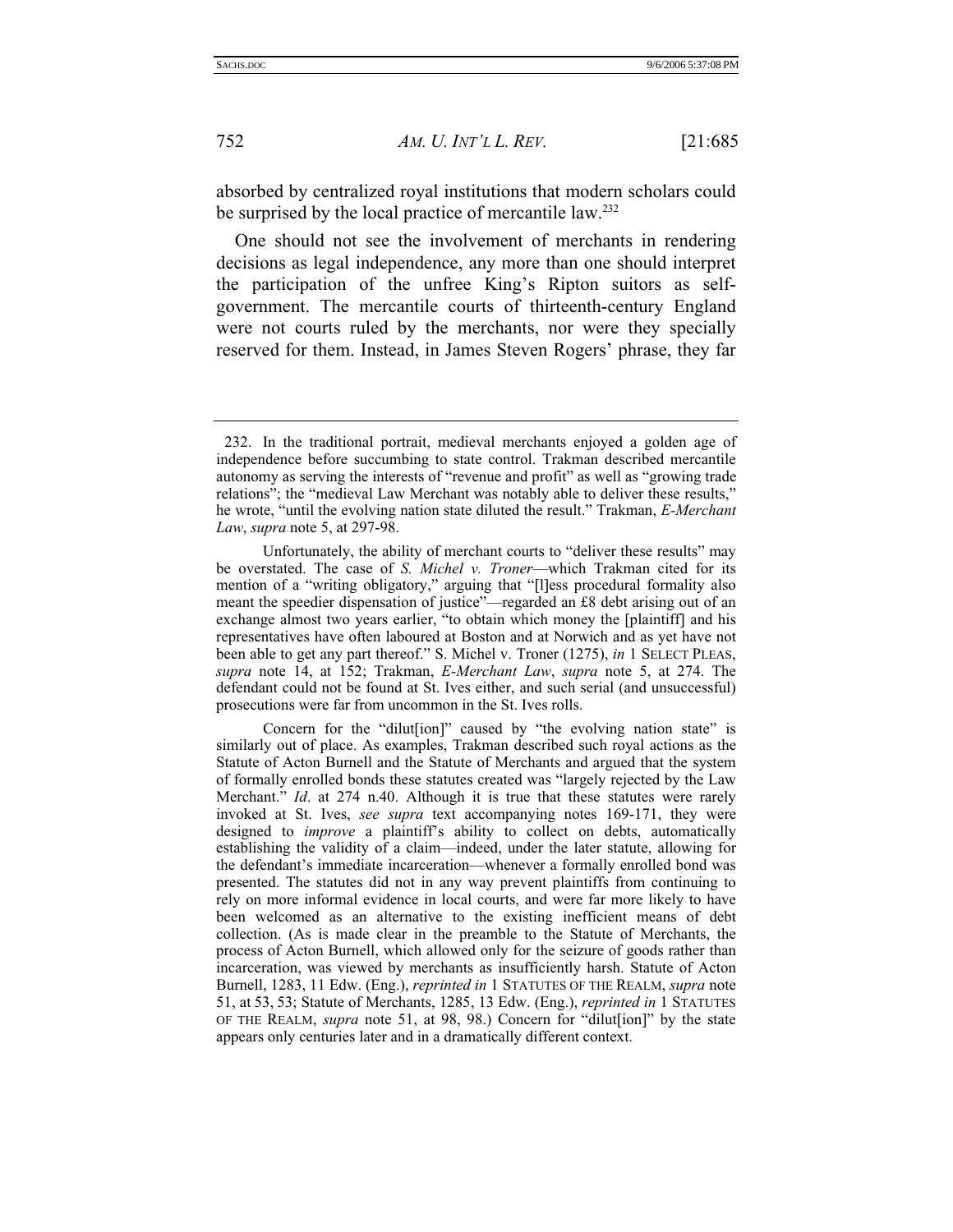absorbed by centralized royal institutions that modern scholars could be surprised by the local practice of mercantile law.[232]

One should not see the involvement of merchants in rendering decisions as legal independence, any more than one should interpret the participation of the unfree King's Ripton suitors as self-government. The mercantile courts of thirteenth-century England were not courts ruled by the merchants, nor were they specially reserved for them. Instead, in James Steven Rogers' phrase, they far

---

232. In the traditional portrait, medieval merchants enjoyed a golden age of independence before succumbing to state control. Trakman described mercantile autonomy as serving the interests of "revenue and profit" as well as "growing trade relations"; the "medieval Law Merchant was notably able to deliver these results," he wrote, "until the evolving nation state diluted the result." Trakman, *E-Merchant Law*, *supra* note 5, at 297-98.

Unfortunately, the ability of merchant courts to "deliver these results" may be overstated. The case of *S. Michel v. Troner*—which Trakman cited for its mention of a "writing obligatory," arguing that "[l]ess procedural formality also meant the speedier dispensation of justice"—regarded an £8 debt arising out of an exchange almost two years earlier, "to obtain which money the [plaintiff] and his representatives have often laboured at Boston and at Norwich and as yet have not been able to get any part thereof." S. Michel v. Troner (1275), *in* 1 SELECT PLEAS, *supra* note 14, at 152; Trakman, *E-Merchant Law*, *supra* note 5, at 274. The defendant could not be found at St. Ives either, and such serial (and unsuccessful) prosecutions were far from uncommon in the St. Ives rolls.

Concern for the "dilut[ion]" caused by "the evolving nation state" is similarly out of place. As examples, Trakman described such royal actions as the Statute of Acton Burnell and the Statute of Merchants and argued that the system of formally enrolled bonds these statutes created was "largely rejected by the Law Merchant." *Id*. at 274 n.40. Although it is true that these statutes were rarely invoked at St. Ives, *see supra* text accompanying notes 169-171, they were designed to *improve* a plaintiff's ability to collect on debts, automatically establishing the validity of a claim—indeed, under the later statute, allowing for the defendant's immediate incarceration—whenever a formally enrolled bond was presented. The statutes did not in any way prevent plaintiffs from continuing to rely on more informal evidence in local courts, and were far more likely to have been welcomed as an alternative to the existing inefficient means of debt collection. (As is made clear in the preamble to the Statute of Merchants, the process of Acton Burnell, which allowed only for the seizure of goods rather than incarceration, was viewed by merchants as insufficiently harsh. Statute of Acton Burnell, 1283, 11 Edw. (Eng.), *reprinted in* 1 STATUTES OF THE REALM, *supra* note 51, at 53, 53; Statute of Merchants, 1285, 13 Edw. (Eng.), *reprinted in* 1 STATUTES OF THE REALM, *supra* note 51, at 98, 98.) Concern for "dilut[ion]" by the state appears only centuries later and in a dramatically different context.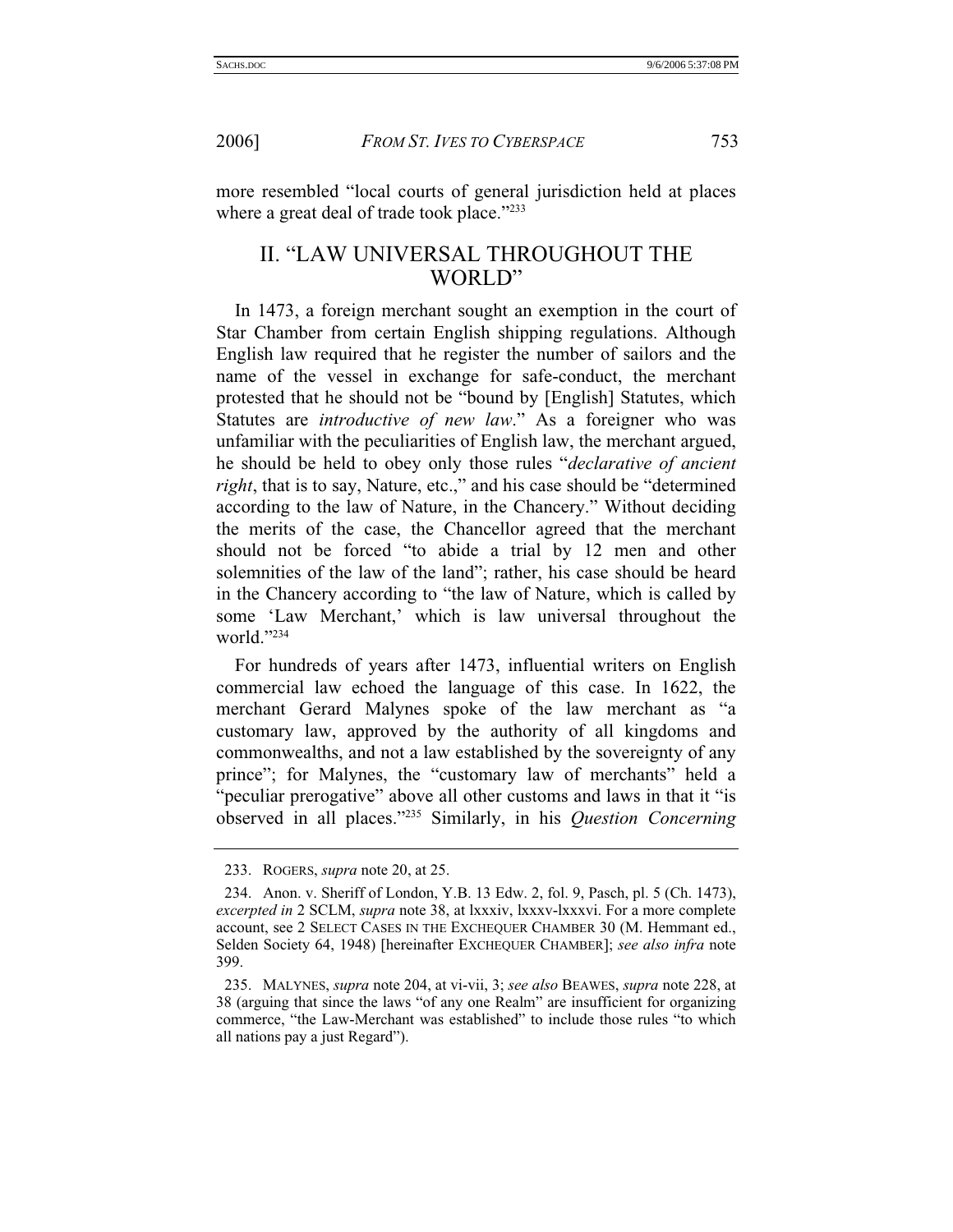more resembled "local courts of general jurisdiction held at places where a great deal of trade took place."[233]

## II. "LAW UNIVERSAL THROUGHOUT THE WORLD"

In 1473, a foreign merchant sought an exemption in the court of Star Chamber from certain English shipping regulations. Although English law required that he register the number of sailors and the name of the vessel in exchange for safe-conduct, the merchant protested that he should not be "bound by [English] Statutes, which Statutes are *introductive of new law*." As a foreigner who was unfamiliar with the peculiarities of English law, the merchant argued, he should be held to obey only those rules "*declarative of ancient right*, that is to say, Nature, etc.," and his case should be "determined according to the law of Nature, in the Chancery." Without deciding the merits of the case, the Chancellor agreed that the merchant should not be forced "to abide a trial by 12 men and other solemnities of the law of the land"; rather, his case should be heard in the Chancery according to "the law of Nature, which is called by some 'Law Merchant,' which is law universal throughout the world."[234]

For hundreds of years after 1473, influential writers on English commercial law echoed the language of this case. In 1622, the merchant Gerard Malynes spoke of the law merchant as "a customary law, approved by the authority of all kingdoms and commonwealths, and not a law established by the sovereignty of any prince"; for Malynes, the "customary law of merchants" held a "peculiar prerogative" above all other customs and laws in that it "is observed in all places."[235] Similarly, in his *Question Concerning*

---

233. ROGERS, *supra* note 20, at 25.

234. Anon. v. Sheriff of London, Y.B. 13 Edw. 2, fol. 9, Pasch, pl. 5 (Ch. 1473), *excerpted in* 2 SCLM, *supra* note 38, at lxxxiv, lxxxv-lxxxvi. For a more complete account, see 2 SELECT CASES IN THE EXCHEQUER CHAMBER 30 (M. Hemmant ed., Selden Society 64, 1948) [hereinafter EXCHEQUER CHAMBER]; *see also infra* note 399.

235. MALYNES, *supra* note 204, at vi-vii, 3; *see also* BEAWES, *supra* note 228, at 38 (arguing that since the laws "of any one Realm" are insufficient for organizing commerce, "the Law-Merchant was established" to include those rules "to which all nations pay a just Regard").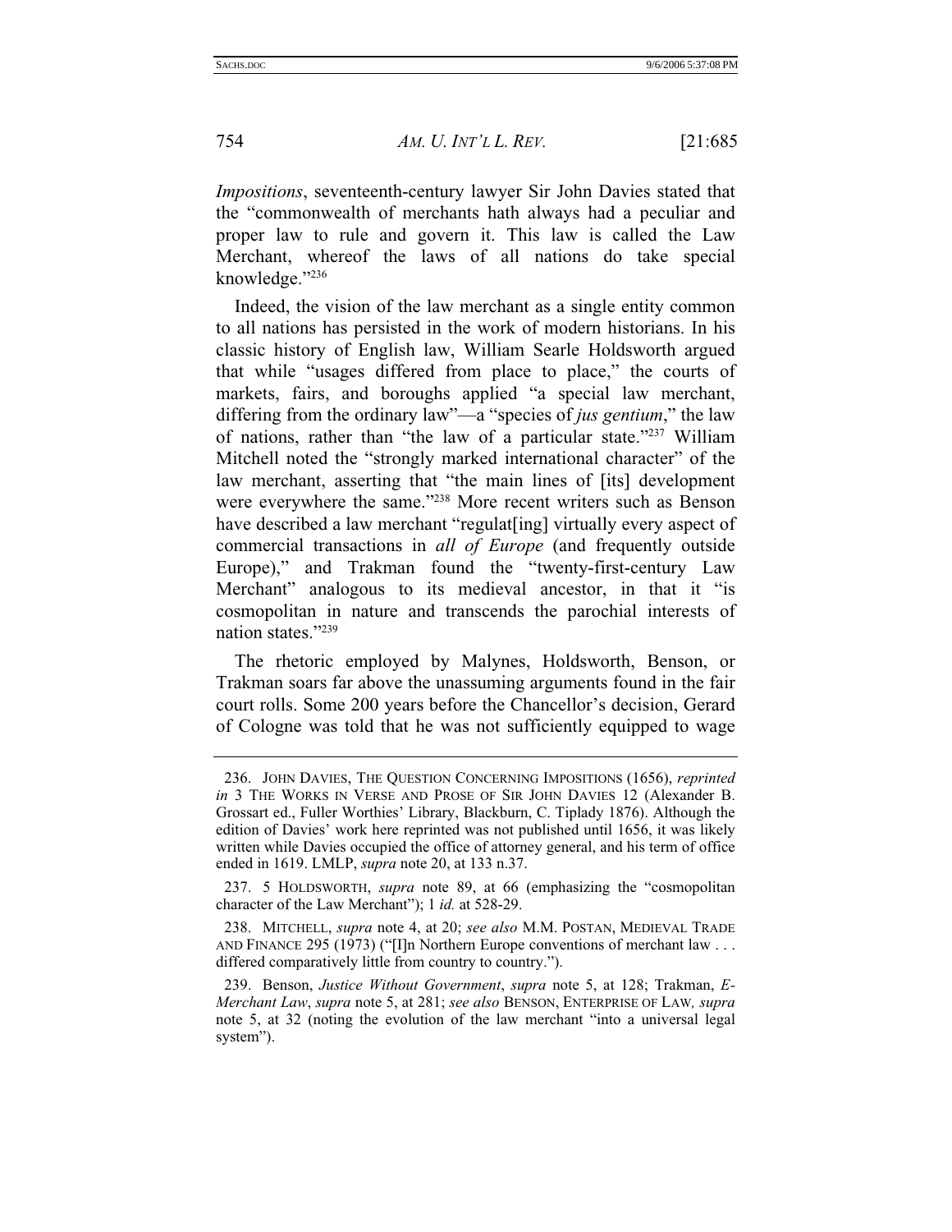*Impositions*, seventeenth-century lawyer Sir John Davies stated that the "commonwealth of merchants hath always had a peculiar and proper law to rule and govern it. This law is called the Law Merchant, whereof the laws of all nations do take special knowledge."[236]

Indeed, the vision of the law merchant as a single entity common to all nations has persisted in the work of modern historians. In his classic history of English law, William Searle Holdsworth argued that while "usages differed from place to place," the courts of markets, fairs, and boroughs applied "a special law merchant, differing from the ordinary law"—a "species of *jus gentium*," the law of nations, rather than "the law of a particular state."[237] William Mitchell noted the "strongly marked international character" of the law merchant, asserting that "the main lines of [its] development were everywhere the same."[238] More recent writers such as Benson have described a law merchant "regulat[ing] virtually every aspect of commercial transactions in *all of Europe* (and frequently outside Europe)," and Trakman found the "twenty-first-century Law Merchant" analogous to its medieval ancestor, in that it "is cosmopolitan in nature and transcends the parochial interests of nation states."[239]

The rhetoric employed by Malynes, Holdsworth, Benson, or Trakman soars far above the unassuming arguments found in the fair court rolls. Some 200 years before the Chancellor's decision, Gerard of Cologne was told that he was not sufficiently equipped to wage

---

236. JOHN DAVIES, THE QUESTION CONCERNING IMPOSITIONS (1656), *reprinted in* 3 THE WORKS IN VERSE AND PROSE OF SIR JOHN DAVIES 12 (Alexander B. Grossart ed., Fuller Worthies' Library, Blackburn, C. Tiplady 1876). Although the edition of Davies' work here reprinted was not published until 1656, it was likely written while Davies occupied the office of attorney general, and his term of office ended in 1619. LMLP, *supra* note 20, at 133 n.37.

237. 5 HOLDSWORTH, *supra* note 89, at 66 (emphasizing the "cosmopolitan character of the Law Merchant"); 1 *id.* at 528-29.

238. MITCHELL, *supra* note 4, at 20; *see also* M.M. POSTAN, MEDIEVAL TRADE AND FINANCE 295 (1973) ("[I]n Northern Europe conventions of merchant law . . . differed comparatively little from country to country.").

239. Benson, *Justice Without Government*, *supra* note 5, at 128; Trakman, *E-Merchant Law*, *supra* note 5, at 281; *see also* BENSON, ENTERPRISE OF LAW*, supra* note 5, at 32 (noting the evolution of the law merchant "into a universal legal system").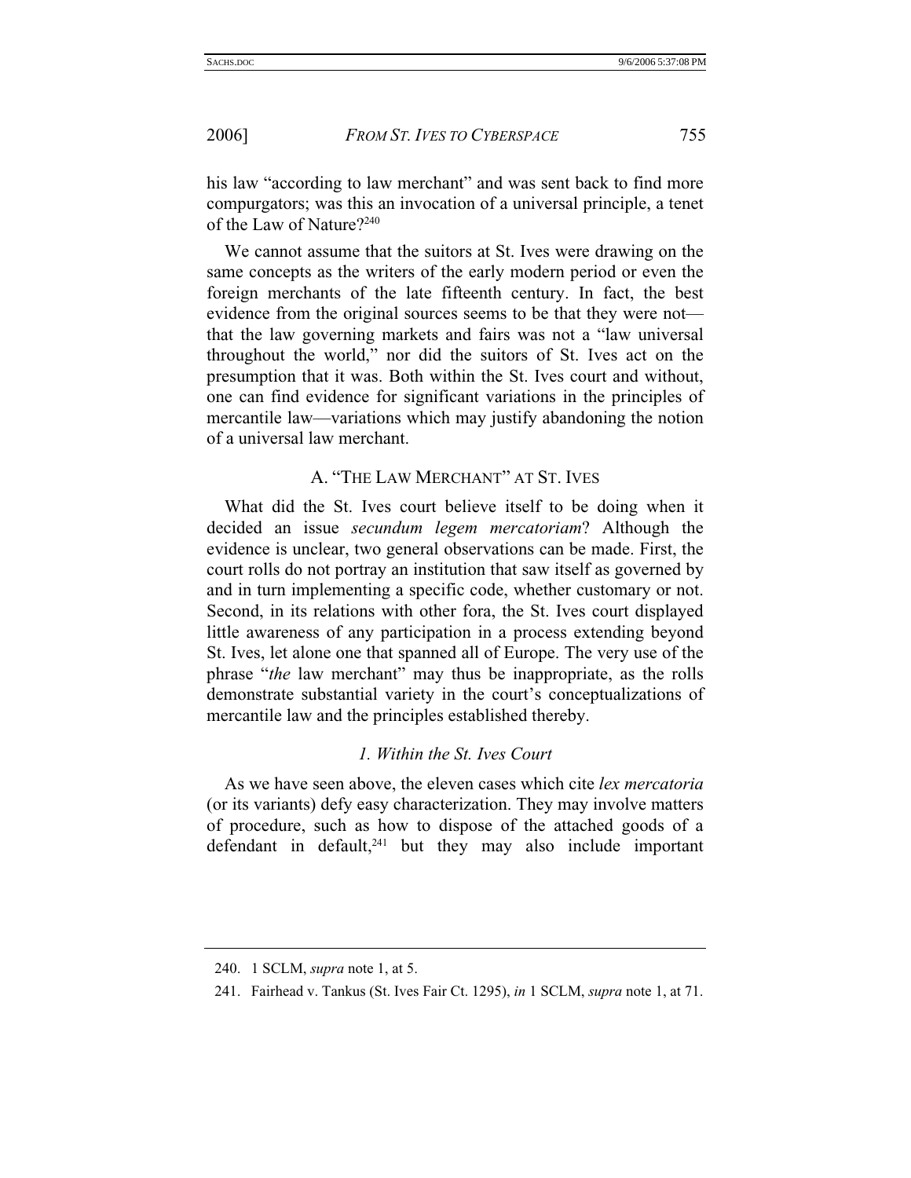his law "according to law merchant" and was sent back to find more compurgators; was this an invocation of a universal principle, a tenet of the Law of Nature?[240]

We cannot assume that the suitors at St. Ives were drawing on the same concepts as the writers of the early modern period or even the foreign merchants of the late fifteenth century. In fact, the best evidence from the original sources seems to be that they were not—that the law governing markets and fairs was not a "law universal throughout the world," nor did the suitors of St. Ives act on the presumption that it was. Both within the St. Ives court and without, one can find evidence for significant variations in the principles of mercantile law—variations which may justify abandoning the notion of a universal law merchant.

### A. "The Law Merchant" at St. Ives

What did the St. Ives court believe itself to be doing when it decided an issue *secundum legem mercatoriam*? Although the evidence is unclear, two general observations can be made. First, the court rolls do not portray an institution that saw itself as governed by and in turn implementing a specific code, whether customary or not. Second, in its relations with other fora, the St. Ives court displayed little awareness of any participation in a process extending beyond St. Ives, let alone one that spanned all of Europe. The very use of the phrase "*the* law merchant" may thus be inappropriate, as the rolls demonstrate substantial variety in the court's conceptualizations of mercantile law and the principles established thereby.

#### *1. Within the St. Ives Court*

As we have seen above, the eleven cases which cite *lex mercatoria* (or its variants) defy easy characterization. They may involve matters of procedure, such as how to dispose of the attached goods of a defendant in default,[241] but they may also include important

---

240. 1 SCLM, *supra* note 1, at 5.

241. Fairhead v. Tankus (St. Ives Fair Ct. 1295), *in* 1 SCLM, *supra* note 1, at 71.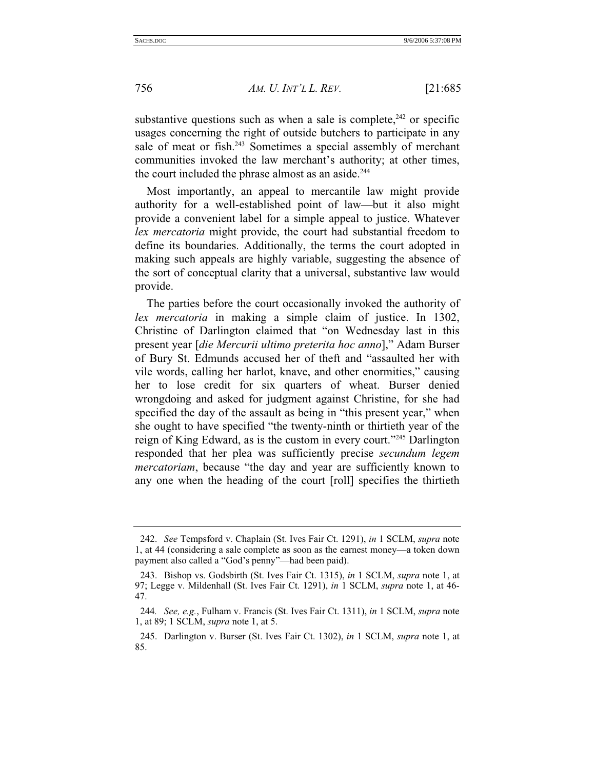substantive questions such as when a sale is complete,[242] or specific usages concerning the right of outside butchers to participate in any sale of meat or fish.[243] Sometimes a special assembly of merchant communities invoked the law merchant's authority; at other times, the court included the phrase almost as an aside.[244]

Most importantly, an appeal to mercantile law might provide authority for a well-established point of law—but it also might provide a convenient label for a simple appeal to justice. Whatever *lex mercatoria* might provide, the court had substantial freedom to define its boundaries. Additionally, the terms the court adopted in making such appeals are highly variable, suggesting the absence of the sort of conceptual clarity that a universal, substantive law would provide.

The parties before the court occasionally invoked the authority of *lex mercatoria* in making a simple claim of justice. In 1302, Christine of Darlington claimed that "on Wednesday last in this present year [*die Mercurii ultimo preterita hoc anno*]," Adam Burser of Bury St. Edmunds accused her of theft and "assaulted her with vile words, calling her harlot, knave, and other enormities," causing her to lose credit for six quarters of wheat. Burser denied wrongdoing and asked for judgment against Christine, for she had specified the day of the assault as being in "this present year," when she ought to have specified "the twenty-ninth or thirtieth year of the reign of King Edward, as is the custom in every court."[245] Darlington responded that her plea was sufficiently precise *secundum legem mercatoriam*, because "the day and year are sufficiently known to any one when the heading of the court [roll] specifies the thirtieth

---

242. *See* Tempsford v. Chaplain (St. Ives Fair Ct. 1291), *in* 1 SCLM, *supra* note 1, at 44 (considering a sale complete as soon as the earnest money—a token down payment also called a "God's penny"—had been paid).

243. Bishop vs. Godsbirth (St. Ives Fair Ct. 1315), *in* 1 SCLM, *supra* note 1, at 97; Legge v. Mildenhall (St. Ives Fair Ct. 1291), *in* 1 SCLM, *supra* note 1, at 46-47.

244. *See, e.g.*, Fulham v. Francis (St. Ives Fair Ct. 1311), *in* 1 SCLM, *supra* note 1, at 89; 1 SCLM, *supra* note 1, at 5.

245. Darlington v. Burser (St. Ives Fair Ct. 1302), *in* 1 SCLM, *supra* note 1, at 85.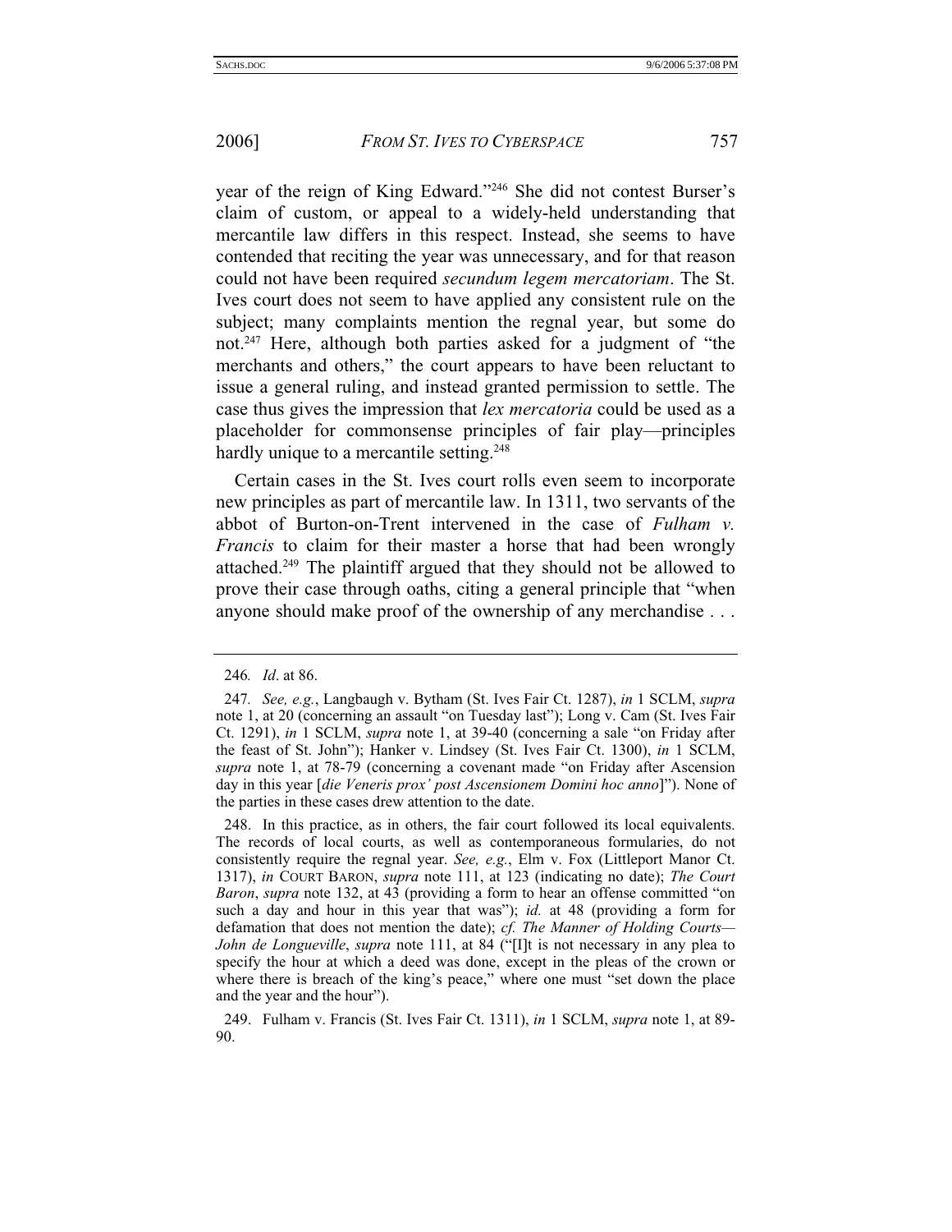year of the reign of King Edward."[246] She did not contest Burser's claim of custom, or appeal to a widely-held understanding that mercantile law differs in this respect. Instead, she seems to have contended that reciting the year was unnecessary, and for that reason could not have been required *secundum legem mercatoriam*. The St. Ives court does not seem to have applied any consistent rule on the subject; many complaints mention the regnal year, but some do not.[247] Here, although both parties asked for a judgment of "the merchants and others," the court appears to have been reluctant to issue a general ruling, and instead granted permission to settle. The case thus gives the impression that *lex mercatoria* could be used as a placeholder for commonsense principles of fair play—principles hardly unique to a mercantile setting.[248]

Certain cases in the St. Ives court rolls even seem to incorporate new principles as part of mercantile law. In 1311, two servants of the abbot of Burton-on-Trent intervened in the case of *Fulham v. Francis* to claim for their master a horse that had been wrongly attached.[249] The plaintiff argued that they should not be allowed to prove their case through oaths, citing a general principle that "when anyone should make proof of the ownership of any merchandise . . .

---

246*. Id*. at 86.

247*. See, e.g.*, Langbaugh v. Bytham (St. Ives Fair Ct. 1287), *in* 1 SCLM, *supra* note 1, at 20 (concerning an assault "on Tuesday last"); Long v. Cam (St. Ives Fair Ct. 1291), *in* 1 SCLM, *supra* note 1, at 39-40 (concerning a sale "on Friday after the feast of St. John"); Hanker v. Lindsey (St. Ives Fair Ct. 1300), *in* 1 SCLM, *supra* note 1, at 78-79 (concerning a covenant made "on Friday after Ascension day in this year [*die Veneris prox' post Ascensionem Domini hoc anno*]"). None of the parties in these cases drew attention to the date.

248. In this practice, as in others, the fair court followed its local equivalents. The records of local courts, as well as contemporaneous formularies, do not consistently require the regnal year. *See, e.g.*, Elm v. Fox (Littleport Manor Ct. 1317), *in* COURT BARON, *supra* note 111, at 123 (indicating no date); *The Court Baron*, *supra* note 132, at 43 (providing a form to hear an offense committed "on such a day and hour in this year that was"); *id.* at 48 (providing a form for defamation that does not mention the date); *cf. The Manner of Holding Courts—John de Longueville*, *supra* note 111, at 84 ("[I]t is not necessary in any plea to specify the hour at which a deed was done, except in the pleas of the crown or where there is breach of the king's peace," where one must "set down the place and the year and the hour").

249. Fulham v. Francis (St. Ives Fair Ct. 1311), *in* 1 SCLM, *supra* note 1, at 89-90.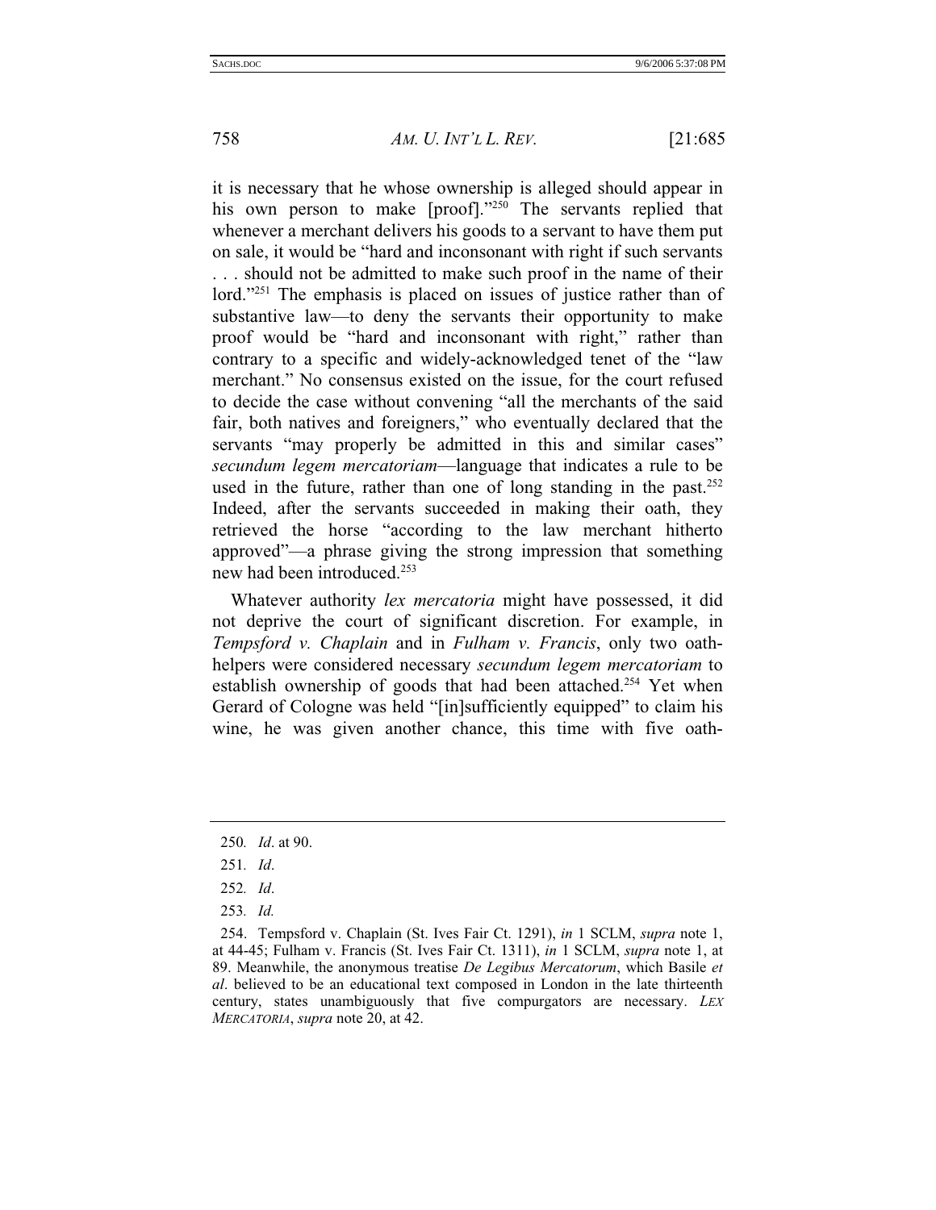it is necessary that he whose ownership is alleged should appear in his own person to make [proof]."[250] The servants replied that whenever a merchant delivers his goods to a servant to have them put on sale, it would be "hard and inconsonant with right if such servants . . . should not be admitted to make such proof in the name of their lord."[251] The emphasis is placed on issues of justice rather than of substantive law—to deny the servants their opportunity to make proof would be "hard and inconsonant with right," rather than contrary to a specific and widely-acknowledged tenet of the "law merchant." No consensus existed on the issue, for the court refused to decide the case without convening "all the merchants of the said fair, both natives and foreigners," who eventually declared that the servants "may properly be admitted in this and similar cases" *secundum legem mercatoriam*—language that indicates a rule to be used in the future, rather than one of long standing in the past.[252] Indeed, after the servants succeeded in making their oath, they retrieved the horse "according to the law merchant hitherto approved"—a phrase giving the strong impression that something new had been introduced.[253]

Whatever authority *lex mercatoria* might have possessed, it did not deprive the court of significant discretion. For example, in *Tempsford v. Chaplain* and in *Fulham v. Francis*, only two oath-helpers were considered necessary *secundum legem mercatoriam* to establish ownership of goods that had been attached.[254] Yet when Gerard of Cologne was held "[in]sufficiently equipped" to claim his wine, he was given another chance, this time with five oath-

---

250. *Id*. at 90.

251. *Id*.

252. *Id*.

253. *Id.*

254. Tempsford v. Chaplain (St. Ives Fair Ct. 1291), *in* 1 SCLM, *supra* note 1, at 44-45; Fulham v. Francis (St. Ives Fair Ct. 1311), *in* 1 SCLM, *supra* note 1, at 89. Meanwhile, the anonymous treatise *De Legibus Mercatorum*, which Basile *et al*. believed to be an educational text composed in London in the late thirteenth century, states unambiguously that five compurgators are necessary. *LEX MERCATORIA*, *supra* note 20, at 42.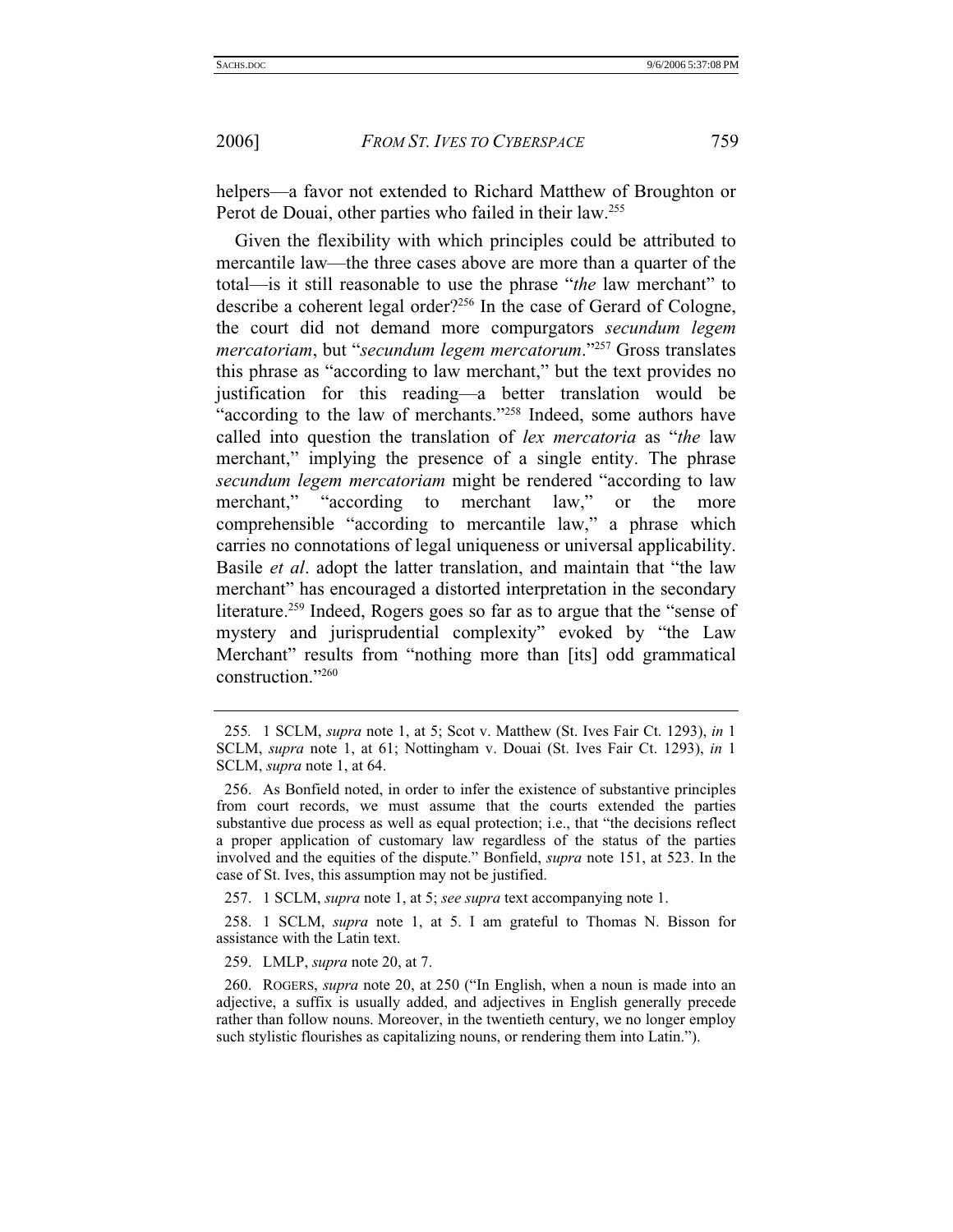helpers—a favor not extended to Richard Matthew of Broughton or Perot de Douai, other parties who failed in their law.[255]

Given the flexibility with which principles could be attributed to mercantile law—the three cases above are more than a quarter of the total—is it still reasonable to use the phrase "*the* law merchant" to describe a coherent legal order?[256] In the case of Gerard of Cologne, the court did not demand more compurgators *secundum legem mercatoriam*, but "*secundum legem mercatorum*."[257] Gross translates this phrase as "according to law merchant," but the text provides no justification for this reading—a better translation would be "according to the law of merchants."[258] Indeed, some authors have called into question the translation of *lex mercatoria* as "*the* law merchant," implying the presence of a single entity. The phrase *secundum legem mercatoriam* might be rendered "according to law merchant," "according to merchant law," or the more comprehensible "according to mercantile law," a phrase which carries no connotations of legal uniqueness or universal applicability. Basile *et al*. adopt the latter translation, and maintain that "the law merchant" has encouraged a distorted interpretation in the secondary literature.[259] Indeed, Rogers goes so far as to argue that the "sense of mystery and jurisprudential complexity" evoked by "the Law Merchant" results from "nothing more than [its] odd grammatical construction."[260]

---

255. 1 SCLM, *supra* note 1, at 5; Scot v. Matthew (St. Ives Fair Ct. 1293), *in* 1 SCLM, *supra* note 1, at 61; Nottingham v. Douai (St. Ives Fair Ct. 1293), *in* 1 SCLM, *supra* note 1, at 64.

256. As Bonfield noted, in order to infer the existence of substantive principles from court records, we must assume that the courts extended the parties substantive due process as well as equal protection; i.e., that "the decisions reflect a proper application of customary law regardless of the status of the parties involved and the equities of the dispute." Bonfield, *supra* note 151, at 523. In the case of St. Ives, this assumption may not be justified.

257. 1 SCLM, *supra* note 1, at 5; *see supra* text accompanying note 1.

258. 1 SCLM, *supra* note 1, at 5. I am grateful to Thomas N. Bisson for assistance with the Latin text.

259. LMLP, *supra* note 20, at 7.

260. ROGERS, *supra* note 20, at 250 ("In English, when a noun is made into an adjective, a suffix is usually added, and adjectives in English generally precede rather than follow nouns. Moreover, in the twentieth century, we no longer employ such stylistic flourishes as capitalizing nouns, or rendering them into Latin.").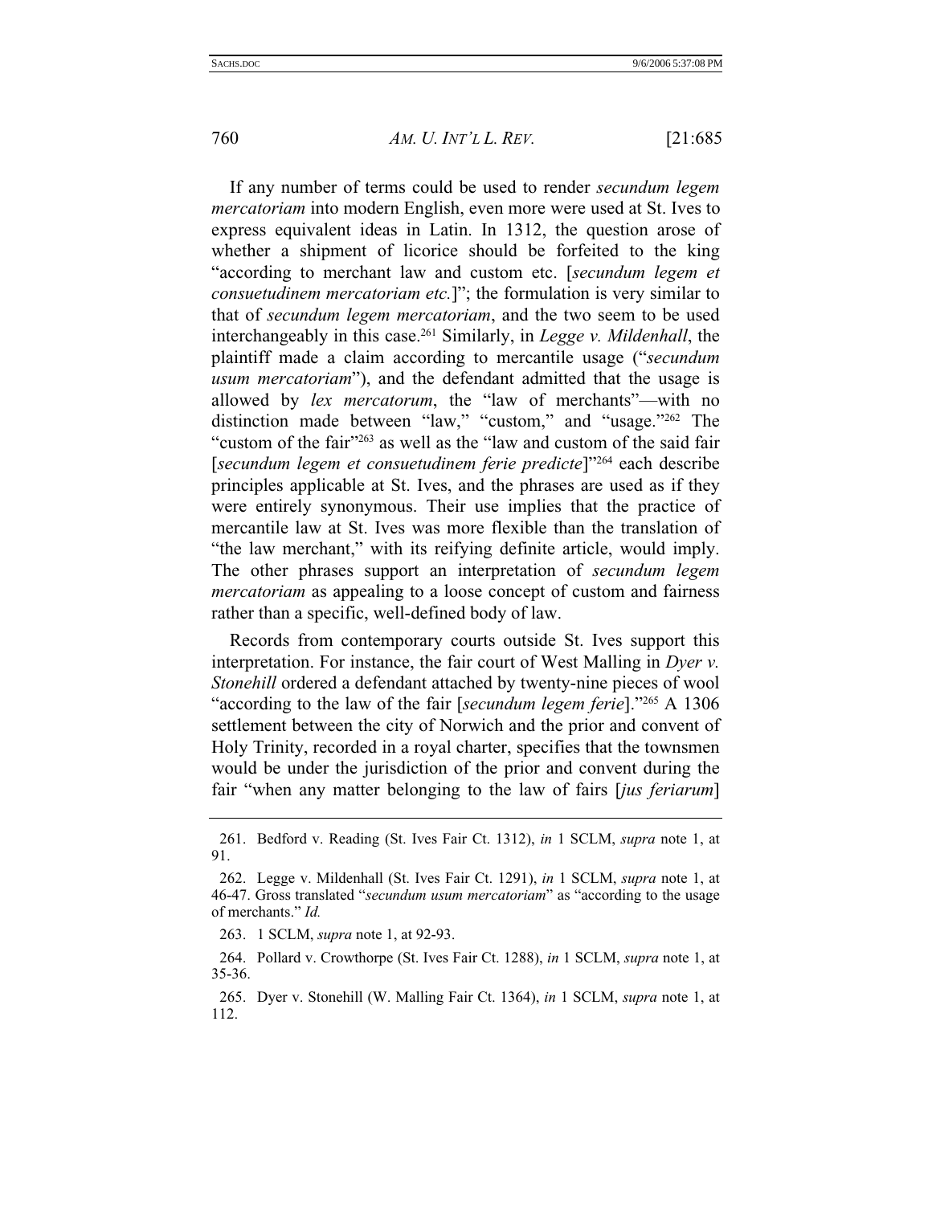If any number of terms could be used to render *secundum legem mercatoriam* into modern English, even more were used at St. Ives to express equivalent ideas in Latin. In 1312, the question arose of whether a shipment of licorice should be forfeited to the king "according to merchant law and custom etc. [*secundum legem et consuetudinem mercatoriam etc.*]"; the formulation is very similar to that of *secundum legem mercatoriam*, and the two seem to be used interchangeably in this case.[261] Similarly, in *Legge v. Mildenhall*, the plaintiff made a claim according to mercantile usage ("*secundum usum mercatoriam*"), and the defendant admitted that the usage is allowed by *lex mercatorum*, the "law of merchants"—with no distinction made between "law," "custom," and "usage."[262] The "custom of the fair"[263] as well as the "law and custom of the said fair [*secundum legem et consuetudinem ferie predicte*]"[264] each describe principles applicable at St. Ives, and the phrases are used as if they were entirely synonymous. Their use implies that the practice of mercantile law at St. Ives was more flexible than the translation of "the law merchant," with its reifying definite article, would imply. The other phrases support an interpretation of *secundum legem mercatoriam* as appealing to a loose concept of custom and fairness rather than a specific, well-defined body of law.

Records from contemporary courts outside St. Ives support this interpretation. For instance, the fair court of West Malling in *Dyer v. Stonehill* ordered a defendant attached by twenty-nine pieces of wool "according to the law of the fair [*secundum legem ferie*]."[265] A 1306 settlement between the city of Norwich and the prior and convent of Holy Trinity, recorded in a royal charter, specifies that the townsmen would be under the jurisdiction of the prior and convent during the fair "when any matter belonging to the law of fairs [*jus feriarum*]

---

261. Bedford v. Reading (St. Ives Fair Ct. 1312), *in* 1 SCLM, *supra* note 1, at 91.

262. Legge v. Mildenhall (St. Ives Fair Ct. 1291), *in* 1 SCLM, *supra* note 1, at 46-47. Gross translated "*secundum usum mercatoriam*" as "according to the usage of merchants." *Id.*

263. 1 SCLM, *supra* note 1, at 92-93.

264. Pollard v. Crowthorpe (St. Ives Fair Ct. 1288), *in* 1 SCLM, *supra* note 1, at 35-36.

265. Dyer v. Stonehill (W. Malling Fair Ct. 1364), *in* 1 SCLM, *supra* note 1, at 112.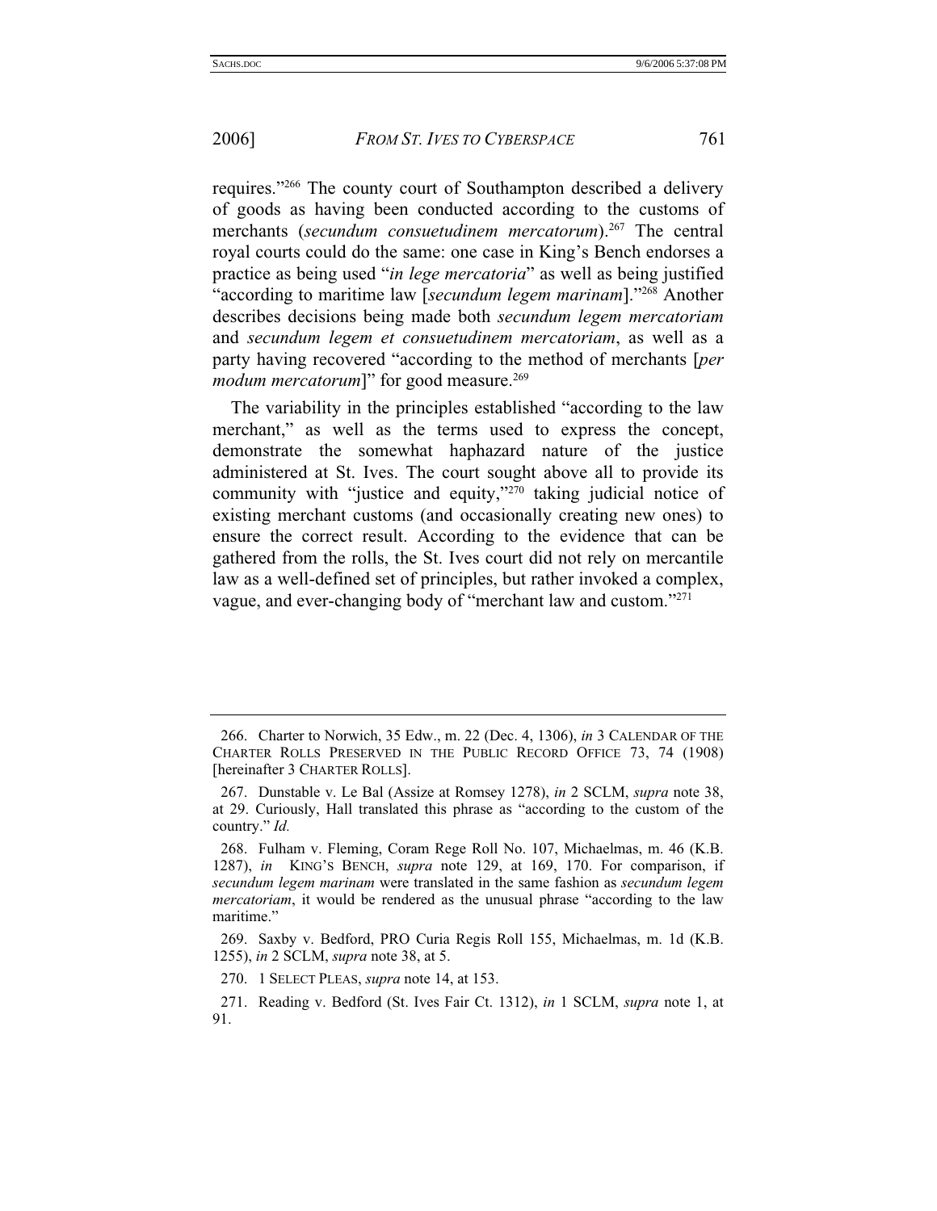requires."[266] The county court of Southampton described a delivery of goods as having been conducted according to the customs of merchants (*secundum consuetudinem mercatorum*).[267] The central royal courts could do the same: one case in King's Bench endorses a practice as being used "*in lege mercatoria*" as well as being justified "according to maritime law [*secundum legem marinam*]."[268] Another describes decisions being made both *secundum legem mercatoriam* and *secundum legem et consuetudinem mercatoriam*, as well as a party having recovered "according to the method of merchants [*per modum mercatorum*]" for good measure.[269]

The variability in the principles established "according to the law merchant," as well as the terms used to express the concept, demonstrate the somewhat haphazard nature of the justice administered at St. Ives. The court sought above all to provide its community with "justice and equity,"[270] taking judicial notice of existing merchant customs (and occasionally creating new ones) to ensure the correct result. According to the evidence that can be gathered from the rolls, the St. Ives court did not rely on mercantile law as a well-defined set of principles, but rather invoked a complex, vague, and ever-changing body of "merchant law and custom."[271]

---

266. Charter to Norwich, 35 Edw., m. 22 (Dec. 4, 1306), *in* 3 CALENDAR OF THE CHARTER ROLLS PRESERVED IN THE PUBLIC RECORD OFFICE 73, 74 (1908) [hereinafter 3 CHARTER ROLLS].

267. Dunstable v. Le Bal (Assize at Romsey 1278), *in* 2 SCLM, *supra* note 38, at 29. Curiously, Hall translated this phrase as "according to the custom of the country." *Id.*

268. Fulham v. Fleming, Coram Rege Roll No. 107, Michaelmas, m. 46 (K.B. 1287), *in* KING'S BENCH, *supra* note 129, at 169, 170. For comparison, if *secundum legem marinam* were translated in the same fashion as *secundum legem mercatoriam*, it would be rendered as the unusual phrase "according to the law maritime."

269. Saxby v. Bedford, PRO Curia Regis Roll 155, Michaelmas, m. 1d (K.B. 1255), *in* 2 SCLM, *supra* note 38, at 5.

270. 1 SELECT PLEAS, *supra* note 14, at 153.

271. Reading v. Bedford (St. Ives Fair Ct. 1312), *in* 1 SCLM, *supra* note 1, at 91.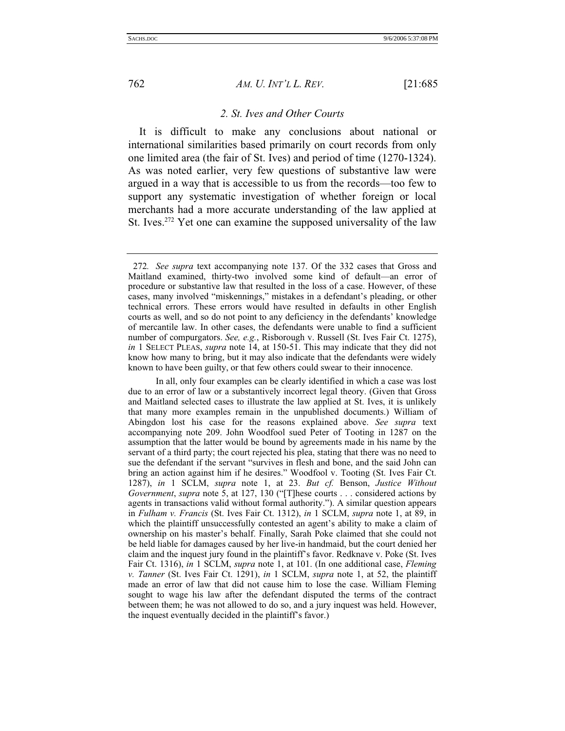### 2. St. Ives and Other Courts

It is difficult to make any conclusions about national or international similarities based primarily on court records from only one limited area (the fair of St. Ives) and period of time (1270-1324). As was noted earlier, very few questions of substantive law were argued in a way that is accessible to us from the records—too few to support any systematic investigation of whether foreign or local merchants had a more accurate understanding of the law applied at St. Ives.[272] Yet one can examine the supposed universality of the law

---

272. *See supra* text accompanying note 137. Of the 332 cases that Gross and Maitland examined, thirty-two involved some kind of default—an error of procedure or substantive law that resulted in the loss of a case. However, of these cases, many involved "miskennings," mistakes in a defendant's pleading, or other technical errors. These errors would have resulted in defaults in other English courts as well, and so do not point to any deficiency in the defendants' knowledge of mercantile law. In other cases, the defendants were unable to find a sufficient number of compurgators. *See, e.g.*, Risborough v. Russell (St. Ives Fair Ct. 1275), *in* 1 SELECT PLEAS, *supra* note 14, at 150-51. This may indicate that they did not know how many to bring, but it may also indicate that the defendants were widely known to have been guilty, or that few others could swear to their innocence.

In all, only four examples can be clearly identified in which a case was lost due to an error of law or a substantively incorrect legal theory. (Given that Gross and Maitland selected cases to illustrate the law applied at St. Ives, it is unlikely that many more examples remain in the unpublished documents.) William of Abingdon lost his case for the reasons explained above. *See supra* text accompanying note 209. John Woodfool sued Peter of Tooting in 1287 on the assumption that the latter would be bound by agreements made in his name by the servant of a third party; the court rejected his plea, stating that there was no need to sue the defendant if the servant "survives in flesh and bone, and the said John can bring an action against him if he desires." Woodfool v. Tooting (St. Ives Fair Ct. 1287), *in* 1 SCLM, *supra* note 1, at 23. *But cf.* Benson, *Justice Without Government*, *supra* note 5, at 127, 130 ("[T]hese courts . . . considered actions by agents in transactions valid without formal authority."). A similar question appears in *Fulham v. Francis* (St. Ives Fair Ct. 1312), *in* 1 SCLM, *supra* note 1, at 89, in which the plaintiff unsuccessfully contested an agent's ability to make a claim of ownership on his master's behalf. Finally, Sarah Poke claimed that she could not be held liable for damages caused by her live-in handmaid, but the court denied her claim and the inquest jury found in the plaintiff's favor. Redknave v. Poke (St. Ives Fair Ct. 1316), *in* 1 SCLM, *supra* note 1, at 101. (In one additional case, *Fleming v. Tanner* (St. Ives Fair Ct. 1291), *in* 1 SCLM, *supra* note 1, at 52, the plaintiff made an error of law that did not cause him to lose the case. William Fleming sought to wage his law after the defendant disputed the terms of the contract between them; he was not allowed to do so, and a jury inquest was held. However, the inquest eventually decided in the plaintiff's favor.)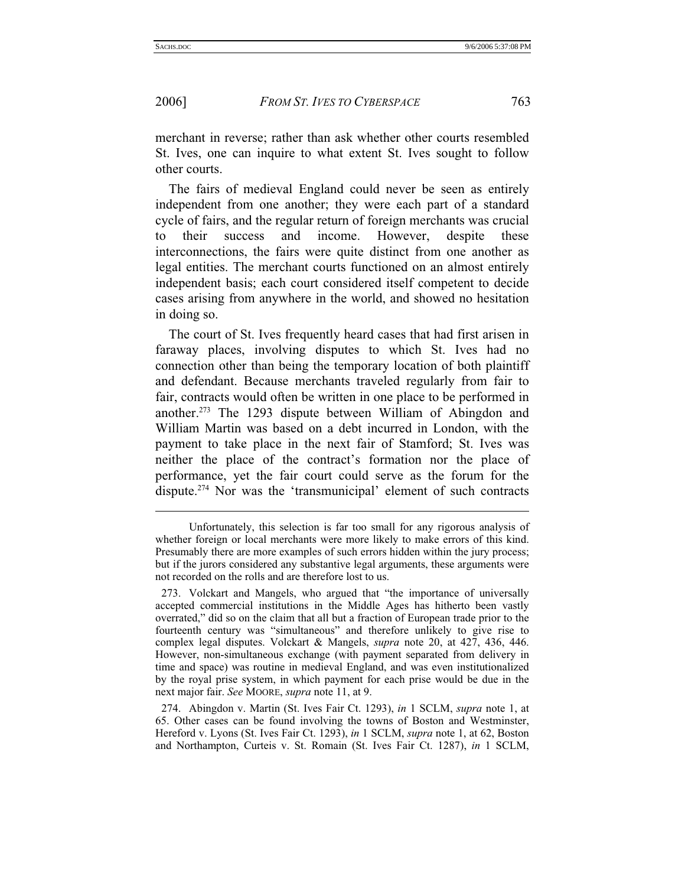merchant in reverse; rather than ask whether other courts resembled St. Ives, one can inquire to what extent St. Ives sought to follow other courts.

The fairs of medieval England could never be seen as entirely independent from one another; they were each part of a standard cycle of fairs, and the regular return of foreign merchants was crucial to their success and income. However, despite these interconnections, the fairs were quite distinct from one another as legal entities. The merchant courts functioned on an almost entirely independent basis; each court considered itself competent to decide cases arising from anywhere in the world, and showed no hesitation in doing so.

The court of St. Ives frequently heard cases that had first arisen in faraway places, involving disputes to which St. Ives had no connection other than being the temporary location of both plaintiff and defendant. Because merchants traveled regularly from fair to fair, contracts would often be written in one place to be performed in another.[273] The 1293 dispute between William of Abingdon and William Martin was based on a debt incurred in London, with the payment to take place in the next fair of Stamford; St. Ives was neither the place of the contract's formation nor the place of performance, yet the fair court could serve as the forum for the dispute.[274] Nor was the 'transmunicipal' element of such contracts

---

Unfortunately, this selection is far too small for any rigorous analysis of whether foreign or local merchants were more likely to make errors of this kind. Presumably there are more examples of such errors hidden within the jury process; but if the jurors considered any substantive legal arguments, these arguments were not recorded on the rolls and are therefore lost to us.

273. Volckart and Mangels, who argued that "the importance of universally accepted commercial institutions in the Middle Ages has hitherto been vastly overrated," did so on the claim that all but a fraction of European trade prior to the fourteenth century was "simultaneous" and therefore unlikely to give rise to complex legal disputes. Volckart & Mangels, *supra* note 20, at 427, 436, 446. However, non-simultaneous exchange (with payment separated from delivery in time and space) was routine in medieval England, and was even institutionalized by the royal prise system, in which payment for each prise would be due in the next major fair. *See* MOORE, *supra* note 11, at 9.

274. Abingdon v. Martin (St. Ives Fair Ct. 1293), *in* 1 SCLM, *supra* note 1, at 65. Other cases can be found involving the towns of Boston and Westminster, Hereford v. Lyons (St. Ives Fair Ct. 1293), *in* 1 SCLM, *supra* note 1, at 62, Boston and Northampton, Curteis v. St. Romain (St. Ives Fair Ct. 1287), *in* 1 SCLM,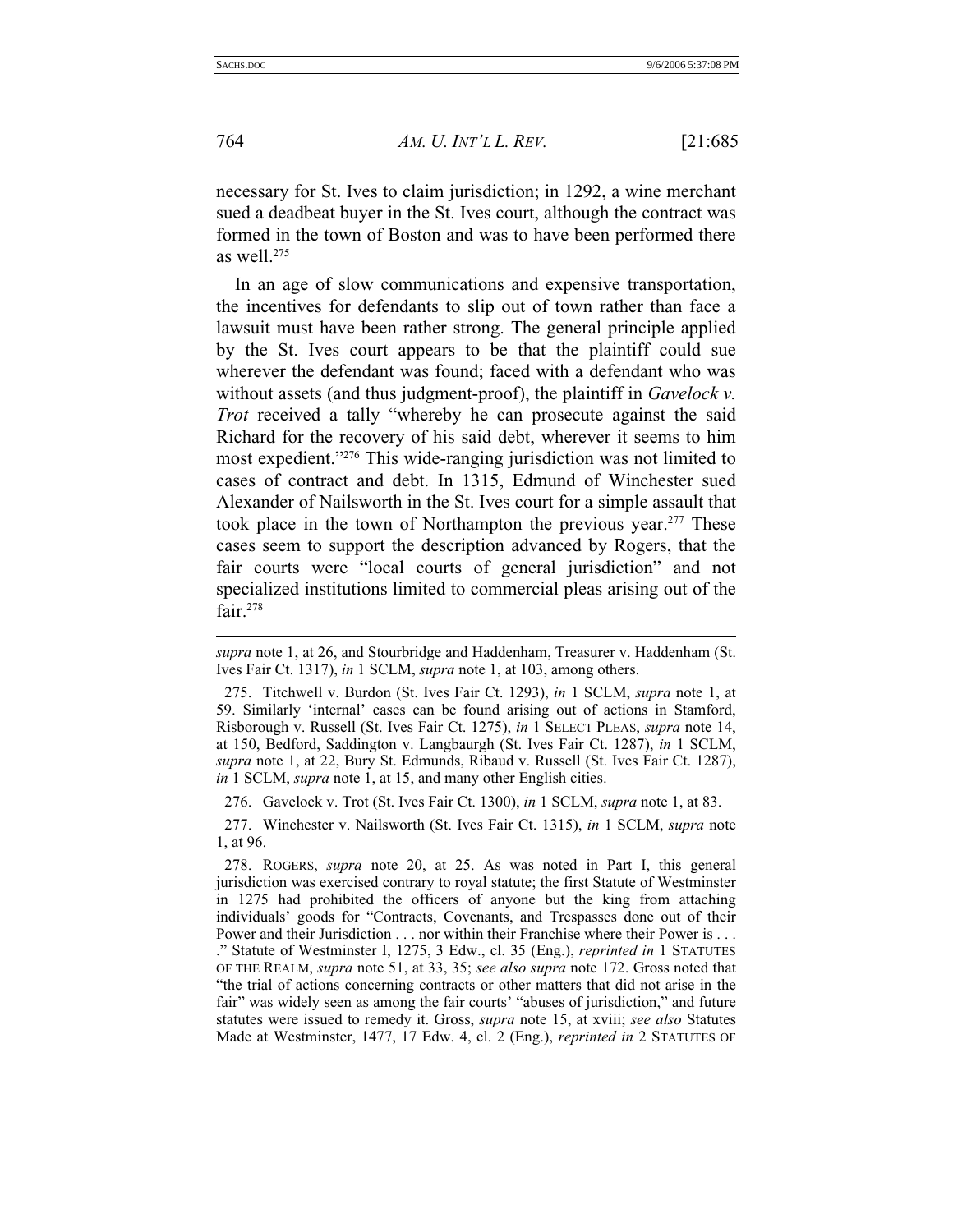necessary for St. Ives to claim jurisdiction; in 1292, a wine merchant sued a deadbeat buyer in the St. Ives court, although the contract was formed in the town of Boston and was to have been performed there as well.[275]

In an age of slow communications and expensive transportation, the incentives for defendants to slip out of town rather than face a lawsuit must have been rather strong. The general principle applied by the St. Ives court appears to be that the plaintiff could sue wherever the defendant was found; faced with a defendant who was without assets (and thus judgment-proof), the plaintiff in *Gavelock v. Trot* received a tally "whereby he can prosecute against the said Richard for the recovery of his said debt, wherever it seems to him most expedient."[276] This wide-ranging jurisdiction was not limited to cases of contract and debt. In 1315, Edmund of Winchester sued Alexander of Nailsworth in the St. Ives court for a simple assault that took place in the town of Northampton the previous year.[277] These cases seem to support the description advanced by Rogers, that the fair courts were "local courts of general jurisdiction" and not specialized institutions limited to commercial pleas arising out of the fair.[278]

---

*supra* note 1, at 26, and Stourbridge and Haddenham, Treasurer v. Haddenham (St. Ives Fair Ct. 1317), *in* 1 SCLM, *supra* note 1, at 103, among others.

275. Titchwell v. Burdon (St. Ives Fair Ct. 1293), *in* 1 SCLM, *supra* note 1, at 59. Similarly 'internal' cases can be found arising out of actions in Stamford, Risborough v. Russell (St. Ives Fair Ct. 1275), *in* 1 SELECT PLEAS, *supra* note 14, at 150, Bedford, Saddington v. Langbaurgh (St. Ives Fair Ct. 1287), *in* 1 SCLM, *supra* note 1, at 22, Bury St. Edmunds, Ribaud v. Russell (St. Ives Fair Ct. 1287), *in* 1 SCLM, *supra* note 1, at 15, and many other English cities.

276. Gavelock v. Trot (St. Ives Fair Ct. 1300), *in* 1 SCLM, *supra* note 1, at 83.

277. Winchester v. Nailsworth (St. Ives Fair Ct. 1315), *in* 1 SCLM, *supra* note 1, at 96.

278. ROGERS, *supra* note 20, at 25. As was noted in Part I, this general jurisdiction was exercised contrary to royal statute; the first Statute of Westminster in 1275 had prohibited the officers of anyone but the king from attaching individuals' goods for "Contracts, Covenants, and Trespasses done out of their Power and their Jurisdiction . . . nor within their Franchise where their Power is . . . ." Statute of Westminster I, 1275, 3 Edw., cl. 35 (Eng.), *reprinted in* 1 STATUTES OF THE REALM, *supra* note 51, at 33, 35; *see also supra* note 172. Gross noted that "the trial of actions concerning contracts or other matters that did not arise in the fair" was widely seen as among the fair courts' "abuses of jurisdiction," and future statutes were issued to remedy it. Gross, *supra* note 15, at xviii; *see also* Statutes Made at Westminster, 1477, 17 Edw. 4, cl. 2 (Eng.), *reprinted in* 2 STATUTES OF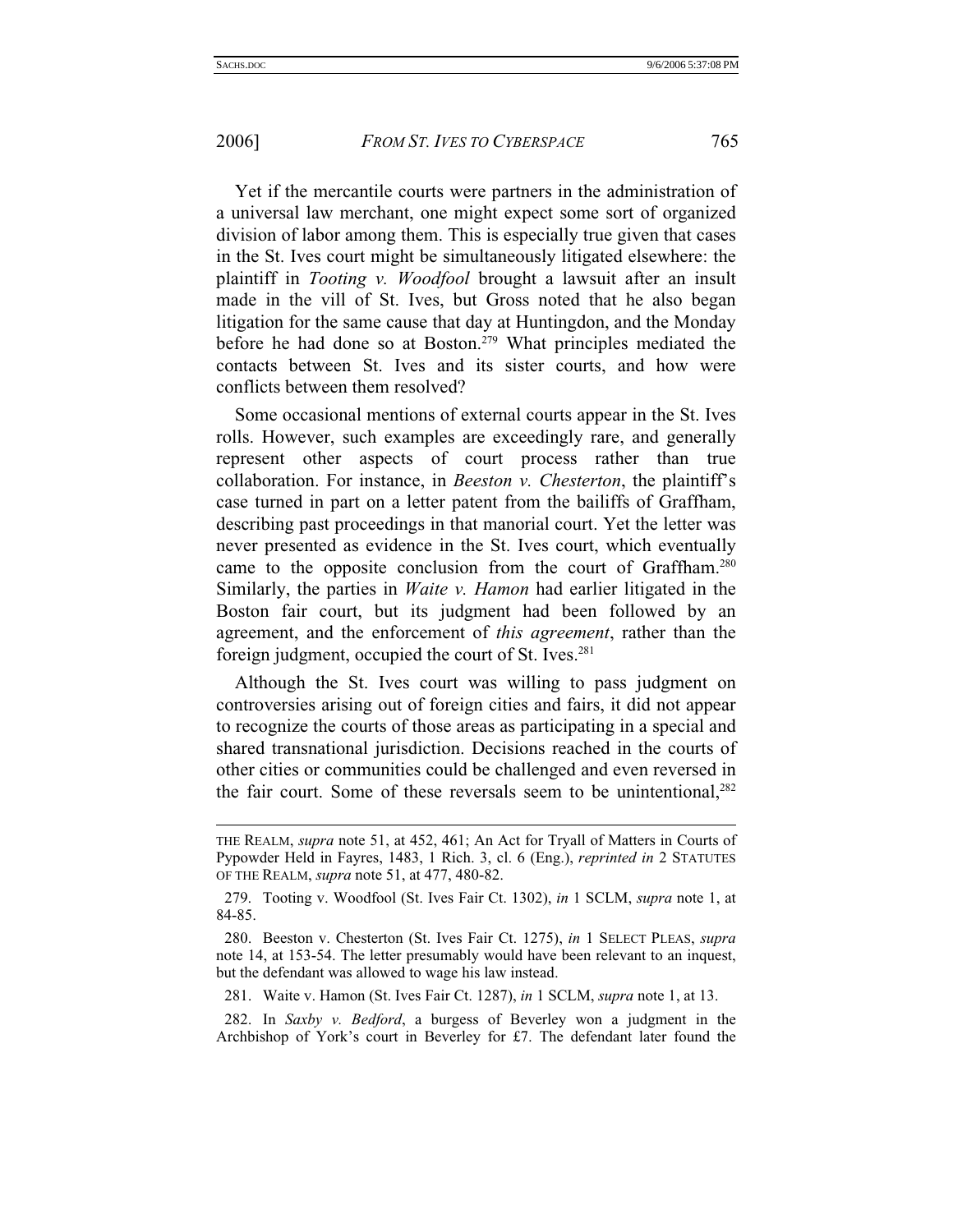Yet if the mercantile courts were partners in the administration of a universal law merchant, one might expect some sort of organized division of labor among them. This is especially true given that cases in the St. Ives court might be simultaneously litigated elsewhere: the plaintiff in *Tooting v. Woodfool* brought a lawsuit after an insult made in the vill of St. Ives, but Gross noted that he also began litigation for the same cause that day at Huntingdon, and the Monday before he had done so at Boston.[279] What principles mediated the contacts between St. Ives and its sister courts, and how were conflicts between them resolved?

Some occasional mentions of external courts appear in the St. Ives rolls. However, such examples are exceedingly rare, and generally represent other aspects of court process rather than true collaboration. For instance, in *Beeston v. Chesterton*, the plaintiff's case turned in part on a letter patent from the bailiffs of Graffham, describing past proceedings in that manorial court. Yet the letter was never presented as evidence in the St. Ives court, which eventually came to the opposite conclusion from the court of Graffham.[280] Similarly, the parties in *Waite v. Hamon* had earlier litigated in the Boston fair court, but its judgment had been followed by an agreement, and the enforcement of *this agreement*, rather than the foreign judgment, occupied the court of St. Ives.[281]

Although the St. Ives court was willing to pass judgment on controversies arising out of foreign cities and fairs, it did not appear to recognize the courts of those areas as participating in a special and shared transnational jurisdiction. Decisions reached in the courts of other cities or communities could be challenged and even reversed in the fair court. Some of these reversals seem to be unintentional,[282]

---

THE REALM, *supra* note 51, at 452, 461; An Act for Tryall of Matters in Courts of Pypowder Held in Fayres, 1483, 1 Rich. 3, cl. 6 (Eng.), *reprinted in* 2 STATUTES OF THE REALM, *supra* note 51, at 477, 480-82.

279. Tooting v. Woodfool (St. Ives Fair Ct. 1302), *in* 1 SCLM, *supra* note 1, at 84-85.

280. Beeston v. Chesterton (St. Ives Fair Ct. 1275), *in* 1 SELECT PLEAS, *supra* note 14, at 153-54. The letter presumably would have been relevant to an inquest, but the defendant was allowed to wage his law instead.

281. Waite v. Hamon (St. Ives Fair Ct. 1287), *in* 1 SCLM, *supra* note 1, at 13.

282. In *Saxby v. Bedford*, a burgess of Beverley won a judgment in the Archbishop of York's court in Beverley for £7. The defendant later found the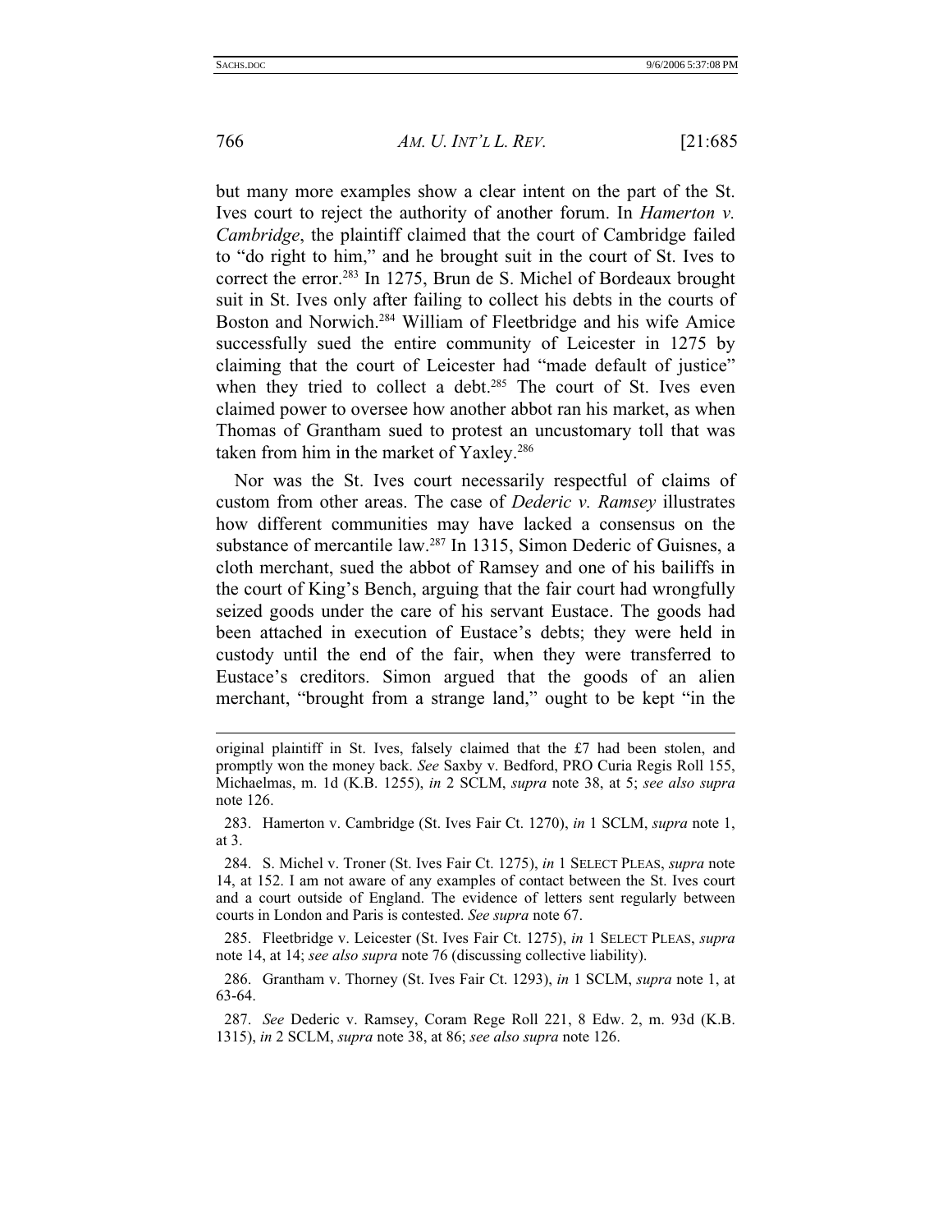but many more examples show a clear intent on the part of the St. Ives court to reject the authority of another forum. In *Hamerton v. Cambridge*, the plaintiff claimed that the court of Cambridge failed to "do right to him," and he brought suit in the court of St. Ives to correct the error.[283] In 1275, Brun de S. Michel of Bordeaux brought suit in St. Ives only after failing to collect his debts in the courts of Boston and Norwich.[284] William of Fleetbridge and his wife Amice successfully sued the entire community of Leicester in 1275 by claiming that the court of Leicester had "made default of justice" when they tried to collect a debt.[285] The court of St. Ives even claimed power to oversee how another abbot ran his market, as when Thomas of Grantham sued to protest an uncustomary toll that was taken from him in the market of Yaxley.[286]

Nor was the St. Ives court necessarily respectful of claims of custom from other areas. The case of *Dederic v. Ramsey* illustrates how different communities may have lacked a consensus on the substance of mercantile law.[287] In 1315, Simon Dederic of Guisnes, a cloth merchant, sued the abbot of Ramsey and one of his bailiffs in the court of King's Bench, arguing that the fair court had wrongfully seized goods under the care of his servant Eustace. The goods had been attached in execution of Eustace's debts; they were held in custody until the end of the fair, when they were transferred to Eustace's creditors. Simon argued that the goods of an alien merchant, "brought from a strange land," ought to be kept "in the

---

original plaintiff in St. Ives, falsely claimed that the £7 had been stolen, and promptly won the money back. *See* Saxby v. Bedford, PRO Curia Regis Roll 155, Michaelmas, m. 1d (K.B. 1255), *in* 2 SCLM, *supra* note 38, at 5; *see also supra* note 126.

283. Hamerton v. Cambridge (St. Ives Fair Ct. 1270), *in* 1 SCLM, *supra* note 1, at 3.

284. S. Michel v. Troner (St. Ives Fair Ct. 1275), *in* 1 SELECT PLEAS, *supra* note 14, at 152. I am not aware of any examples of contact between the St. Ives court and a court outside of England. The evidence of letters sent regularly between courts in London and Paris is contested. *See supra* note 67.

285. Fleetbridge v. Leicester (St. Ives Fair Ct. 1275), *in* 1 SELECT PLEAS, *supra* note 14, at 14; *see also supra* note 76 (discussing collective liability).

286. Grantham v. Thorney (St. Ives Fair Ct. 1293), *in* 1 SCLM, *supra* note 1, at 63-64.

287. *See* Dederic v. Ramsey, Coram Rege Roll 221, 8 Edw. 2, m. 93d (K.B. 1315), *in* 2 SCLM, *supra* note 38, at 86; *see also supra* note 126.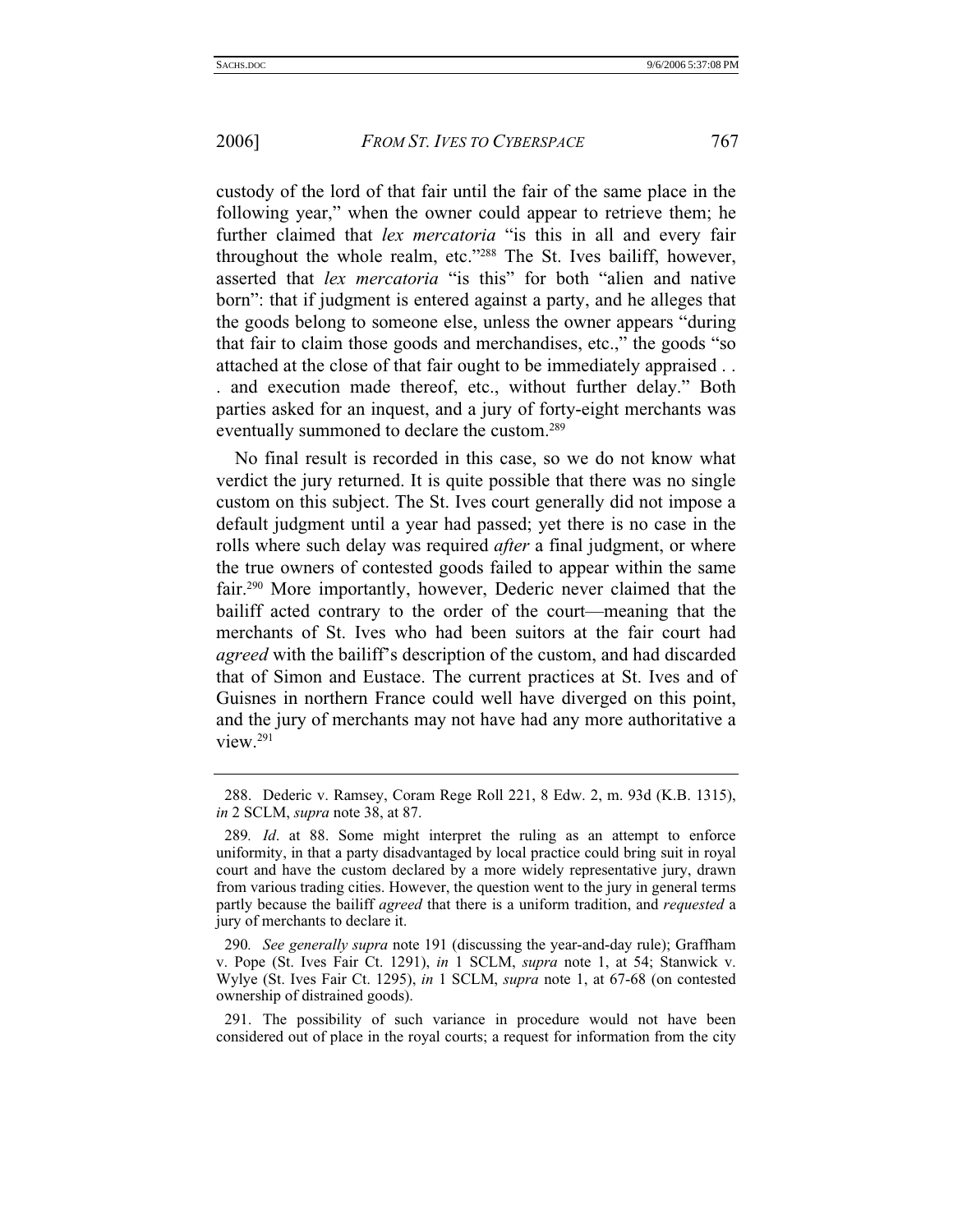custody of the lord of that fair until the fair of the same place in the following year," when the owner could appear to retrieve them; he further claimed that *lex mercatoria* "is this in all and every fair throughout the whole realm, etc."[288] The St. Ives bailiff, however, asserted that *lex mercatoria* "is this" for both "alien and native born": that if judgment is entered against a party, and he alleges that the goods belong to someone else, unless the owner appears "during that fair to claim those goods and merchandises, etc.," the goods "so attached at the close of that fair ought to be immediately appraised . . . and execution made thereof, etc., without further delay." Both parties asked for an inquest, and a jury of forty-eight merchants was eventually summoned to declare the custom.[289]

No final result is recorded in this case, so we do not know what verdict the jury returned. It is quite possible that there was no single custom on this subject. The St. Ives court generally did not impose a default judgment until a year had passed; yet there is no case in the rolls where such delay was required *after* a final judgment, or where the true owners of contested goods failed to appear within the same fair.[290] More importantly, however, Dederic never claimed that the bailiff acted contrary to the order of the court—meaning that the merchants of St. Ives who had been suitors at the fair court had *agreed* with the bailiff's description of the custom, and had discarded that of Simon and Eustace. The current practices at St. Ives and of Guisnes in northern France could well have diverged on this point, and the jury of merchants may not have had any more authoritative a view.[291]

---

288. Dederic v. Ramsey, Coram Rege Roll 221, 8 Edw. 2, m. 93d (K.B. 1315), *in* 2 SCLM, *supra* note 38, at 87.

289. *Id*. at 88. Some might interpret the ruling as an attempt to enforce uniformity, in that a party disadvantaged by local practice could bring suit in royal court and have the custom declared by a more widely representative jury, drawn from various trading cities. However, the question went to the jury in general terms partly because the bailiff *agreed* that there is a uniform tradition, and *requested* a jury of merchants to declare it.

290. *See generally supra* note 191 (discussing the year-and-day rule); Graffham v. Pope (St. Ives Fair Ct. 1291), *in* 1 SCLM, *supra* note 1, at 54; Stanwick v. Wylye (St. Ives Fair Ct. 1295), *in* 1 SCLM, *supra* note 1, at 67-68 (on contested ownership of distrained goods).

291. The possibility of such variance in procedure would not have been considered out of place in the royal courts; a request for information from the city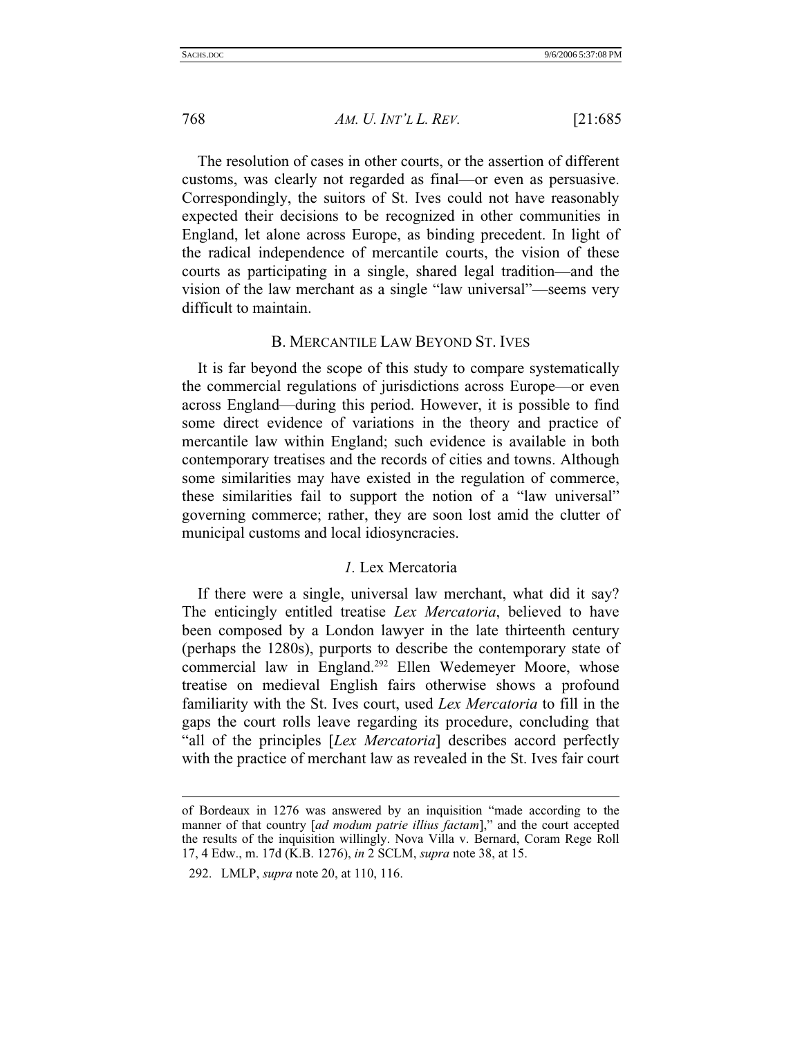The resolution of cases in other courts, or the assertion of different customs, was clearly not regarded as final—or even as persuasive. Correspondingly, the suitors of St. Ives could not have reasonably expected their decisions to be recognized in other communities in England, let alone across Europe, as binding precedent. In light of the radical independence of mercantile courts, the vision of these courts as participating in a single, shared legal tradition—and the vision of the law merchant as a single "law universal"—seems very difficult to maintain.

### B. MERCANTILE LAW BEYOND ST. IVES

It is far beyond the scope of this study to compare systematically the commercial regulations of jurisdictions across Europe—or even across England—during this period. However, it is possible to find some direct evidence of variations in the theory and practice of mercantile law within England; such evidence is available in both contemporary treatises and the records of cities and towns. Although some similarities may have existed in the regulation of commerce, these similarities fail to support the notion of a "law universal" governing commerce; rather, they are soon lost amid the clutter of municipal customs and local idiosyncracies.

#### *1.* Lex Mercatoria

If there were a single, universal law merchant, what did it say? The enticingly entitled treatise *Lex Mercatoria*, believed to have been composed by a London lawyer in the late thirteenth century (perhaps the 1280s), purports to describe the contemporary state of commercial law in England.[292] Ellen Wedemeyer Moore, whose treatise on medieval English fairs otherwise shows a profound familiarity with the St. Ives court, used *Lex Mercatoria* to fill in the gaps the court rolls leave regarding its procedure, concluding that "all of the principles [*Lex Mercatoria*] describes accord perfectly with the practice of merchant law as revealed in the St. Ives fair court

---

of Bordeaux in 1276 was answered by an inquisition "made according to the manner of that country [*ad modum patrie illius factam*]," and the court accepted the results of the inquisition willingly. Nova Villa v. Bernard, Coram Rege Roll 17, 4 Edw., m. 17d (K.B. 1276), *in* 2 SCLM, *supra* note 38, at 15.

292. LMLP, *supra* note 20, at 110, 116.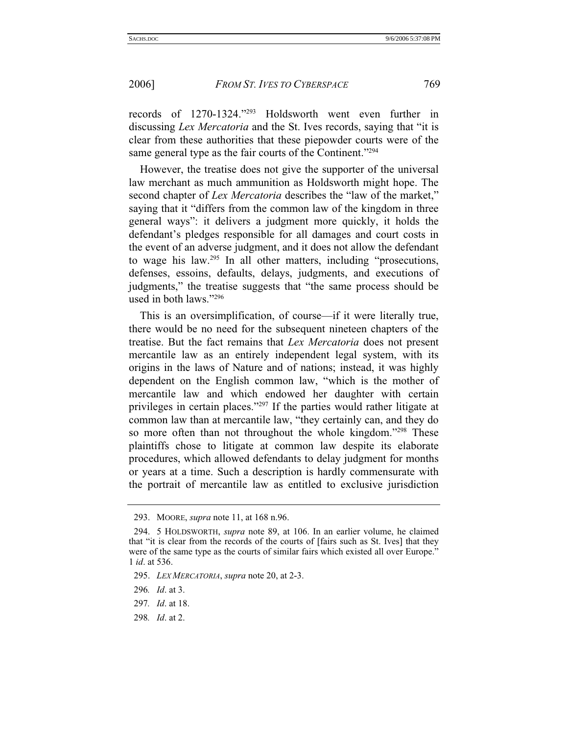records of 1270-1324."[293] Holdsworth went even further in discussing *Lex Mercatoria* and the St. Ives records, saying that "it is clear from these authorities that these piepowder courts were of the same general type as the fair courts of the Continent."[294]

However, the treatise does not give the supporter of the universal law merchant as much ammunition as Holdsworth might hope. The second chapter of *Lex Mercatoria* describes the "law of the market," saying that it "differs from the common law of the kingdom in three general ways": it delivers a judgment more quickly, it holds the defendant's pledges responsible for all damages and court costs in the event of an adverse judgment, and it does not allow the defendant to wage his law.[295] In all other matters, including "prosecutions, defenses, essoins, defaults, delays, judgments, and executions of judgments," the treatise suggests that "the same process should be used in both laws."[296]

This is an oversimplification, of course—if it were literally true, there would be no need for the subsequent nineteen chapters of the treatise. But the fact remains that *Lex Mercatoria* does not present mercantile law as an entirely independent legal system, with its origins in the laws of Nature and of nations; instead, it was highly dependent on the English common law, "which is the mother of mercantile law and which endowed her daughter with certain privileges in certain places."[297] If the parties would rather litigate at common law than at mercantile law, "they certainly can, and they do so more often than not throughout the whole kingdom."[298] These plaintiffs chose to litigate at common law despite its elaborate procedures, which allowed defendants to delay judgment for months or years at a time. Such a description is hardly commensurate with the portrait of mercantile law as entitled to exclusive jurisdiction

---

293. MOORE, *supra* note 11, at 168 n.96.

294. 5 HOLDSWORTH, *supra* note 89, at 106. In an earlier volume, he claimed that "it is clear from the records of the courts of [fairs such as St. Ives] that they were of the same type as the courts of similar fairs which existed all over Europe." 1 *id*. at 536.

295. *LEX MERCATORIA*, *supra* note 20, at 2-3.

296. *Id*. at 3.

297. *Id*. at 18.

298. *Id*. at 2.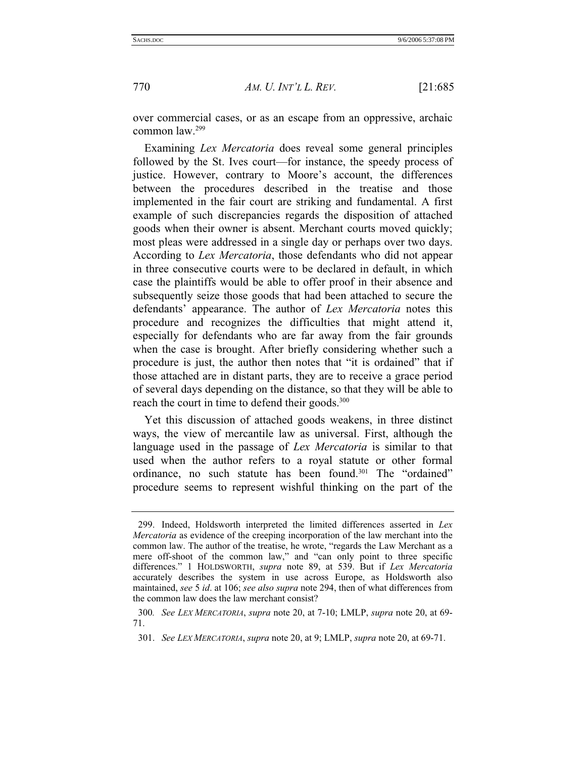over commercial cases, or as an escape from an oppressive, archaic common law.[299]

Examining *Lex Mercatoria* does reveal some general principles followed by the St. Ives court—for instance, the speedy process of justice. However, contrary to Moore's account, the differences between the procedures described in the treatise and those implemented in the fair court are striking and fundamental. A first example of such discrepancies regards the disposition of attached goods when their owner is absent. Merchant courts moved quickly; most pleas were addressed in a single day or perhaps over two days. According to *Lex Mercatoria*, those defendants who did not appear in three consecutive courts were to be declared in default, in which case the plaintiffs would be able to offer proof in their absence and subsequently seize those goods that had been attached to secure the defendants' appearance. The author of *Lex Mercatoria* notes this procedure and recognizes the difficulties that might attend it, especially for defendants who are far away from the fair grounds when the case is brought. After briefly considering whether such a procedure is just, the author then notes that "it is ordained" that if those attached are in distant parts, they are to receive a grace period of several days depending on the distance, so that they will be able to reach the court in time to defend their goods.[300]

Yet this discussion of attached goods weakens, in three distinct ways, the view of mercantile law as universal. First, although the language used in the passage of *Lex Mercatoria* is similar to that used when the author refers to a royal statute or other formal ordinance, no such statute has been found.[301] The "ordained" procedure seems to represent wishful thinking on the part of the

---

299. Indeed, Holdsworth interpreted the limited differences asserted in *Lex Mercatoria* as evidence of the creeping incorporation of the law merchant into the common law. The author of the treatise, he wrote, "regards the Law Merchant as a mere off-shoot of the common law," and "can only point to three specific differences." 1 HOLDSWORTH, *supra* note 89, at 539. But if *Lex Mercatoria* accurately describes the system in use across Europe, as Holdsworth also maintained, *see* 5 *id*. at 106; *see also supra* note 294, then of what differences from the common law does the law merchant consist?

300. *See LEX MERCATORIA*, *supra* note 20, at 7-10; LMLP, *supra* note 20, at 69-71.

301. *See LEX MERCATORIA*, *supra* note 20, at 9; LMLP, *supra* note 20, at 69-71.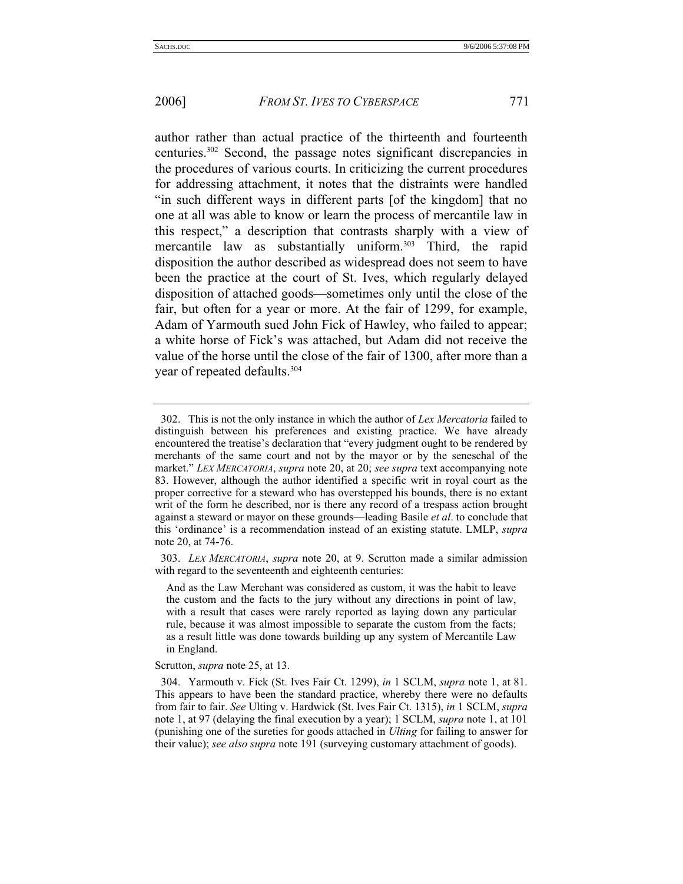author rather than actual practice of the thirteenth and fourteenth centuries.[302] Second, the passage notes significant discrepancies in the procedures of various courts. In criticizing the current procedures for addressing attachment, it notes that the distraints were handled "in such different ways in different parts [of the kingdom] that no one at all was able to know or learn the process of mercantile law in this respect," a description that contrasts sharply with a view of mercantile law as substantially uniform.[303] Third, the rapid disposition the author described as widespread does not seem to have been the practice at the court of St. Ives, which regularly delayed disposition of attached goods—sometimes only until the close of the fair, but often for a year or more. At the fair of 1299, for example, Adam of Yarmouth sued John Fick of Hawley, who failed to appear; a white horse of Fick's was attached, but Adam did not receive the value of the horse until the close of the fair of 1300, after more than a year of repeated defaults.[304]

---

302. This is not the only instance in which the author of *Lex Mercatoria* failed to distinguish between his preferences and existing practice. We have already encountered the treatise's declaration that "every judgment ought to be rendered by merchants of the same court and not by the mayor or by the seneschal of the market." *Lex Mercatoria*, *supra* note 20, at 20; *see supra* text accompanying note 83. However, although the author identified a specific writ in royal court as the proper corrective for a steward who has overstepped his bounds, there is no extant writ of the form he described, nor is there any record of a trespass action brought against a steward or mayor on these grounds—leading Basile *et al*. to conclude that this 'ordinance' is a recommendation instead of an existing statute. LMLP, *supra* note 20, at 74-76.

303. *Lex Mercatoria*, *supra* note 20, at 9. Scrutton made a similar admission with regard to the seventeenth and eighteenth centuries:

> And as the Law Merchant was considered as custom, it was the habit to leave the custom and the facts to the jury without any directions in point of law, with a result that cases were rarely reported as laying down any particular rule, because it was almost impossible to separate the custom from the facts; as a result little was done towards building up any system of Mercantile Law in England.

Scrutton, *supra* note 25, at 13.

304. Yarmouth v. Fick (St. Ives Fair Ct. 1299), *in* 1 SCLM, *supra* note 1, at 81. This appears to have been the standard practice, whereby there were no defaults from fair to fair. *See* Ulting v. Hardwick (St. Ives Fair Ct. 1315), *in* 1 SCLM, *supra* note 1, at 97 (delaying the final execution by a year); 1 SCLM, *supra* note 1, at 101 (punishing one of the sureties for goods attached in *Ulting* for failing to answer for their value); *see also supra* note 191 (surveying customary attachment of goods).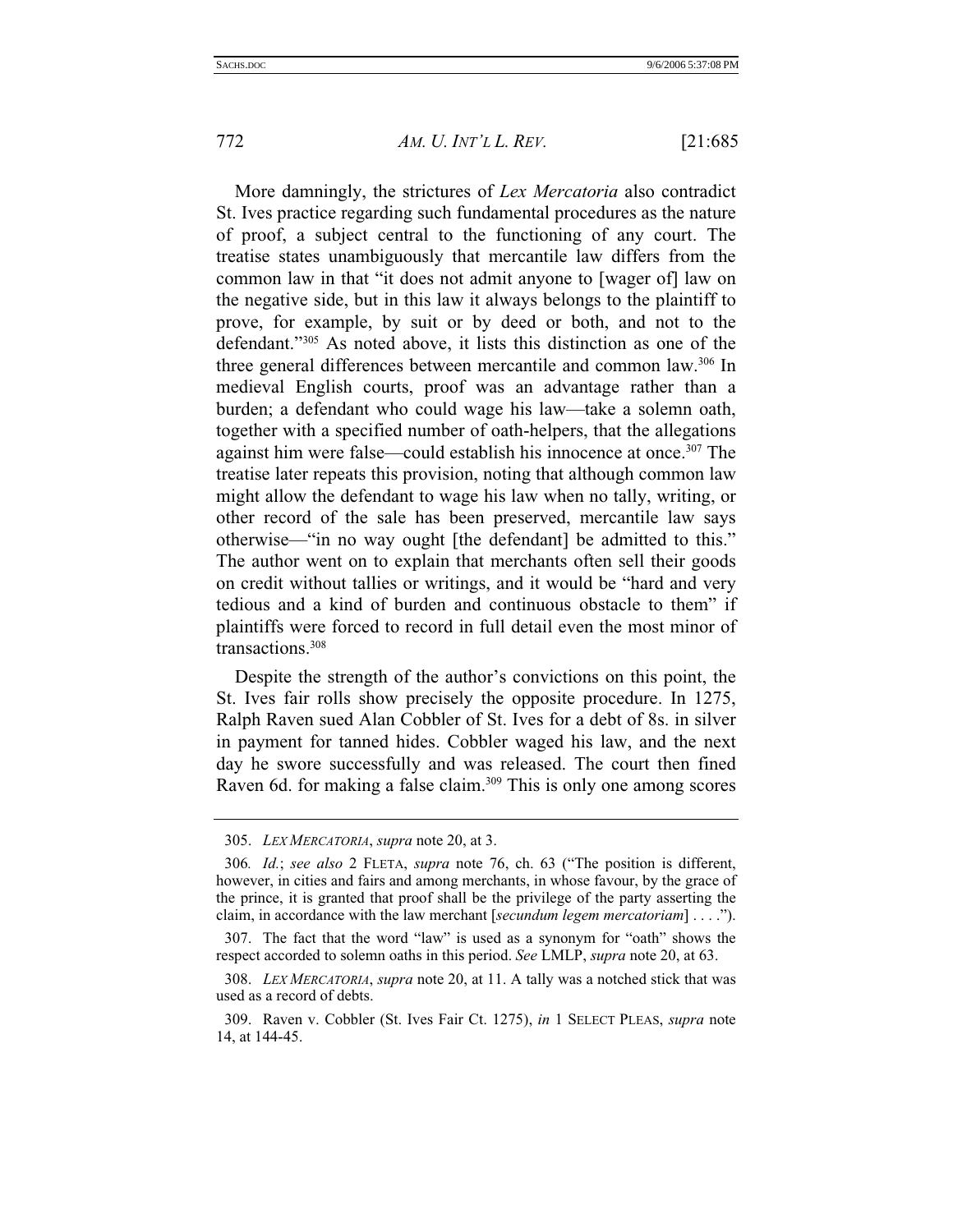More damningly, the strictures of *Lex Mercatoria* also contradict St. Ives practice regarding such fundamental procedures as the nature of proof, a subject central to the functioning of any court. The treatise states unambiguously that mercantile law differs from the common law in that "it does not admit anyone to [wager of] law on the negative side, but in this law it always belongs to the plaintiff to prove, for example, by suit or by deed or both, and not to the defendant."[305] As noted above, it lists this distinction as one of the three general differences between mercantile and common law.[306] In medieval English courts, proof was an advantage rather than a burden; a defendant who could wage his law—take a solemn oath, together with a specified number of oath-helpers, that the allegations against him were false—could establish his innocence at once.[307] The treatise later repeats this provision, noting that although common law might allow the defendant to wage his law when no tally, writing, or other record of the sale has been preserved, mercantile law says otherwise—"in no way ought [the defendant] be admitted to this." The author went on to explain that merchants often sell their goods on credit without tallies or writings, and it would be "hard and very tedious and a kind of burden and continuous obstacle to them" if plaintiffs were forced to record in full detail even the most minor of transactions.[308]

Despite the strength of the author's convictions on this point, the St. Ives fair rolls show precisely the opposite procedure. In 1275, Ralph Raven sued Alan Cobbler of St. Ives for a debt of 8s. in silver in payment for tanned hides. Cobbler waged his law, and the next day he swore successfully and was released. The court then fined Raven 6d. for making a false claim.[309] This is only one among scores

---

305. *LEX MERCATORIA*, *supra* note 20, at 3.

306. *Id.*; *see also* 2 FLETA, *supra* note 76, ch. 63 ("The position is different, however, in cities and fairs and among merchants, in whose favour, by the grace of the prince, it is granted that proof shall be the privilege of the party asserting the claim, in accordance with the law merchant [*secundum legem mercatoriam*] . . . .").

307. The fact that the word "law" is used as a synonym for "oath" shows the respect accorded to solemn oaths in this period. *See* LMLP, *supra* note 20, at 63.

308. *LEX MERCATORIA*, *supra* note 20, at 11. A tally was a notched stick that was used as a record of debts.

309. Raven v. Cobbler (St. Ives Fair Ct. 1275), *in* 1 SELECT PLEAS, *supra* note 14, at 144-45.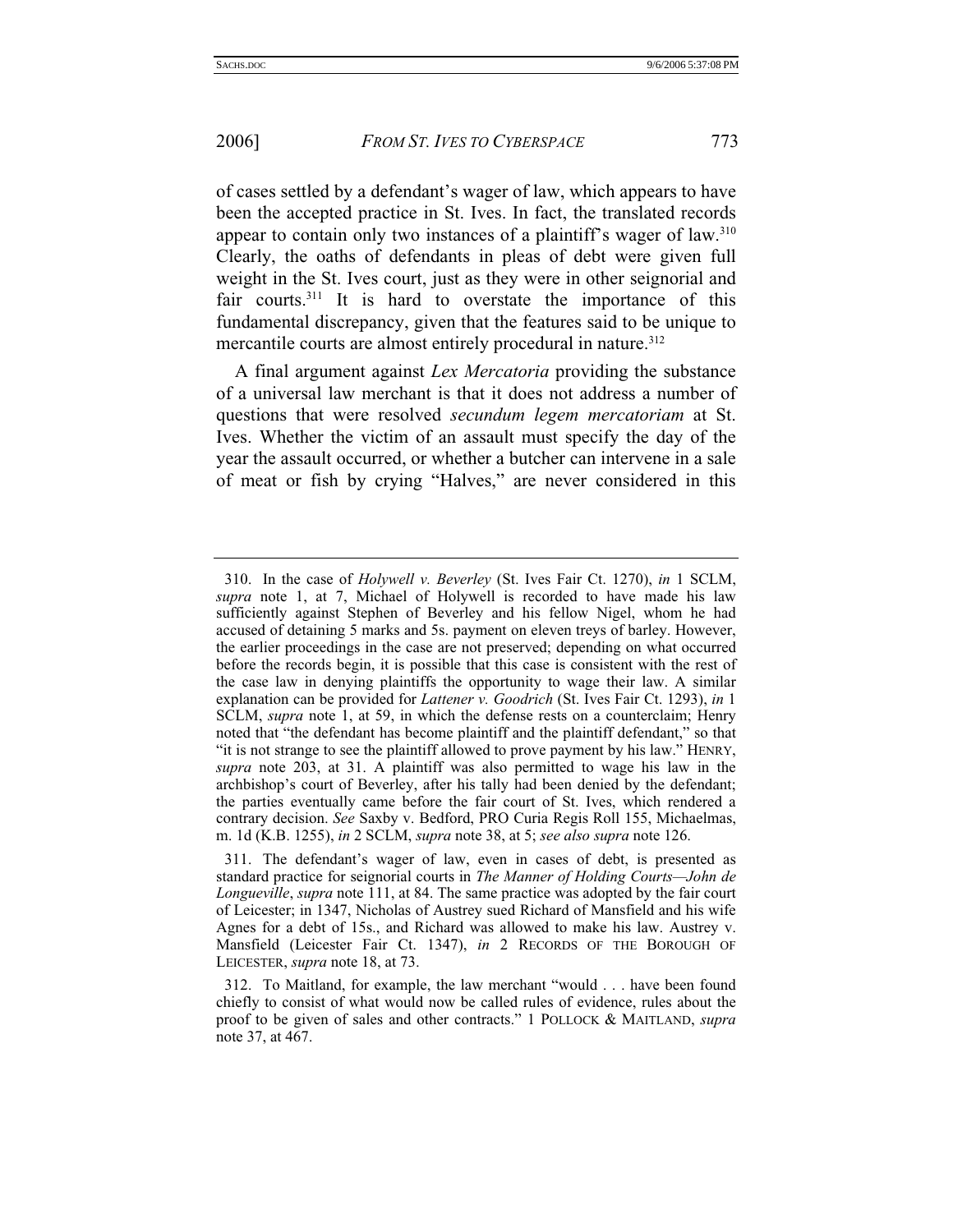of cases settled by a defendant's wager of law, which appears to have been the accepted practice in St. Ives. In fact, the translated records appear to contain only two instances of a plaintiff's wager of law.[310] Clearly, the oaths of defendants in pleas of debt were given full weight in the St. Ives court, just as they were in other seignorial and fair courts.[311] It is hard to overstate the importance of this fundamental discrepancy, given that the features said to be unique to mercantile courts are almost entirely procedural in nature.[312]

A final argument against *Lex Mercatoria* providing the substance of a universal law merchant is that it does not address a number of questions that were resolved *secundum legem mercatoriam* at St. Ives. Whether the victim of an assault must specify the day of the year the assault occurred, or whether a butcher can intervene in a sale of meat or fish by crying "Halves," are never considered in this

---

310. In the case of *Holywell v. Beverley* (St. Ives Fair Ct. 1270), *in* 1 SCLM, *supra* note 1, at 7, Michael of Holywell is recorded to have made his law sufficiently against Stephen of Beverley and his fellow Nigel, whom he had accused of detaining 5 marks and 5s. payment on eleven treys of barley. However, the earlier proceedings in the case are not preserved; depending on what occurred before the records begin, it is possible that this case is consistent with the rest of the case law in denying plaintiffs the opportunity to wage their law. A similar explanation can be provided for *Lattener v. Goodrich* (St. Ives Fair Ct. 1293), *in* 1 SCLM, *supra* note 1, at 59, in which the defense rests on a counterclaim; Henry noted that "the defendant has become plaintiff and the plaintiff defendant," so that "it is not strange to see the plaintiff allowed to prove payment by his law." HENRY, *supra* note 203, at 31. A plaintiff was also permitted to wage his law in the archbishop's court of Beverley, after his tally had been denied by the defendant; the parties eventually came before the fair court of St. Ives, which rendered a contrary decision. *See* Saxby v. Bedford, PRO Curia Regis Roll 155, Michaelmas, m. 1d (K.B. 1255), *in* 2 SCLM, *supra* note 38, at 5; *see also supra* note 126.

311. The defendant's wager of law, even in cases of debt, is presented as standard practice for seignorial courts in *The Manner of Holding Courts—John de Longueville*, *supra* note 111, at 84. The same practice was adopted by the fair court of Leicester; in 1347, Nicholas of Austrey sued Richard of Mansfield and his wife Agnes for a debt of 15s., and Richard was allowed to make his law. Austrey v. Mansfield (Leicester Fair Ct. 1347), *in* 2 RECORDS OF THE BOROUGH OF LEICESTER, *supra* note 18, at 73.

312. To Maitland, for example, the law merchant "would . . . have been found chiefly to consist of what would now be called rules of evidence, rules about the proof to be given of sales and other contracts." 1 POLLOCK & MAITLAND, *supra* note 37, at 467.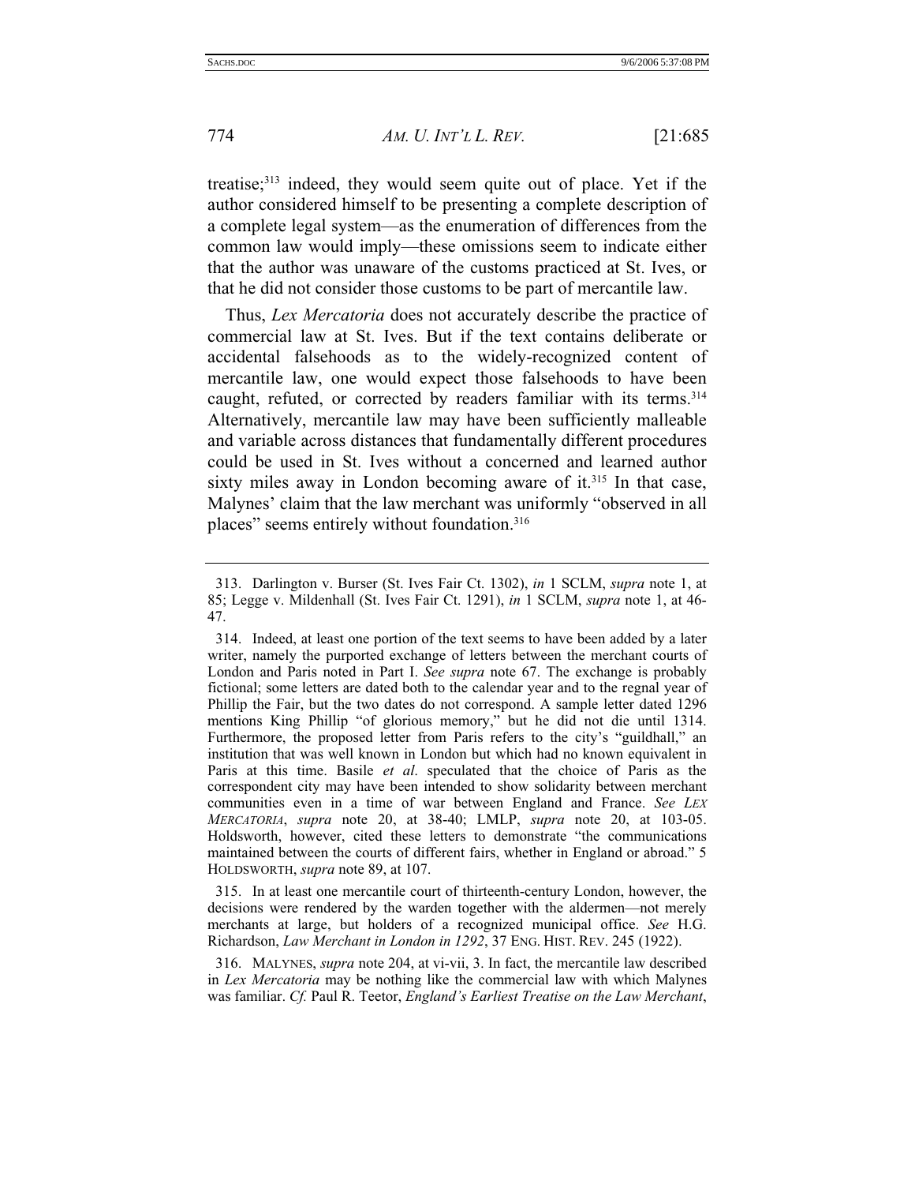treatise;[313] indeed, they would seem quite out of place. Yet if the author considered himself to be presenting a complete description of a complete legal system—as the enumeration of differences from the common law would imply—these omissions seem to indicate either that the author was unaware of the customs practiced at St. Ives, or that he did not consider those customs to be part of mercantile law.

Thus, *Lex Mercatoria* does not accurately describe the practice of commercial law at St. Ives. But if the text contains deliberate or accidental falsehoods as to the widely-recognized content of mercantile law, one would expect those falsehoods to have been caught, refuted, or corrected by readers familiar with its terms.[314] Alternatively, mercantile law may have been sufficiently malleable and variable across distances that fundamentally different procedures could be used in St. Ives without a concerned and learned author sixty miles away in London becoming aware of it.[315] In that case, Malynes' claim that the law merchant was uniformly "observed in all places" seems entirely without foundation.[316]

---

313. Darlington v. Burser (St. Ives Fair Ct. 1302), *in* 1 SCLM, *supra* note 1, at 85; Legge v. Mildenhall (St. Ives Fair Ct. 1291), *in* 1 SCLM, *supra* note 1, at 46-47.

314. Indeed, at least one portion of the text seems to have been added by a later writer, namely the purported exchange of letters between the merchant courts of London and Paris noted in Part I. *See supra* note 67. The exchange is probably fictional; some letters are dated both to the calendar year and to the regnal year of Phillip the Fair, but the two dates do not correspond. A sample letter dated 1296 mentions King Phillip "of glorious memory," but he did not die until 1314. Furthermore, the proposed letter from Paris refers to the city's "guildhall," an institution that was well known in London but which had no known equivalent in Paris at this time. Basile *et al*. speculated that the choice of Paris as the correspondent city may have been intended to show solidarity between merchant communities even in a time of war between England and France. *See* LEX MERCATORIA, *supra* note 20, at 38-40; LMLP, *supra* note 20, at 103-05. Holdsworth, however, cited these letters to demonstrate "the communications maintained between the courts of different fairs, whether in England or abroad." 5 HOLDSWORTH, *supra* note 89, at 107.

315. In at least one mercantile court of thirteenth-century London, however, the decisions were rendered by the warden together with the aldermen—not merely merchants at large, but holders of a recognized municipal office. *See* H.G. Richardson, *Law Merchant in London in 1292*, 37 ENG. HIST. REV. 245 (1922).

316. MALYNES, *supra* note 204, at vi-vii, 3. In fact, the mercantile law described in *Lex Mercatoria* may be nothing like the commercial law with which Malynes was familiar. *Cf.* Paul R. Teetor, *England's Earliest Treatise on the Law Merchant*,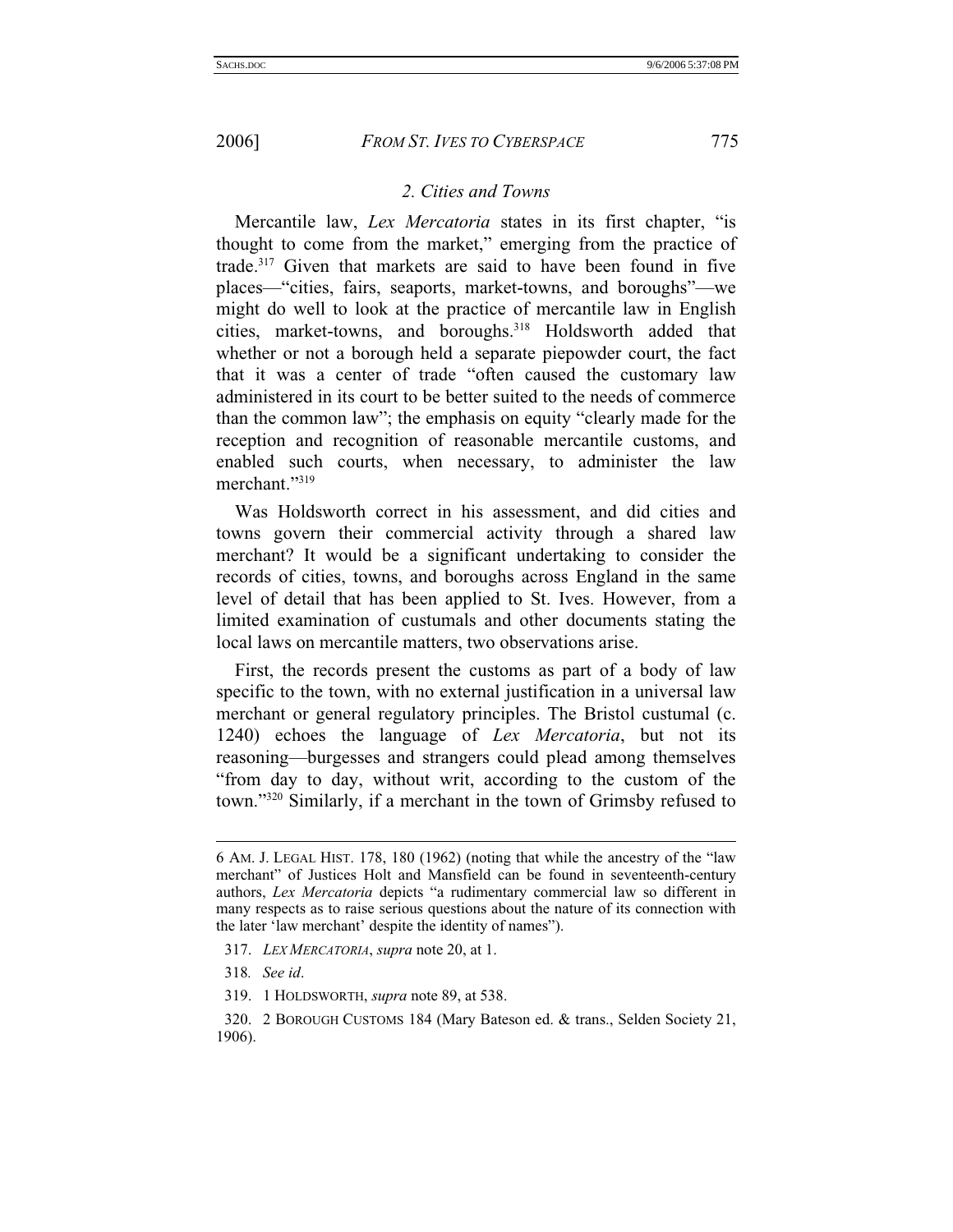### *2. Cities and Towns*

Mercantile law, *Lex Mercatoria* states in its first chapter, "is thought to come from the market," emerging from the practice of trade.[317] Given that markets are said to have been found in five places—"cities, fairs, seaports, market-towns, and boroughs"—we might do well to look at the practice of mercantile law in English cities, market-towns, and boroughs.[318] Holdsworth added that whether or not a borough held a separate piepowder court, the fact that it was a center of trade "often caused the customary law administered in its court to be better suited to the needs of commerce than the common law"; the emphasis on equity "clearly made for the reception and recognition of reasonable mercantile customs, and enabled such courts, when necessary, to administer the law merchant."[319]

Was Holdsworth correct in his assessment, and did cities and towns govern their commercial activity through a shared law merchant? It would be a significant undertaking to consider the records of cities, towns, and boroughs across England in the same level of detail that has been applied to St. Ives. However, from a limited examination of custumals and other documents stating the local laws on mercantile matters, two observations arise.

First, the records present the customs as part of a body of law specific to the town, with no external justification in a universal law merchant or general regulatory principles. The Bristol custumal (c. 1240) echoes the language of *Lex Mercatoria*, but not its reasoning—burgesses and strangers could plead among themselves "from day to day, without writ, according to the custom of the town."[320] Similarly, if a merchant in the town of Grimsby refused to

---

6 AM. J. LEGAL HIST. 178, 180 (1962) (noting that while the ancestry of the "law merchant" of Justices Holt and Mansfield can be found in seventeenth-century authors, *Lex Mercatoria* depicts "a rudimentary commercial law so different in many respects as to raise serious questions about the nature of its connection with the later 'law merchant' despite the identity of names").

317. *LEX MERCATORIA*, *supra* note 20, at 1.

318. *See id*.

319. 1 HOLDSWORTH, *supra* note 89, at 538.

320. 2 BOROUGH CUSTOMS 184 (Mary Bateson ed. & trans., Selden Society 21, 1906).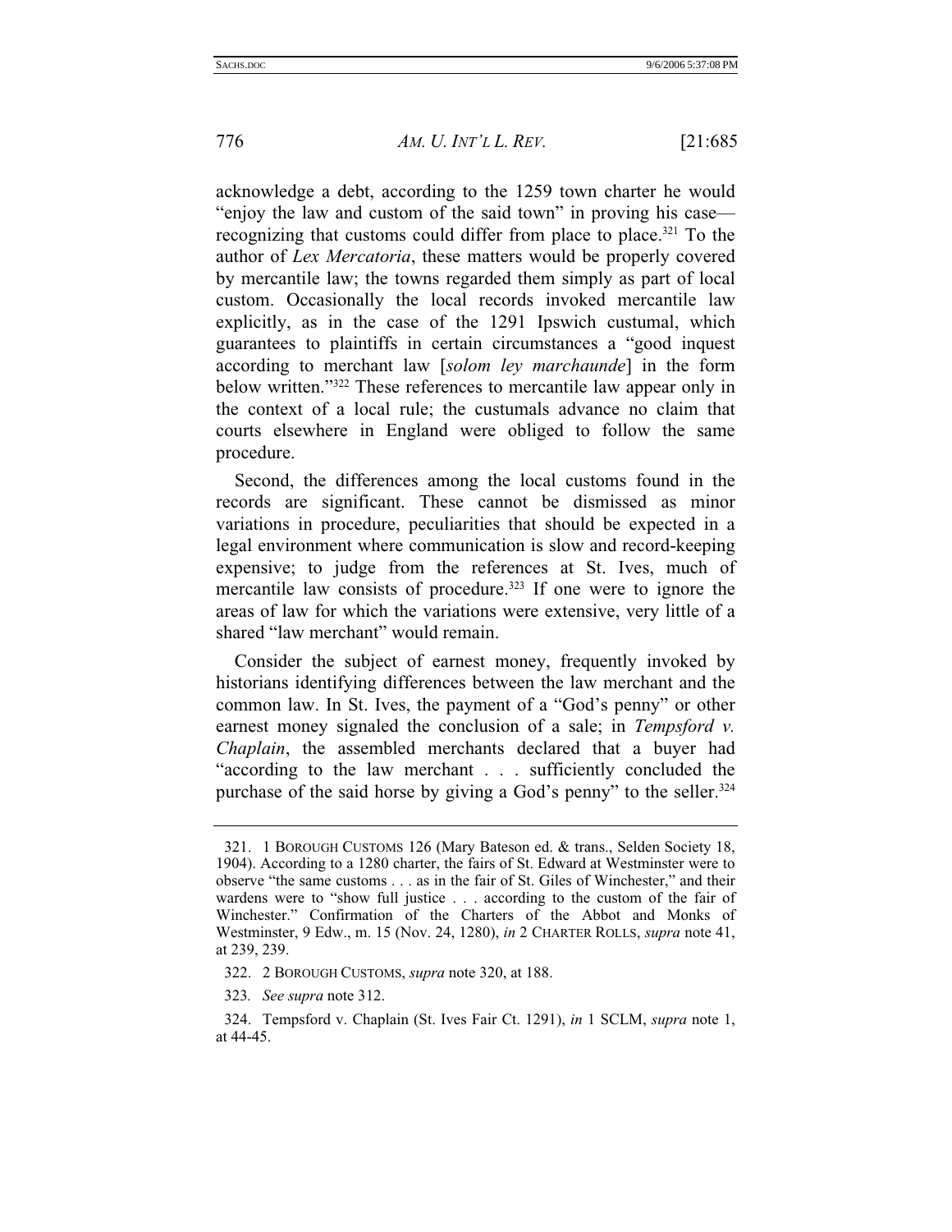acknowledge a debt, according to the 1259 town charter he would "enjoy the law and custom of the said town" in proving his case—recognizing that customs could differ from place to place.[321] To the author of *Lex Mercatoria*, these matters would be properly covered by mercantile law; the towns regarded them simply as part of local custom. Occasionally the local records invoked mercantile law explicitly, as in the case of the 1291 Ipswich custumal, which guarantees to plaintiffs in certain circumstances a "good inquest according to merchant law [*solom ley marchaunde*] in the form below written."[322] These references to mercantile law appear only in the context of a local rule; the custumals advance no claim that courts elsewhere in England were obliged to follow the same procedure.

Second, the differences among the local customs found in the records are significant. These cannot be dismissed as minor variations in procedure, peculiarities that should be expected in a legal environment where communication is slow and record-keeping expensive; to judge from the references at St. Ives, much of mercantile law consists of procedure.[323] If one were to ignore the areas of law for which the variations were extensive, very little of a shared "law merchant" would remain.

Consider the subject of earnest money, frequently invoked by historians identifying differences between the law merchant and the common law. In St. Ives, the payment of a "God's penny" or other earnest money signaled the conclusion of a sale; in *Tempsford v. Chaplain*, the assembled merchants declared that a buyer had "according to the law merchant . . . sufficiently concluded the purchase of the said horse by giving a God's penny" to the seller.[324]

---

321. 1 BOROUGH CUSTOMS 126 (Mary Bateson ed. & trans., Selden Society 18, 1904). According to a 1280 charter, the fairs of St. Edward at Westminster were to observe "the same customs . . . as in the fair of St. Giles of Winchester," and their wardens were to "show full justice . . . according to the custom of the fair of Winchester." Confirmation of the Charters of the Abbot and Monks of Westminster, 9 Edw., m. 15 (Nov. 24, 1280), *in* 2 CHARTER ROLLS, *supra* note 41, at 239, 239.

322. 2 BOROUGH CUSTOMS, *supra* note 320, at 188.

323. *See supra* note 312.

324. Tempsford v. Chaplain (St. Ives Fair Ct. 1291), *in* 1 SCLM, *supra* note 1, at 44-45.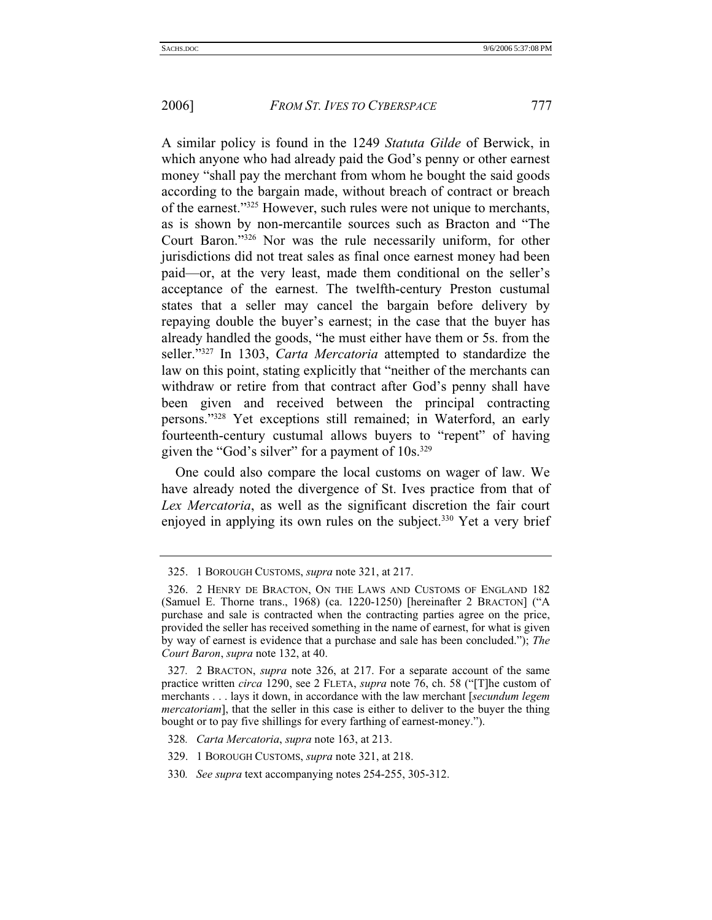A similar policy is found in the 1249 *Statuta Gilde* of Berwick, in which anyone who had already paid the God's penny or other earnest money "shall pay the merchant from whom he bought the said goods according to the bargain made, without breach of contract or breach of the earnest."[325] However, such rules were not unique to merchants, as is shown by non-mercantile sources such as Bracton and "The Court Baron."[326] Nor was the rule necessarily uniform, for other jurisdictions did not treat sales as final once earnest money had been paid—or, at the very least, made them conditional on the seller's acceptance of the earnest. The twelfth-century Preston custumal states that a seller may cancel the bargain before delivery by repaying double the buyer's earnest; in the case that the buyer has already handled the goods, "he must either have them or 5s. from the seller."[327] In 1303, *Carta Mercatoria* attempted to standardize the law on this point, stating explicitly that "neither of the merchants can withdraw or retire from that contract after God's penny shall have been given and received between the principal contracting persons."[328] Yet exceptions still remained; in Waterford, an early fourteenth-century custumal allows buyers to "repent" of having given the "God's silver" for a payment of 10s.[329]

One could also compare the local customs on wager of law. We have already noted the divergence of St. Ives practice from that of *Lex Mercatoria*, as well as the significant discretion the fair court enjoyed in applying its own rules on the subject.[330] Yet a very brief

---

325. 1 BOROUGH CUSTOMS, *supra* note 321, at 217.

326. 2 HENRY DE BRACTON, ON THE LAWS AND CUSTOMS OF ENGLAND 182 (Samuel E. Thorne trans., 1968) (ca. 1220-1250) [hereinafter 2 BRACTON] ("A purchase and sale is contracted when the contracting parties agree on the price, provided the seller has received something in the name of earnest, for what is given by way of earnest is evidence that a purchase and sale has been concluded."); *The Court Baron*, *supra* note 132, at 40.

327. 2 BRACTON, *supra* note 326, at 217. For a separate account of the same practice written *circa* 1290, see 2 FLETA, *supra* note 76, ch. 58 ("[T]he custom of merchants . . . lays it down, in accordance with the law merchant [*secundum legem mercatoriam*], that the seller in this case is either to deliver to the buyer the thing bought or to pay five shillings for every farthing of earnest-money.").

328. *Carta Mercatoria*, *supra* note 163, at 213.

329. 1 BOROUGH CUSTOMS, *supra* note 321, at 218.

330. *See supra* text accompanying notes 254-255, 305-312.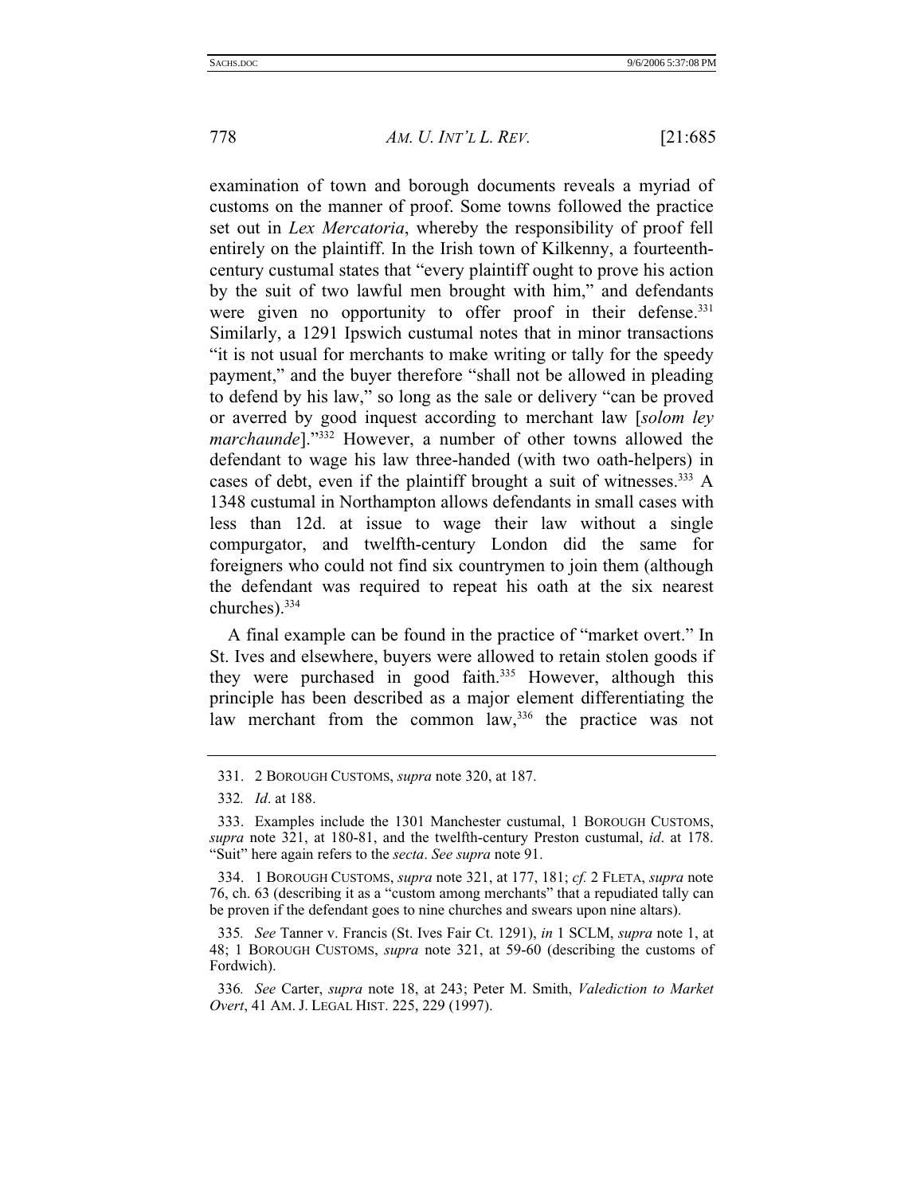examination of town and borough documents reveals a myriad of customs on the manner of proof. Some towns followed the practice set out in *Lex Mercatoria*, whereby the responsibility of proof fell entirely on the plaintiff. In the Irish town of Kilkenny, a fourteenth-century custumal states that "every plaintiff ought to prove his action by the suit of two lawful men brought with him," and defendants were given no opportunity to offer proof in their defense.[331] Similarly, a 1291 Ipswich custumal notes that in minor transactions "it is not usual for merchants to make writing or tally for the speedy payment," and the buyer therefore "shall not be allowed in pleading to defend by his law," so long as the sale or delivery "can be proved or averred by good inquest according to merchant law [*solom ley marchaunde*]."[332] However, a number of other towns allowed the defendant to wage his law three-handed (with two oath-helpers) in cases of debt, even if the plaintiff brought a suit of witnesses.[333] A 1348 custumal in Northampton allows defendants in small cases with less than 12d. at issue to wage their law without a single compurgator, and twelfth-century London did the same for foreigners who could not find six countrymen to join them (although the defendant was required to repeat his oath at the six nearest churches).[334]

A final example can be found in the practice of "market overt." In St. Ives and elsewhere, buyers were allowed to retain stolen goods if they were purchased in good faith.[335] However, although this principle has been described as a major element differentiating the law merchant from the common law,[336] the practice was not

---

331. 2 BOROUGH CUSTOMS, *supra* note 320, at 187.

332. *Id*. at 188.

333. Examples include the 1301 Manchester custumal, 1 BOROUGH CUSTOMS, *supra* note 321, at 180-81, and the twelfth-century Preston custumal, *id*. at 178. "Suit" here again refers to the *secta*. *See supra* note 91.

334. 1 BOROUGH CUSTOMS, *supra* note 321, at 177, 181; *cf.* 2 FLETA, *supra* note 76, ch. 63 (describing it as a "custom among merchants" that a repudiated tally can be proven if the defendant goes to nine churches and swears upon nine altars).

335. *See* Tanner v. Francis (St. Ives Fair Ct. 1291), *in* 1 SCLM, *supra* note 1, at 48; 1 BOROUGH CUSTOMS, *supra* note 321, at 59-60 (describing the customs of Fordwich).

336. *See* Carter, *supra* note 18, at 243; Peter M. Smith, *Valediction to Market Overt*, 41 AM. J. LEGAL HIST. 225, 229 (1997).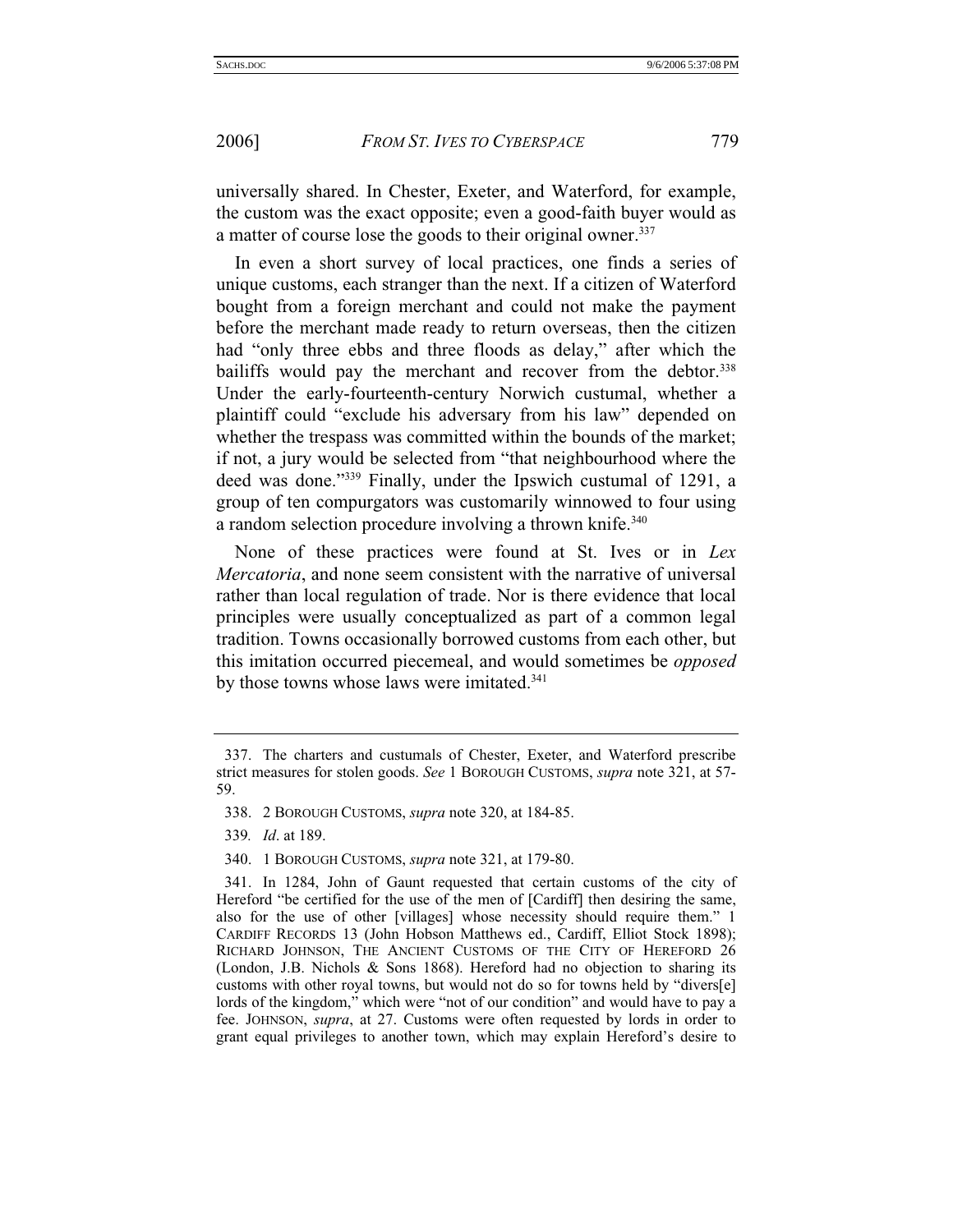universally shared. In Chester, Exeter, and Waterford, for example, the custom was the exact opposite; even a good-faith buyer would as a matter of course lose the goods to their original owner.[337]

In even a short survey of local practices, one finds a series of unique customs, each stranger than the next. If a citizen of Waterford bought from a foreign merchant and could not make the payment before the merchant made ready to return overseas, then the citizen had "only three ebbs and three floods as delay," after which the bailiffs would pay the merchant and recover from the debtor.[338] Under the early-fourteenth-century Norwich custumal, whether a plaintiff could "exclude his adversary from his law" depended on whether the trespass was committed within the bounds of the market; if not, a jury would be selected from "that neighbourhood where the deed was done."[339] Finally, under the Ipswich custumal of 1291, a group of ten compurgators was customarily winnowed to four using a random selection procedure involving a thrown knife.[340]

None of these practices were found at St. Ives or in *Lex Mercatoria*, and none seem consistent with the narrative of universal rather than local regulation of trade. Nor is there evidence that local principles were usually conceptualized as part of a common legal tradition. Towns occasionally borrowed customs from each other, but this imitation occurred piecemeal, and would sometimes be *opposed* by those towns whose laws were imitated.[341]

---

337. The charters and custumals of Chester, Exeter, and Waterford prescribe strict measures for stolen goods. *See* 1 BOROUGH CUSTOMS, *supra* note 321, at 57-59.

338. 2 BOROUGH CUSTOMS, *supra* note 320, at 184-85.

339. *Id*. at 189.

340. 1 BOROUGH CUSTOMS, *supra* note 321, at 179-80.

341. In 1284, John of Gaunt requested that certain customs of the city of Hereford "be certified for the use of the men of [Cardiff] then desiring the same, also for the use of other [villages] whose necessity should require them." 1 CARDIFF RECORDS 13 (John Hobson Matthews ed., Cardiff, Elliot Stock 1898); RICHARD JOHNSON, THE ANCIENT CUSTOMS OF THE CITY OF HEREFORD 26 (London, J.B. Nichols & Sons 1868). Hereford had no objection to sharing its customs with other royal towns, but would not do so for towns held by "divers[e] lords of the kingdom," which were "not of our condition" and would have to pay a fee. JOHNSON, *supra*, at 27. Customs were often requested by lords in order to grant equal privileges to another town, which may explain Hereford's desire to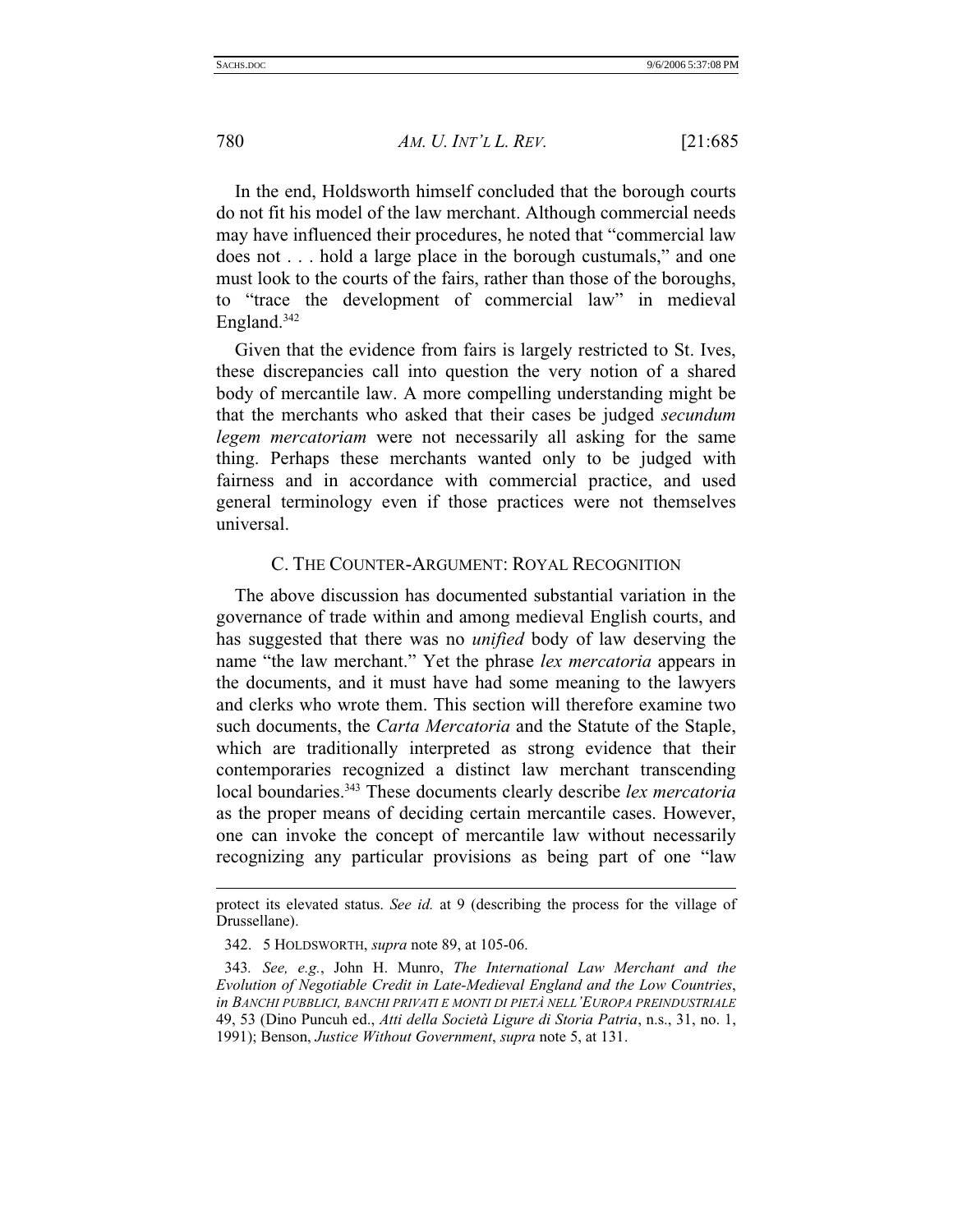In the end, Holdsworth himself concluded that the borough courts do not fit his model of the law merchant. Although commercial needs may have influenced their procedures, he noted that "commercial law does not . . . hold a large place in the borough custumals," and one must look to the courts of the fairs, rather than those of the boroughs, to "trace the development of commercial law" in medieval England.[342]

Given that the evidence from fairs is largely restricted to St. Ives, these discrepancies call into question the very notion of a shared body of mercantile law. A more compelling understanding might be that the merchants who asked that their cases be judged *secundum legem mercatoriam* were not necessarily all asking for the same thing. Perhaps these merchants wanted only to be judged with fairness and in accordance with commercial practice, and used general terminology even if those practices were not themselves universal.

### C. THE COUNTER-ARGUMENT: ROYAL RECOGNITION

The above discussion has documented substantial variation in the governance of trade within and among medieval English courts, and has suggested that there was no *unified* body of law deserving the name "the law merchant." Yet the phrase *lex mercatoria* appears in the documents, and it must have had some meaning to the lawyers and clerks who wrote them. This section will therefore examine two such documents, the *Carta Mercatoria* and the Statute of the Staple, which are traditionally interpreted as strong evidence that their contemporaries recognized a distinct law merchant transcending local boundaries.[343] These documents clearly describe *lex mercatoria* as the proper means of deciding certain mercantile cases. However, one can invoke the concept of mercantile law without necessarily recognizing any particular provisions as being part of one "law

---

protect its elevated status. *See id.* at 9 (describing the process for the village of Drussellane).

342. 5 HOLDSWORTH, *supra* note 89, at 105-06.

343. *See, e.g.*, John H. Munro, *The International Law Merchant and the Evolution of Negotiable Credit in Late-Medieval England and the Low Countries*, *in* BANCHI PUBBLICI, BANCHI PRIVATI E MONTI DI PIETÀ NELL'EUROPA PREINDUSTRIALE 49, 53 (Dino Puncuh ed., *Atti della Società Ligure di Storia Patria*, n.s., 31, no. 1, 1991); Benson, *Justice Without Government*, *supra* note 5, at 131.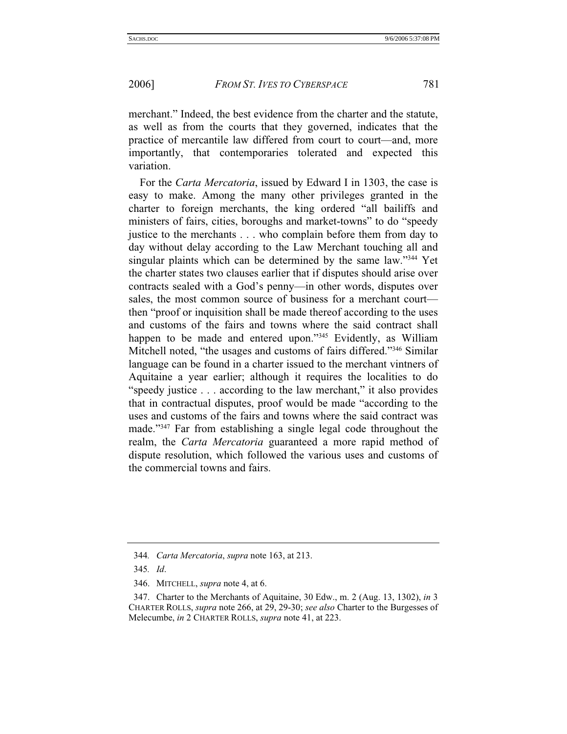merchant." Indeed, the best evidence from the charter and the statute, as well as from the courts that they governed, indicates that the practice of mercantile law differed from court to court—and, more importantly, that contemporaries tolerated and expected this variation.

For the *Carta Mercatoria*, issued by Edward I in 1303, the case is easy to make. Among the many other privileges granted in the charter to foreign merchants, the king ordered "all bailiffs and ministers of fairs, cities, boroughs and market-towns" to do "speedy justice to the merchants . . . who complain before them from day to day without delay according to the Law Merchant touching all and singular plaints which can be determined by the same law."[344] Yet the charter states two clauses earlier that if disputes should arise over contracts sealed with a God's penny—in other words, disputes over sales, the most common source of business for a merchant court—then "proof or inquisition shall be made thereof according to the uses and customs of the fairs and towns where the said contract shall happen to be made and entered upon."[345] Evidently, as William Mitchell noted, "the usages and customs of fairs differed."[346] Similar language can be found in a charter issued to the merchant vintners of Aquitaine a year earlier; although it requires the localities to do "speedy justice . . . according to the law merchant," it also provides that in contractual disputes, proof would be made "according to the uses and customs of the fairs and towns where the said contract was made."[347] Far from establishing a single legal code throughout the realm, the *Carta Mercatoria* guaranteed a more rapid method of dispute resolution, which followed the various uses and customs of the commercial towns and fairs.

---

344. *Carta Mercatoria*, *supra* note 163, at 213.

345. *Id*.

346. MITCHELL, *supra* note 4, at 6.

347. Charter to the Merchants of Aquitaine, 30 Edw., m. 2 (Aug. 13, 1302), *in* 3 CHARTER ROLLS, *supra* note 266, at 29, 29-30; *see also* Charter to the Burgesses of Melecumbe, *in* 2 CHARTER ROLLS, *supra* note 41, at 223.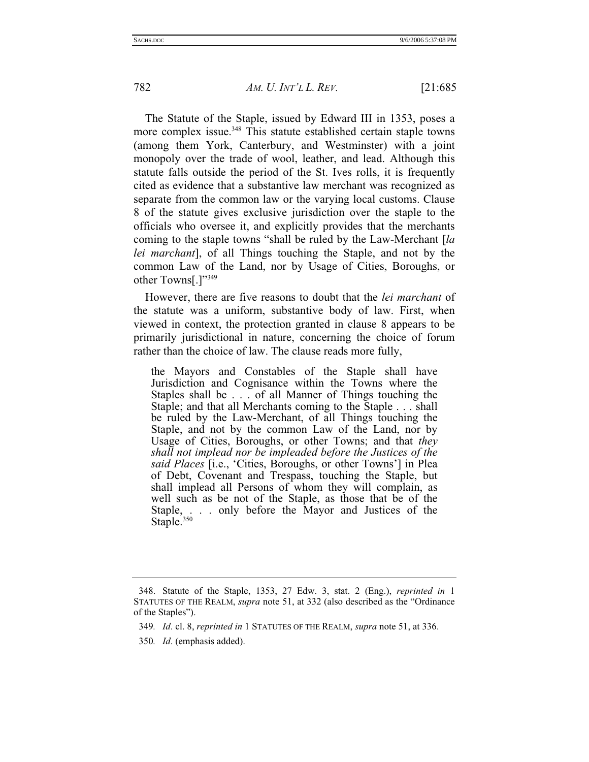The Statute of the Staple, issued by Edward III in 1353, poses a more complex issue.[348] This statute established certain staple towns (among them York, Canterbury, and Westminster) with a joint monopoly over the trade of wool, leather, and lead. Although this statute falls outside the period of the St. Ives rolls, it is frequently cited as evidence that a substantive law merchant was recognized as separate from the common law or the varying local customs. Clause 8 of the statute gives exclusive jurisdiction over the staple to the officials who oversee it, and explicitly provides that the merchants coming to the staple towns "shall be ruled by the Law-Merchant [*la lei marchant*], of all Things touching the Staple, and not by the common Law of the Land, nor by Usage of Cities, Boroughs, or other Towns[.]"[349]

However, there are five reasons to doubt that the *lei marchant* of the statute was a uniform, substantive body of law. First, when viewed in context, the protection granted in clause 8 appears to be primarily jurisdictional in nature, concerning the choice of forum rather than the choice of law. The clause reads more fully,

> the Mayors and Constables of the Staple shall have Jurisdiction and Cognisance within the Towns where the Staples shall be . . . of all Manner of Things touching the Staple; and that all Merchants coming to the Staple . . . shall be ruled by the Law-Merchant, of all Things touching the Staple, and not by the common Law of the Land, nor by Usage of Cities, Boroughs, or other Towns; and that *they shall not implead nor be impleaded before the Justices of the said Places* [i.e., 'Cities, Boroughs, or other Towns'] in Plea of Debt, Covenant and Trespass, touching the Staple, but shall implead all Persons of whom they will complain, as well such as be not of the Staple, as those that be of the Staple, . . . only before the Mayor and Justices of the Staple.[350]

---

348. Statute of the Staple, 1353, 27 Edw. 3, stat. 2 (Eng.), *reprinted in* 1 STATUTES OF THE REALM, *supra* note 51, at 332 (also described as the "Ordinance of the Staples").

349. *Id*. cl. 8, *reprinted in* 1 STATUTES OF THE REALM, *supra* note 51, at 336.

350. *Id*. (emphasis added).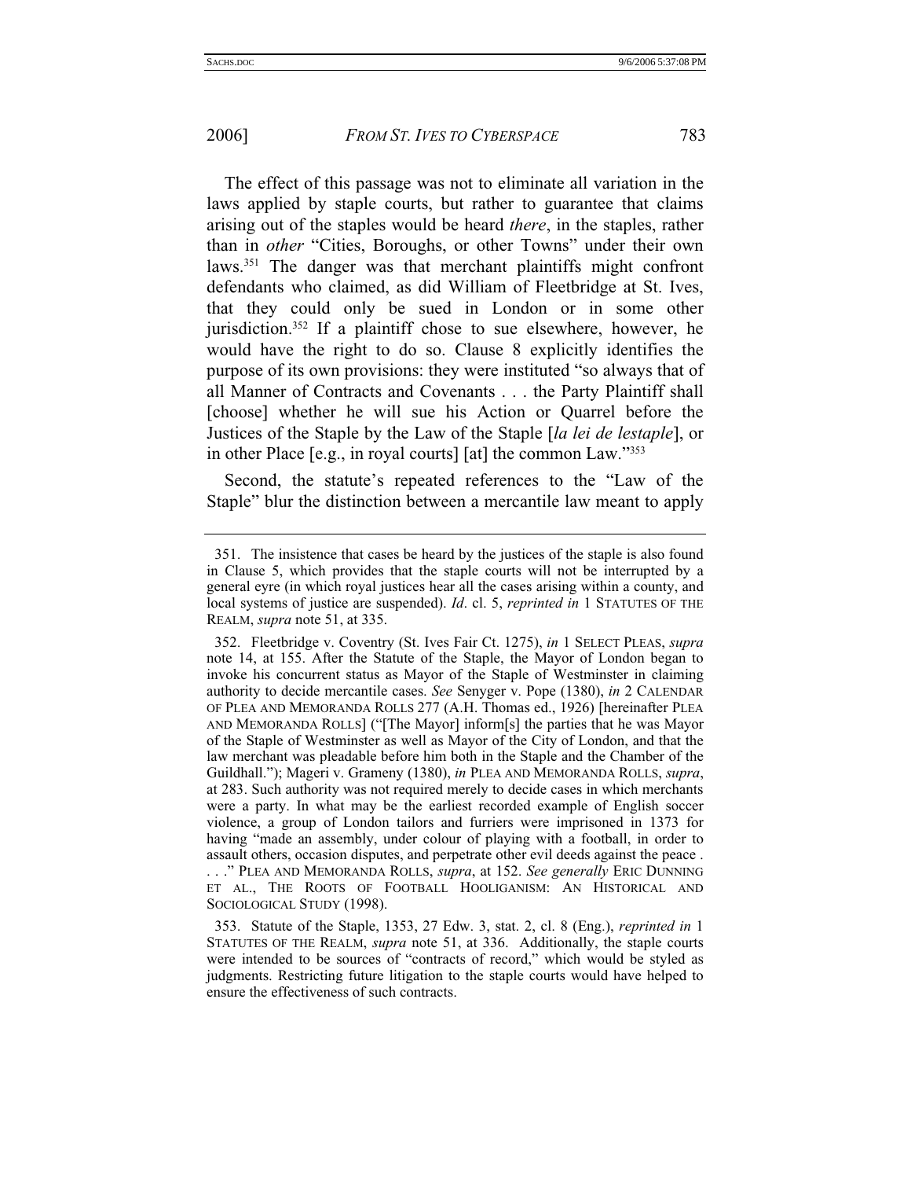The effect of this passage was not to eliminate all variation in the laws applied by staple courts, but rather to guarantee that claims arising out of the staples would be heard *there*, in the staples, rather than in *other* "Cities, Boroughs, or other Towns" under their own laws.[351] The danger was that merchant plaintiffs might confront defendants who claimed, as did William of Fleetbridge at St. Ives, that they could only be sued in London or in some other jurisdiction.[352] If a plaintiff chose to sue elsewhere, however, he would have the right to do so. Clause 8 explicitly identifies the purpose of its own provisions: they were instituted "so always that of all Manner of Contracts and Covenants . . . the Party Plaintiff shall [choose] whether he will sue his Action or Quarrel before the Justices of the Staple by the Law of the Staple [*la lei de lestaple*], or in other Place [e.g., in royal courts] [at] the common Law."[353]

Second, the statute's repeated references to the "Law of the Staple" blur the distinction between a mercantile law meant to apply

---

351. The insistence that cases be heard by the justices of the staple is also found in Clause 5, which provides that the staple courts will not be interrupted by a general eyre (in which royal justices hear all the cases arising within a county, and local systems of justice are suspended). *Id*. cl. 5, *reprinted in* 1 STATUTES OF THE REALM, *supra* note 51, at 335.

352. Fleetbridge v. Coventry (St. Ives Fair Ct. 1275), *in* 1 SELECT PLEAS, *supra* note 14, at 155. After the Statute of the Staple, the Mayor of London began to invoke his concurrent status as Mayor of the Staple of Westminster in claiming authority to decide mercantile cases. *See* Senyger v. Pope (1380), *in* 2 CALENDAR OF PLEA AND MEMORANDA ROLLS 277 (A.H. Thomas ed., 1926) [hereinafter PLEA AND MEMORANDA ROLLS] ("[The Mayor] inform[s] the parties that he was Mayor of the Staple of Westminster as well as Mayor of the City of London, and that the law merchant was pleadable before him both in the Staple and the Chamber of the Guildhall."); Mageri v. Grameny (1380), *in* PLEA AND MEMORANDA ROLLS, *supra*, at 283. Such authority was not required merely to decide cases in which merchants were a party. In what may be the earliest recorded example of English soccer violence, a group of London tailors and furriers were imprisoned in 1373 for having "made an assembly, under colour of playing with a football, in order to assault others, occasion disputes, and perpetrate other evil deeds against the peace . . . ." PLEA AND MEMORANDA ROLLS, *supra*, at 152. *See generally* ERIC DUNNING ET AL., THE ROOTS OF FOOTBALL HOOLIGANISM: AN HISTORICAL AND SOCIOLOGICAL STUDY (1998).

353. Statute of the Staple, 1353, 27 Edw. 3, stat. 2, cl. 8 (Eng.), *reprinted in* 1 STATUTES OF THE REALM, *supra* note 51, at 336. Additionally, the staple courts were intended to be sources of "contracts of record," which would be styled as judgments. Restricting future litigation to the staple courts would have helped to ensure the effectiveness of such contracts.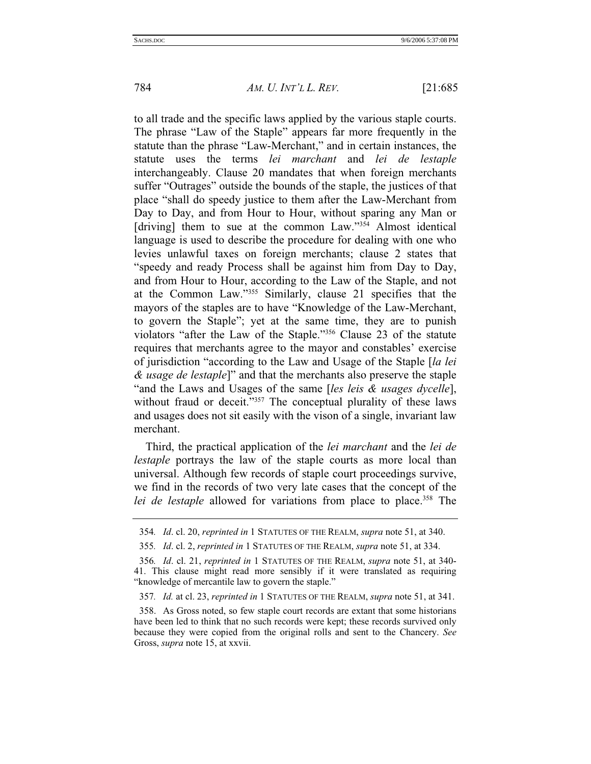to all trade and the specific laws applied by the various staple courts. The phrase "Law of the Staple" appears far more frequently in the statute than the phrase "Law-Merchant," and in certain instances, the statute uses the terms *lei marchant* and *lei de lestaple* interchangeably. Clause 20 mandates that when foreign merchants suffer "Outrages" outside the bounds of the staple, the justices of that place "shall do speedy justice to them after the Law-Merchant from Day to Day, and from Hour to Hour, without sparing any Man or [driving] them to sue at the common Law."[354] Almost identical language is used to describe the procedure for dealing with one who levies unlawful taxes on foreign merchants; clause 2 states that "speedy and ready Process shall be against him from Day to Day, and from Hour to Hour, according to the Law of the Staple, and not at the Common Law."[355] Similarly, clause 21 specifies that the mayors of the staples are to have "Knowledge of the Law-Merchant, to govern the Staple"; yet at the same time, they are to punish violators "after the Law of the Staple."[356] Clause 23 of the statute requires that merchants agree to the mayor and constables' exercise of jurisdiction "according to the Law and Usage of the Staple [*la lei & usage de lestaple*]" and that the merchants also preserve the staple "and the Laws and Usages of the same [*les leis & usages dycelle*], without fraud or deceit."[357] The conceptual plurality of these laws and usages does not sit easily with the vison of a single, invariant law merchant.

Third, the practical application of the *lei marchant* and the *lei de lestaple* portrays the law of the staple courts as more local than universal. Although few records of staple court proceedings survive, we find in the records of two very late cases that the concept of the *lei de lestaple* allowed for variations from place to place.[358] The

---

354. *Id*. cl. 20, *reprinted in* 1 STATUTES OF THE REALM, *supra* note 51, at 340.

355. *Id*. cl. 2, *reprinted in* 1 STATUTES OF THE REALM, *supra* note 51, at 334.

356. *Id*. cl. 21, *reprinted in* 1 STATUTES OF THE REALM, *supra* note 51, at 340-41. This clause might read more sensibly if it were translated as requiring "knowledge of mercantile law to govern the staple."

357. *Id.* at cl. 23, *reprinted in* 1 STATUTES OF THE REALM, *supra* note 51, at 341.

358. As Gross noted, so few staple court records are extant that some historians have been led to think that no such records were kept; these records survived only because they were copied from the original rolls and sent to the Chancery. *See* Gross, *supra* note 15, at xxvii.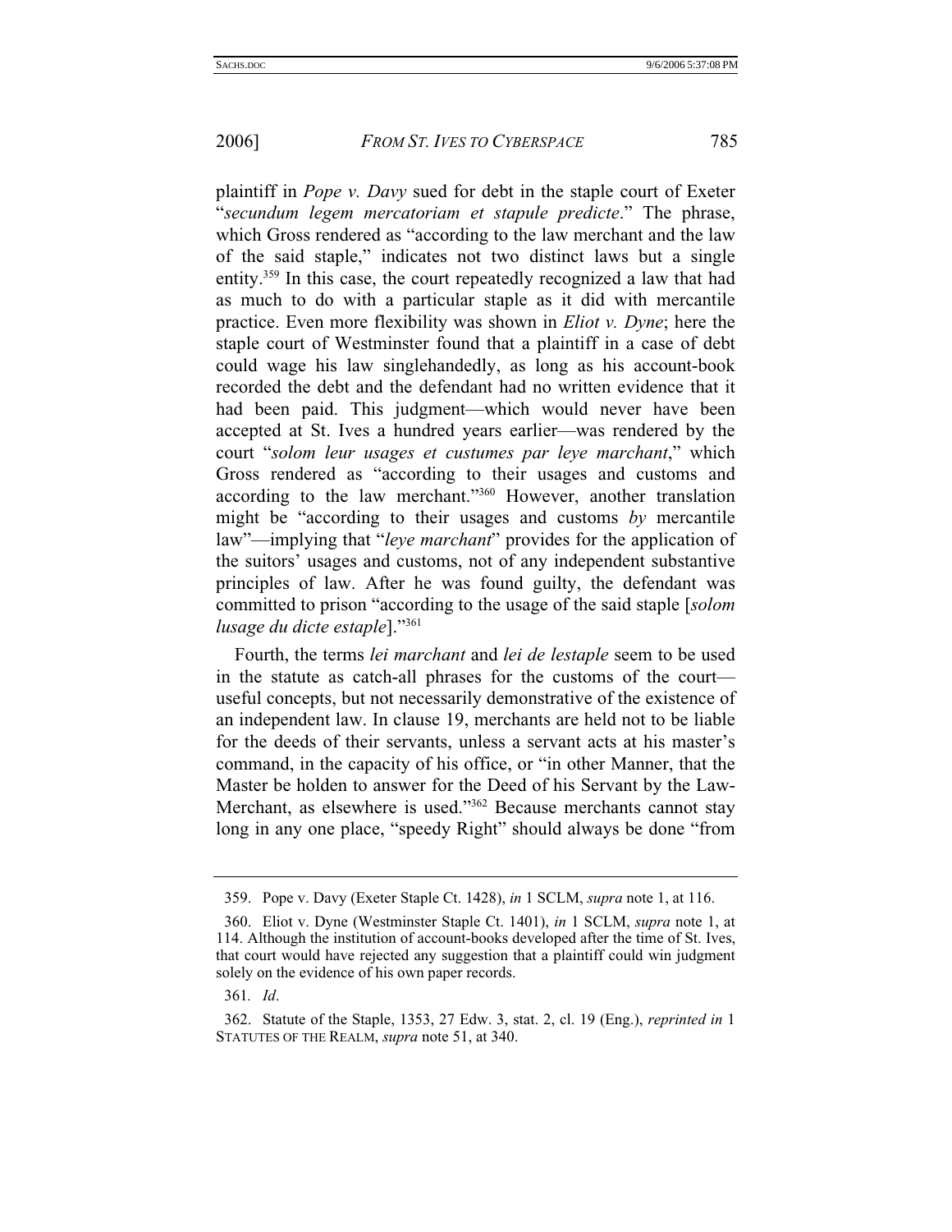plaintiff in *Pope v. Davy* sued for debt in the staple court of Exeter "*secundum legem mercatoriam et stapule predicte*." The phrase, which Gross rendered as "according to the law merchant and the law of the said staple," indicates not two distinct laws but a single entity.[359] In this case, the court repeatedly recognized a law that had as much to do with a particular staple as it did with mercantile practice. Even more flexibility was shown in *Eliot v. Dyne*; here the staple court of Westminster found that a plaintiff in a case of debt could wage his law singlehandedly, as long as his account-book recorded the debt and the defendant had no written evidence that it had been paid. This judgment—which would never have been accepted at St. Ives a hundred years earlier—was rendered by the court "*solom leur usages et custumes par leye marchant*," which Gross rendered as "according to their usages and customs and according to the law merchant."[360] However, another translation might be "according to their usages and customs *by* mercantile law"—implying that "*leye marchant*" provides for the application of the suitors' usages and customs, not of any independent substantive principles of law. After he was found guilty, the defendant was committed to prison "according to the usage of the said staple [*solom lusage du dicte estaple*]."[361]

Fourth, the terms *lei marchant* and *lei de lestaple* seem to be used in the statute as catch-all phrases for the customs of the court—useful concepts, but not necessarily demonstrative of the existence of an independent law. In clause 19, merchants are held not to be liable for the deeds of their servants, unless a servant acts at his master's command, in the capacity of his office, or "in other Manner, that the Master be holden to answer for the Deed of his Servant by the Law-Merchant, as elsewhere is used."[362] Because merchants cannot stay long in any one place, "speedy Right" should always be done "from

---

359. Pope v. Davy (Exeter Staple Ct. 1428), *in* 1 SCLM, *supra* note 1, at 116.

360. Eliot v. Dyne (Westminster Staple Ct. 1401), *in* 1 SCLM, *supra* note 1, at 114. Although the institution of account-books developed after the time of St. Ives, that court would have rejected any suggestion that a plaintiff could win judgment solely on the evidence of his own paper records.

361. *Id*.

362. Statute of the Staple, 1353, 27 Edw. 3, stat. 2, cl. 19 (Eng.), *reprinted in* 1 STATUTES OF THE REALM, *supra* note 51, at 340.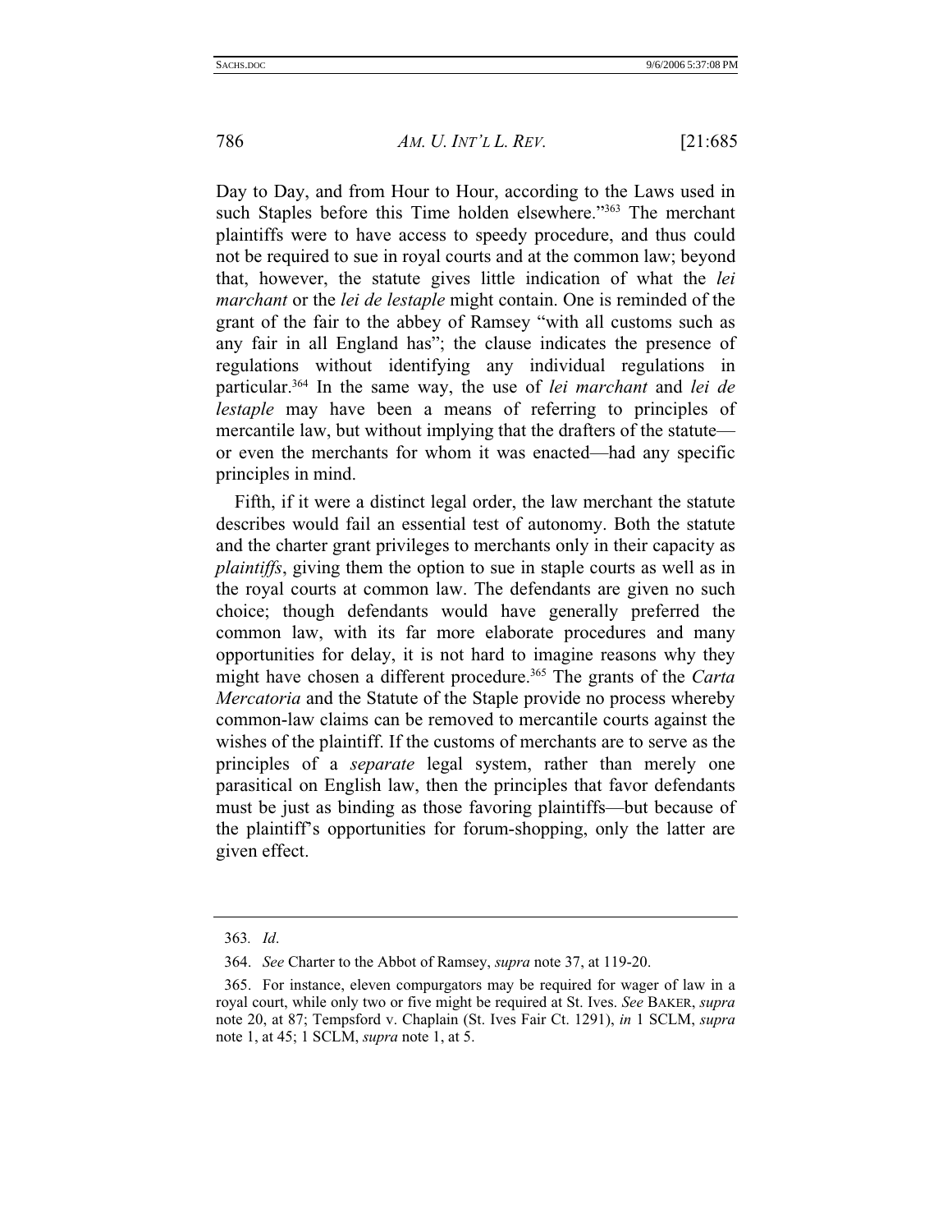Day to Day, and from Hour to Hour, according to the Laws used in such Staples before this Time holden elsewhere."[363] The merchant plaintiffs were to have access to speedy procedure, and thus could not be required to sue in royal courts and at the common law; beyond that, however, the statute gives little indication of what the *lei marchant* or the *lei de lestaple* might contain. One is reminded of the grant of the fair to the abbey of Ramsey "with all customs such as any fair in all England has"; the clause indicates the presence of regulations without identifying any individual regulations in particular.[364] In the same way, the use of *lei marchant* and *lei de lestaple* may have been a means of referring to principles of mercantile law, but without implying that the drafters of the statute—or even the merchants for whom it was enacted—had any specific principles in mind.

Fifth, if it were a distinct legal order, the law merchant the statute describes would fail an essential test of autonomy. Both the statute and the charter grant privileges to merchants only in their capacity as *plaintiffs*, giving them the option to sue in staple courts as well as in the royal courts at common law. The defendants are given no such choice; though defendants would have generally preferred the common law, with its far more elaborate procedures and many opportunities for delay, it is not hard to imagine reasons why they might have chosen a different procedure.[365] The grants of the *Carta Mercatoria* and the Statute of the Staple provide no process whereby common-law claims can be removed to mercantile courts against the wishes of the plaintiff. If the customs of merchants are to serve as the principles of a *separate* legal system, rather than merely one parasitical on English law, then the principles that favor defendants must be just as binding as those favoring plaintiffs—but because of the plaintiff's opportunities for forum-shopping, only the latter are given effect.

---

363. *Id*.

364. *See* Charter to the Abbot of Ramsey, *supra* note 37, at 119-20.

365. For instance, eleven compurgators may be required for wager of law in a royal court, while only two or five might be required at St. Ives. *See* BAKER, *supra* note 20, at 87; Tempsford v. Chaplain (St. Ives Fair Ct. 1291), *in* 1 SCLM, *supra* note 1, at 45; 1 SCLM, *supra* note 1, at 5.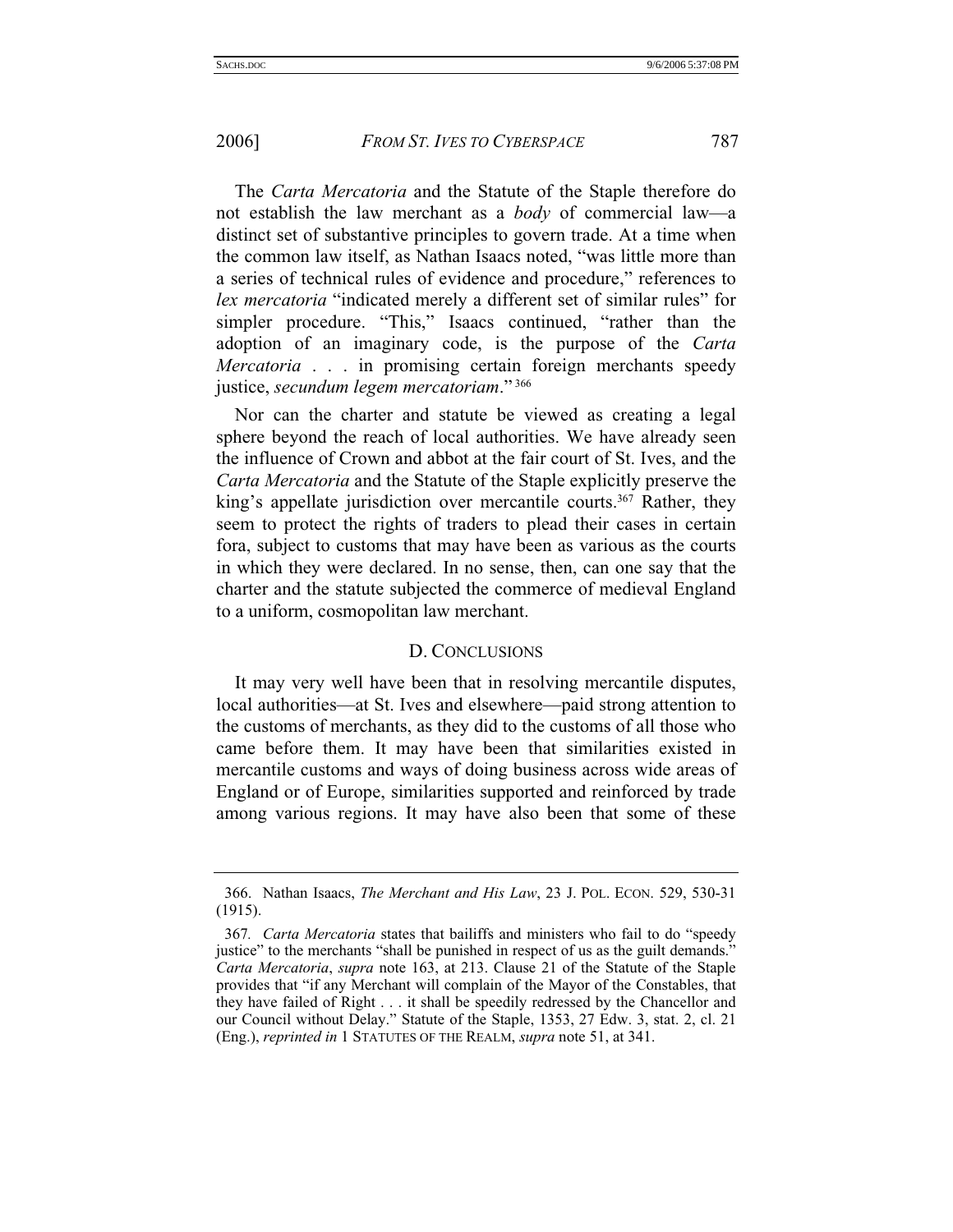The *Carta Mercatoria* and the Statute of the Staple therefore do not establish the law merchant as a *body* of commercial law—a distinct set of substantive principles to govern trade. At a time when the common law itself, as Nathan Isaacs noted, "was little more than a series of technical rules of evidence and procedure," references to *lex mercatoria* "indicated merely a different set of similar rules" for simpler procedure. "This," Isaacs continued, "rather than the adoption of an imaginary code, is the purpose of the *Carta Mercatoria* . . . in promising certain foreign merchants speedy justice, *secundum legem mercatoriam*."[366]

Nor can the charter and statute be viewed as creating a legal sphere beyond the reach of local authorities. We have already seen the influence of Crown and abbot at the fair court of St. Ives, and the *Carta Mercatoria* and the Statute of the Staple explicitly preserve the king's appellate jurisdiction over mercantile courts.[367] Rather, they seem to protect the rights of traders to plead their cases in certain fora, subject to customs that may have been as various as the courts in which they were declared. In no sense, then, can one say that the charter and the statute subjected the commerce of medieval England to a uniform, cosmopolitan law merchant.

### D. Conclusions

It may very well have been that in resolving mercantile disputes, local authorities—at St. Ives and elsewhere—paid strong attention to the customs of merchants, as they did to the customs of all those who came before them. It may have been that similarities existed in mercantile customs and ways of doing business across wide areas of England or of Europe, similarities supported and reinforced by trade among various regions. It may have also been that some of these

---

366. Nathan Isaacs, *The Merchant and His Law*, 23 J. Pol. Econ. 529, 530-31 (1915).

367. *Carta Mercatoria* states that bailiffs and ministers who fail to do "speedy justice" to the merchants "shall be punished in respect of us as the guilt demands." *Carta Mercatoria*, *supra* note 163, at 213. Clause 21 of the Statute of the Staple provides that "if any Merchant will complain of the Mayor of the Constables, that they have failed of Right . . . it shall be speedily redressed by the Chancellor and our Council without Delay." Statute of the Staple, 1353, 27 Edw. 3, stat. 2, cl. 21 (Eng.), *reprinted in* 1 Statutes of the Realm, *supra* note 51, at 341.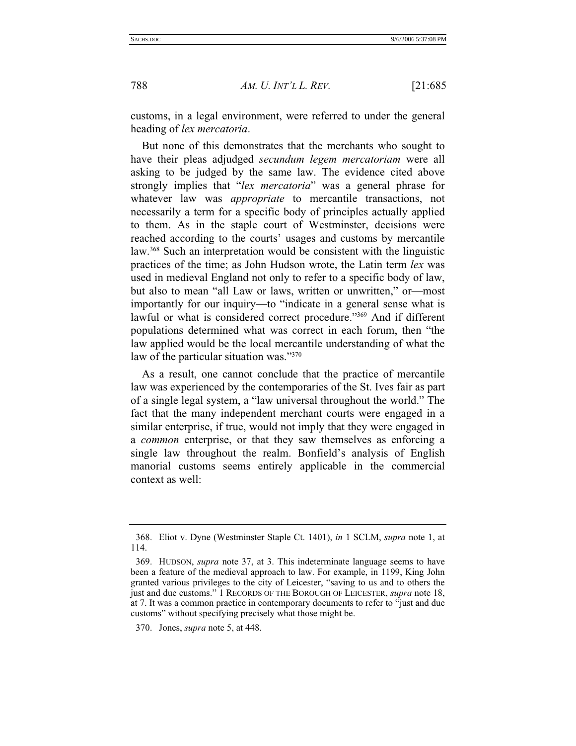customs, in a legal environment, were referred to under the general heading of *lex mercatoria*.

But none of this demonstrates that the merchants who sought to have their pleas adjudged *secundum legem mercatoriam* were all asking to be judged by the same law. The evidence cited above strongly implies that "*lex mercatoria*" was a general phrase for whatever law was *appropriate* to mercantile transactions, not necessarily a term for a specific body of principles actually applied to them. As in the staple court of Westminster, decisions were reached according to the courts' usages and customs by mercantile law.[368] Such an interpretation would be consistent with the linguistic practices of the time; as John Hudson wrote, the Latin term *lex* was used in medieval England not only to refer to a specific body of law, but also to mean "all Law or laws, written or unwritten," or—most importantly for our inquiry—to "indicate in a general sense what is lawful or what is considered correct procedure."[369] And if different populations determined what was correct in each forum, then "the law applied would be the local mercantile understanding of what the law of the particular situation was."[370]

As a result, one cannot conclude that the practice of mercantile law was experienced by the contemporaries of the St. Ives fair as part of a single legal system, a "law universal throughout the world." The fact that the many independent merchant courts were engaged in a similar enterprise, if true, would not imply that they were engaged in a *common* enterprise, or that they saw themselves as enforcing a single law throughout the realm. Bonfield's analysis of English manorial customs seems entirely applicable in the commercial context as well:

---

368. Eliot v. Dyne (Westminster Staple Ct. 1401), *in* 1 SCLM, *supra* note 1, at 114.

369. HUDSON, *supra* note 37, at 3. This indeterminate language seems to have been a feature of the medieval approach to law. For example, in 1199, King John granted various privileges to the city of Leicester, "saving to us and to others the just and due customs." 1 RECORDS OF THE BOROUGH OF LEICESTER, *supra* note 18, at 7. It was a common practice in contemporary documents to refer to "just and due customs" without specifying precisely what those might be.

370. Jones, *supra* note 5, at 448.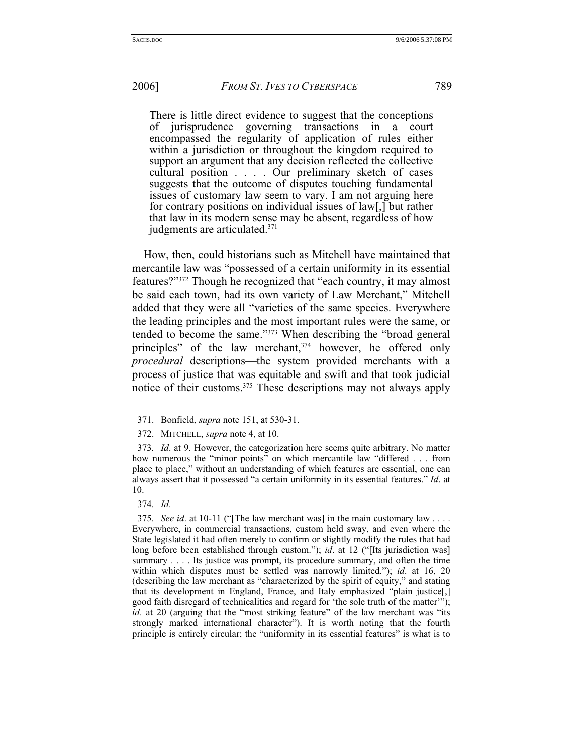> There is little direct evidence to suggest that the conceptions of jurisprudence governing transactions in a court encompassed the regularity of application of rules either within a jurisdiction or throughout the kingdom required to support an argument that any decision reflected the collective cultural position . . . . Our preliminary sketch of cases suggests that the outcome of disputes touching fundamental issues of customary law seem to vary. I am not arguing here for contrary positions on individual issues of law[,] but rather that law in its modern sense may be absent, regardless of how judgments are articulated.[371]

How, then, could historians such as Mitchell have maintained that mercantile law was "possessed of a certain uniformity in its essential features?"[372] Though he recognized that "each country, it may almost be said each town, had its own variety of Law Merchant," Mitchell added that they were all "varieties of the same species. Everywhere the leading principles and the most important rules were the same, or tended to become the same."[373] When describing the "broad general principles" of the law merchant,[374] however, he offered only *procedural* descriptions—the system provided merchants with a process of justice that was equitable and swift and that took judicial notice of their customs.[375] These descriptions may not always apply

---

371. Bonfield, *supra* note 151, at 530-31.

372. MITCHELL, *supra* note 4, at 10.

373. *Id*. at 9. However, the categorization here seems quite arbitrary. No matter how numerous the "minor points" on which mercantile law "differed . . . from place to place," without an understanding of which features are essential, one can always assert that it possessed "a certain uniformity in its essential features." *Id*. at 10.

374. *Id*.

375. *See id*. at 10-11 ("[The law merchant was] in the main customary law . . . . Everywhere, in commercial transactions, custom held sway, and even where the State legislated it had often merely to confirm or slightly modify the rules that had long before been established through custom."); *id*. at 12 ("[Its jurisdiction was] summary . . . . Its justice was prompt, its procedure summary, and often the time within which disputes must be settled was narrowly limited."); *id*. at 16, 20 (describing the law merchant as "characterized by the spirit of equity," and stating that its development in England, France, and Italy emphasized "plain justice[,] good faith disregard of technicalities and regard for 'the sole truth of the matter'"); *id*. at 20 (arguing that the "most striking feature" of the law merchant was "its strongly marked international character"). It is worth noting that the fourth principle is entirely circular; the "uniformity in its essential features" is what is to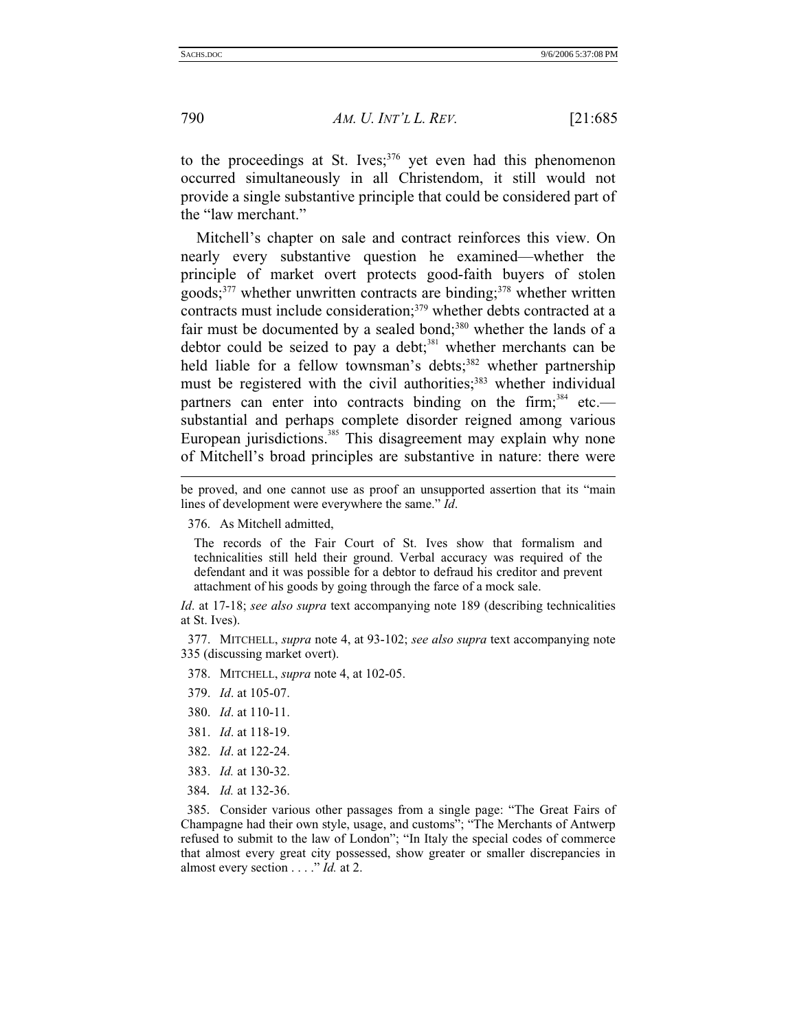to the proceedings at St. Ives;[376] yet even had this phenomenon occurred simultaneously in all Christendom, it still would not provide a single substantive principle that could be considered part of the "law merchant."

Mitchell's chapter on sale and contract reinforces this view. On nearly every substantive question he examined—whether the principle of market overt protects good-faith buyers of stolen goods;[377] whether unwritten contracts are binding;[378] whether written contracts must include consideration;[379] whether debts contracted at a fair must be documented by a sealed bond;[380] whether the lands of a debtor could be seized to pay a debt;[381] whether merchants can be held liable for a fellow townsman's debts;[382] whether partnership must be registered with the civil authorities;[383] whether individual partners can enter into contracts binding on the firm;[384] etc.—substantial and perhaps complete disorder reigned among various European jurisdictions.[385] This disagreement may explain why none of Mitchell's broad principles are substantive in nature: there were

---

be proved, and one cannot use as proof an unsupported assertion that its "main lines of development were everywhere the same." *Id*.

376. As Mitchell admitted,

> The records of the Fair Court of St. Ives show that formalism and technicalities still held their ground. Verbal accuracy was required of the defendant and it was possible for a debtor to defraud his creditor and prevent attachment of his goods by going through the farce of a mock sale.

*Id*. at 17-18; *see also supra* text accompanying note 189 (describing technicalities at St. Ives).

377. MITCHELL, *supra* note 4, at 93-102; *see also supra* text accompanying note 335 (discussing market overt).

378. MITCHELL, *supra* note 4, at 102-05.

379. *Id*. at 105-07.

380. *Id*. at 110-11.

381. *Id*. at 118-19.

382. *Id*. at 122-24.

383. *Id.* at 130-32.

384. *Id.* at 132-36.

385. Consider various other passages from a single page: "The Great Fairs of Champagne had their own style, usage, and customs"; "The Merchants of Antwerp refused to submit to the law of London"; "In Italy the special codes of commerce that almost every great city possessed, show greater or smaller discrepancies in almost every section . . . ." *Id.* at 2.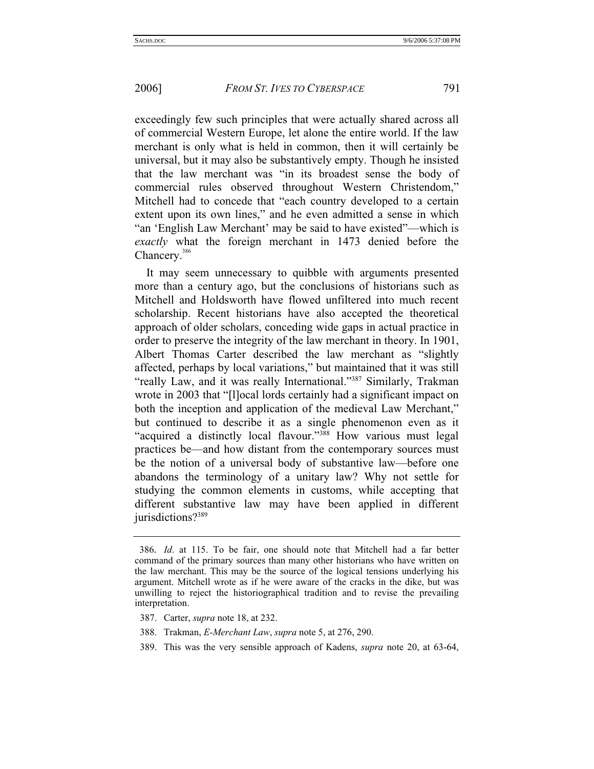exceedingly few such principles that were actually shared across all of commercial Western Europe, let alone the entire world. If the law merchant is only what is held in common, then it will certainly be universal, but it may also be substantively empty. Though he insisted that the law merchant was "in its broadest sense the body of commercial rules observed throughout Western Christendom," Mitchell had to concede that "each country developed to a certain extent upon its own lines," and he even admitted a sense in which "an 'English Law Merchant' may be said to have existed"—which is *exactly* what the foreign merchant in 1473 denied before the Chancery.[386]

It may seem unnecessary to quibble with arguments presented more than a century ago, but the conclusions of historians such as Mitchell and Holdsworth have flowed unfiltered into much recent scholarship. Recent historians have also accepted the theoretical approach of older scholars, conceding wide gaps in actual practice in order to preserve the integrity of the law merchant in theory. In 1901, Albert Thomas Carter described the law merchant as "slightly affected, perhaps by local variations," but maintained that it was still "really Law, and it was really International."[387] Similarly, Trakman wrote in 2003 that "[l]ocal lords certainly had a significant impact on both the inception and application of the medieval Law Merchant," but continued to describe it as a single phenomenon even as it "acquired a distinctly local flavour."[388] How various must legal practices be—and how distant from the contemporary sources must be the notion of a universal body of substantive law—before one abandons the terminology of a unitary law? Why not settle for studying the common elements in customs, while accepting that different substantive law may have been applied in different jurisdictions?[389]

---

386. *Id*. at 115. To be fair, one should note that Mitchell had a far better command of the primary sources than many other historians who have written on the law merchant. This may be the source of the logical tensions underlying his argument. Mitchell wrote as if he were aware of the cracks in the dike, but was unwilling to reject the historiographical tradition and to revise the prevailing interpretation.

387. Carter, *supra* note 18, at 232.

388. Trakman, *E-Merchant Law*, *supra* note 5, at 276, 290.

389. This was the very sensible approach of Kadens, *supra* note 20, at 63-64,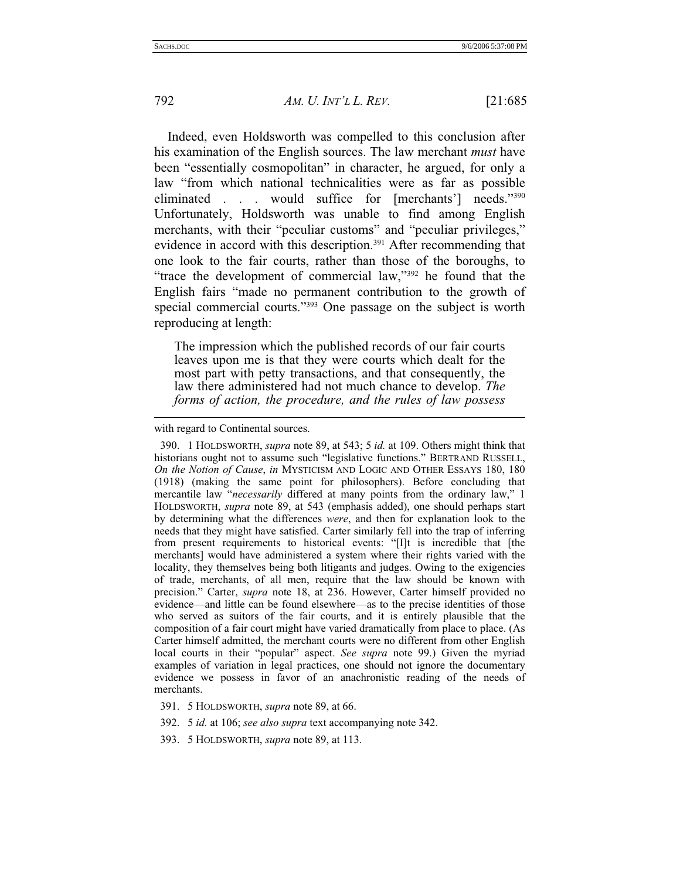Indeed, even Holdsworth was compelled to this conclusion after his examination of the English sources. The law merchant *must* have been "essentially cosmopolitan" in character, he argued, for only a law "from which national technicalities were as far as possible eliminated . . . would suffice for [merchants'] needs."[390] Unfortunately, Holdsworth was unable to find among English merchants, with their "peculiar customs" and "peculiar privileges," evidence in accord with this description.[391] After recommending that one look to the fair courts, rather than those of the boroughs, to "trace the development of commercial law,"[392] he found that the English fairs "made no permanent contribution to the growth of special commercial courts."[393] One passage on the subject is worth reproducing at length:

> The impression which the published records of our fair courts leaves upon me is that they were courts which dealt for the most part with petty transactions, and that consequently, the law there administered had not much chance to develop. *The forms of action, the procedure, and the rules of law possess*

---

with regard to Continental sources.

390. 1 HOLDSWORTH, *supra* note 89, at 543; 5 *id.* at 109. Others might think that historians ought not to assume such "legislative functions." BERTRAND RUSSELL, *On the Notion of Cause*, *in* MYSTICISM AND LOGIC AND OTHER ESSAYS 180, 180 (1918) (making the same point for philosophers). Before concluding that mercantile law "*necessarily* differed at many points from the ordinary law," 1 HOLDSWORTH, *supra* note 89, at 543 (emphasis added), one should perhaps start by determining what the differences *were*, and then for explanation look to the needs that they might have satisfied. Carter similarly fell into the trap of inferring from present requirements to historical events: "[I]t is incredible that [the merchants] would have administered a system where their rights varied with the locality, they themselves being both litigants and judges. Owing to the exigencies of trade, merchants, of all men, require that the law should be known with precision." Carter, *supra* note 18, at 236. However, Carter himself provided no evidence—and little can be found elsewhere—as to the precise identities of those who served as suitors of the fair courts, and it is entirely plausible that the composition of a fair court might have varied dramatically from place to place. (As Carter himself admitted, the merchant courts were no different from other English local courts in their "popular" aspect. *See supra* note 99.) Given the myriad examples of variation in legal practices, one should not ignore the documentary evidence we possess in favor of an anachronistic reading of the needs of merchants.

391. 5 HOLDSWORTH, *supra* note 89, at 66.

392. 5 *id.* at 106; *see also supra* text accompanying note 342.

393. 5 HOLDSWORTH, *supra* note 89, at 113.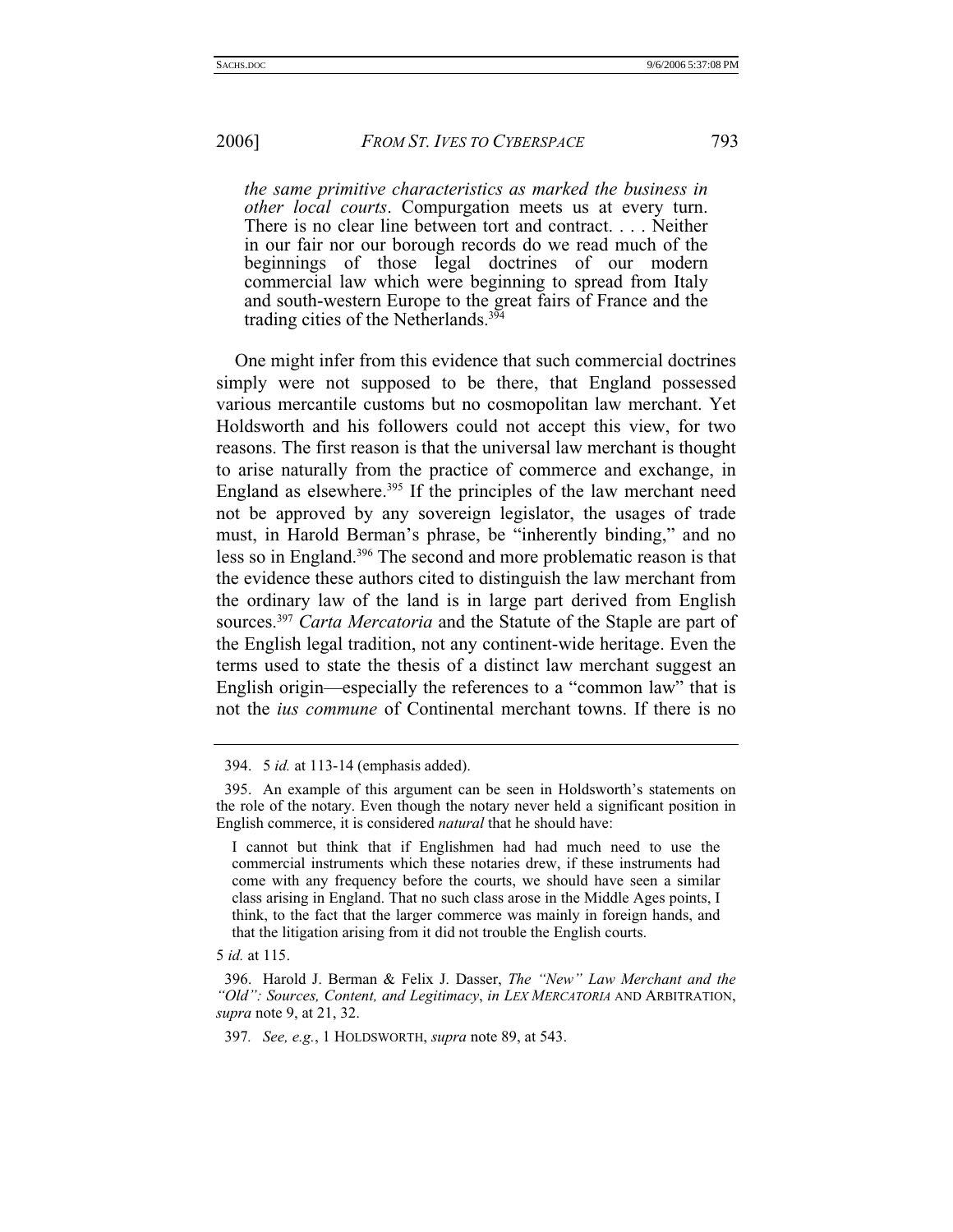> *the same primitive characteristics as marked the business in other local courts*. Compurgation meets us at every turn. There is no clear line between tort and contract. . . . Neither in our fair nor our borough records do we read much of the beginnings of those legal doctrines of our modern commercial law which were beginning to spread from Italy and south-western Europe to the great fairs of France and the trading cities of the Netherlands.[394]

One might infer from this evidence that such commercial doctrines simply were not supposed to be there, that England possessed various mercantile customs but no cosmopolitan law merchant. Yet Holdsworth and his followers could not accept this view, for two reasons. The first reason is that the universal law merchant is thought to arise naturally from the practice of commerce and exchange, in England as elsewhere.[395] If the principles of the law merchant need not be approved by any sovereign legislator, the usages of trade must, in Harold Berman's phrase, be "inherently binding," and no less so in England.[396] The second and more problematic reason is that the evidence these authors cited to distinguish the law merchant from the ordinary law of the land is in large part derived from English sources.[397] *Carta Mercatoria* and the Statute of the Staple are part of the English legal tradition, not any continent-wide heritage. Even the terms used to state the thesis of a distinct law merchant suggest an English origin—especially the references to a "common law" that is not the *ius commune* of Continental merchant towns. If there is no

---

394. 5 *id.* at 113-14 (emphasis added).

395. An example of this argument can be seen in Holdsworth's statements on the role of the notary. Even though the notary never held a significant position in English commerce, it is considered *natural* that he should have:

> I cannot but think that if Englishmen had had much need to use the commercial instruments which these notaries drew, if these instruments had come with any frequency before the courts, we should have seen a similar class arising in England. That no such class arose in the Middle Ages points, I think, to the fact that the larger commerce was mainly in foreign hands, and that the litigation arising from it did not trouble the English courts.

5 *id.* at 115.

396. Harold J. Berman & Felix J. Dasser, *The "New" Law Merchant and the "Old": Sources, Content, and Legitimacy*, *in* LEX MERCATORIA AND ARBITRATION, *supra* note 9, at 21, 32.

397. *See, e.g.*, 1 HOLDSWORTH, *supra* note 89, at 543.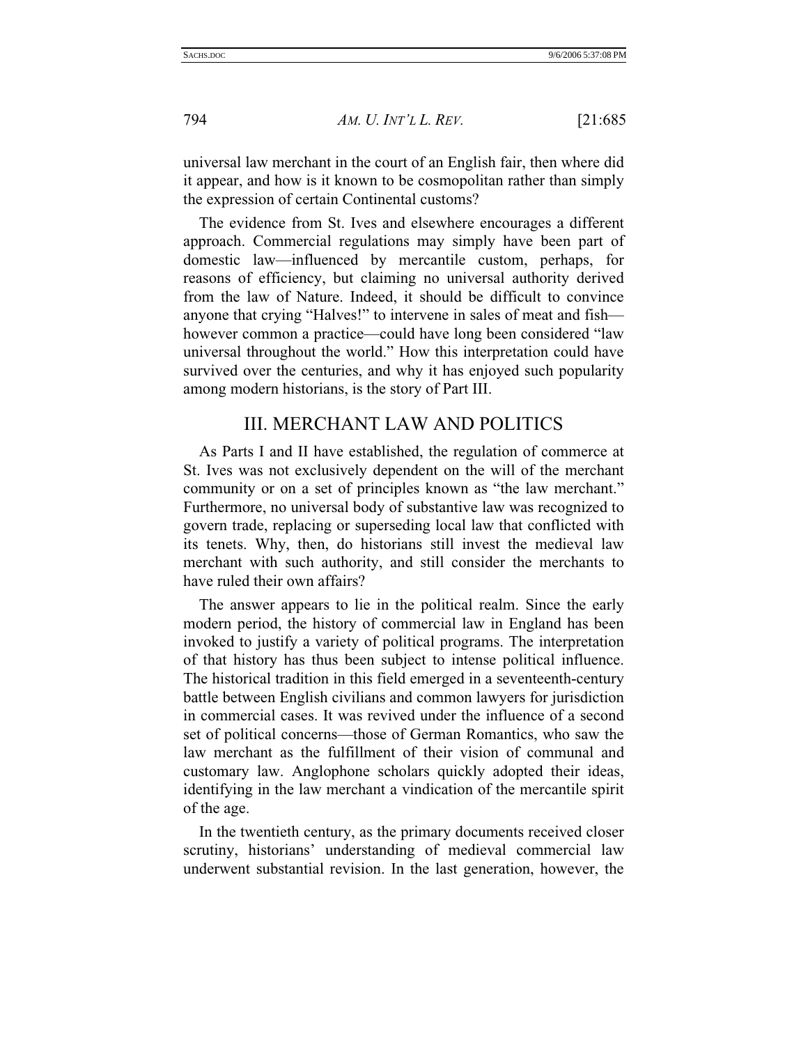universal law merchant in the court of an English fair, then where did it appear, and how is it known to be cosmopolitan rather than simply the expression of certain Continental customs?

The evidence from St. Ives and elsewhere encourages a different approach. Commercial regulations may simply have been part of domestic law—influenced by mercantile custom, perhaps, for reasons of efficiency, but claiming no universal authority derived from the law of Nature. Indeed, it should be difficult to convince anyone that crying "Halves!" to intervene in sales of meat and fish—however common a practice—could have long been considered "law universal throughout the world." How this interpretation could have survived over the centuries, and why it has enjoyed such popularity among modern historians, is the story of Part III.

## III. MERCHANT LAW AND POLITICS

As Parts I and II have established, the regulation of commerce at St. Ives was not exclusively dependent on the will of the merchant community or on a set of principles known as "the law merchant." Furthermore, no universal body of substantive law was recognized to govern trade, replacing or superseding local law that conflicted with its tenets. Why, then, do historians still invest the medieval law merchant with such authority, and still consider the merchants to have ruled their own affairs?

The answer appears to lie in the political realm. Since the early modern period, the history of commercial law in England has been invoked to justify a variety of political programs. The interpretation of that history has thus been subject to intense political influence. The historical tradition in this field emerged in a seventeenth-century battle between English civilians and common lawyers for jurisdiction in commercial cases. It was revived under the influence of a second set of political concerns—those of German Romantics, who saw the law merchant as the fulfillment of their vision of communal and customary law. Anglophone scholars quickly adopted their ideas, identifying in the law merchant a vindication of the mercantile spirit of the age.

In the twentieth century, as the primary documents received closer scrutiny, historians' understanding of medieval commercial law underwent substantial revision. In the last generation, however, the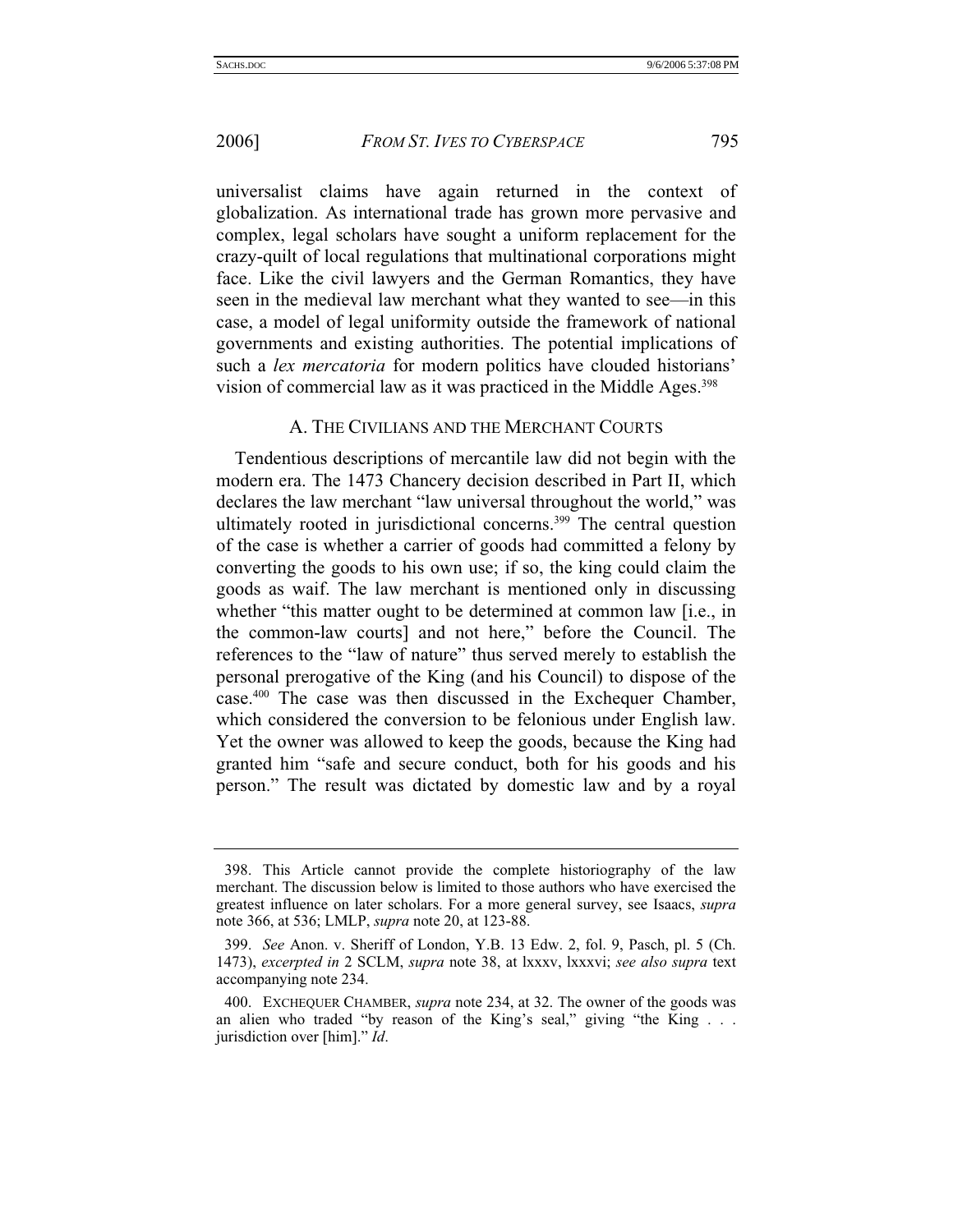universalist claims have again returned in the context of globalization. As international trade has grown more pervasive and complex, legal scholars have sought a uniform replacement for the crazy-quilt of local regulations that multinational corporations might face. Like the civil lawyers and the German Romantics, they have seen in the medieval law merchant what they wanted to see—in this case, a model of legal uniformity outside the framework of national governments and existing authorities. The potential implications of such a *lex mercatoria* for modern politics have clouded historians' vision of commercial law as it was practiced in the Middle Ages.[398]

### A. THE CIVILIANS AND THE MERCHANT COURTS

Tendentious descriptions of mercantile law did not begin with the modern era. The 1473 Chancery decision described in Part II, which declares the law merchant "law universal throughout the world," was ultimately rooted in jurisdictional concerns.[399] The central question of the case is whether a carrier of goods had committed a felony by converting the goods to his own use; if so, the king could claim the goods as waif. The law merchant is mentioned only in discussing whether "this matter ought to be determined at common law [i.e., in the common-law courts] and not here," before the Council. The references to the "law of nature" thus served merely to establish the personal prerogative of the King (and his Council) to dispose of the case.[400] The case was then discussed in the Exchequer Chamber, which considered the conversion to be felonious under English law. Yet the owner was allowed to keep the goods, because the King had granted him "safe and secure conduct, both for his goods and his person." The result was dictated by domestic law and by a royal

---

398. This Article cannot provide the complete historiography of the law merchant. The discussion below is limited to those authors who have exercised the greatest influence on later scholars. For a more general survey, see Isaacs, *supra* note 366, at 536; LMLP, *supra* note 20, at 123-88.

399. *See* Anon. v. Sheriff of London, Y.B. 13 Edw. 2, fol. 9, Pasch, pl. 5 (Ch. 1473), *excerpted in* 2 SCLM, *supra* note 38, at lxxxv, lxxxvi; *see also supra* text accompanying note 234.

400. EXCHEQUER CHAMBER, *supra* note 234, at 32. The owner of the goods was an alien who traded "by reason of the King's seal," giving "the King . . . jurisdiction over [him]." *Id*.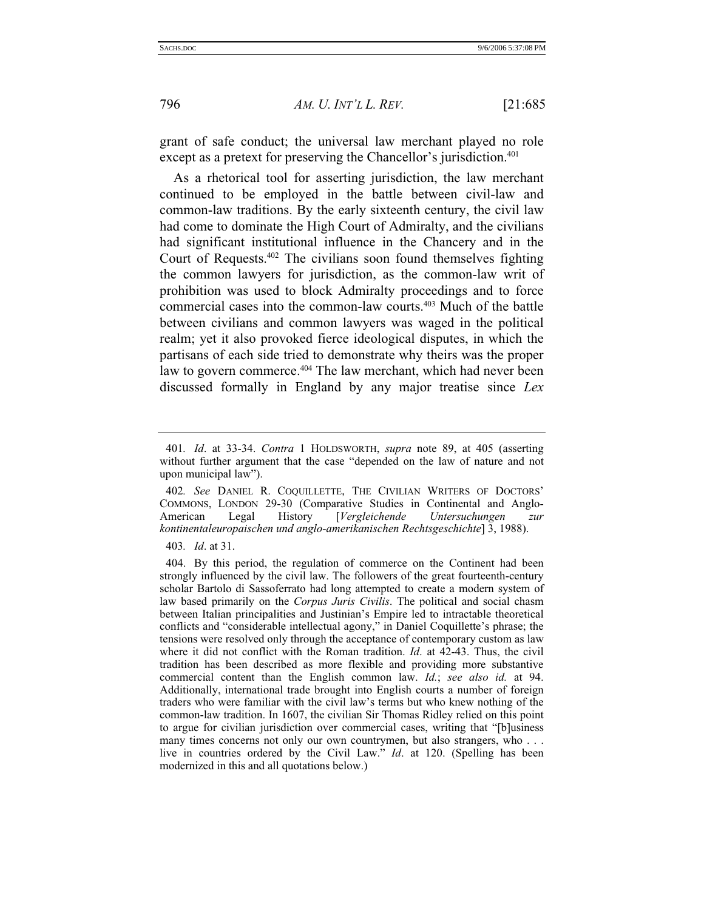grant of safe conduct; the universal law merchant played no role except as a pretext for preserving the Chancellor's jurisdiction.[401]

As a rhetorical tool for asserting jurisdiction, the law merchant continued to be employed in the battle between civil-law and common-law traditions. By the early sixteenth century, the civil law had come to dominate the High Court of Admiralty, and the civilians had significant institutional influence in the Chancery and in the Court of Requests.[402] The civilians soon found themselves fighting the common lawyers for jurisdiction, as the common-law writ of prohibition was used to block Admiralty proceedings and to force commercial cases into the common-law courts.[403] Much of the battle between civilians and common lawyers was waged in the political realm; yet it also provoked fierce ideological disputes, in which the partisans of each side tried to demonstrate why theirs was the proper law to govern commerce.[404] The law merchant, which had never been discussed formally in England by any major treatise since *Lex*

---

401. *Id*. at 33-34. *Contra* 1 HOLDSWORTH, *supra* note 89, at 405 (asserting without further argument that the case "depended on the law of nature and not upon municipal law").

402. *See* DANIEL R. COQUILLETTE, THE CIVILIAN WRITERS OF DOCTORS' COMMONS, LONDON 29-30 (Comparative Studies in Continental and Anglo-American Legal History [*Vergleichende Untersuchungen zur kontinentaleuropaischen und anglo-amerikanischen Rechtsgeschichte*] 3, 1988).

403. *Id*. at 31.

404. By this period, the regulation of commerce on the Continent had been strongly influenced by the civil law. The followers of the great fourteenth-century scholar Bartolo di Sassoferrato had long attempted to create a modern system of law based primarily on the *Corpus Juris Civilis*. The political and social chasm between Italian principalities and Justinian's Empire led to intractable theoretical conflicts and "considerable intellectual agony," in Daniel Coquillette's phrase; the tensions were resolved only through the acceptance of contemporary custom as law where it did not conflict with the Roman tradition. *Id*. at 42-43. Thus, the civil tradition has been described as more flexible and providing more substantive commercial content than the English common law. *Id.*; *see also id.* at 94. Additionally, international trade brought into English courts a number of foreign traders who were familiar with the civil law's terms but who knew nothing of the common-law tradition. In 1607, the civilian Sir Thomas Ridley relied on this point to argue for civilian jurisdiction over commercial cases, writing that "[b]usiness many times concerns not only our own countrymen, but also strangers, who . . . live in countries ordered by the Civil Law." *Id*. at 120. (Spelling has been modernized in this and all quotations below.)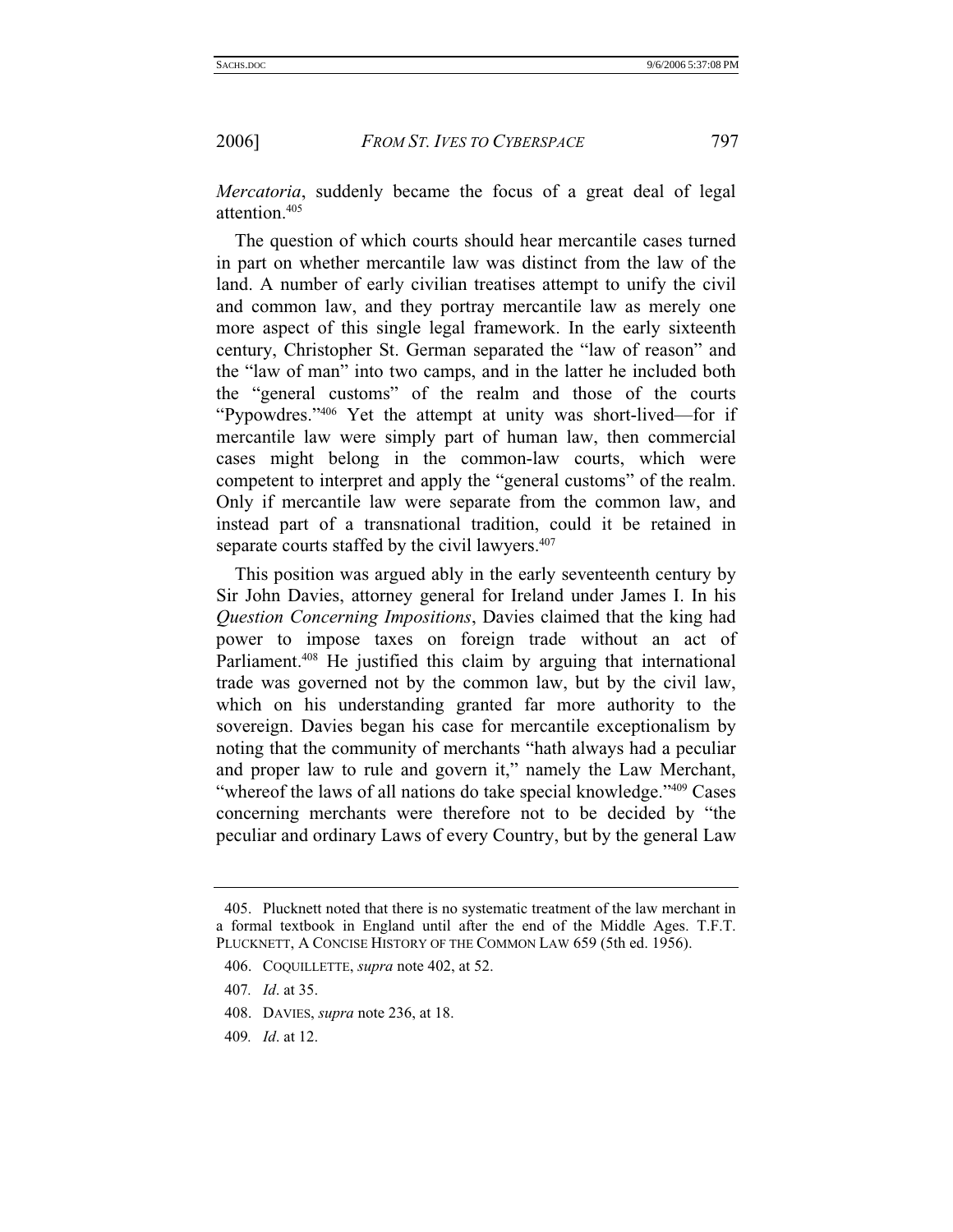*Mercatoria*, suddenly became the focus of a great deal of legal attention.[405]

The question of which courts should hear mercantile cases turned in part on whether mercantile law was distinct from the law of the land. A number of early civilian treatises attempt to unify the civil and common law, and they portray mercantile law as merely one more aspect of this single legal framework. In the early sixteenth century, Christopher St. German separated the "law of reason" and the "law of man" into two camps, and in the latter he included both the "general customs" of the realm and those of the courts "Pypowdres."[406] Yet the attempt at unity was short-lived—for if mercantile law were simply part of human law, then commercial cases might belong in the common-law courts, which were competent to interpret and apply the "general customs" of the realm. Only if mercantile law were separate from the common law, and instead part of a transnational tradition, could it be retained in separate courts staffed by the civil lawyers.[407]

This position was argued ably in the early seventeenth century by Sir John Davies, attorney general for Ireland under James I. In his *Question Concerning Impositions*, Davies claimed that the king had power to impose taxes on foreign trade without an act of Parliament.[408] He justified this claim by arguing that international trade was governed not by the common law, but by the civil law, which on his understanding granted far more authority to the sovereign. Davies began his case for mercantile exceptionalism by noting that the community of merchants "hath always had a peculiar and proper law to rule and govern it," namely the Law Merchant, "whereof the laws of all nations do take special knowledge."[409] Cases concerning merchants were therefore not to be decided by "the peculiar and ordinary Laws of every Country, but by the general Law

---

405. Plucknett noted that there is no systematic treatment of the law merchant in a formal textbook in England until after the end of the Middle Ages. T.F.T. PLUCKNETT, A CONCISE HISTORY OF THE COMMON LAW 659 (5th ed. 1956).

406. COQUILLETTE, *supra* note 402, at 52.

407. *Id*. at 35.

408. DAVIES, *supra* note 236, at 18.

409. *Id*. at 12.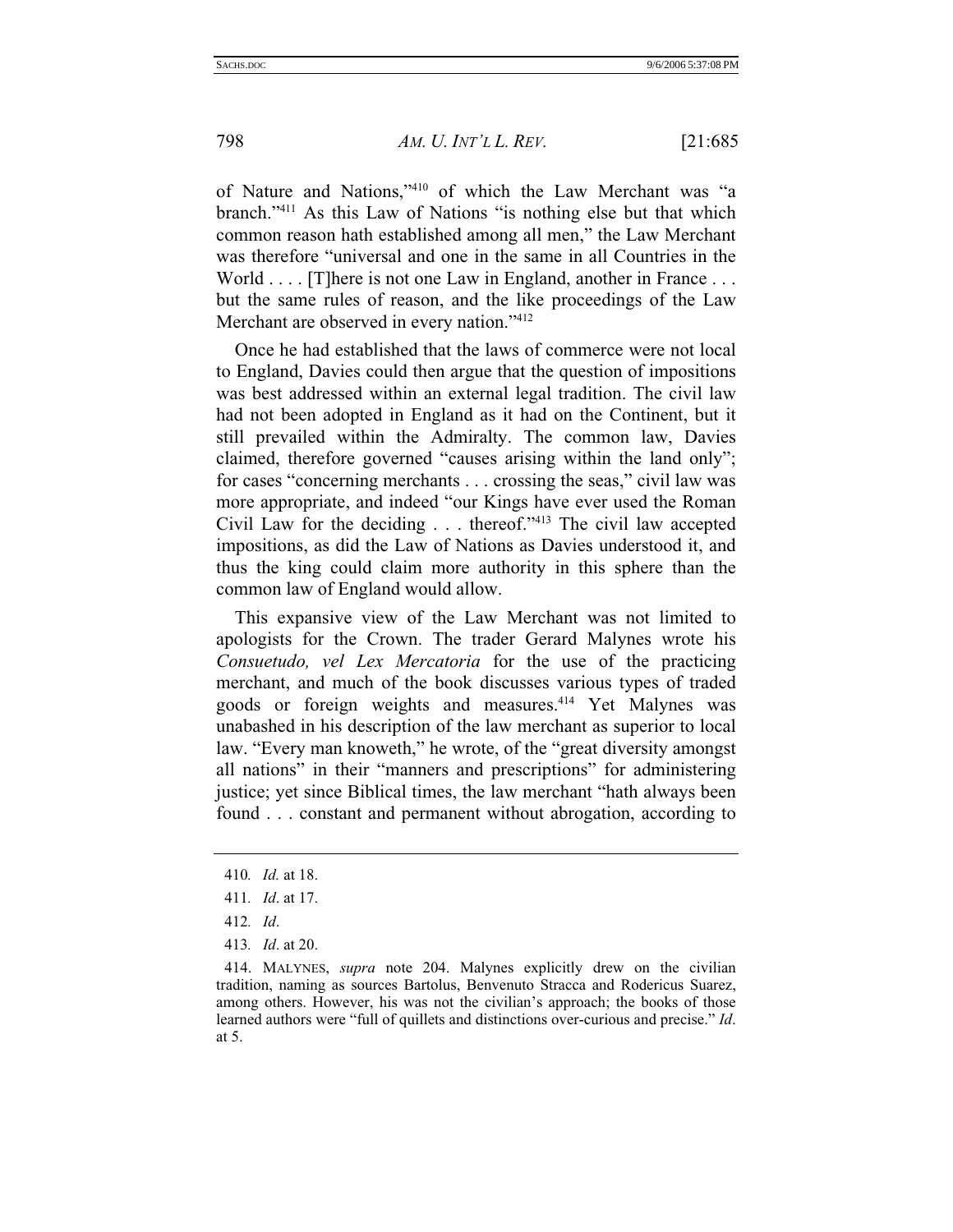of Nature and Nations,"[410] of which the Law Merchant was "a branch."[411] As this Law of Nations "is nothing else but that which common reason hath established among all men," the Law Merchant was therefore "universal and one in the same in all Countries in the World . . . . [T]here is not one Law in England, another in France . . . but the same rules of reason, and the like proceedings of the Law Merchant are observed in every nation."[412]

Once he had established that the laws of commerce were not local to England, Davies could then argue that the question of impositions was best addressed within an external legal tradition. The civil law had not been adopted in England as it had on the Continent, but it still prevailed within the Admiralty. The common law, Davies claimed, therefore governed "causes arising within the land only"; for cases "concerning merchants . . . crossing the seas," civil law was more appropriate, and indeed "our Kings have ever used the Roman Civil Law for the deciding . . . thereof."[413] The civil law accepted impositions, as did the Law of Nations as Davies understood it, and thus the king could claim more authority in this sphere than the common law of England would allow.

This expansive view of the Law Merchant was not limited to apologists for the Crown. The trader Gerard Malynes wrote his *Consuetudo, vel Lex Mercatoria* for the use of the practicing merchant, and much of the book discusses various types of traded goods or foreign weights and measures.[414] Yet Malynes was unabashed in his description of the law merchant as superior to local law. "Every man knoweth," he wrote, of the "great diversity amongst all nations" in their "manners and prescriptions" for administering justice; yet since Biblical times, the law merchant "hath always been found . . . constant and permanent without abrogation, according to

---

410. *Id.* at 18.

411. *Id*. at 17.

412. *Id*.

413. *Id*. at 20.

414. MALYNES, *supra* note 204. Malynes explicitly drew on the civilian tradition, naming as sources Bartolus, Benvenuto Stracca and Rodericus Suarez, among others. However, his was not the civilian's approach; the books of those learned authors were "full of quillets and distinctions over-curious and precise." *Id*. at 5.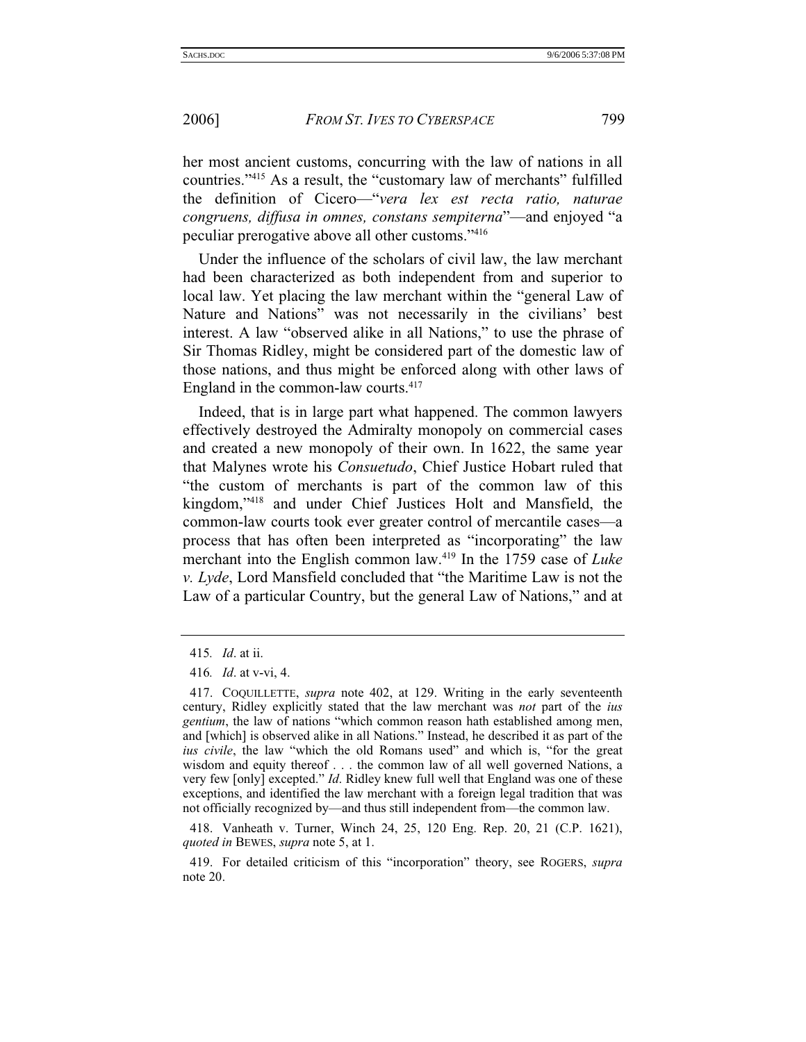her most ancient customs, concurring with the law of nations in all countries."[415] As a result, the "customary law of merchants" fulfilled the definition of Cicero—"*vera lex est recta ratio, naturae congruens, diffusa in omnes, constans sempiterna*"—and enjoyed "a peculiar prerogative above all other customs."[416]

Under the influence of the scholars of civil law, the law merchant had been characterized as both independent from and superior to local law. Yet placing the law merchant within the "general Law of Nature and Nations" was not necessarily in the civilians' best interest. A law "observed alike in all Nations," to use the phrase of Sir Thomas Ridley, might be considered part of the domestic law of those nations, and thus might be enforced along with other laws of England in the common-law courts.[417]

Indeed, that is in large part what happened. The common lawyers effectively destroyed the Admiralty monopoly on commercial cases and created a new monopoly of their own. In 1622, the same year that Malynes wrote his *Consuetudo*, Chief Justice Hobart ruled that "the custom of merchants is part of the common law of this kingdom,"[418] and under Chief Justices Holt and Mansfield, the common-law courts took ever greater control of mercantile cases—a process that has often been interpreted as "incorporating" the law merchant into the English common law.[419] In the 1759 case of *Luke v. Lyde*, Lord Mansfield concluded that "the Maritime Law is not the Law of a particular Country, but the general Law of Nations," and at

---

415. *Id*. at ii.

416. *Id*. at v-vi, 4.

417. COQUILLETTE, *supra* note 402, at 129. Writing in the early seventeenth century, Ridley explicitly stated that the law merchant was *not* part of the *ius gentium*, the law of nations "which common reason hath established among men, and [which] is observed alike in all Nations." Instead, he described it as part of the *ius civile*, the law "which the old Romans used" and which is, "for the great wisdom and equity thereof . . . the common law of all well governed Nations, a very few [only] excepted." *Id*. Ridley knew full well that England was one of these exceptions, and identified the law merchant with a foreign legal tradition that was not officially recognized by—and thus still independent from—the common law.

418. Vanheath v. Turner, Winch 24, 25, 120 Eng. Rep. 20, 21 (C.P. 1621), *quoted in* BEWES, *supra* note 5, at 1.

419. For detailed criticism of this "incorporation" theory, see ROGERS, *supra* note 20.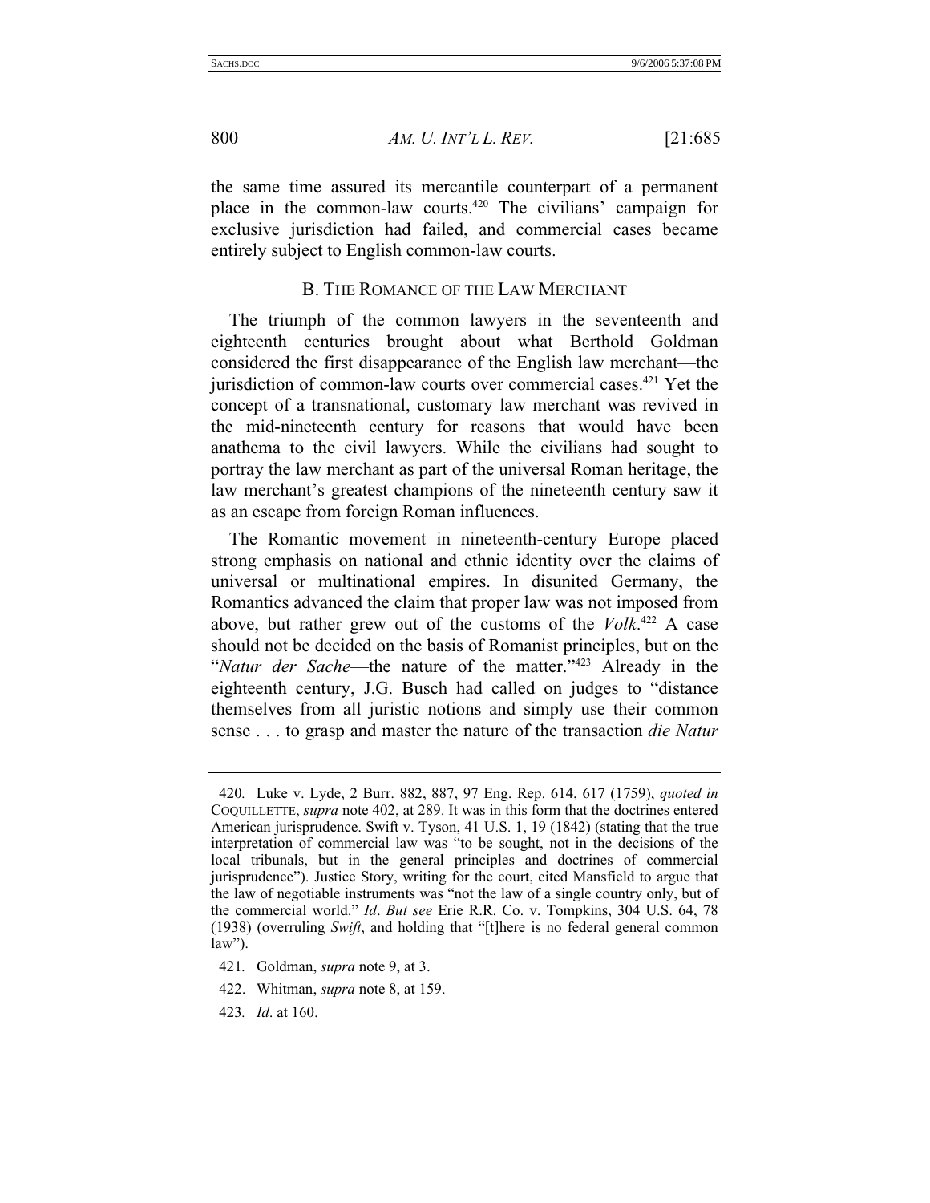the same time assured its mercantile counterpart of a permanent place in the common-law courts.[420] The civilians' campaign for exclusive jurisdiction had failed, and commercial cases became entirely subject to English common-law courts.

### B. THE ROMANCE OF THE LAW MERCHANT

The triumph of the common lawyers in the seventeenth and eighteenth centuries brought about what Berthold Goldman considered the first disappearance of the English law merchant—the jurisdiction of common-law courts over commercial cases.[421] Yet the concept of a transnational, customary law merchant was revived in the mid-nineteenth century for reasons that would have been anathema to the civil lawyers. While the civilians had sought to portray the law merchant as part of the universal Roman heritage, the law merchant's greatest champions of the nineteenth century saw it as an escape from foreign Roman influences.

The Romantic movement in nineteenth-century Europe placed strong emphasis on national and ethnic identity over the claims of universal or multinational empires. In disunited Germany, the Romantics advanced the claim that proper law was not imposed from above, but rather grew out of the customs of the *Volk*.[422] A case should not be decided on the basis of Romanist principles, but on the "*Natur der Sache*—the nature of the matter."[423] Already in the eighteenth century, J.G. Busch had called on judges to "distance themselves from all juristic notions and simply use their common sense . . . to grasp and master the nature of the transaction *die Natur*

---

420. Luke v. Lyde, 2 Burr. 882, 887, 97 Eng. Rep. 614, 617 (1759), *quoted in* COQUILLETTE, *supra* note 402, at 289. It was in this form that the doctrines entered American jurisprudence. Swift v. Tyson, 41 U.S. 1, 19 (1842) (stating that the true interpretation of commercial law was "to be sought, not in the decisions of the local tribunals, but in the general principles and doctrines of commercial jurisprudence"). Justice Story, writing for the court, cited Mansfield to argue that the law of negotiable instruments was "not the law of a single country only, but of the commercial world." *Id*. *But see* Erie R.R. Co. v. Tompkins, 304 U.S. 64, 78 (1938) (overruling *Swift*, and holding that "[t]here is no federal general common law").

421. Goldman, *supra* note 9, at 3.

422. Whitman, *supra* note 8, at 159.

423. *Id*. at 160.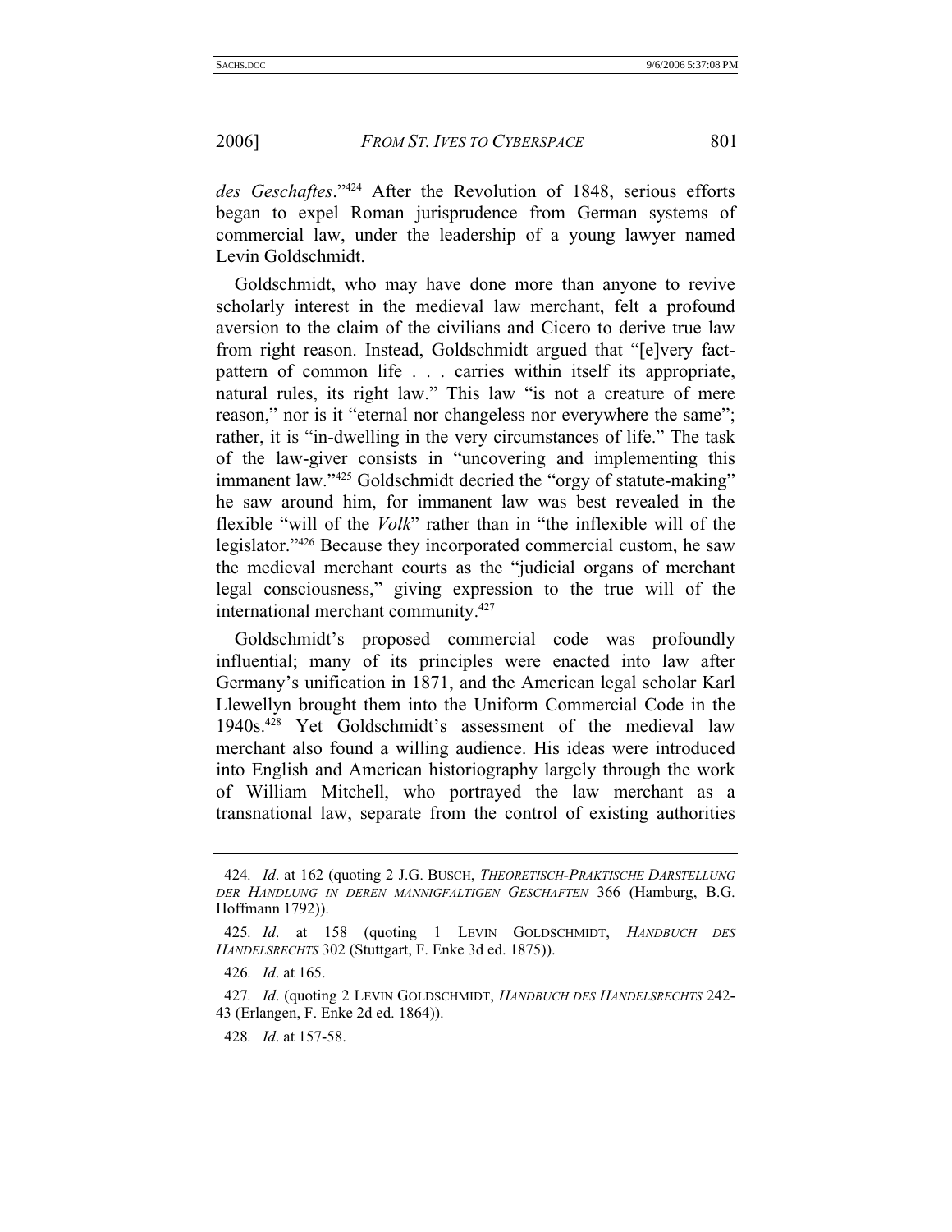*des Geschaftes*."[424] After the Revolution of 1848, serious efforts began to expel Roman jurisprudence from German systems of commercial law, under the leadership of a young lawyer named Levin Goldschmidt.

Goldschmidt, who may have done more than anyone to revive scholarly interest in the medieval law merchant, felt a profound aversion to the claim of the civilians and Cicero to derive true law from right reason. Instead, Goldschmidt argued that "[e]very fact-pattern of common life . . . carries within itself its appropriate, natural rules, its right law." This law "is not a creature of mere reason," nor is it "eternal nor changeless nor everywhere the same"; rather, it is "in-dwelling in the very circumstances of life." The task of the law-giver consists in "uncovering and implementing this immanent law."[425] Goldschmidt decried the "orgy of statute-making" he saw around him, for immanent law was best revealed in the flexible "will of the *Volk*" rather than in "the inflexible will of the legislator."[426] Because they incorporated commercial custom, he saw the medieval merchant courts as the "judicial organs of merchant legal consciousness," giving expression to the true will of the international merchant community.[427]

Goldschmidt's proposed commercial code was profoundly influential; many of its principles were enacted into law after Germany's unification in 1871, and the American legal scholar Karl Llewellyn brought them into the Uniform Commercial Code in the 1940s.[428] Yet Goldschmidt's assessment of the medieval law merchant also found a willing audience. His ideas were introduced into English and American historiography largely through the work of William Mitchell, who portrayed the law merchant as a transnational law, separate from the control of existing authorities

---

424. *Id*. at 162 (quoting 2 J.G. BUSCH, *THEORETISCH-PRAKTISCHE DARSTELLUNG DER HANDLUNG IN DEREN MANNIGFALTIGEN GESCHAFTEN* 366 (Hamburg, B.G. Hoffmann 1792)).

425. *Id*. at 158 (quoting 1 LEVIN GOLDSCHMIDT, *HANDBUCH DES HANDELSRECHTS* 302 (Stuttgart, F. Enke 3d ed. 1875)).

426. *Id*. at 165.

427. *Id*. (quoting 2 LEVIN GOLDSCHMIDT, *HANDBUCH DES HANDELSRECHTS* 242-43 (Erlangen, F. Enke 2d ed. 1864)).

428. *Id*. at 157-58.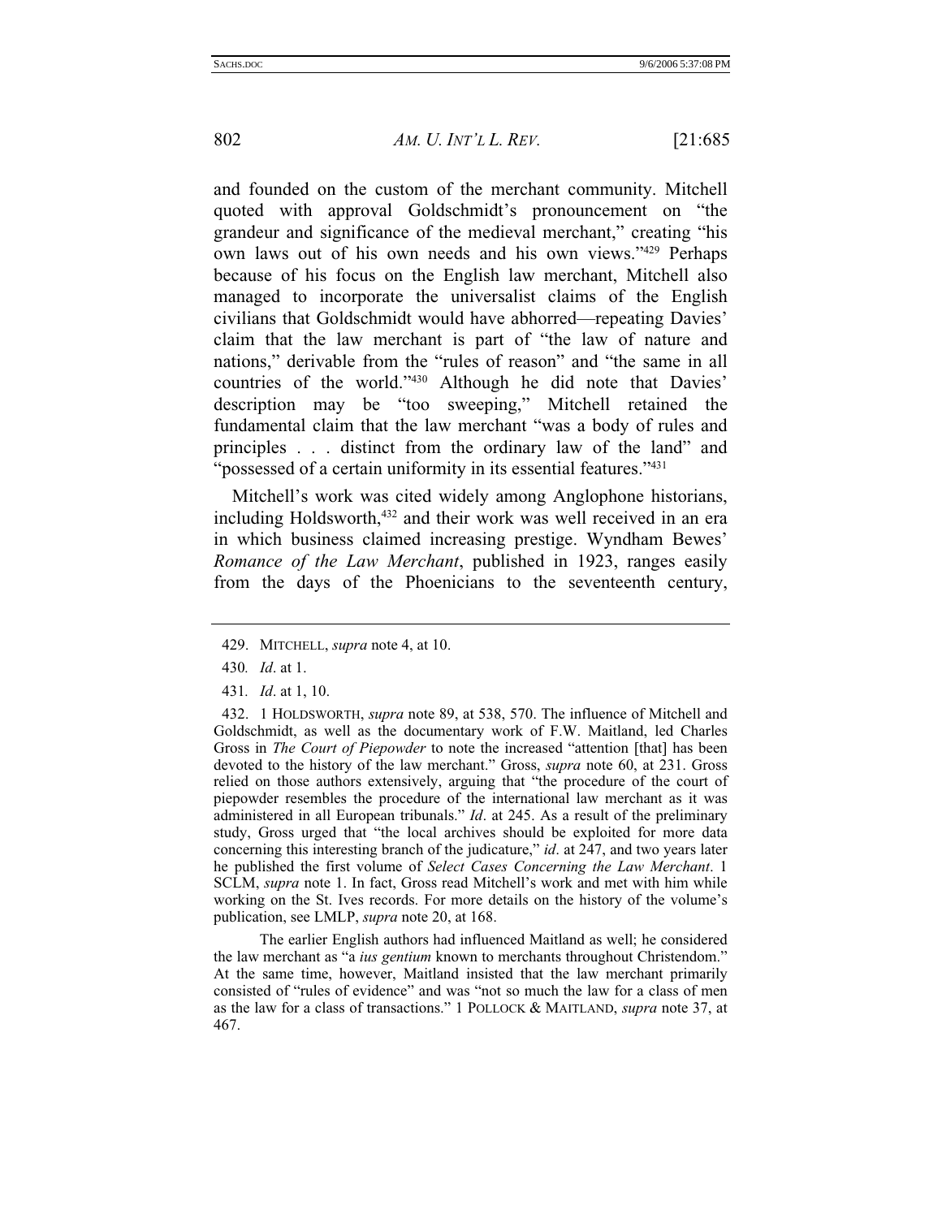and founded on the custom of the merchant community. Mitchell quoted with approval Goldschmidt's pronouncement on "the grandeur and significance of the medieval merchant," creating "his own laws out of his own needs and his own views."[429] Perhaps because of his focus on the English law merchant, Mitchell also managed to incorporate the universalist claims of the English civilians that Goldschmidt would have abhorred—repeating Davies' claim that the law merchant is part of "the law of nature and nations," derivable from the "rules of reason" and "the same in all countries of the world."[430] Although he did note that Davies' description may be "too sweeping," Mitchell retained the fundamental claim that the law merchant "was a body of rules and principles . . . distinct from the ordinary law of the land" and "possessed of a certain uniformity in its essential features."[431]

Mitchell's work was cited widely among Anglophone historians, including Holdsworth,[432] and their work was well received in an era in which business claimed increasing prestige. Wyndham Bewes' *Romance of the Law Merchant*, published in 1923, ranges easily from the days of the Phoenicians to the seventeenth century,

---

429. MITCHELL, *supra* note 4, at 10.

430. *Id*. at 1.

431. *Id*. at 1, 10.

432. 1 HOLDSWORTH, *supra* note 89, at 538, 570. The influence of Mitchell and Goldschmidt, as well as the documentary work of F.W. Maitland, led Charles Gross in *The Court of Piepowder* to note the increased "attention [that] has been devoted to the history of the law merchant." Gross, *supra* note 60, at 231. Gross relied on those authors extensively, arguing that "the procedure of the court of piepowder resembles the procedure of the international law merchant as it was administered in all European tribunals." *Id*. at 245. As a result of the preliminary study, Gross urged that "the local archives should be exploited for more data concerning this interesting branch of the judicature," *id*. at 247, and two years later he published the first volume of *Select Cases Concerning the Law Merchant*. 1 SCLM, *supra* note 1. In fact, Gross read Mitchell's work and met with him while working on the St. Ives records. For more details on the history of the volume's publication, see LMLP, *supra* note 20, at 168.

The earlier English authors had influenced Maitland as well; he considered the law merchant as "a *ius gentium* known to merchants throughout Christendom." At the same time, however, Maitland insisted that the law merchant primarily consisted of "rules of evidence" and was "not so much the law for a class of men as the law for a class of transactions." 1 POLLOCK & MAITLAND, *supra* note 37, at 467.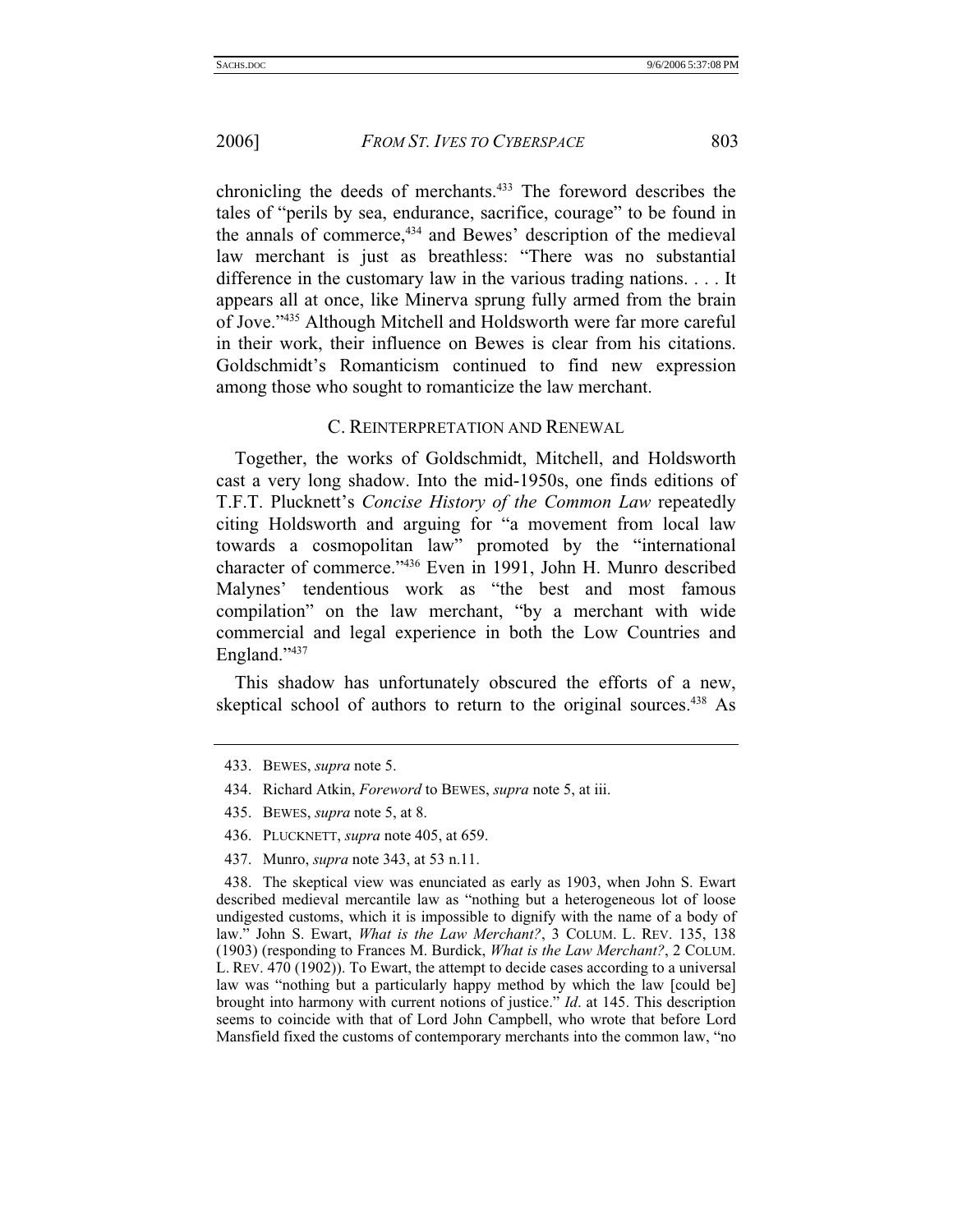chronicling the deeds of merchants.[433] The foreword describes the tales of "perils by sea, endurance, sacrifice, courage" to be found in the annals of commerce,[434] and Bewes' description of the medieval law merchant is just as breathless: "There was no substantial difference in the customary law in the various trading nations. . . . It appears all at once, like Minerva sprung fully armed from the brain of Jove."[435] Although Mitchell and Holdsworth were far more careful in their work, their influence on Bewes is clear from his citations. Goldschmidt's Romanticism continued to find new expression among those who sought to romanticize the law merchant.

### C. REINTERPRETATION AND RENEWAL

Together, the works of Goldschmidt, Mitchell, and Holdsworth cast a very long shadow. Into the mid-1950s, one finds editions of T.F.T. Plucknett's *Concise History of the Common Law* repeatedly citing Holdsworth and arguing for "a movement from local law towards a cosmopolitan law" promoted by the "international character of commerce."[436] Even in 1991, John H. Munro described Malynes' tendentious work as "the best and most famous compilation" on the law merchant, "by a merchant with wide commercial and legal experience in both the Low Countries and England."[437]

This shadow has unfortunately obscured the efforts of a new, skeptical school of authors to return to the original sources.[438] As

---

433. BEWES, *supra* note 5.

434. Richard Atkin, *Foreword* to BEWES, *supra* note 5, at iii.

435. BEWES, *supra* note 5, at 8.

436. PLUCKNETT, *supra* note 405, at 659.

437. Munro, *supra* note 343, at 53 n.11.

438. The skeptical view was enunciated as early as 1903, when John S. Ewart described medieval mercantile law as "nothing but a heterogeneous lot of loose undigested customs, which it is impossible to dignify with the name of a body of law." John S. Ewart, *What is the Law Merchant?*, 3 COLUM. L. REV. 135, 138 (1903) (responding to Frances M. Burdick, *What is the Law Merchant?*, 2 COLUM. L. REV. 470 (1902)). To Ewart, the attempt to decide cases according to a universal law was "nothing but a particularly happy method by which the law [could be] brought into harmony with current notions of justice." *Id*. at 145. This description seems to coincide with that of Lord John Campbell, who wrote that before Lord Mansfield fixed the customs of contemporary merchants into the common law, "no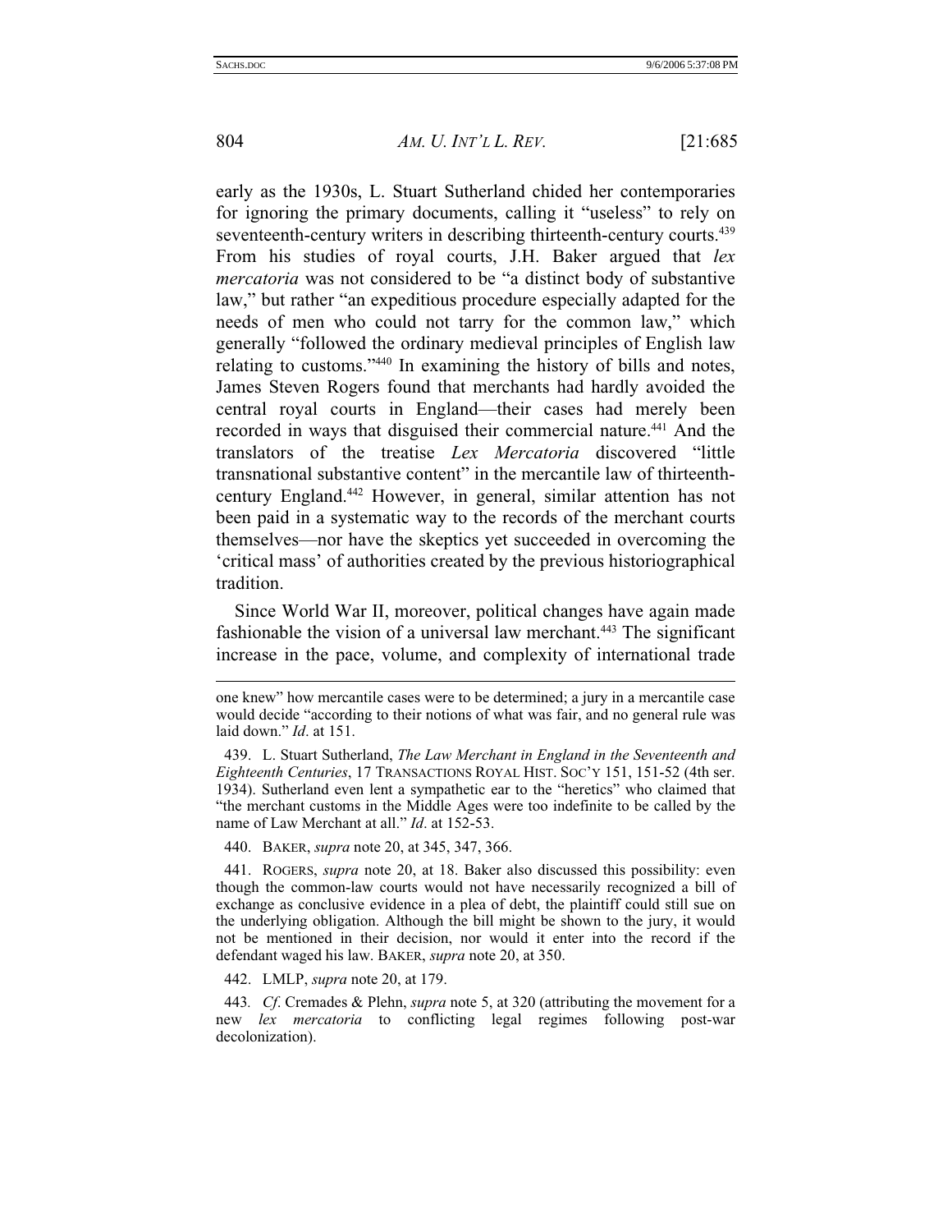early as the 1930s, L. Stuart Sutherland chided her contemporaries for ignoring the primary documents, calling it "useless" to rely on seventeenth-century writers in describing thirteenth-century courts.[439] From his studies of royal courts, J.H. Baker argued that *lex mercatoria* was not considered to be "a distinct body of substantive law," but rather "an expeditious procedure especially adapted for the needs of men who could not tarry for the common law," which generally "followed the ordinary medieval principles of English law relating to customs."[440] In examining the history of bills and notes, James Steven Rogers found that merchants had hardly avoided the central royal courts in England—their cases had merely been recorded in ways that disguised their commercial nature.[441] And the translators of the treatise *Lex Mercatoria* discovered "little transnational substantive content" in the mercantile law of thirteenth-century England.[442] However, in general, similar attention has not been paid in a systematic way to the records of the merchant courts themselves—nor have the skeptics yet succeeded in overcoming the 'critical mass' of authorities created by the previous historiographical tradition.

Since World War II, moreover, political changes have again made fashionable the vision of a universal law merchant.[443] The significant increase in the pace, volume, and complexity of international trade

---

one knew" how mercantile cases were to be determined; a jury in a mercantile case would decide "according to their notions of what was fair, and no general rule was laid down." *Id*. at 151.

439. L. Stuart Sutherland, *The Law Merchant in England in the Seventeenth and Eighteenth Centuries*, 17 TRANSACTIONS ROYAL HIST. SOC'Y 151, 151-52 (4th ser. 1934). Sutherland even lent a sympathetic ear to the "heretics" who claimed that "the merchant customs in the Middle Ages were too indefinite to be called by the name of Law Merchant at all." *Id*. at 152-53.

440. BAKER, *supra* note 20, at 345, 347, 366.

441. ROGERS, *supra* note 20, at 18. Baker also discussed this possibility: even though the common-law courts would not have necessarily recognized a bill of exchange as conclusive evidence in a plea of debt, the plaintiff could still sue on the underlying obligation. Although the bill might be shown to the jury, it would not be mentioned in their decision, nor would it enter into the record if the defendant waged his law. BAKER, *supra* note 20, at 350.

442. LMLP, *supra* note 20, at 179.

443. *Cf*. Cremades & Plehn, *supra* note 5, at 320 (attributing the movement for a new *lex mercatoria* to conflicting legal regimes following post-war decolonization).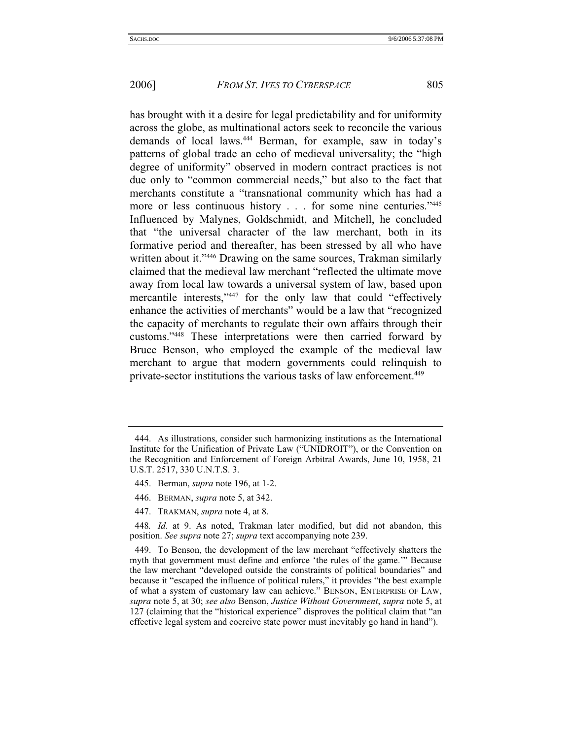has brought with it a desire for legal predictability and for uniformity across the globe, as multinational actors seek to reconcile the various demands of local laws.[444] Berman, for example, saw in today's patterns of global trade an echo of medieval universality; the "high degree of uniformity" observed in modern contract practices is not due only to "common commercial needs," but also to the fact that merchants constitute a "transnational community which has had a more or less continuous history . . . for some nine centuries."[445] Influenced by Malynes, Goldschmidt, and Mitchell, he concluded that "the universal character of the law merchant, both in its formative period and thereafter, has been stressed by all who have written about it."[446] Drawing on the same sources, Trakman similarly claimed that the medieval law merchant "reflected the ultimate move away from local law towards a universal system of law, based upon mercantile interests,"[447] for the only law that could "effectively enhance the activities of merchants" would be a law that "recognized the capacity of merchants to regulate their own affairs through their customs."[448] These interpretations were then carried forward by Bruce Benson, who employed the example of the medieval law merchant to argue that modern governments could relinquish to private-sector institutions the various tasks of law enforcement.[449]

---

444. As illustrations, consider such harmonizing institutions as the International Institute for the Unification of Private Law ("UNIDROIT"), or the Convention on the Recognition and Enforcement of Foreign Arbitral Awards, June 10, 1958, 21 U.S.T. 2517, 330 U.N.T.S. 3.

445. Berman, *supra* note 196, at 1-2.

446. BERMAN, *supra* note 5, at 342.

447. TRAKMAN, *supra* note 4, at 8.

448. *Id*. at 9. As noted, Trakman later modified, but did not abandon, this position. *See supra* note 27; *supra* text accompanying note 239.

449. To Benson, the development of the law merchant "effectively shatters the myth that government must define and enforce 'the rules of the game.'" Because the law merchant "developed outside the constraints of political boundaries" and because it "escaped the influence of political rulers," it provides "the best example of what a system of customary law can achieve." BENSON, ENTERPRISE OF LAW, *supra* note 5, at 30; *see also* Benson, *Justice Without Government*, *supra* note 5, at 127 (claiming that the "historical experience" disproves the political claim that "an effective legal system and coercive state power must inevitably go hand in hand").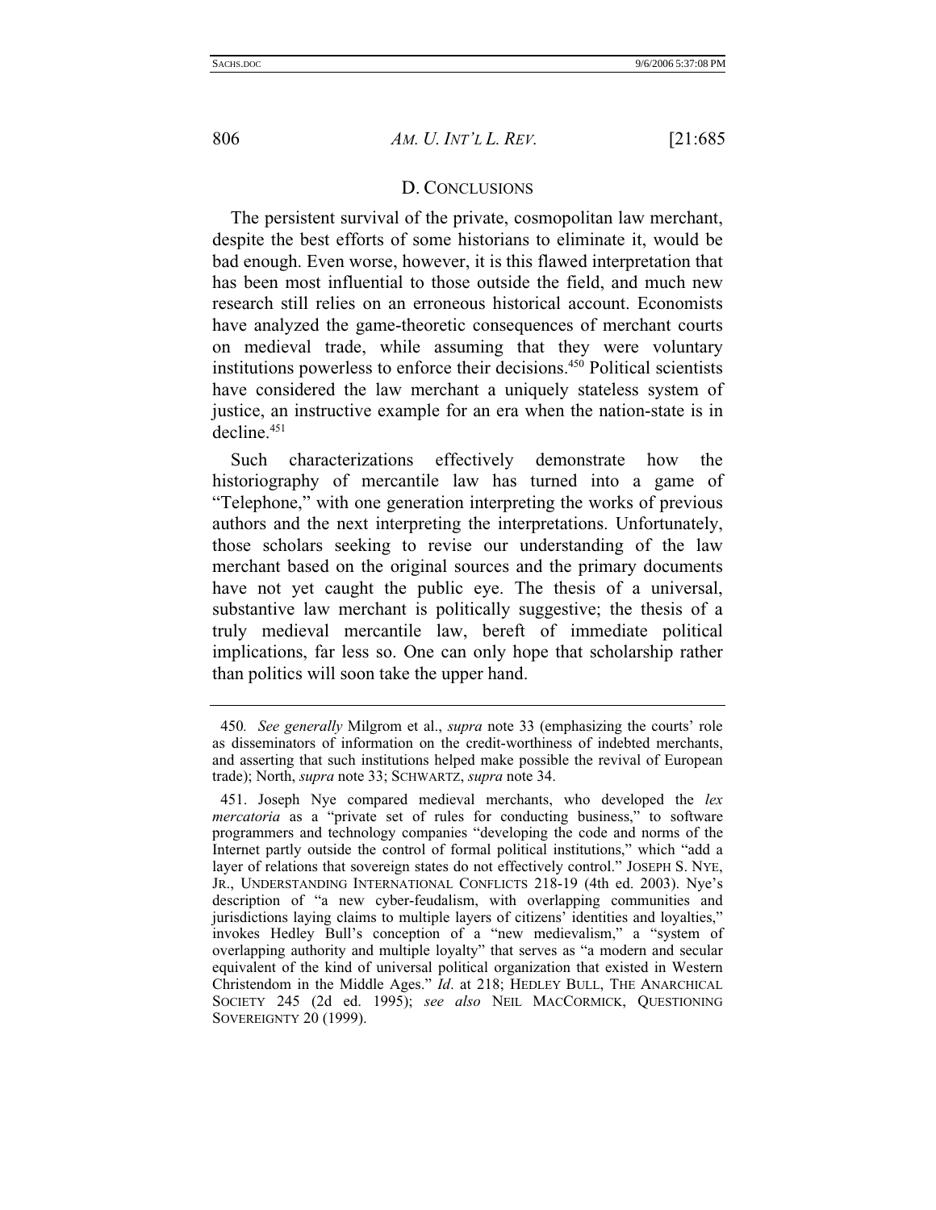### D. CONCLUSIONS

The persistent survival of the private, cosmopolitan law merchant, despite the best efforts of some historians to eliminate it, would be bad enough. Even worse, however, it is this flawed interpretation that has been most influential to those outside the field, and much new research still relies on an erroneous historical account. Economists have analyzed the game-theoretic consequences of merchant courts on medieval trade, while assuming that they were voluntary institutions powerless to enforce their decisions.[450] Political scientists have considered the law merchant a uniquely stateless system of justice, an instructive example for an era when the nation-state is in decline.[451]

Such characterizations effectively demonstrate how the historiography of mercantile law has turned into a game of "Telephone," with one generation interpreting the works of previous authors and the next interpreting the interpretations. Unfortunately, those scholars seeking to revise our understanding of the law merchant based on the original sources and the primary documents have not yet caught the public eye. The thesis of a universal, substantive law merchant is politically suggestive; the thesis of a truly medieval mercantile law, bereft of immediate political implications, far less so. One can only hope that scholarship rather than politics will soon take the upper hand.

---

450. *See generally* Milgrom et al., *supra* note 33 (emphasizing the courts' role as disseminators of information on the credit-worthiness of indebted merchants, and asserting that such institutions helped make possible the revival of European trade); North, *supra* note 33; SCHWARTZ, *supra* note 34.

451. Joseph Nye compared medieval merchants, who developed the *lex mercatoria* as a "private set of rules for conducting business," to software programmers and technology companies "developing the code and norms of the Internet partly outside the control of formal political institutions," which "add a layer of relations that sovereign states do not effectively control." JOSEPH S. NYE, JR., UNDERSTANDING INTERNATIONAL CONFLICTS 218-19 (4th ed. 2003). Nye's description of "a new cyber-feudalism, with overlapping communities and jurisdictions laying claims to multiple layers of citizens' identities and loyalties," invokes Hedley Bull's conception of a "new medievalism," a "system of overlapping authority and multiple loyalty" that serves as "a modern and secular equivalent of the kind of universal political organization that existed in Western Christendom in the Middle Ages." *Id*. at 218; HEDLEY BULL, THE ANARCHICAL SOCIETY 245 (2d ed. 1995); *see also* NEIL MACCORMICK, QUESTIONING SOVEREIGNTY 20 (1999).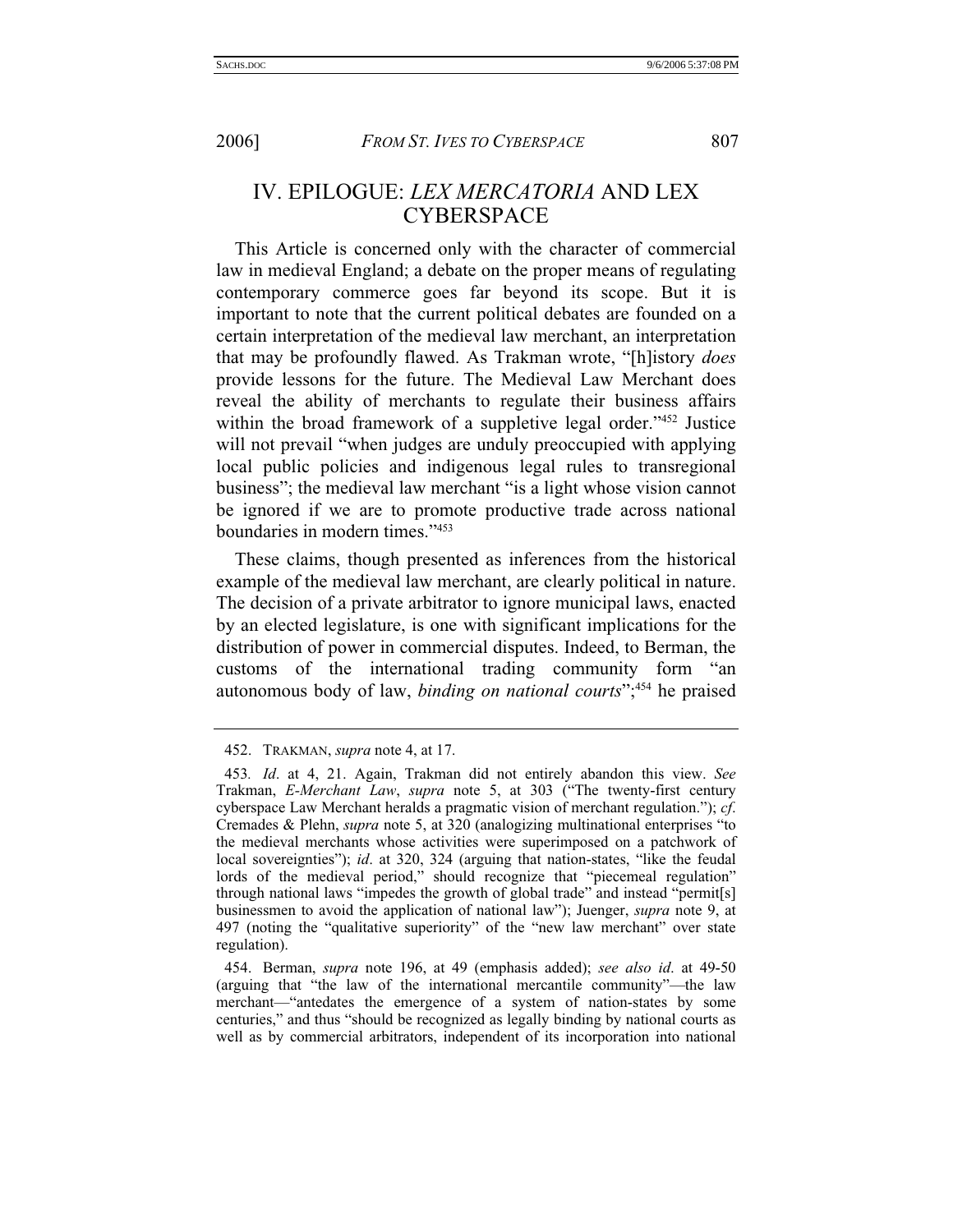# IV. EPILOGUE: *LEX MERCATORIA* AND LEX CYBERSPACE

This Article is concerned only with the character of commercial law in medieval England; a debate on the proper means of regulating contemporary commerce goes far beyond its scope. But it is important to note that the current political debates are founded on a certain interpretation of the medieval law merchant, an interpretation that may be profoundly flawed. As Trakman wrote, "[h]istory *does* provide lessons for the future. The Medieval Law Merchant does reveal the ability of merchants to regulate their business affairs within the broad framework of a suppletive legal order."[452] Justice will not prevail "when judges are unduly preoccupied with applying local public policies and indigenous legal rules to transregional business"; the medieval law merchant "is a light whose vision cannot be ignored if we are to promote productive trade across national boundaries in modern times."[453]

These claims, though presented as inferences from the historical example of the medieval law merchant, are clearly political in nature. The decision of a private arbitrator to ignore municipal laws, enacted by an elected legislature, is one with significant implications for the distribution of power in commercial disputes. Indeed, to Berman, the customs of the international trading community form "an autonomous body of law, *binding on national courts*";[454] he praised

---

452. TRAKMAN, *supra* note 4, at 17.

453. *Id*. at 4, 21. Again, Trakman did not entirely abandon this view. *See* Trakman, *E-Merchant Law*, *supra* note 5, at 303 ("The twenty-first century cyberspace Law Merchant heralds a pragmatic vision of merchant regulation."); *cf*. Cremades & Plehn, *supra* note 5, at 320 (analogizing multinational enterprises "to the medieval merchants whose activities were superimposed on a patchwork of local sovereignties"); *id*. at 320, 324 (arguing that nation-states, "like the feudal lords of the medieval period," should recognize that "piecemeal regulation" through national laws "impedes the growth of global trade" and instead "permit[s] businessmen to avoid the application of national law"); Juenger, *supra* note 9, at 497 (noting the "qualitative superiority" of the "new law merchant" over state regulation).

454. Berman, *supra* note 196, at 49 (emphasis added); *see also id*. at 49-50 (arguing that "the law of the international mercantile community"—the law merchant—"antedates the emergence of a system of nation-states by some centuries," and thus "should be recognized as legally binding by national courts as well as by commercial arbitrators, independent of its incorporation into national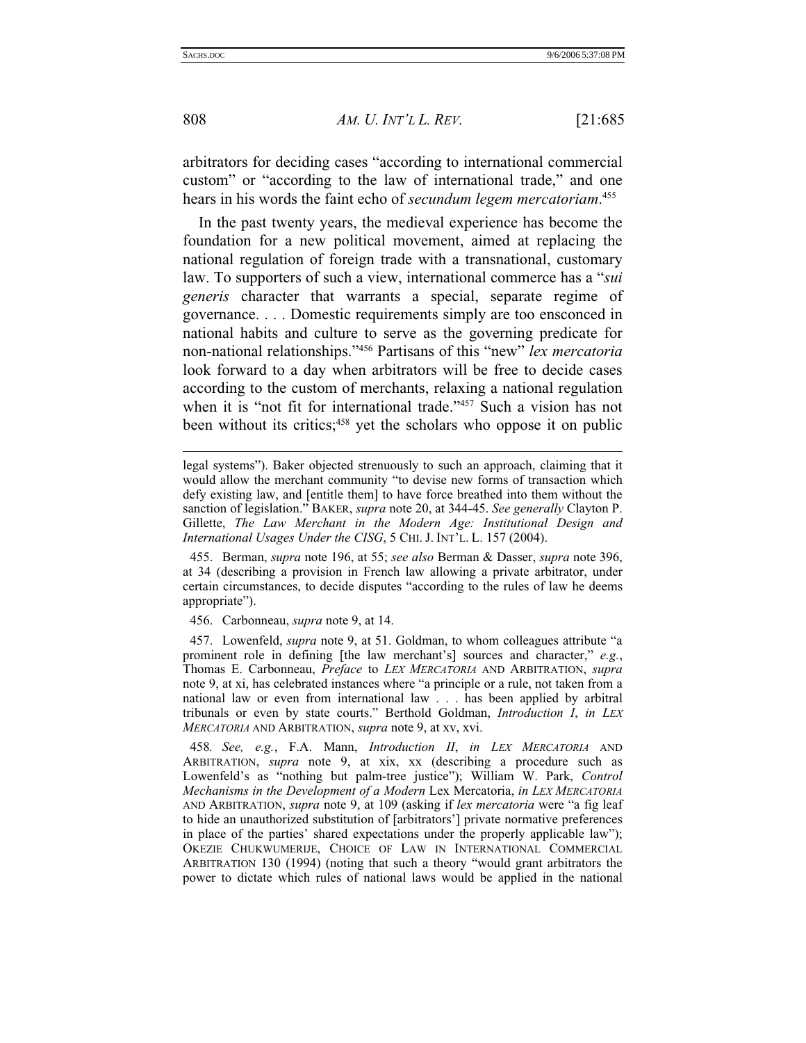arbitrators for deciding cases "according to international commercial custom" or "according to the law of international trade," and one hears in his words the faint echo of *secundum legem mercatoriam*.[455]

In the past twenty years, the medieval experience has become the foundation for a new political movement, aimed at replacing the national regulation of foreign trade with a transnational, customary law. To supporters of such a view, international commerce has a "*sui generis* character that warrants a special, separate regime of governance. . . . Domestic requirements simply are too ensconced in national habits and culture to serve as the governing predicate for non-national relationships."[456] Partisans of this "new" *lex mercatoria* look forward to a day when arbitrators will be free to decide cases according to the custom of merchants, relaxing a national regulation when it is "not fit for international trade."[457] Such a vision has not been without its critics;[458] yet the scholars who oppose it on public

---

legal systems"). Baker objected strenuously to such an approach, claiming that it would allow the merchant community "to devise new forms of transaction which defy existing law, and [entitle them] to have force breathed into them without the sanction of legislation." BAKER, *supra* note 20, at 344-45. *See generally* Clayton P. Gillette, *The Law Merchant in the Modern Age: Institutional Design and International Usages Under the CISG*, 5 CHI. J. INT'L. L. 157 (2004).

455. Berman, *supra* note 196, at 55; *see also* Berman & Dasser, *supra* note 396, at 34 (describing a provision in French law allowing a private arbitrator, under certain circumstances, to decide disputes "according to the rules of law he deems appropriate").

456. Carbonneau, *supra* note 9, at 14.

457. Lowenfeld, *supra* note 9, at 51. Goldman, to whom colleagues attribute "a prominent role in defining [the law merchant's] sources and character," *e.g.*, Thomas E. Carbonneau, *Preface* to LEX MERCATORIA AND ARBITRATION, *supra* note 9, at xi, has celebrated instances where "a principle or a rule, not taken from a national law or even from international law . . . has been applied by arbitral tribunals or even by state courts." Berthold Goldman, *Introduction I*, *in* LEX MERCATORIA AND ARBITRATION, *supra* note 9, at xv, xvi.

458. *See, e.g.*, F.A. Mann, *Introduction II*, *in* LEX MERCATORIA AND ARBITRATION, *supra* note 9, at xix, xx (describing a procedure such as Lowenfeld's as "nothing but palm-tree justice"); William W. Park, *Control Mechanisms in the Development of a Modern* Lex Mercatoria, *in* LEX MERCATORIA AND ARBITRATION, *supra* note 9, at 109 (asking if *lex mercatoria* were "a fig leaf to hide an unauthorized substitution of [arbitrators'] private normative preferences in place of the parties' shared expectations under the properly applicable law"); OKEZIE CHUKWUMERIJE, CHOICE OF LAW IN INTERNATIONAL COMMERCIAL ARBITRATION 130 (1994) (noting that such a theory "would grant arbitrators the power to dictate which rules of national laws would be applied in the national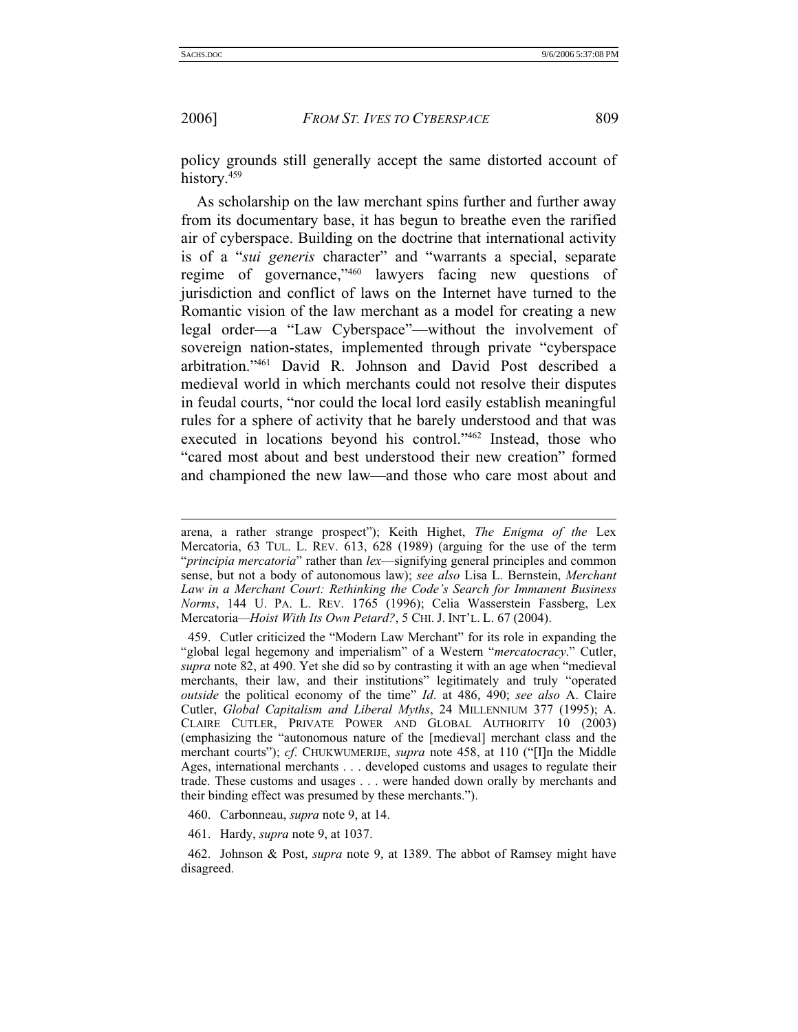policy grounds still generally accept the same distorted account of history.[459]

As scholarship on the law merchant spins further and further away from its documentary base, it has begun to breathe even the rarified air of cyberspace. Building on the doctrine that international activity is of a "*sui generis* character" and "warrants a special, separate regime of governance,"[460] lawyers facing new questions of jurisdiction and conflict of laws on the Internet have turned to the Romantic vision of the law merchant as a model for creating a new legal order—a "Law Cyberspace"—without the involvement of sovereign nation-states, implemented through private "cyberspace arbitration."[461] David R. Johnson and David Post described a medieval world in which merchants could not resolve their disputes in feudal courts, "nor could the local lord easily establish meaningful rules for a sphere of activity that he barely understood and that was executed in locations beyond his control."[462] Instead, those who "cared most about and best understood their new creation" formed and championed the new law—and those who care most about and

---

arena, a rather strange prospect"); Keith Highet, *The Enigma of the* Lex Mercatoria, 63 TUL. L. REV. 613, 628 (1989) (arguing for the use of the term "*principia mercatoria*" rather than *lex*—signifying general principles and common sense, but not a body of autonomous law); *see also* Lisa L. Bernstein, *Merchant Law in a Merchant Court: Rethinking the Code's Search for Immanent Business Norms*, 144 U. PA. L. REV. 1765 (1996); Celia Wasserstein Fassberg, Lex Mercatoria*—Hoist With Its Own Petard?*, 5 CHI. J. INT'L. L. 67 (2004).

459. Cutler criticized the "Modern Law Merchant" for its role in expanding the "global legal hegemony and imperialism" of a Western "*mercatocracy*." Cutler, *supra* note 82, at 490. Yet she did so by contrasting it with an age when "medieval merchants, their law, and their institutions" legitimately and truly "operated *outside* the political economy of the time" *Id*. at 486, 490; *see also* A. Claire Cutler, *Global Capitalism and Liberal Myths*, 24 MILLENNIUM 377 (1995); A. CLAIRE CUTLER, PRIVATE POWER AND GLOBAL AUTHORITY 10 (2003) (emphasizing the "autonomous nature of the [medieval] merchant class and the merchant courts"); *cf*. CHUKWUMERIJE, *supra* note 458, at 110 ("[I]n the Middle Ages, international merchants . . . developed customs and usages to regulate their trade. These customs and usages . . . were handed down orally by merchants and their binding effect was presumed by these merchants.").

460. Carbonneau, *supra* note 9, at 14.

461. Hardy, *supra* note 9, at 1037.

462. Johnson & Post, *supra* note 9, at 1389. The abbot of Ramsey might have disagreed.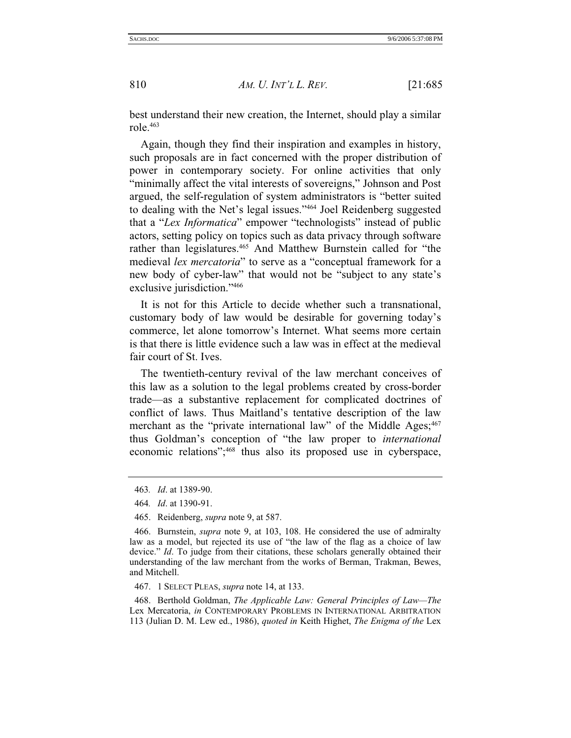best understand their new creation, the Internet, should play a similar role.[463]

Again, though they find their inspiration and examples in history, such proposals are in fact concerned with the proper distribution of power in contemporary society. For online activities that only "minimally affect the vital interests of sovereigns," Johnson and Post argued, the self-regulation of system administrators is "better suited to dealing with the Net's legal issues."[464] Joel Reidenberg suggested that a "*Lex Informatica*" empower "technologists" instead of public actors, setting policy on topics such as data privacy through software rather than legislatures.[465] And Matthew Burnstein called for "the medieval *lex mercatoria*" to serve as a "conceptual framework for a new body of cyber-law" that would not be "subject to any state's exclusive jurisdiction."[466]

It is not for this Article to decide whether such a transnational, customary body of law would be desirable for governing today's commerce, let alone tomorrow's Internet. What seems more certain is that there is little evidence such a law was in effect at the medieval fair court of St. Ives.

The twentieth-century revival of the law merchant conceives of this law as a solution to the legal problems created by cross-border trade—as a substantive replacement for complicated doctrines of conflict of laws. Thus Maitland's tentative description of the law merchant as the "private international law" of the Middle Ages;[467] thus Goldman's conception of "the law proper to *international* economic relations";[468] thus also its proposed use in cyberspace,

---

463. *Id*. at 1389-90.

464. *Id*. at 1390-91.

465. Reidenberg, *supra* note 9, at 587.

466. Burnstein, *supra* note 9, at 103, 108. He considered the use of admiralty law as a model, but rejected its use of "the law of the flag as a choice of law device." *Id*. To judge from their citations, these scholars generally obtained their understanding of the law merchant from the works of Berman, Trakman, Bewes, and Mitchell.

467. 1 SELECT PLEAS, *supra* note 14, at 133.

468. Berthold Goldman, *The Applicable Law: General Principles of Law—The* Lex Mercatoria, *in* CONTEMPORARY PROBLEMS IN INTERNATIONAL ARBITRATION 113 (Julian D. M. Lew ed., 1986), *quoted in* Keith Highet, *The Enigma of the* Lex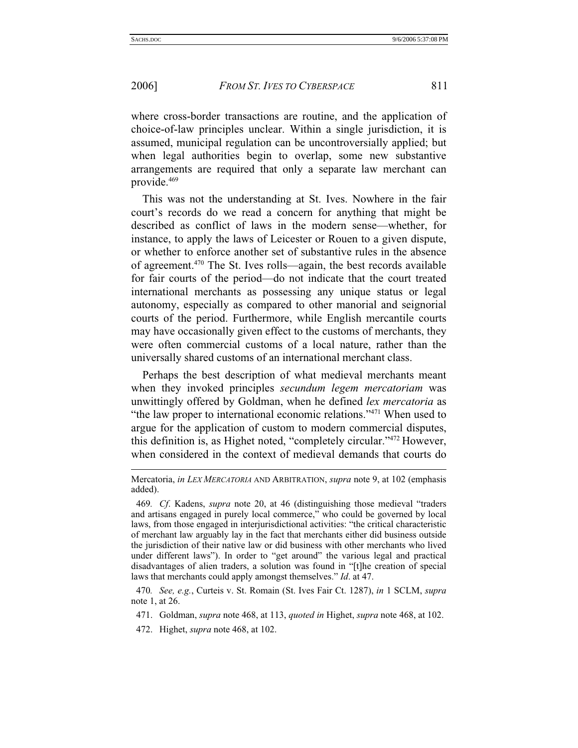where cross-border transactions are routine, and the application of choice-of-law principles unclear. Within a single jurisdiction, it is assumed, municipal regulation can be uncontroversially applied; but when legal authorities begin to overlap, some new substantive arrangements are required that only a separate law merchant can provide.[469]

This was not the understanding at St. Ives. Nowhere in the fair court's records do we read a concern for anything that might be described as conflict of laws in the modern sense—whether, for instance, to apply the laws of Leicester or Rouen to a given dispute, or whether to enforce another set of substantive rules in the absence of agreement.[470] The St. Ives rolls—again, the best records available for fair courts of the period—do not indicate that the court treated international merchants as possessing any unique status or legal autonomy, especially as compared to other manorial and seignorial courts of the period. Furthermore, while English mercantile courts may have occasionally given effect to the customs of merchants, they were often commercial customs of a local nature, rather than the universally shared customs of an international merchant class.

Perhaps the best description of what medieval merchants meant when they invoked principles *secundum legem mercatoriam* was unwittingly offered by Goldman, when he defined *lex mercatoria* as "the law proper to international economic relations."[471] When used to argue for the application of custom to modern commercial disputes, this definition is, as Highet noted, "completely circular."[472] However, when considered in the context of medieval demands that courts do

---

Mercatoria, *in* LEX MERCATORIA AND ARBITRATION, *supra* note 9, at 102 (emphasis added).

469. *Cf*. Kadens, *supra* note 20, at 46 (distinguishing those medieval "traders and artisans engaged in purely local commerce," who could be governed by local laws, from those engaged in interjurisdictional activities: "the critical characteristic of merchant law arguably lay in the fact that merchants either did business outside the jurisdiction of their native law or did business with other merchants who lived under different laws"). In order to "get around" the various legal and practical disadvantages of alien traders, a solution was found in "[t]he creation of special laws that merchants could apply amongst themselves." *Id*. at 47.

470. *See, e.g.*, Curteis v. St. Romain (St. Ives Fair Ct. 1287), *in* 1 SCLM, *supra* note 1, at 26.

471. Goldman, *supra* note 468, at 113, *quoted in* Highet, *supra* note 468, at 102.

472. Highet, *supra* note 468, at 102.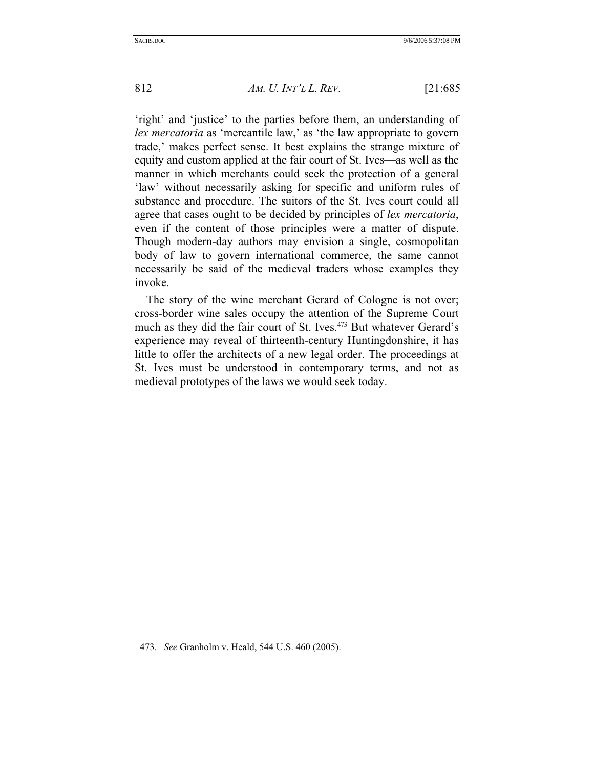'right' and 'justice' to the parties before them, an understanding of *lex mercatoria* as 'mercantile law,' as 'the law appropriate to govern trade,' makes perfect sense. It best explains the strange mixture of equity and custom applied at the fair court of St. Ives—as well as the manner in which merchants could seek the protection of a general 'law' without necessarily asking for specific and uniform rules of substance and procedure. The suitors of the St. Ives court could all agree that cases ought to be decided by principles of *lex mercatoria*, even if the content of those principles were a matter of dispute. Though modern-day authors may envision a single, cosmopolitan body of law to govern international commerce, the same cannot necessarily be said of the medieval traders whose examples they invoke.

The story of the wine merchant Gerard of Cologne is not over; cross-border wine sales occupy the attention of the Supreme Court much as they did the fair court of St. Ives.[473] But whatever Gerard's experience may reveal of thirteenth-century Huntingdonshire, it has little to offer the architects of a new legal order. The proceedings at St. Ives must be understood in contemporary terms, and not as medieval prototypes of the laws we would seek today.

---

473. *See* Granholm v. Heald, 544 U.S. 460 (2005).